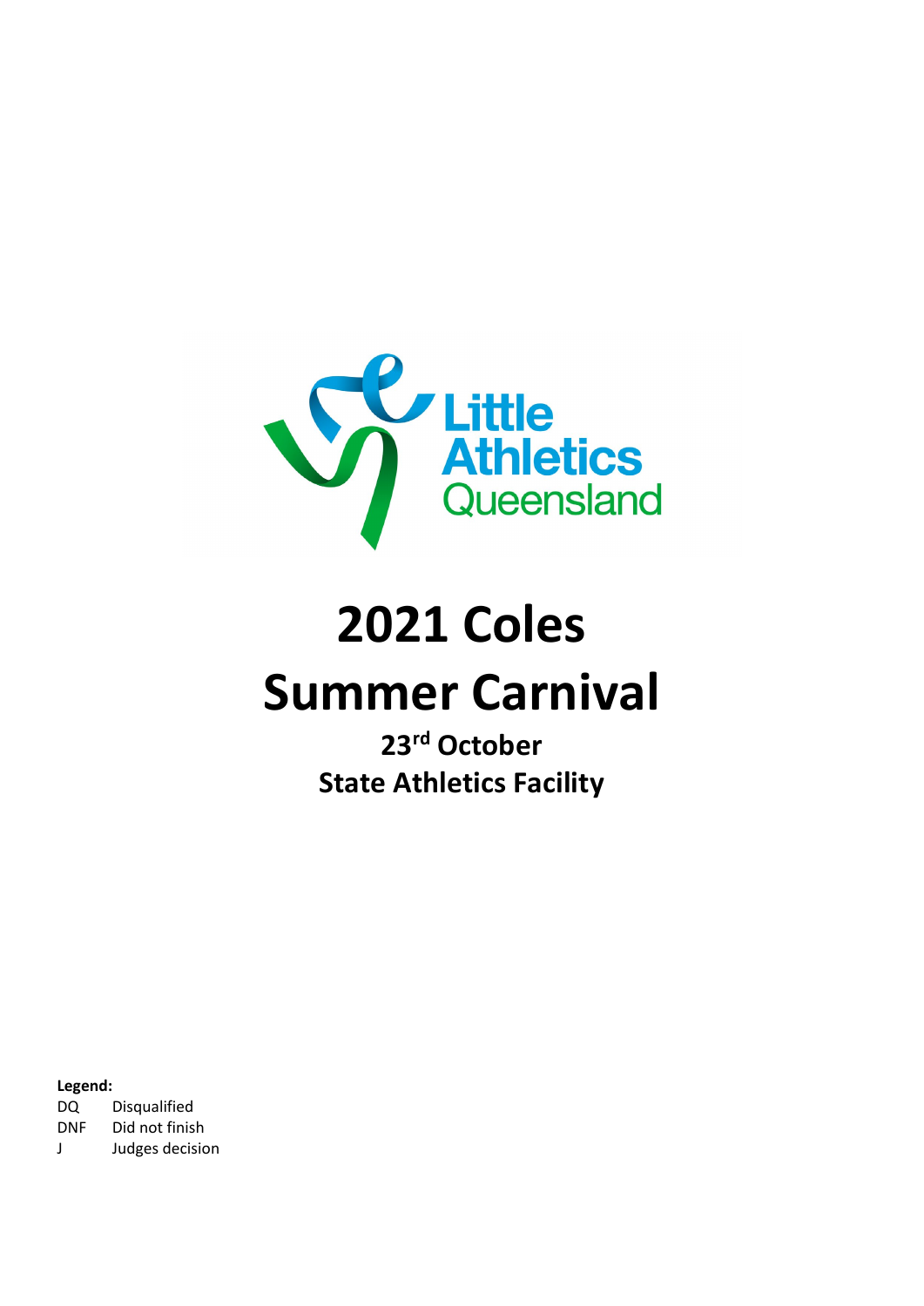Little Athletics Queensland

# 2021 Coles Summer Carnival

## 23rd October
## State Athletics Facility

**Legend:**

DQ Disqualified
DNF Did not finish
J Judges decision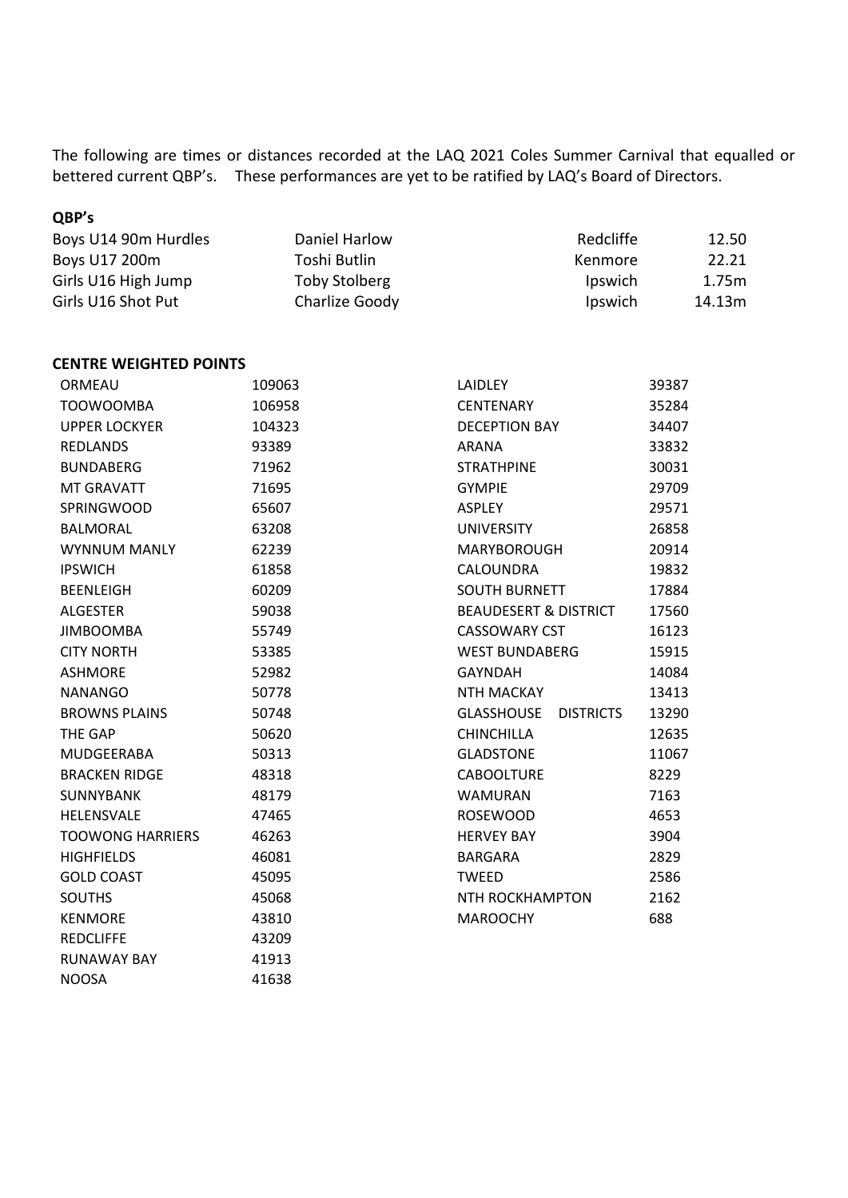The following are times or distances recorded at the LAQ 2021 Coles Summer Carnival that equalled or bettered current QBP's. These performances are yet to be ratified by LAQ's Board of Directors.

**QBP's**

| | | | |
|---|---|---|---|
| Boys U14 90m Hurdles | Daniel Harlow | Redcliffe | 12.50 |
| Boys U17 200m | Toshi Butlin | Kenmore | 22.21 |
| Girls U16 High Jump | Toby Stolberg | Ipswich | 1.75m |
| Girls U16 Shot Put | Charlize Goody | Ipswich | 14.13m |

**CENTRE WEIGHTED POINTS**

| | | | |
|---|---|---|---|
| ORMEAU | 109063 | LAIDLEY | 39387 |
| TOOWOOMBA | 106958 | CENTENARY | 35284 |
| UPPER LOCKYER | 104323 | DECEPTION BAY | 34407 |
| REDLANDS | 93389 | ARANA | 33832 |
| BUNDABERG | 71962 | STRATHPINE | 30031 |
| MT GRAVATT | 71695 | GYMPIE | 29709 |
| SPRINGWOOD | 65607 | ASPLEY | 29571 |
| BALMORAL | 63208 | UNIVERSITY | 26858 |
| WYNNUM MANLY | 62239 | MARYBOROUGH | 20914 |
| IPSWICH | 61858 | CALOUNDRA | 19832 |
| BEENLEIGH | 60209 | SOUTH BURNETT | 17884 |
| ALGESTER | 59038 | BEAUDESERT & DISTRICT | 17560 |
| JIMBOOMBA | 55749 | CASSOWARY CST | 16123 |
| CITY NORTH | 53385 | WEST BUNDABERG | 15915 |
| ASHMORE | 52982 | GAYNDAH | 14084 |
| NANANGO | 50778 | NTH MACKAY | 13413 |
| BROWNS PLAINS | 50748 | GLASSHOUSE DISTRICTS | 13290 |
| THE GAP | 50620 | CHINCHILLA | 12635 |
| MUDGEERABA | 50313 | GLADSTONE | 11067 |
| BRACKEN RIDGE | 48318 | CABOOLTURE | 8229 |
| SUNNYBANK | 48179 | WAMURAN | 7163 |
| HELENSVALE | 47465 | ROSEWOOD | 4653 |
| TOOWONG HARRIERS | 46263 | HERVEY BAY | 3904 |
| HIGHFIELDS | 46081 | BARGARA | 2829 |
| GOLD COAST | 45095 | TWEED | 2586 |
| SOUTHS | 45068 | NTH ROCKHAMPTON | 2162 |
| KENMORE | 43810 | MAROOCHY | 688 |
| REDCLIFFE | 43209 | | |
| RUNAWAY BAY | 41913 | | |
| NOOSA | 41638 | | |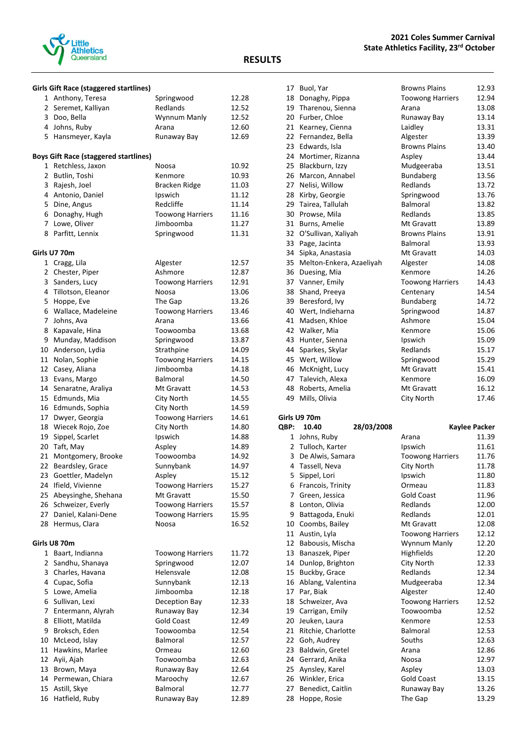## 2021 Coles Summer Carnival
## State Athletics Facility, 23rd October

# RESULTS

### Girls Gift Race (staggered startlines)

| Place | Name | Club | Time |
|---|---|---|---|
| 1 | Anthony, Teresa | Springwood | 12.28 |
| 2 | Seremet, Kalliyan | Redlands | 12.52 |
| 3 | Doo, Bella | Wynnum Manly | 12.52 |
| 4 | Johns, Ruby | Arana | 12.60 |
| 5 | Hansmeyer, Kayla | Runaway Bay | 12.69 |

### Boys Gift Race (staggered startlines)

| Place | Name | Club | Time |
|---|---|---|---|
| 1 | Retchless, Jaxon | Noosa | 10.92 |
| 2 | Butlin, Toshi | Kenmore | 10.93 |
| 3 | Rajesh, Joel | Bracken Ridge | 11.03 |
| 4 | Antonio, Daniel | Ipswich | 11.12 |
| 5 | Dine, Angus | Redcliffe | 11.14 |
| 6 | Donaghy, Hugh | Toowong Harriers | 11.16 |
| 7 | Lowe, Oliver | Jimboomba | 11.27 |
| 8 | Parfitt, Lennix | Springwood | 11.31 |

### Girls U7 70m

| Place | Name | Club | Time |
|---|---|---|---|
| 1 | Cragg, Lila | Algester | 12.57 |
| 2 | Chester, Piper | Ashmore | 12.87 |
| 3 | Sanders, Lucy | Toowong Harriers | 12.91 |
| 4 | Tillotson, Eleanor | Noosa | 13.06 |
| 5 | Hoppe, Eve | The Gap | 13.26 |
| 6 | Wallace, Madeleine | Toowong Harriers | 13.46 |
| 7 | Johns, Ava | Arana | 13.66 |
| 8 | Kapavale, Hina | Toowoomba | 13.68 |
| 9 | Munday, Maddison | Springwood | 13.87 |
| 10 | Anderson, Lydia | Strathpine | 14.09 |
| 11 | Nolan, Sophie | Toowong Harriers | 14.15 |
| 12 | Casey, Aliana | Jimboomba | 14.18 |
| 13 | Evans, Margo | Balmoral | 14.50 |
| 14 | Senaratne, Araliya | Mt Gravatt | 14.53 |
| 15 | Edmunds, Mia | City North | 14.55 |
| 16 | Edmunds, Sophia | City North | 14.59 |
| 17 | Dwyer, Georgia | Toowong Harriers | 14.61 |
| 18 | Wiecek Rojo, Zoe | City North | 14.80 |
| 19 | Sippel, Scarlet | Ipswich | 14.88 |
| 20 | Taft, May | Aspley | 14.89 |
| 21 | Montgomery, Brooke | Toowoomba | 14.92 |
| 22 | Beardsley, Grace | Sunnybank | 14.97 |
| 23 | Goettler, Madelyn | Aspley | 15.12 |
| 24 | Ifield, Vivienne | Toowong Harriers | 15.27 |
| 25 | Abeysinghe, Shehana | Mt Gravatt | 15.50 |
| 26 | Schweizer, Everly | Toowong Harriers | 15.57 |
| 27 | Daniel, Kalani-Dene | Toowong Harriers | 15.95 |
| 28 | Hermus, Clara | Noosa | 16.52 |

### Girls U8 70m

| Place | Name | Club | Time |
|---|---|---|---|
| 1 | Baart, Indianna | Toowong Harriers | 11.72 |
| 2 | Sandhu, Shanaya | Springwood | 12.07 |
| 3 | Charles, Havana | Helensvale | 12.08 |
| 4 | Cupac, Sofia | Sunnybank | 12.13 |
| 5 | Lowe, Amelia | Jimboomba | 12.18 |
| 6 | Sullivan, Lexi | Deception Bay | 12.33 |
| 7 | Entermann, Alyrah | Runaway Bay | 12.34 |
| 8 | Elliott, Matilda | Gold Coast | 12.49 |
| 9 | Broksch, Eden | Toowoomba | 12.54 |
| 10 | McLeod, Islay | Balmoral | 12.57 |
| 11 | Hawkins, Marlee | Ormeau | 12.60 |
| 12 | Ayii, Ajah | Toowoomba | 12.63 |
| 13 | Brown, Maya | Runaway Bay | 12.64 |
| 14 | Permewan, Chiara | Maroochy | 12.67 |
| 15 | Astill, Skye | Balmoral | 12.77 |
| 16 | Hatfield, Ruby | Runaway Bay | 12.89 |
| 17 | Buol, Yar | Browns Plains | 12.93 |
| 18 | Donaghy, Pippa | Toowong Harriers | 12.94 |
| 19 | Tharenou, Sienna | Arana | 13.08 |
| 20 | Furber, Chloe | Runaway Bay | 13.14 |
| 21 | Kearney, Cienna | Laidley | 13.31 |
| 22 | Fernandez, Bella | Algester | 13.39 |
| 23 | Edwards, Isla | Browns Plains | 13.40 |
| 24 | Mortimer, Rizanna | Aspley | 13.44 |
| 25 | Blackburn, Izzy | Mudgeeraba | 13.51 |
| 26 | Marcon, Annabel | Bundaberg | 13.56 |
| 27 | Nelisi, Willow | Redlands | 13.72 |
| 28 | Kirby, Georgie | Springwood | 13.76 |
| 29 | Tairea, Tallulah | Balmoral | 13.82 |
| 30 | Prowse, Mila | Redlands | 13.85 |
| 31 | Burns, Amelie | Mt Gravatt | 13.89 |
| 32 | O'Sullivan, Xaliyah | Browns Plains | 13.91 |
| 33 | Page, Jacinta | Balmoral | 13.93 |
| 34 | Sipka, Anastasia | Mt Gravatt | 14.03 |
| 35 | Melton-Enkera, Azaeliyah | Algester | 14.08 |
| 36 | Duesing, Mia | Kenmore | 14.26 |
| 37 | Vanner, Emily | Toowong Harriers | 14.43 |
| 38 | Shand, Preeya | Centenary | 14.54 |
| 39 | Beresford, Ivy | Bundaberg | 14.72 |
| 40 | Wert, Indieharna | Springwood | 14.87 |
| 41 | Madsen, Khloe | Ashmore | 15.04 |
| 42 | Walker, Mia | Kenmore | 15.06 |
| 43 | Hunter, Sienna | Ipswich | 15.09 |
| 44 | Sparkes, Skylar | Redlands | 15.17 |
| 45 | Wert, Willow | Springwood | 15.29 |
| 46 | McKnight, Lucy | Mt Gravatt | 15.41 |
| 47 | Talevich, Alexa | Kenmore | 16.09 |
| 48 | Roberts, Amelia | Mt Gravatt | 16.12 |
| 49 | Mills, Olivia | City North | 17.46 |

### Girls U9 70m

QBP: 10.40 28/03/2008 Kaylee Packer

| Place | Name | Club | Time |
|---|---|---|---|
| 1 | Johns, Ruby | Arana | 11.39 |
| 2 | Tulloch, Karter | Ipswich | 11.61 |
| 3 | De Alwis, Samara | Toowong Harriers | 11.76 |
| 4 | Tassell, Neva | City North | 11.78 |
| 5 | Sippel, Lori | Ipswich | 11.80 |
| 6 | Francois, Trinity | Ormeau | 11.83 |
| 7 | Green, Jessica | Gold Coast | 11.96 |
| 8 | Lonton, Olivia | Redlands | 12.00 |
| 9 | Battagoda, Enuki | Redlands | 12.01 |
| 10 | Coombs, Bailey | Mt Gravatt | 12.08 |
| 11 | Austin, Lyla | Toowong Harriers | 12.12 |
| 12 | Babousis, Mischa | Wynnum Manly | 12.20 |
| 13 | Banaszek, Piper | Highfields | 12.20 |
| 14 | Dunlop, Brighton | City North | 12.33 |
| 15 | Buckby, Grace | Redlands | 12.34 |
| 16 | Ablang, Valentina | Mudgeeraba | 12.34 |
| 17 | Par, Biak | Algester | 12.40 |
| 18 | Schweizer, Ava | Toowong Harriers | 12.52 |
| 19 | Carrigan, Emily | Toowoomba | 12.52 |
| 20 | Jeuken, Laura | Kenmore | 12.53 |
| 21 | Ritchie, Charlotte | Balmoral | 12.53 |
| 22 | Goh, Audrey | Souths | 12.63 |
| 23 | Baldwin, Gretel | Arana | 12.86 |
| 24 | Gerrard, Anika | Noosa | 12.97 |
| 25 | Aynsley, Karel | Aspley | 13.03 |
| 26 | Winkler, Erica | Gold Coast | 13.15 |
| 27 | Benedict, Caitlin | Runaway Bay | 13.26 |
| 28 | Hoppe, Rosie | The Gap | 13.29 |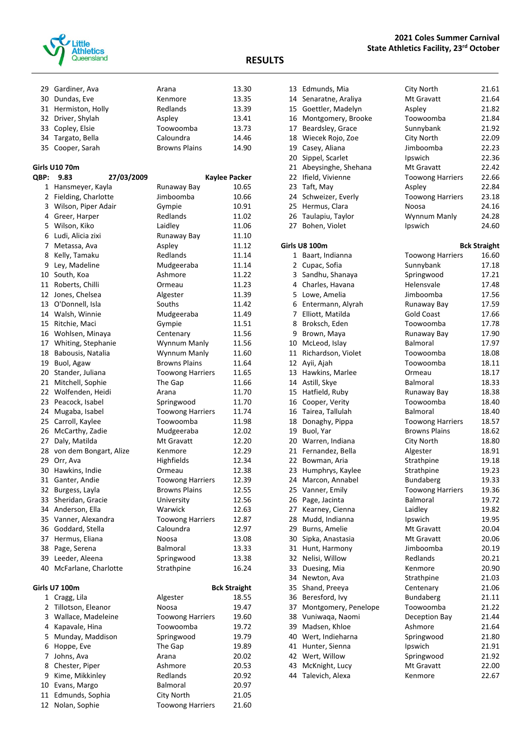**RESULTS**

| | | | |
|---|---|---|---|
| 29 | Gardiner, Ava | Arana | 13.30 |
| 30 | Dundas, Eve | Kenmore | 13.35 |
| 31 | Hermiston, Holly | Redlands | 13.39 |
| 32 | Driver, Shylah | Aspley | 13.41 |
| 33 | Copley, Elsie | Toowoomba | 13.73 |
| 34 | Targato, Bella | Caloundra | 14.46 |
| 35 | Cooper, Sarah | Browns Plains | 14.90 |

### Girls U10 70m

QBP: 9.83 27/03/2009 Kaylee Packer

| | | | |
|---|---|---|---|
| 1 | Hansmeyer, Kayla | Runaway Bay | 10.65 |
| 2 | Fielding, Charlotte | Jimboomba | 10.66 |
| 3 | Wilson, Piper Adair | Gympie | 10.91 |
| 4 | Greer, Harper | Redlands | 11.02 |
| 5 | Wilson, Kiko | Laidley | 11.06 |
| 6 | Ludi, Alicia zixi | Runaway Bay | 11.10 |
| 7 | Metassa, Ava | Aspley | 11.12 |
| 8 | Kelly, Tamaku | Redlands | 11.14 |
| 9 | Ley, Madeline | Mudgeeraba | 11.14 |
| 10 | South, Koa | Ashmore | 11.22 |
| 11 | Roberts, Chilli | Ormeau | 11.23 |
| 12 | Jones, Chelsea | Algester | 11.39 |
| 13 | O'Donnell, Isla | Souths | 11.42 |
| 14 | Walsh, Winnie | Mudgeeraba | 11.49 |
| 15 | Ritchie, Maci | Gympie | 11.51 |
| 16 | Wohlsen, Minaya | Centenary | 11.56 |
| 17 | Whiting, Stephanie | Wynnum Manly | 11.56 |
| 18 | Babousis, Natalia | Wynnum Manly | 11.60 |
| 19 | Buol, Agaw | Browns Plains | 11.64 |
| 20 | Stander, Juliana | Toowong Harriers | 11.65 |
| 21 | Mitchell, Sophie | The Gap | 11.66 |
| 22 | Wolfenden, Heidi | Arana | 11.70 |
| 23 | Peacock, Isabel | Springwood | 11.70 |
| 24 | Mugaba, Isabel | Toowong Harriers | 11.74 |
| 25 | Carroll, Kaylee | Toowoomba | 11.98 |
| 26 | McCarthy, Zadie | Mudgeeraba | 12.02 |
| 27 | Daly, Matilda | Mt Gravatt | 12.20 |
| 28 | von dem Bongart, Alize | Kenmore | 12.29 |
| 29 | Orr, Ava | Highfields | 12.34 |
| 30 | Hawkins, Indie | Ormeau | 12.38 |
| 31 | Ganter, Andie | Toowong Harriers | 12.39 |
| 32 | Burgess, Layla | Browns Plains | 12.55 |
| 33 | Sheridan, Gracie | University | 12.56 |
| 34 | Anderson, Ella | Warwick | 12.63 |
| 35 | Vanner, Alexandra | Toowong Harriers | 12.87 |
| 36 | Goddard, Stella | Caloundra | 12.97 |
| 37 | Hermus, Eliana | Noosa | 13.08 |
| 38 | Page, Serena | Balmoral | 13.33 |
| 39 | Leeder, Aleena | Springwood | 13.38 |
| 40 | McFarlane, Charlotte | Strathpine | 16.24 |

### Girls U7 100m

Bck Straight

| | | | |
|---|---|---|---|
| 1 | Cragg, Lila | Algester | 18.55 |
| 2 | Tillotson, Eleanor | Noosa | 19.47 |
| 3 | Wallace, Madeleine | Toowong Harriers | 19.60 |
| 4 | Kapavale, Hina | Toowoomba | 19.72 |
| 5 | Munday, Maddison | Springwood | 19.79 |
| 6 | Hoppe, Eve | The Gap | 19.89 |
| 7 | Johns, Ava | Arana | 20.02 |
| 8 | Chester, Piper | Ashmore | 20.53 |
| 9 | Kime, Mikkinley | Redlands | 20.92 |
| 10 | Evans, Margo | Balmoral | 20.97 |
| 11 | Edmunds, Sophia | City North | 21.05 |
| 12 | Nolan, Sophie | Toowong Harriers | 21.60 |
| 13 | Edmunds, Mia | City North | 21.61 |
| 14 | Senaratne, Araliya | Mt Gravatt | 21.64 |
| 15 | Goettler, Madelyn | Aspley | 21.82 |
| 16 | Montgomery, Brooke | Toowoomba | 21.84 |
| 17 | Beardsley, Grace | Sunnybank | 21.92 |
| 18 | Wiecek Rojo, Zoe | City North | 22.09 |
| 19 | Casey, Aliana | Jimboomba | 22.23 |
| 20 | Sippel, Scarlet | Ipswich | 22.36 |
| 21 | Abeysinghe, Shehana | Mt Gravatt | 22.42 |
| 22 | Ifield, Vivienne | Toowong Harriers | 22.66 |
| 23 | Taft, May | Aspley | 22.84 |
| 24 | Schweizer, Everly | Toowong Harriers | 23.18 |
| 25 | Hermus, Clara | Noosa | 24.16 |
| 26 | Taulapiu, Taylor | Wynnum Manly | 24.28 |
| 27 | Bohen, Violet | Ipswich | 24.60 |

### Girls U8 100m

Bck Straight

| | | | |
|---|---|---|---|
| 1 | Baart, Indianna | Toowong Harriers | 16.60 |
| 2 | Cupac, Sofia | Sunnybank | 17.18 |
| 3 | Sandhu, Shanaya | Springwood | 17.21 |
| 4 | Charles, Havana | Helensvale | 17.48 |
| 5 | Lowe, Amelia | Jimboomba | 17.56 |
| 6 | Entermann, Alyrah | Runaway Bay | 17.59 |
| 7 | Elliott, Matilda | Gold Coast | 17.66 |
| 8 | Broksch, Eden | Toowoomba | 17.78 |
| 9 | Brown, Maya | Runaway Bay | 17.90 |
| 10 | McLeod, Islay | Balmoral | 17.97 |
| 11 | Richardson, Violet | Toowoomba | 18.08 |
| 12 | Ayii, Ajah | Toowoomba | 18.11 |
| 13 | Hawkins, Marlee | Ormeau | 18.17 |
| 14 | Astill, Skye | Balmoral | 18.33 |
| 15 | Hatfield, Ruby | Runaway Bay | 18.38 |
| 16 | Cooper, Verity | Toowoomba | 18.40 |
| 16 | Tairea, Tallulah | Balmoral | 18.40 |
| 18 | Donaghy, Pippa | Toowong Harriers | 18.57 |
| 19 | Buol, Yar | Browns Plains | 18.62 |
| 20 | Warren, Indiana | City North | 18.80 |
| 21 | Fernandez, Bella | Algester | 18.91 |
| 22 | Bowman, Aria | Strathpine | 19.18 |
| 23 | Humphrys, Kaylee | Strathpine | 19.23 |
| 24 | Marcon, Annabel | Bundaberg | 19.33 |
| 25 | Vanner, Emily | Toowong Harriers | 19.36 |
| 26 | Page, Jacinta | Balmoral | 19.72 |
| 27 | Kearney, Cienna | Laidley | 19.82 |
| 28 | Mudd, Indianna | Ipswich | 19.95 |
| 29 | Burns, Amelie | Mt Gravatt | 20.04 |
| 30 | Sipka, Anastasia | Mt Gravatt | 20.06 |
| 31 | Hunt, Harmony | Jimboomba | 20.19 |
| 32 | Nelisi, Willow | Redlands | 20.21 |
| 33 | Duesing, Mia | Kenmore | 20.90 |
| 34 | Newton, Ava | Strathpine | 21.03 |
| 35 | Shand, Preeya | Centenary | 21.06 |
| 36 | Beresford, Ivy | Bundaberg | 21.11 |
| 37 | Montgomery, Penelope | Toowoomba | 21.22 |
| 38 | Vuniwaqa, Naomi | Deception Bay | 21.44 |
| 39 | Madsen, Khloe | Ashmore | 21.64 |
| 40 | Wert, Indieharna | Springwood | 21.80 |
| 41 | Hunter, Sienna | Ipswich | 21.91 |
| 42 | Wert, Willow | Springwood | 21.92 |
| 43 | McKnight, Lucy | Mt Gravatt | 22.00 |
| 44 | Talevich, Alexa | Kenmore | 22.67 |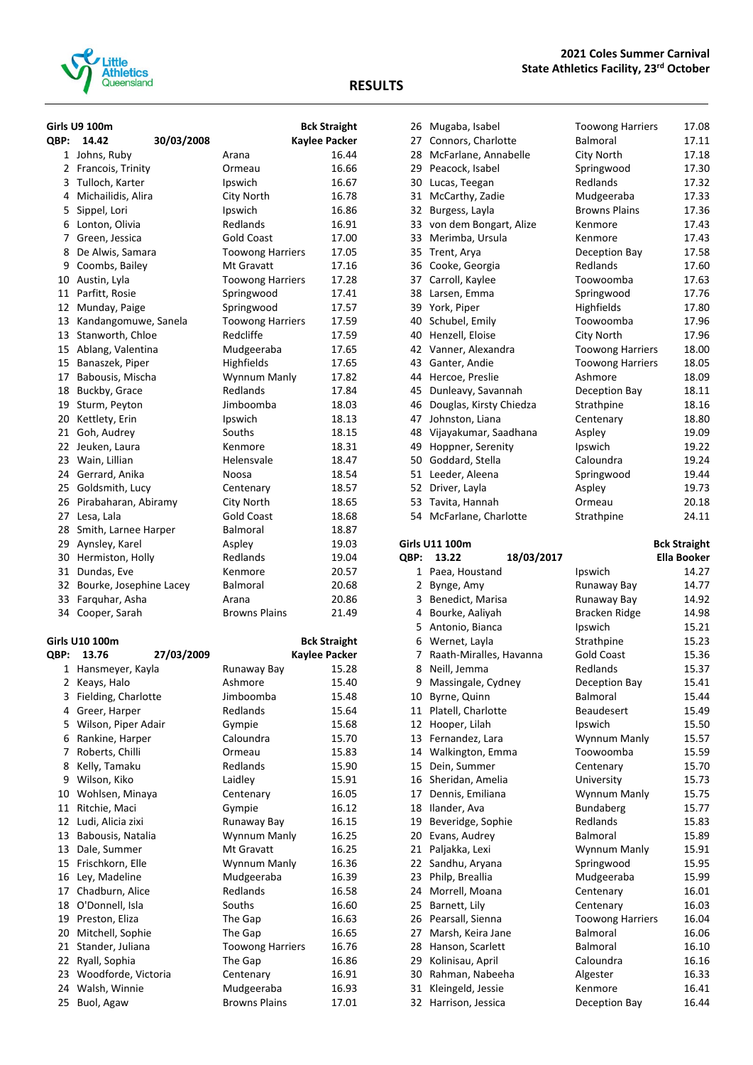**2021 Coles Summer Carnival**
**State Athletics Facility, 23rd October**

# RESULTS

## Girls U9 100m

**QBP: 14.42 — 30/03/2008 — Bck Straight — Kaylee Packer**

| Place | Name | Club | Time |
|---|---|---|---|
| 1 | Johns, Ruby | Arana | 16.44 |
| 2 | Francois, Trinity | Ormeau | 16.66 |
| 3 | Tulloch, Karter | Ipswich | 16.67 |
| 4 | Michailidis, Alira | City North | 16.78 |
| 5 | Sippel, Lori | Ipswich | 16.86 |
| 6 | Lonton, Olivia | Redlands | 16.91 |
| 7 | Green, Jessica | Gold Coast | 17.00 |
| 8 | De Alwis, Samara | Toowong Harriers | 17.05 |
| 9 | Coombs, Bailey | Mt Gravatt | 17.16 |
| 10 | Austin, Lyla | Toowong Harriers | 17.28 |
| 11 | Parfitt, Rosie | Springwood | 17.41 |
| 12 | Munday, Paige | Springwood | 17.57 |
| 13 | Kandangomuwe, Sanela | Toowong Harriers | 17.59 |
| 13 | Stanworth, Chloe | Redcliffe | 17.59 |
| 15 | Ablang, Valentina | Mudgeeraba | 17.65 |
| 15 | Banaszek, Piper | Highfields | 17.65 |
| 17 | Babousis, Mischa | Wynnum Manly | 17.82 |
| 18 | Buckby, Grace | Redlands | 17.84 |
| 19 | Sturm, Peyton | Jimboomba | 18.03 |
| 20 | Kettlety, Erin | Ipswich | 18.13 |
| 21 | Goh, Audrey | Souths | 18.15 |
| 22 | Jeuken, Laura | Kenmore | 18.31 |
| 23 | Wain, Lillian | Helensvale | 18.47 |
| 24 | Gerrard, Anika | Noosa | 18.54 |
| 25 | Goldsmith, Lucy | Centenary | 18.57 |
| 26 | Pirabaharan, Abiramy | City North | 18.65 |
| 27 | Lesa, Lala | Gold Coast | 18.68 |
| 28 | Smith, Larnee Harper | Balmoral | 18.87 |
| 29 | Aynsley, Karel | Aspley | 19.03 |
| 30 | Hermiston, Holly | Redlands | 19.04 |
| 31 | Dundas, Eve | Kenmore | 20.57 |
| 32 | Bourke, Josephine Lacey | Balmoral | 20.68 |
| 33 | Farquhar, Asha | Arana | 20.86 |
| 34 | Cooper, Sarah | Browns Plains | 21.49 |

## Girls U10 100m

**QBP: 13.76 — 27/03/2009 — Bck Straight — Kaylee Packer**

| Place | Name | Club | Time |
|---|---|---|---|
| 1 | Hansmeyer, Kayla | Runaway Bay | 15.28 |
| 2 | Keays, Halo | Ashmore | 15.40 |
| 3 | Fielding, Charlotte | Jimboomba | 15.48 |
| 4 | Greer, Harper | Redlands | 15.64 |
| 5 | Wilson, Piper Adair | Gympie | 15.68 |
| 6 | Rankine, Harper | Caloundra | 15.70 |
| 7 | Roberts, Chilli | Ormeau | 15.83 |
| 8 | Kelly, Tamaku | Redlands | 15.90 |
| 9 | Wilson, Kiko | Laidley | 15.91 |
| 10 | Wohlsen, Minaya | Centenary | 16.05 |
| 11 | Ritchie, Maci | Gympie | 16.12 |
| 12 | Ludi, Alicia zixi | Runaway Bay | 16.15 |
| 13 | Babousis, Natalia | Wynnum Manly | 16.25 |
| 13 | Dale, Summer | Mt Gravatt | 16.25 |
| 15 | Frischkorn, Elle | Wynnum Manly | 16.36 |
| 16 | Ley, Madeline | Mudgeeraba | 16.39 |
| 17 | Chadburn, Alice | Redlands | 16.58 |
| 18 | O'Donnell, Isla | Souths | 16.60 |
| 19 | Preston, Eliza | The Gap | 16.63 |
| 20 | Mitchell, Sophie | The Gap | 16.65 |
| 21 | Stander, Juliana | Toowong Harriers | 16.76 |
| 22 | Ryall, Sophia | The Gap | 16.86 |
| 23 | Woodforde, Victoria | Centenary | 16.91 |
| 24 | Walsh, Winnie | Mudgeeraba | 16.93 |
| 25 | Buol, Agaw | Browns Plains | 17.01 |
| 26 | Mugaba, Isabel | Toowong Harriers | 17.08 |
| 27 | Connors, Charlotte | Balmoral | 17.11 |
| 28 | McFarlane, Annabelle | City North | 17.18 |
| 29 | Peacock, Isabel | Springwood | 17.30 |
| 30 | Lucas, Teegan | Redlands | 17.32 |
| 31 | McCarthy, Zadie | Mudgeeraba | 17.33 |
| 32 | Burgess, Layla | Browns Plains | 17.36 |
| 33 | von dem Bongart, Alize | Kenmore | 17.43 |
| 33 | Merimba, Ursula | Kenmore | 17.43 |
| 35 | Trent, Arya | Deception Bay | 17.58 |
| 36 | Cooke, Georgia | Redlands | 17.60 |
| 37 | Carroll, Kaylee | Toowoomba | 17.63 |
| 38 | Larsen, Emma | Springwood | 17.76 |
| 39 | York, Piper | Highfields | 17.80 |
| 40 | Schubel, Emily | Toowoomba | 17.96 |
| 40 | Henzell, Eloise | City North | 17.96 |
| 42 | Vanner, Alexandra | Toowong Harriers | 18.00 |
| 43 | Ganter, Andie | Toowong Harriers | 18.05 |
| 44 | Hercoe, Preslie | Ashmore | 18.09 |
| 45 | Dunleavy, Savannah | Deception Bay | 18.11 |
| 46 | Douglas, Kirsty Chiedza | Strathpine | 18.16 |
| 47 | Johnston, Liana | Centenary | 18.80 |
| 48 | Vijayakumar, Saadhana | Aspley | 19.09 |
| 49 | Hoppner, Serenity | Ipswich | 19.22 |
| 50 | Goddard, Stella | Caloundra | 19.24 |
| 51 | Leeder, Aleena | Springwood | 19.44 |
| 52 | Driver, Layla | Aspley | 19.73 |
| 53 | Tavita, Hannah | Ormeau | 20.18 |
| 54 | McFarlane, Charlotte | Strathpine | 24.11 |

## Girls U11 100m

**QBP: 13.22 — 18/03/2017 — Bck Straight — Ella Booker**

| Place | Name | Club | Time |
|---|---|---|---|
| 1 | Paea, Houstand | Ipswich | 14.27 |
| 2 | Bynge, Amy | Runaway Bay | 14.77 |
| 3 | Benedict, Marisa | Runaway Bay | 14.92 |
| 4 | Bourke, Aaliyah | Bracken Ridge | 14.98 |
| 5 | Antonio, Bianca | Ipswich | 15.21 |
| 6 | Wernet, Layla | Strathpine | 15.23 |
| 7 | Raath-Miralles, Havanna | Gold Coast | 15.36 |
| 8 | Neill, Jemma | Redlands | 15.37 |
| 9 | Massingale, Cydney | Deception Bay | 15.41 |
| 10 | Byrne, Quinn | Balmoral | 15.44 |
| 11 | Platell, Charlotte | Beaudesert | 15.49 |
| 12 | Hooper, Lilah | Ipswich | 15.50 |
| 13 | Fernandez, Lara | Wynnum Manly | 15.57 |
| 14 | Walkington, Emma | Toowoomba | 15.59 |
| 15 | Dein, Summer | Centenary | 15.70 |
| 16 | Sheridan, Amelia | University | 15.73 |
| 17 | Dennis, Emiliana | Wynnum Manly | 15.75 |
| 18 | Ilander, Ava | Bundaberg | 15.77 |
| 19 | Beveridge, Sophie | Redlands | 15.83 |
| 20 | Evans, Audrey | Balmoral | 15.89 |
| 21 | Paljakka, Lexi | Wynnum Manly | 15.91 |
| 22 | Sandhu, Aryana | Springwood | 15.95 |
| 23 | Philp, Breallia | Mudgeeraba | 15.99 |
| 24 | Morrell, Moana | Centenary | 16.01 |
| 25 | Barnett, Lily | Centenary | 16.03 |
| 26 | Pearsall, Sienna | Toowong Harriers | 16.04 |
| 27 | Marsh, Keira Jane | Balmoral | 16.06 |
| 28 | Hanson, Scarlett | Balmoral | 16.10 |
| 29 | Kolinisau, April | Caloundra | 16.16 |
| 30 | Rahman, Nabeeha | Algester | 16.33 |
| 31 | Kleingeld, Jessie | Kenmore | 16.41 |
| 32 | Harrison, Jessica | Deception Bay | 16.44 |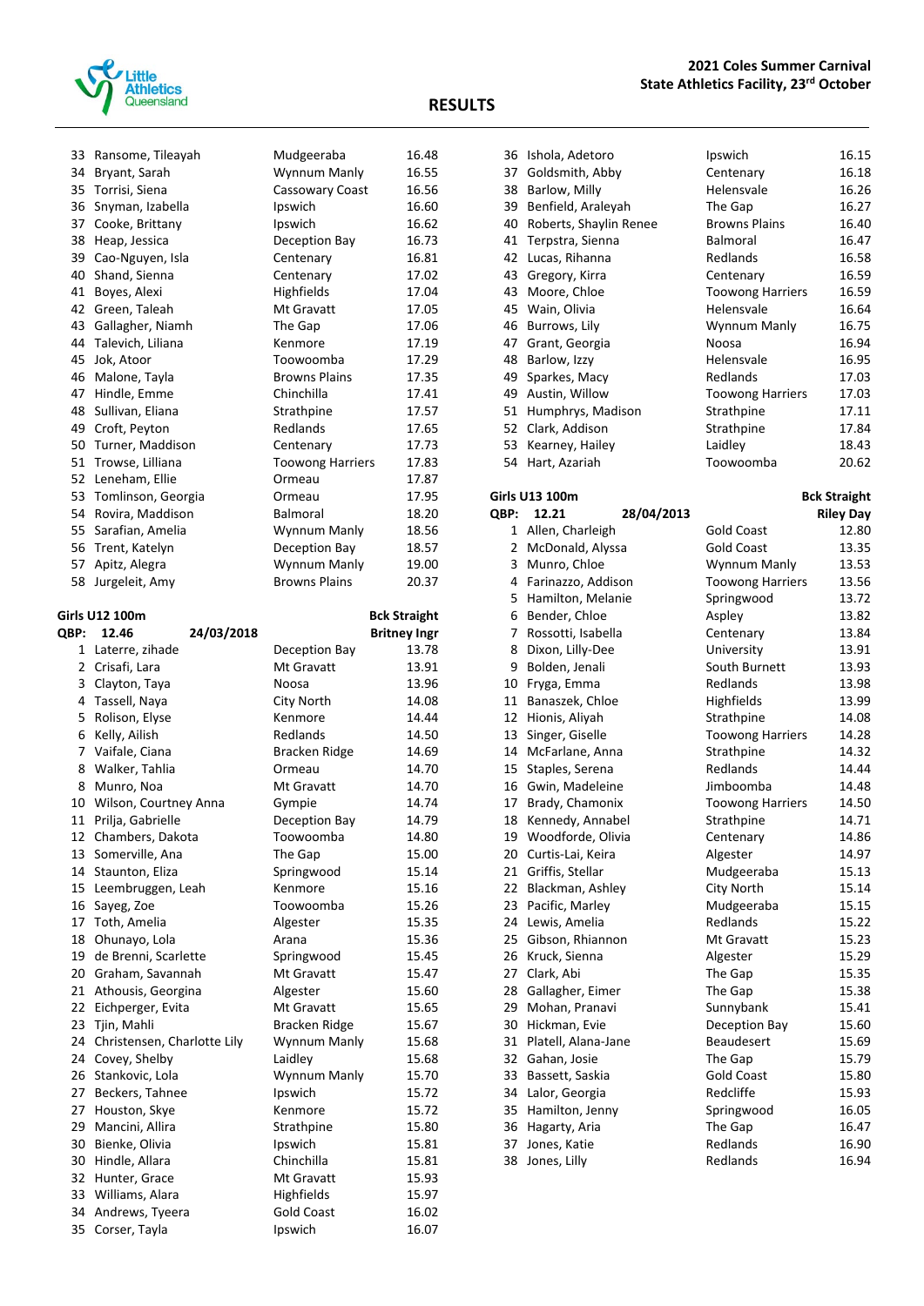2021 Coles Summer Carnival
State Athletics Facility, 23rd October

## RESULTS

| Place | Name | Club | Time |
|---|---|---|---|
| 33 | Ransome, Tileayah | Mudgeeraba | 16.48 |
| 34 | Bryant, Sarah | Wynnum Manly | 16.55 |
| 35 | Torrisi, Siena | Cassowary Coast | 16.56 |
| 36 | Snyman, Izabella | Ipswich | 16.60 |
| 37 | Cooke, Brittany | Ipswich | 16.62 |
| 38 | Heap, Jessica | Deception Bay | 16.73 |
| 39 | Cao-Nguyen, Isla | Centenary | 16.81 |
| 40 | Shand, Sienna | Centenary | 17.02 |
| 41 | Boyes, Alexi | Highfields | 17.04 |
| 42 | Green, Taleah | Mt Gravatt | 17.05 |
| 43 | Gallagher, Niamh | The Gap | 17.06 |
| 44 | Talevich, Liliana | Kenmore | 17.19 |
| 45 | Jok, Atoor | Toowoomba | 17.29 |
| 46 | Malone, Tayla | Browns Plains | 17.35 |
| 47 | Hindle, Emme | Chinchilla | 17.41 |
| 48 | Sullivan, Eliana | Strathpine | 17.57 |
| 49 | Croft, Peyton | Redlands | 17.65 |
| 50 | Turner, Maddison | Centenary | 17.73 |
| 51 | Trowse, Lilliana | Toowong Harriers | 17.83 |
| 52 | Leneham, Ellie | Ormeau | 17.87 |
| 53 | Tomlinson, Georgia | Ormeau | 17.95 |
| 54 | Rovira, Maddison | Balmoral | 18.20 |
| 55 | Sarafian, Amelia | Wynnum Manly | 18.56 |
| 56 | Trent, Katelyn | Deception Bay | 18.57 |
| 57 | Apitz, Alegra | Wynnum Manly | 19.00 |
| 58 | Jurgeleit, Amy | Browns Plains | 20.37 |

**Girls U12 100m** — **Bck Straight**

**QBP: 12.46** — **24/03/2018** — **Britney Ingr**

| Place | Name | Club | Time |
|---|---|---|---|
| 1 | Laterre, zihade | Deception Bay | 13.78 |
| 2 | Crisafi, Lara | Mt Gravatt | 13.91 |
| 3 | Clayton, Taya | Noosa | 13.96 |
| 4 | Tassell, Naya | City North | 14.08 |
| 5 | Rolison, Elyse | Kenmore | 14.44 |
| 6 | Kelly, Ailish | Redlands | 14.50 |
| 7 | Vaifale, Ciana | Bracken Ridge | 14.69 |
| 8 | Walker, Tahlia | Ormeau | 14.70 |
| 8 | Munro, Noa | Mt Gravatt | 14.70 |
| 10 | Wilson, Courtney Anna | Gympie | 14.74 |
| 11 | Prilja, Gabrielle | Deception Bay | 14.79 |
| 12 | Chambers, Dakota | Toowoomba | 14.80 |
| 13 | Somerville, Ana | The Gap | 15.00 |
| 14 | Staunton, Eliza | Springwood | 15.14 |
| 15 | Leembruggen, Leah | Kenmore | 15.16 |
| 16 | Sayeg, Zoe | Toowoomba | 15.26 |
| 17 | Toth, Amelia | Algester | 15.35 |
| 18 | Ohunayo, Lola | Arana | 15.36 |
| 19 | de Brenni, Scarlette | Springwood | 15.45 |
| 20 | Graham, Savannah | Mt Gravatt | 15.47 |
| 21 | Athousis, Georgina | Algester | 15.60 |
| 22 | Eichperger, Evita | Mt Gravatt | 15.65 |
| 23 | Tjin, Mahli | Bracken Ridge | 15.67 |
| 24 | Christensen, Charlotte Lily | Wynnum Manly | 15.68 |
| 24 | Covey, Shelby | Laidley | 15.68 |
| 26 | Stankovic, Lola | Wynnum Manly | 15.70 |
| 27 | Beckers, Tahnee | Ipswich | 15.72 |
| 27 | Houston, Skye | Kenmore | 15.72 |
| 29 | Mancini, Allira | Strathpine | 15.80 |
| 30 | Bienke, Olivia | Ipswich | 15.81 |
| 30 | Hindle, Allara | Chinchilla | 15.81 |
| 32 | Hunter, Grace | Mt Gravatt | 15.93 |
| 33 | Williams, Alara | Highfields | 15.97 |
| 34 | Andrews, Tyeera | Gold Coast | 16.02 |
| 35 | Corser, Tayla | Ipswich | 16.07 |
| 36 | Ishola, Adetoro | Ipswich | 16.15 |
| 37 | Goldsmith, Abby | Centenary | 16.18 |
| 38 | Barlow, Milly | Helensvale | 16.26 |
| 39 | Benfield, Araleyah | The Gap | 16.27 |
| 40 | Roberts, Shaylin Renee | Browns Plains | 16.40 |
| 41 | Terpstra, Sienna | Balmoral | 16.47 |
| 42 | Lucas, Rihanna | Redlands | 16.58 |
| 43 | Gregory, Kirra | Centenary | 16.59 |
| 43 | Moore, Chloe | Toowong Harriers | 16.59 |
| 45 | Wain, Olivia | Helensvale | 16.64 |
| 46 | Burrows, Lily | Wynnum Manly | 16.75 |
| 47 | Grant, Georgia | Noosa | 16.94 |
| 48 | Barlow, Izzy | Helensvale | 16.95 |
| 49 | Sparkes, Macy | Redlands | 17.03 |
| 49 | Austin, Willow | Toowong Harriers | 17.03 |
| 51 | Humphrys, Madison | Strathpine | 17.11 |
| 52 | Clark, Addison | Strathpine | 17.84 |
| 53 | Kearney, Hailey | Laidley | 18.43 |
| 54 | Hart, Azariah | Toowoomba | 20.62 |

**Girls U13 100m** — **Bck Straight**

**QBP: 12.21** — **28/04/2013** — **Riley Day**

| Place | Name | Club | Time |
|---|---|---|---|
| 1 | Allen, Charleigh | Gold Coast | 12.80 |
| 2 | McDonald, Alyssa | Gold Coast | 13.35 |
| 3 | Munro, Chloe | Wynnum Manly | 13.53 |
| 4 | Farinazzo, Addison | Toowong Harriers | 13.56 |
| 5 | Hamilton, Melanie | Springwood | 13.72 |
| 6 | Bender, Chloe | Aspley | 13.82 |
| 7 | Rossotti, Isabella | Centenary | 13.84 |
| 8 | Dixon, Lilly-Dee | University | 13.91 |
| 9 | Bolden, Jenali | South Burnett | 13.93 |
| 10 | Fryga, Emma | Redlands | 13.98 |
| 11 | Banaszek, Chloe | Highfields | 13.99 |
| 12 | Hionis, Aliyah | Strathpine | 14.08 |
| 13 | Singer, Giselle | Toowong Harriers | 14.28 |
| 14 | McFarlane, Anna | Strathpine | 14.32 |
| 15 | Staples, Serena | Redlands | 14.44 |
| 16 | Gwin, Madeleine | Jimboomba | 14.48 |
| 17 | Brady, Chamonix | Toowong Harriers | 14.50 |
| 18 | Kennedy, Annabel | Strathpine | 14.71 |
| 19 | Woodforde, Olivia | Centenary | 14.86 |
| 20 | Curtis-Lai, Keira | Algester | 14.97 |
| 21 | Griffis, Stellar | Mudgeeraba | 15.13 |
| 22 | Blackman, Ashley | City North | 15.14 |
| 23 | Pacific, Marley | Mudgeeraba | 15.15 |
| 24 | Lewis, Amelia | Redlands | 15.22 |
| 25 | Gibson, Rhiannon | Mt Gravatt | 15.23 |
| 26 | Kruck, Sienna | Algester | 15.29 |
| 27 | Clark, Abi | The Gap | 15.35 |
| 28 | Gallagher, Eimer | The Gap | 15.38 |
| 29 | Mohan, Pranavi | Sunnybank | 15.41 |
| 30 | Hickman, Evie | Deception Bay | 15.60 |
| 31 | Platell, Alana-Jane | Beaudesert | 15.69 |
| 32 | Gahan, Josie | The Gap | 15.79 |
| 33 | Bassett, Saskia | Gold Coast | 15.80 |
| 34 | Lalor, Georgia | Redcliffe | 15.93 |
| 35 | Hamilton, Jenny | Springwood | 16.05 |
| 36 | Hagarty, Aria | The Gap | 16.47 |
| 37 | Jones, Katie | Redlands | 16.90 |
| 38 | Jones, Lilly | Redlands | 16.94 |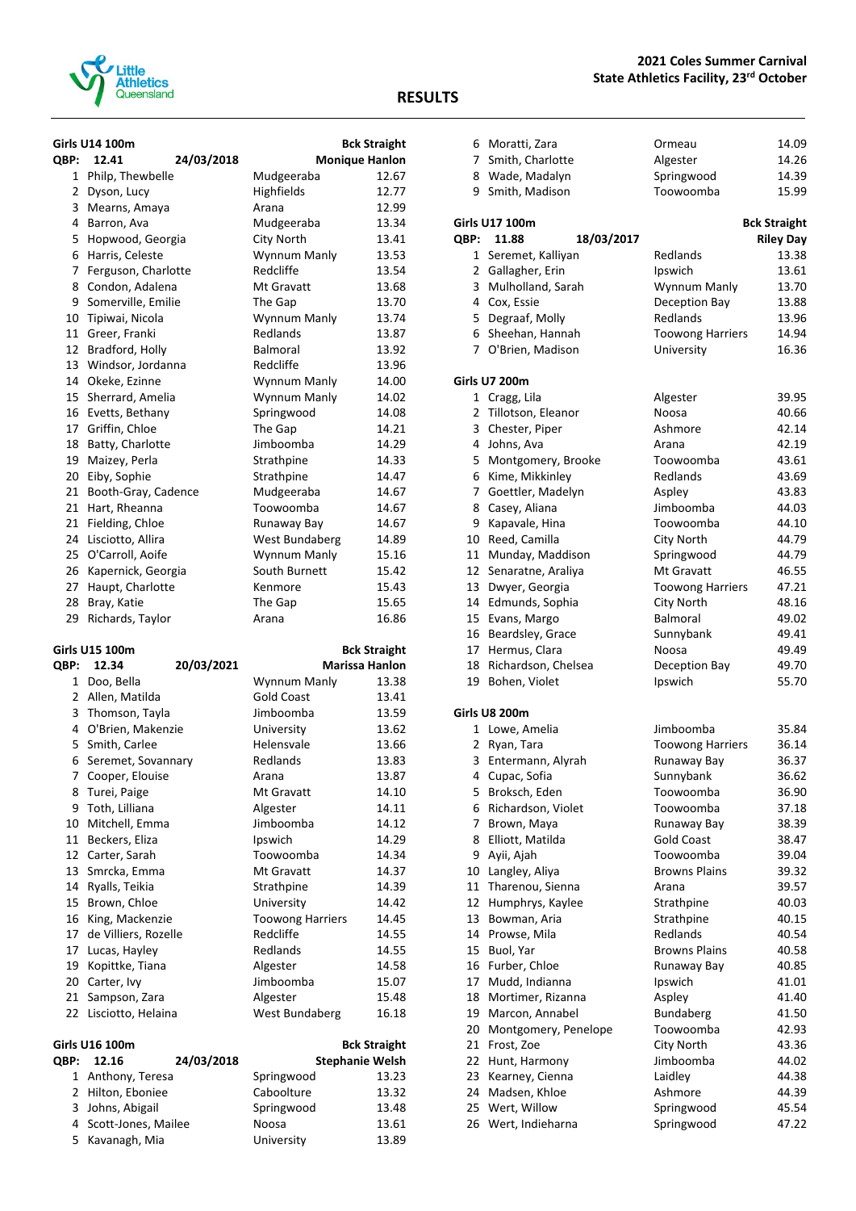**2021 Coles Summer Carnival**
**State Athletics Facility, 23rd October**

## RESULTS

### Girls U14 100m — Bck Straight

QBP: 12.41 — 24/03/2018 — Monique Hanlon

| Place | Name | Club | Time |
|---|---|---|---|
| 1 | Philp, Thewbelle | Mudgeeraba | 12.67 |
| 2 | Dyson, Lucy | Highfields | 12.77 |
| 3 | Mearns, Amaya | Arana | 12.99 |
| 4 | Barron, Ava | Mudgeeraba | 13.34 |
| 5 | Hopwood, Georgia | City North | 13.41 |
| 6 | Harris, Celeste | Wynnum Manly | 13.53 |
| 7 | Ferguson, Charlotte | Redcliffe | 13.54 |
| 8 | Condon, Adalena | Mt Gravatt | 13.68 |
| 9 | Somerville, Emilie | The Gap | 13.70 |
| 10 | Tipiwai, Nicola | Wynnum Manly | 13.74 |
| 11 | Greer, Franki | Redlands | 13.87 |
| 12 | Bradford, Holly | Balmoral | 13.92 |
| 13 | Windsor, Jordanna | Redcliffe | 13.96 |
| 14 | Okeke, Ezinne | Wynnum Manly | 14.00 |
| 15 | Sherrard, Amelia | Wynnum Manly | 14.02 |
| 16 | Evetts, Bethany | Springwood | 14.08 |
| 17 | Griffin, Chloe | The Gap | 14.21 |
| 18 | Batty, Charlotte | Jimboomba | 14.29 |
| 19 | Maizey, Perla | Strathpine | 14.33 |
| 20 | Eiby, Sophie | Strathpine | 14.47 |
| 21 | Booth-Gray, Cadence | Mudgeeraba | 14.67 |
| 21 | Hart, Rheanna | Toowoomba | 14.67 |
| 21 | Fielding, Chloe | Runaway Bay | 14.67 |
| 24 | Lisciotto, Allira | West Bundaberg | 14.89 |
| 25 | O'Carroll, Aoife | Wynnum Manly | 15.16 |
| 26 | Kapernick, Georgia | South Burnett | 15.42 |
| 27 | Haupt, Charlotte | Kenmore | 15.43 |
| 28 | Bray, Katie | The Gap | 15.65 |
| 29 | Richards, Taylor | Arana | 16.86 |

### Girls U15 100m — Bck Straight

QBP: 12.34 — 20/03/2021 — Marissa Hanlon

| Place | Name | Club | Time |
|---|---|---|---|
| 1 | Doo, Bella | Wynnum Manly | 13.38 |
| 2 | Allen, Matilda | Gold Coast | 13.41 |
| 3 | Thomson, Tayla | Jimboomba | 13.59 |
| 4 | O'Brien, Makenzie | University | 13.62 |
| 5 | Smith, Carlee | Helensvale | 13.66 |
| 6 | Seremet, Sovannary | Redlands | 13.83 |
| 7 | Cooper, Elouise | Arana | 13.87 |
| 8 | Turei, Paige | Mt Gravatt | 14.10 |
| 9 | Toth, Lilliana | Algester | 14.11 |
| 10 | Mitchell, Emma | Jimboomba | 14.12 |
| 11 | Beckers, Eliza | Ipswich | 14.29 |
| 12 | Carter, Sarah | Toowoomba | 14.34 |
| 13 | Smrcka, Emma | Mt Gravatt | 14.37 |
| 14 | Ryalls, Teikia | Strathpine | 14.39 |
| 15 | Brown, Chloe | University | 14.42 |
| 16 | King, Mackenzie | Toowong Harriers | 14.45 |
| 17 | de Villiers, Rozelle | Redcliffe | 14.55 |
| 17 | Lucas, Hayley | Redlands | 14.55 |
| 19 | Kopittke, Tiana | Algester | 14.58 |
| 20 | Carter, Ivy | Jimboomba | 15.07 |
| 21 | Sampson, Zara | Algester | 15.48 |
| 22 | Lisciotto, Helaina | West Bundaberg | 16.18 |

### Girls U16 100m — Bck Straight

QBP: 12.16 — 24/03/2018 — Stephanie Welsh

| Place | Name | Club | Time |
|---|---|---|---|
| 1 | Anthony, Teresa | Springwood | 13.23 |
| 2 | Hilton, Eboniee | Caboolture | 13.32 |
| 3 | Johns, Abigail | Springwood | 13.48 |
| 4 | Scott-Jones, Mailee | Noosa | 13.61 |
| 5 | Kavanagh, Mia | University | 13.89 |
| 6 | Moratti, Zara | Ormeau | 14.09 |
| 7 | Smith, Charlotte | Algester | 14.26 |
| 8 | Wade, Madalyn | Springwood | 14.39 |
| 9 | Smith, Madison | Toowoomba | 15.99 |

### Girls U17 100m — Bck Straight

QBP: 11.88 — 18/03/2017 — Riley Day

| Place | Name | Club | Time |
|---|---|---|---|
| 1 | Seremet, Kalliyan | Redlands | 13.38 |
| 2 | Gallagher, Erin | Ipswich | 13.61 |
| 3 | Mulholland, Sarah | Wynnum Manly | 13.70 |
| 4 | Cox, Essie | Deception Bay | 13.88 |
| 5 | Degraaf, Molly | Redlands | 13.96 |
| 6 | Sheehan, Hannah | Toowong Harriers | 14.94 |
| 7 | O'Brien, Madison | University | 16.36 |

### Girls U7 200m

| Place | Name | Club | Time |
|---|---|---|---|
| 1 | Cragg, Lila | Algester | 39.95 |
| 2 | Tillotson, Eleanor | Noosa | 40.66 |
| 3 | Chester, Piper | Ashmore | 42.14 |
| 4 | Johns, Ava | Arana | 42.19 |
| 5 | Montgomery, Brooke | Toowoomba | 43.61 |
| 6 | Kime, Mikkinley | Redlands | 43.69 |
| 7 | Goettler, Madelyn | Aspley | 43.83 |
| 8 | Casey, Aliana | Jimboomba | 44.03 |
| 9 | Kapavale, Hina | Toowoomba | 44.10 |
| 10 | Reed, Camilla | City North | 44.79 |
| 11 | Munday, Maddison | Springwood | 44.79 |
| 12 | Senaratne, Araliya | Mt Gravatt | 46.55 |
| 13 | Dwyer, Georgia | Toowong Harriers | 47.21 |
| 14 | Edmunds, Sophia | City North | 48.16 |
| 15 | Evans, Margo | Balmoral | 49.02 |
| 16 | Beardsley, Grace | Sunnybank | 49.41 |
| 17 | Hermus, Clara | Noosa | 49.49 |
| 18 | Richardson, Chelsea | Deception Bay | 49.70 |
| 19 | Bohen, Violet | Ipswich | 55.70 |

### Girls U8 200m

| Place | Name | Club | Time |
|---|---|---|---|
| 1 | Lowe, Amelia | Jimboomba | 35.84 |
| 2 | Ryan, Tara | Toowong Harriers | 36.14 |
| 3 | Entermann, Alyrah | Runaway Bay | 36.37 |
| 4 | Cupac, Sofia | Sunnybank | 36.62 |
| 5 | Broksch, Eden | Toowoomba | 36.90 |
| 6 | Richardson, Violet | Toowoomba | 37.18 |
| 7 | Brown, Maya | Runaway Bay | 38.39 |
| 8 | Elliott, Matilda | Gold Coast | 38.47 |
| 9 | Ayii, Ajah | Toowoomba | 39.04 |
| 10 | Langley, Aliya | Browns Plains | 39.32 |
| 11 | Tharenou, Sienna | Arana | 39.57 |
| 12 | Humphrys, Kaylee | Strathpine | 40.03 |
| 13 | Bowman, Aria | Strathpine | 40.15 |
| 14 | Prowse, Mila | Redlands | 40.54 |
| 15 | Buol, Yar | Browns Plains | 40.58 |
| 16 | Furber, Chloe | Runaway Bay | 40.85 |
| 17 | Mudd, Indianna | Ipswich | 41.01 |
| 18 | Mortimer, Rizanna | Aspley | 41.40 |
| 19 | Marcon, Annabel | Bundaberg | 41.50 |
| 20 | Montgomery, Penelope | Toowoomba | 42.93 |
| 21 | Frost, Zoe | City North | 43.36 |
| 22 | Hunt, Harmony | Jimboomba | 44.02 |
| 23 | Kearney, Cienna | Laidley | 44.38 |
| 24 | Madsen, Khloe | Ashmore | 44.39 |
| 25 | Wert, Willow | Springwood | 45.54 |
| 26 | Wert, Indieharna | Springwood | 47.22 |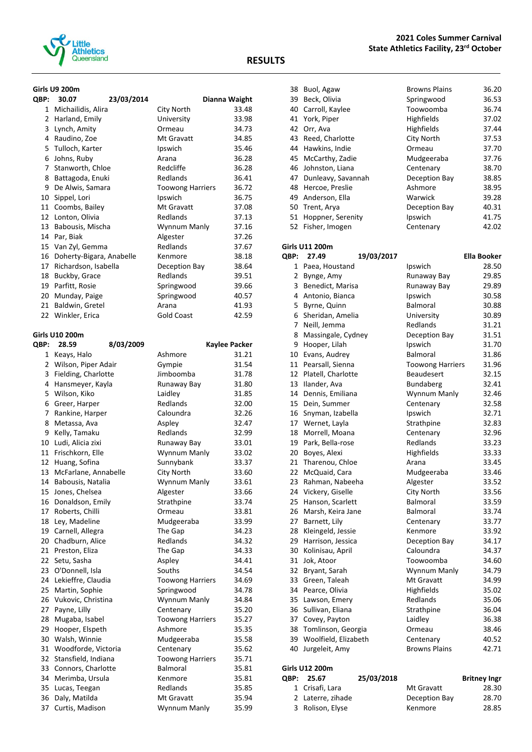# RESULTS

**2021 Coles Summer Carnival**
**State Athletics Facility, 23rd October**

### Girls U9 200m

**QBP: 30.07 — 23/03/2014 — Dianna Waight**

| Place | Name | Club | Time |
|---|---|---|---|
| 1 | Michailidis, Alira | City North | 33.48 |
| 2 | Harland, Emily | University | 33.98 |
| 3 | Lynch, Amity | Ormeau | 34.73 |
| 4 | Raudino, Zoe | Mt Gravatt | 34.85 |
| 5 | Tulloch, Karter | Ipswich | 35.46 |
| 6 | Johns, Ruby | Arana | 36.28 |
| 7 | Stanworth, Chloe | Redcliffe | 36.28 |
| 8 | Battagoda, Enuki | Redlands | 36.41 |
| 9 | De Alwis, Samara | Toowong Harriers | 36.72 |
| 10 | Sippel, Lori | Ipswich | 36.75 |
| 11 | Coombs, Bailey | Mt Gravatt | 37.08 |
| 12 | Lonton, Olivia | Redlands | 37.13 |
| 13 | Babousis, Mischa | Wynnum Manly | 37.16 |
| 14 | Par, Biak | Algester | 37.26 |
| 15 | Van Zyl, Gemma | Redlands | 37.67 |
| 16 | Doherty-Bigara, Anabelle | Kenmore | 38.18 |
| 17 | Richardson, Isabella | Deception Bay | 38.64 |
| 18 | Buckby, Grace | Redlands | 39.51 |
| 19 | Parfitt, Rosie | Springwood | 39.66 |
| 20 | Munday, Paige | Springwood | 40.57 |
| 21 | Baldwin, Gretel | Arana | 41.93 |
| 22 | Winkler, Erica | Gold Coast | 42.59 |

### Girls U10 200m

**QBP: 28.59 — 8/03/2009 — Kaylee Packer**

| Place | Name | Club | Time |
|---|---|---|---|
| 1 | Keays, Halo | Ashmore | 31.21 |
| 2 | Wilson, Piper Adair | Gympie | 31.54 |
| 3 | Fielding, Charlotte | Jimboomba | 31.78 |
| 4 | Hansmeyer, Kayla | Runaway Bay | 31.80 |
| 5 | Wilson, Kiko | Laidley | 31.85 |
| 6 | Greer, Harper | Redlands | 32.00 |
| 7 | Rankine, Harper | Caloundra | 32.26 |
| 8 | Metassa, Ava | Aspley | 32.47 |
| 9 | Kelly, Tamaku | Redlands | 32.99 |
| 10 | Ludi, Alicia zixi | Runaway Bay | 33.01 |
| 11 | Frischkorn, Elle | Wynnum Manly | 33.02 |
| 12 | Huang, Sofina | Sunnybank | 33.37 |
| 13 | McFarlane, Annabelle | City North | 33.60 |
| 14 | Babousis, Natalia | Wynnum Manly | 33.61 |
| 15 | Jones, Chelsea | Algester | 33.66 |
| 16 | Donaldson, Emily | Strathpine | 33.74 |
| 17 | Roberts, Chilli | Ormeau | 33.81 |
| 18 | Ley, Madeline | Mudgeeraba | 33.99 |
| 19 | Carnell, Allegra | The Gap | 34.23 |
| 20 | Chadburn, Alice | Redlands | 34.32 |
| 21 | Preston, Eliza | The Gap | 34.33 |
| 22 | Setu, Sasha | Aspley | 34.41 |
| 23 | O'Donnell, Isla | Souths | 34.54 |
| 24 | Lekieffre, Claudia | Toowong Harriers | 34.69 |
| 25 | Martin, Sophie | Springwood | 34.78 |
| 26 | Vukovic, Christina | Wynnum Manly | 34.84 |
| 27 | Payne, Lilly | Centenary | 35.20 |
| 28 | Mugaba, Isabel | Toowong Harriers | 35.27 |
| 29 | Hooper, Elspeth | Ashmore | 35.35 |
| 30 | Walsh, Winnie | Mudgeeraba | 35.58 |
| 31 | Woodforde, Victoria | Centenary | 35.62 |
| 32 | Stansfield, Indiana | Toowong Harriers | 35.71 |
| 33 | Connors, Charlotte | Balmoral | 35.81 |
| 34 | Merimba, Ursula | Kenmore | 35.81 |
| 35 | Lucas, Teegan | Redlands | 35.85 |
| 36 | Daly, Matilda | Mt Gravatt | 35.94 |
| 37 | Curtis, Madison | Wynnum Manly | 35.99 |
| 38 | Buol, Agaw | Browns Plains | 36.20 |
| 39 | Beck, Olivia | Springwood | 36.53 |
| 40 | Carroll, Kaylee | Toowoomba | 36.74 |
| 41 | York, Piper | Highfields | 37.02 |
| 42 | Orr, Ava | Highfields | 37.44 |
| 43 | Reed, Charlotte | City North | 37.53 |
| 44 | Hawkins, Indie | Ormeau | 37.70 |
| 45 | McCarthy, Zadie | Mudgeeraba | 37.76 |
| 46 | Johnston, Liana | Centenary | 38.70 |
| 47 | Dunleavy, Savannah | Deception Bay | 38.85 |
| 48 | Hercoe, Preslie | Ashmore | 38.95 |
| 49 | Anderson, Ella | Warwick | 39.28 |
| 50 | Trent, Arya | Deception Bay | 40.31 |
| 51 | Hoppner, Serenity | Ipswich | 41.75 |
| 52 | Fisher, Imogen | Centenary | 42.02 |

### Girls U11 200m

**QBP: 27.49 — 19/03/2017 — Ella Booker**

| Place | Name | Club | Time |
|---|---|---|---|
| 1 | Paea, Houstand | Ipswich | 28.50 |
| 2 | Bynge, Amy | Runaway Bay | 29.85 |
| 3 | Benedict, Marisa | Runaway Bay | 29.89 |
| 4 | Antonio, Bianca | Ipswich | 30.58 |
| 5 | Byrne, Quinn | Balmoral | 30.88 |
| 6 | Sheridan, Amelia | University | 30.89 |
| 7 | Neill, Jemma | Redlands | 31.21 |
| 8 | Massingale, Cydney | Deception Bay | 31.51 |
| 9 | Hooper, Lilah | Ipswich | 31.70 |
| 10 | Evans, Audrey | Balmoral | 31.86 |
| 11 | Pearsall, Sienna | Toowong Harriers | 31.96 |
| 12 | Platell, Charlotte | Beaudesert | 32.15 |
| 13 | Ilander, Ava | Bundaberg | 32.41 |
| 14 | Dennis, Emiliana | Wynnum Manly | 32.46 |
| 15 | Dein, Summer | Centenary | 32.58 |
| 16 | Snyman, Izabella | Ipswich | 32.71 |
| 17 | Wernet, Layla | Strathpine | 32.83 |
| 18 | Morrell, Moana | Centenary | 32.96 |
| 19 | Park, Bella-rose | Redlands | 33.23 |
| 20 | Boyes, Alexi | Highfields | 33.33 |
| 21 | Tharenou, Chloe | Arana | 33.45 |
| 22 | McQuaid, Cara | Mudgeeraba | 33.46 |
| 23 | Rahman, Nabeeha | Algester | 33.52 |
| 24 | Vickery, Giselle | City North | 33.56 |
| 25 | Hanson, Scarlett | Balmoral | 33.59 |
| 26 | Marsh, Keira Jane | Balmoral | 33.74 |
| 27 | Barnett, Lily | Centenary | 33.77 |
| 28 | Kleingeld, Jessie | Kenmore | 33.92 |
| 29 | Harrison, Jessica | Deception Bay | 34.17 |
| 30 | Kolinisau, April | Caloundra | 34.37 |
| 31 | Jok, Atoor | Toowoomba | 34.60 |
| 32 | Bryant, Sarah | Wynnum Manly | 34.79 |
| 33 | Green, Taleah | Mt Gravatt | 34.99 |
| 34 | Pearce, Olivia | Highfields | 35.02 |
| 35 | Lawson, Emery | Redlands | 35.06 |
| 36 | Sullivan, Eliana | Strathpine | 36.04 |
| 37 | Covey, Payton | Laidley | 36.38 |
| 38 | Tomlinson, Georgia | Ormeau | 38.46 |
| 39 | Woolfield, Elizabeth | Centenary | 40.52 |
| 40 | Jurgeleit, Amy | Browns Plains | 42.71 |

### Girls U12 200m

**QBP: 25.67 — 25/03/2018 — Britney Ingr**

| Place | Name | Club | Time |
|---|---|---|---|
| 1 | Crisafi, Lara | Mt Gravatt | 28.30 |
| 2 | Laterre, zihade | Deception Bay | 28.70 |
| 3 | Rolison, Elyse | Kenmore | 28.85 |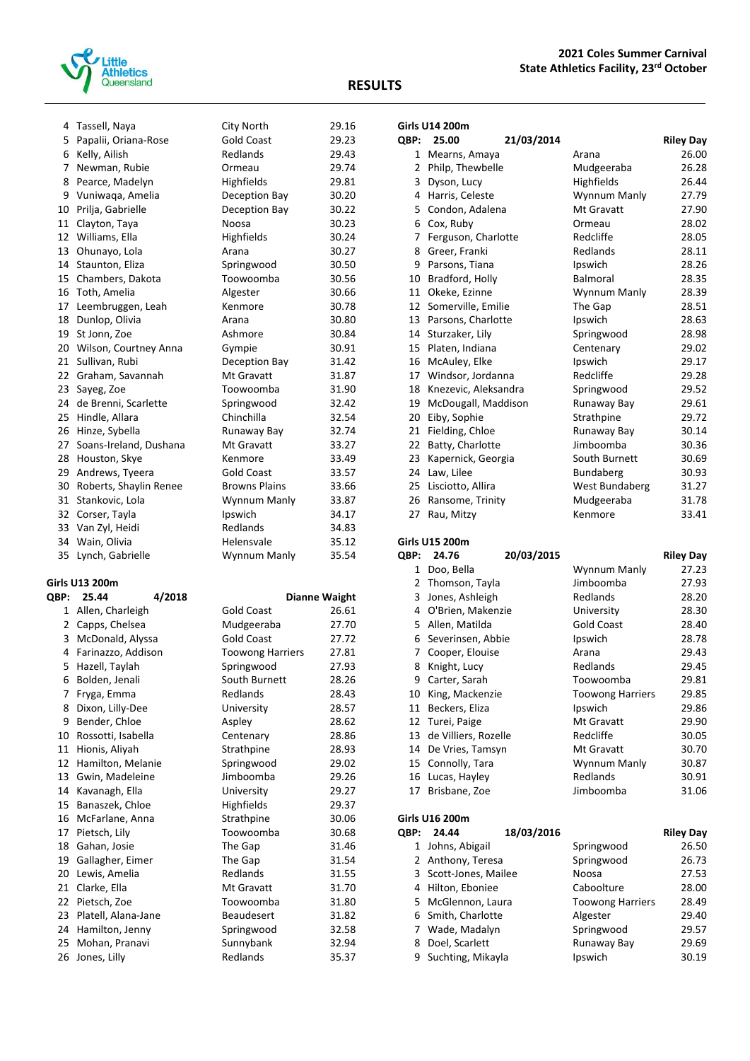| | | | |
|---|---|---|---|
| 4 | Tassell, Naya | City North | 29.16 |
| 5 | Papalii, Oriana-Rose | Gold Coast | 29.23 |
| 6 | Kelly, Ailish | Redlands | 29.43 |
| 7 | Newman, Rubie | Ormeau | 29.74 |
| 8 | Pearce, Madelyn | Highfields | 29.81 |
| 9 | Vuniwaqa, Amelia | Deception Bay | 30.20 |
| 10 | Prilja, Gabrielle | Deception Bay | 30.22 |
| 11 | Clayton, Taya | Noosa | 30.23 |
| 12 | Williams, Ella | Highfields | 30.24 |
| 13 | Ohunayo, Lola | Arana | 30.27 |
| 14 | Staunton, Eliza | Springwood | 30.50 |
| 15 | Chambers, Dakota | Toowoomba | 30.56 |
| 16 | Toth, Amelia | Algester | 30.66 |
| 17 | Leembruggen, Leah | Kenmore | 30.78 |
| 18 | Dunlop, Olivia | Arana | 30.80 |
| 19 | St Jonn, Zoe | Ashmore | 30.84 |
| 20 | Wilson, Courtney Anna | Gympie | 30.91 |
| 21 | Sullivan, Rubi | Deception Bay | 31.42 |
| 22 | Graham, Savannah | Mt Gravatt | 31.87 |
| 23 | Sayeg, Zoe | Toowoomba | 31.90 |
| 24 | de Brenni, Scarlette | Springwood | 32.42 |
| 25 | Hindle, Allara | Chinchilla | 32.54 |
| 26 | Hinze, Sybella | Runaway Bay | 32.74 |
| 27 | Soans-Ireland, Dushana | Mt Gravatt | 33.27 |
| 28 | Houston, Skye | Kenmore | 33.49 |
| 29 | Andrews, Tyeera | Gold Coast | 33.57 |
| 30 | Roberts, Shaylin Renee | Browns Plains | 33.66 |
| 31 | Stankovic, Lola | Wynnum Manly | 33.87 |
| 32 | Corser, Tayla | Ipswich | 34.17 |
| 33 | Van Zyl, Heidi | Redlands | 34.83 |
| 34 | Wain, Olivia | Helensvale | 35.12 |
| 35 | Lynch, Gabrielle | Wynnum Manly | 35.54 |

**Girls U13 200m**

**QBP: 25.44 4/2018 Dianne Waight**

| | | | |
|---|---|---|---|
| 1 | Allen, Charleigh | Gold Coast | 26.61 |
| 2 | Capps, Chelsea | Mudgeeraba | 27.70 |
| 3 | McDonald, Alyssa | Gold Coast | 27.72 |
| 4 | Farinazzo, Addison | Toowong Harriers | 27.81 |
| 5 | Hazell, Taylah | Springwood | 27.93 |
| 6 | Bolden, Jenali | South Burnett | 28.26 |
| 7 | Fryga, Emma | Redlands | 28.43 |
| 8 | Dixon, Lilly-Dee | University | 28.57 |
| 9 | Bender, Chloe | Aspley | 28.62 |
| 10 | Rossotti, Isabella | Centenary | 28.86 |
| 11 | Hionis, Aliyah | Strathpine | 28.93 |
| 12 | Hamilton, Melanie | Springwood | 29.02 |
| 13 | Gwin, Madeleine | Jimboomba | 29.26 |
| 14 | Kavanagh, Ella | University | 29.27 |
| 15 | Banaszek, Chloe | Highfields | 29.37 |
| 16 | McFarlane, Anna | Strathpine | 30.06 |
| 17 | Pietsch, Lily | Toowoomba | 30.68 |
| 18 | Gahan, Josie | The Gap | 31.46 |
| 19 | Gallagher, Eimer | The Gap | 31.54 |
| 20 | Lewis, Amelia | Redlands | 31.55 |
| 21 | Clarke, Ella | Mt Gravatt | 31.70 |
| 22 | Pietsch, Zoe | Toowoomba | 31.80 |
| 23 | Platell, Alana-Jane | Beaudesert | 31.82 |
| 24 | Hamilton, Jenny | Springwood | 32.58 |
| 25 | Mohan, Pranavi | Sunnybank | 32.94 |
| 26 | Jones, Lilly | Redlands | 35.37 |

**Girls U14 200m**

**QBP: 25.00 21/03/2014 Riley Day**

| | | | |
|---|---|---|---|
| 1 | Mearns, Amaya | Arana | 26.00 |
| 2 | Philp, Thewbelle | Mudgeeraba | 26.28 |
| 3 | Dyson, Lucy | Highfields | 26.44 |
| 4 | Harris, Celeste | Wynnum Manly | 27.79 |
| 5 | Condon, Adalena | Mt Gravatt | 27.90 |
| 6 | Cox, Ruby | Ormeau | 28.02 |
| 7 | Ferguson, Charlotte | Redcliffe | 28.05 |
| 8 | Greer, Franki | Redlands | 28.11 |
| 9 | Parsons, Tiana | Ipswich | 28.26 |
| 10 | Bradford, Holly | Balmoral | 28.35 |
| 11 | Okeke, Ezinne | Wynnum Manly | 28.39 |
| 12 | Somerville, Emilie | The Gap | 28.51 |
| 13 | Parsons, Charlotte | Ipswich | 28.63 |
| 14 | Sturzaker, Lily | Springwood | 28.98 |
| 15 | Platen, Indiana | Centenary | 29.02 |
| 16 | McAuley, Elke | Ipswich | 29.17 |
| 17 | Windsor, Jordanna | Redcliffe | 29.28 |
| 18 | Knezevic, Aleksandra | Springwood | 29.52 |
| 19 | McDougall, Maddison | Runaway Bay | 29.61 |
| 20 | Eiby, Sophie | Strathpine | 29.72 |
| 21 | Fielding, Chloe | Runaway Bay | 30.14 |
| 22 | Batty, Charlotte | Jimboomba | 30.36 |
| 23 | Kapernick, Georgia | South Burnett | 30.69 |
| 24 | Law, Lilee | Bundaberg | 30.93 |
| 25 | Lisciotto, Allira | West Bundaberg | 31.27 |
| 26 | Ransome, Trinity | Mudgeeraba | 31.78 |
| 27 | Rau, Mitzy | Kenmore | 33.41 |

**Girls U15 200m**

**QBP: 24.76 20/03/2015 Riley Day**

| | | | |
|---|---|---|---|
| 1 | Doo, Bella | Wynnum Manly | 27.23 |
| 2 | Thomson, Tayla | Jimboomba | 27.93 |
| 3 | Jones, Ashleigh | Redlands | 28.20 |
| 4 | O'Brien, Makenzie | University | 28.30 |
| 5 | Allen, Matilda | Gold Coast | 28.40 |
| 6 | Severinsen, Abbie | Ipswich | 28.78 |
| 7 | Cooper, Elouise | Arana | 29.43 |
| 8 | Knight, Lucy | Redlands | 29.45 |
| 9 | Carter, Sarah | Toowoomba | 29.81 |
| 10 | King, Mackenzie | Toowong Harriers | 29.85 |
| 11 | Beckers, Eliza | Ipswich | 29.86 |
| 12 | Turei, Paige | Mt Gravatt | 29.90 |
| 13 | de Villiers, Rozelle | Redcliffe | 30.05 |
| 14 | De Vries, Tamsyn | Mt Gravatt | 30.70 |
| 15 | Connolly, Tara | Wynnum Manly | 30.87 |
| 16 | Lucas, Hayley | Redlands | 30.91 |
| 17 | Brisbane, Zoe | Jimboomba | 31.06 |

**Girls U16 200m**

**QBP: 24.44 18/03/2016 Riley Day**

| | | | |
|---|---|---|---|
| 1 | Johns, Abigail | Springwood | 26.50 |
| 2 | Anthony, Teresa | Springwood | 26.73 |
| 3 | Scott-Jones, Mailee | Noosa | 27.53 |
| 4 | Hilton, Eboniee | Caboolture | 28.00 |
| 5 | McGlennon, Laura | Toowong Harriers | 28.49 |
| 6 | Smith, Charlotte | Algester | 29.40 |
| 7 | Wade, Madalyn | Springwood | 29.57 |
| 8 | Doel, Scarlett | Runaway Bay | 29.69 |
| 9 | Suchting, Mikayla | Ipswich | 30.19 |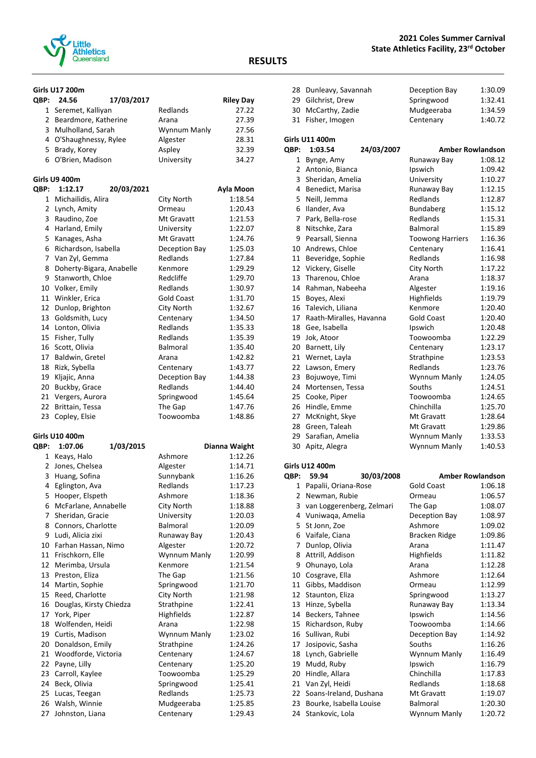**2021 Coles Summer Carnival**
**State Athletics Facility, 23rd October**

# RESULTS

### Girls U17 200m

**QBP: 24.56 — 17/03/2017 — Riley Day**

| Place | Name | Club | Time |
|---|---|---|---|
| 1 | Seremet, Kalliyan | Redlands | 27.22 |
| 2 | Beardmore, Katherine | Arana | 27.39 |
| 3 | Mulholland, Sarah | Wynnum Manly | 27.56 |
| 4 | O'Shaughnessy, Rylee | Algester | 28.31 |
| 5 | Brady, Korey | Aspley | 32.39 |
| 6 | O'Brien, Madison | University | 34.27 |

### Girls U9 400m

**QBP: 1:12.17 — 20/03/2021 — Ayla Moon**

| Place | Name | Club | Time |
|---|---|---|---|
| 1 | Michailidis, Alira | City North | 1:18.54 |
| 2 | Lynch, Amity | Ormeau | 1:20.43 |
| 3 | Raudino, Zoe | Mt Gravatt | 1:21.53 |
| 4 | Harland, Emily | University | 1:22.07 |
| 5 | Kanages, Asha | Mt Gravatt | 1:24.76 |
| 6 | Richardson, Isabella | Deception Bay | 1:25.03 |
| 7 | Van Zyl, Gemma | Redlands | 1:27.84 |
| 8 | Doherty-Bigara, Anabelle | Kenmore | 1:29.29 |
| 9 | Stanworth, Chloe | Redcliffe | 1:29.70 |
| 10 | Volker, Emily | Redlands | 1:30.97 |
| 11 | Winkler, Erica | Gold Coast | 1:31.70 |
| 12 | Dunlop, Brighton | City North | 1:32.67 |
| 13 | Goldsmith, Lucy | Centenary | 1:34.50 |
| 14 | Lonton, Olivia | Redlands | 1:35.33 |
| 15 | Fisher, Tully | Redlands | 1:35.39 |
| 16 | Scott, Olivia | Balmoral | 1:35.40 |
| 17 | Baldwin, Gretel | Arana | 1:42.82 |
| 18 | Rizk, Sybella | Centenary | 1:43.77 |
| 19 | Kljajic, Anna | Deception Bay | 1:44.38 |
| 20 | Buckby, Grace | Redlands | 1:44.40 |
| 21 | Vergers, Aurora | Springwood | 1:45.64 |
| 22 | Brittain, Tessa | The Gap | 1:47.76 |
| 23 | Copley, Elsie | Toowoomba | 1:48.86 |

### Girls U10 400m

**QBP: 1:07.06 — 1/03/2015 — Dianna Waight**

| Place | Name | Club | Time |
|---|---|---|---|
| 1 | Keays, Halo | Ashmore | 1:12.26 |
| 2 | Jones, Chelsea | Algester | 1:14.71 |
| 3 | Huang, Sofina | Sunnybank | 1:16.26 |
| 4 | Eglington, Ava | Redlands | 1:17.23 |
| 5 | Hooper, Elspeth | Ashmore | 1:18.36 |
| 6 | McFarlane, Annabelle | City North | 1:18.88 |
| 7 | Sheridan, Gracie | University | 1:20.03 |
| 8 | Connors, Charlotte | Balmoral | 1:20.09 |
| 9 | Ludi, Alicia zixi | Runaway Bay | 1:20.43 |
| 10 | Farhan Hassan, Nimo | Algester | 1:20.72 |
| 11 | Frischkorn, Elle | Wynnum Manly | 1:20.99 |
| 12 | Merimba, Ursula | Kenmore | 1:21.54 |
| 13 | Preston, Eliza | The Gap | 1:21.56 |
| 14 | Martin, Sophie | Springwood | 1:21.70 |
| 15 | Reed, Charlotte | City North | 1:21.98 |
| 16 | Douglas, Kirsty Chiedza | Strathpine | 1:22.41 |
| 17 | York, Piper | Highfields | 1:22.87 |
| 18 | Wolfenden, Heidi | Arana | 1:22.98 |
| 19 | Curtis, Madison | Wynnum Manly | 1:23.02 |
| 20 | Donaldson, Emily | Strathpine | 1:24.26 |
| 21 | Woodforde, Victoria | Centenary | 1:24.67 |
| 22 | Payne, Lilly | Centenary | 1:25.20 |
| 23 | Carroll, Kaylee | Toowoomba | 1:25.29 |
| 24 | Beck, Olivia | Springwood | 1:25.41 |
| 25 | Lucas, Teegan | Redlands | 1:25.73 |
| 26 | Walsh, Winnie | Mudgeeraba | 1:25.85 |
| 27 | Johnston, Liana | Centenary | 1:29.43 |
| 28 | Dunleavy, Savannah | Deception Bay | 1:30.09 |
| 29 | Gilchrist, Drew | Springwood | 1:32.41 |
| 30 | McCarthy, Zadie | Mudgeeraba | 1:34.59 |
| 31 | Fisher, Imogen | Centenary | 1:40.72 |

### Girls U11 400m

**QBP: 1:03.54 — 24/03/2007 — Amber Rowlandson**

| Place | Name | Club | Time |
|---|---|---|---|
| 1 | Bynge, Amy | Runaway Bay | 1:08.12 |
| 2 | Antonio, Bianca | Ipswich | 1:09.42 |
| 3 | Sheridan, Amelia | University | 1:10.27 |
| 4 | Benedict, Marisa | Runaway Bay | 1:12.15 |
| 5 | Neill, Jemma | Redlands | 1:12.87 |
| 6 | Ilander, Ava | Bundaberg | 1:15.12 |
| 7 | Park, Bella-rose | Redlands | 1:15.31 |
| 8 | Nitschke, Zara | Balmoral | 1:15.89 |
| 9 | Pearsall, Sienna | Toowong Harriers | 1:16.36 |
| 10 | Andrews, Chloe | Centenary | 1:16.41 |
| 11 | Beveridge, Sophie | Redlands | 1:16.98 |
| 12 | Vickery, Giselle | City North | 1:17.22 |
| 13 | Tharenou, Chloe | Arana | 1:18.37 |
| 14 | Rahman, Nabeeha | Algester | 1:19.16 |
| 15 | Boyes, Alexi | Highfields | 1:19.79 |
| 16 | Talevich, Liliana | Kenmore | 1:20.40 |
| 17 | Raath-Miralles, Havanna | Gold Coast | 1:20.40 |
| 18 | Gee, Isabella | Ipswich | 1:20.48 |
| 19 | Jok, Atoor | Toowoomba | 1:22.29 |
| 20 | Barnett, Lily | Centenary | 1:23.17 |
| 21 | Wernet, Layla | Strathpine | 1:23.53 |
| 22 | Lawson, Emery | Redlands | 1:23.76 |
| 23 | Bojuwoye, Timi | Wynnum Manly | 1:24.05 |
| 24 | Mortensen, Tessa | Souths | 1:24.51 |
| 25 | Cooke, Piper | Toowoomba | 1:24.65 |
| 26 | Hindle, Emme | Chinchilla | 1:25.70 |
| 27 | McKnight, Skye | Mt Gravatt | 1:28.64 |
| 28 | Green, Taleah | Mt Gravatt | 1:29.86 |
| 29 | Sarafian, Amelia | Wynnum Manly | 1:33.53 |
| 30 | Apitz, Alegra | Wynnum Manly | 1:40.53 |

### Girls U12 400m

**QBP: 59.94 — 30/03/2008 — Amber Rowlandson**

| Place | Name | Club | Time |
|---|---|---|---|
| 1 | Papalii, Oriana-Rose | Gold Coast | 1:06.18 |
| 2 | Newman, Rubie | Ormeau | 1:06.57 |
| 3 | van Loggerenberg, Zelmari | The Gap | 1:08.07 |
| 4 | Vuniwaqa, Amelia | Deception Bay | 1:08.97 |
| 5 | St Jonn, Zoe | Ashmore | 1:09.02 |
| 6 | Vaifale, Ciana | Bracken Ridge | 1:09.86 |
| 7 | Dunlop, Olivia | Arana | 1:11.47 |
| 8 | Attrill, Addison | Highfields | 1:11.82 |
| 9 | Ohunayo, Lola | Arana | 1:12.28 |
| 10 | Cosgrave, Ella | Ashmore | 1:12.64 |
| 11 | Gibbs, Maddison | Ormeau | 1:12.99 |
| 12 | Staunton, Eliza | Springwood | 1:13.27 |
| 13 | Hinze, Sybella | Runaway Bay | 1:13.34 |
| 14 | Beckers, Tahnee | Ipswich | 1:14.56 |
| 15 | Richardson, Ruby | Toowoomba | 1:14.66 |
| 16 | Sullivan, Rubi | Deception Bay | 1:14.92 |
| 17 | Josipovic, Sasha | Souths | 1:16.26 |
| 18 | Lynch, Gabrielle | Wynnum Manly | 1:16.49 |
| 19 | Mudd, Ruby | Ipswich | 1:16.79 |
| 20 | Hindle, Allara | Chinchilla | 1:17.83 |
| 21 | Van Zyl, Heidi | Redlands | 1:18.68 |
| 22 | Soans-Ireland, Dushana | Mt Gravatt | 1:19.07 |
| 23 | Bourke, Isabella Louise | Balmoral | 1:20.30 |
| 24 | Stankovic, Lola | Wynnum Manly | 1:20.72 |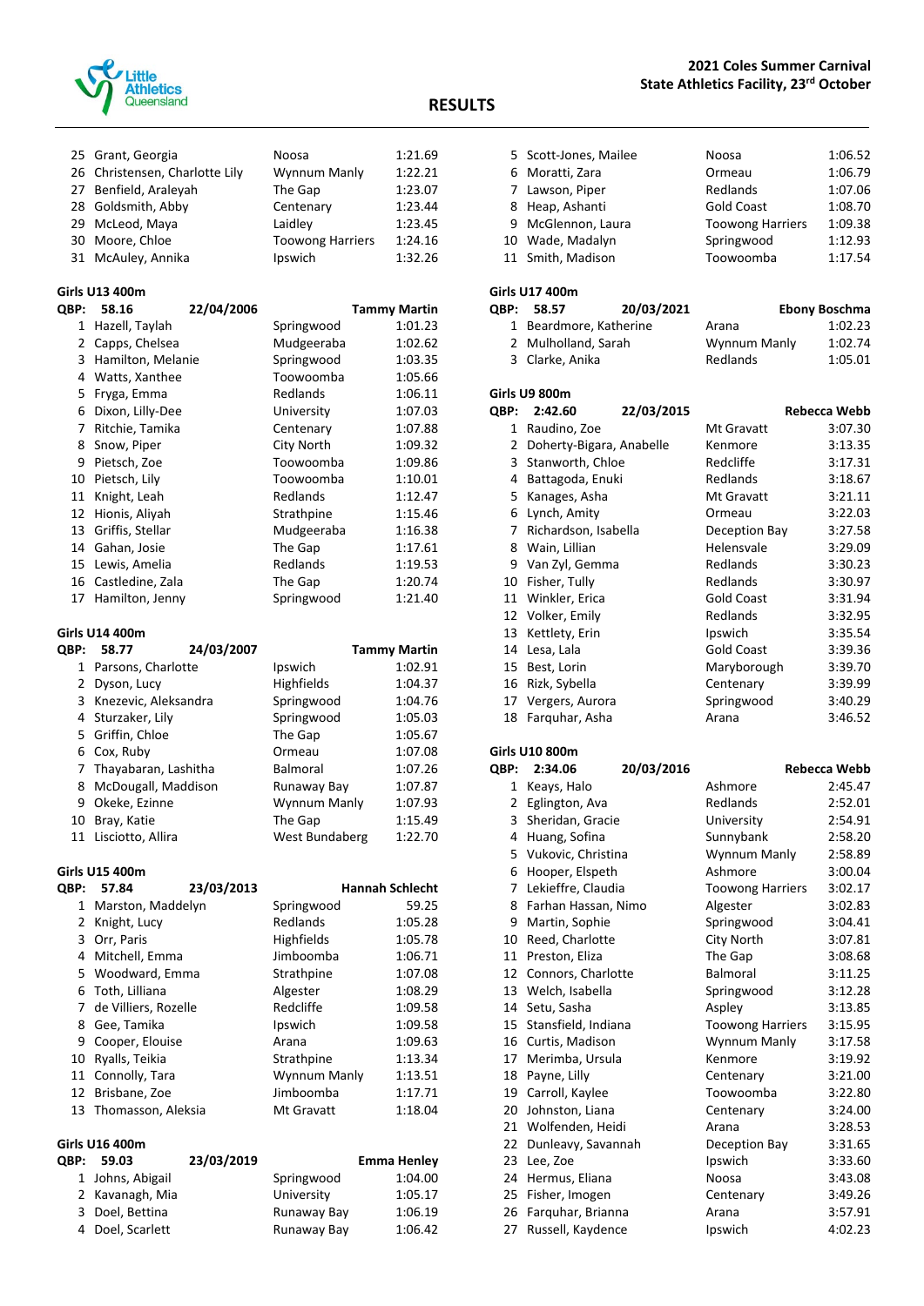## RESULTS

| | | | |
|---|---|---|---|
| 25 | Grant, Georgia | Noosa | 1:21.69 |
| 26 | Christensen, Charlotte Lily | Wynnum Manly | 1:22.21 |
| 27 | Benfield, Araleyah | The Gap | 1:23.07 |
| 28 | Goldsmith, Abby | Centenary | 1:23.44 |
| 29 | McLeod, Maya | Laidley | 1:23.45 |
| 30 | Moore, Chloe | Toowong Harriers | 1:24.16 |
| 31 | McAuley, Annika | Ipswich | 1:32.26 |

**Girls U13 400m**

| QBP: | 58.16 | 22/04/2006 | Tammy Martin |
|---|---|---|---|
| 1 | Hazell, Taylah | Springwood | 1:01.23 |
| 2 | Capps, Chelsea | Mudgeeraba | 1:02.62 |
| 3 | Hamilton, Melanie | Springwood | 1:03.35 |
| 4 | Watts, Xanthee | Toowoomba | 1:05.66 |
| 5 | Fryga, Emma | Redlands | 1:06.11 |
| 6 | Dixon, Lilly-Dee | University | 1:07.03 |
| 7 | Ritchie, Tamika | Centenary | 1:07.88 |
| 8 | Snow, Piper | City North | 1:09.32 |
| 9 | Pietsch, Zoe | Toowoomba | 1:09.86 |
| 10 | Pietsch, Lily | Toowoomba | 1:10.01 |
| 11 | Knight, Leah | Redlands | 1:12.47 |
| 12 | Hionis, Aliyah | Strathpine | 1:15.46 |
| 13 | Griffis, Stellar | Mudgeeraba | 1:16.38 |
| 14 | Gahan, Josie | The Gap | 1:17.61 |
| 15 | Lewis, Amelia | Redlands | 1:19.53 |
| 16 | Castledine, Zala | The Gap | 1:20.74 |
| 17 | Hamilton, Jenny | Springwood | 1:21.40 |

**Girls U14 400m**

| QBP: | 58.77 | 24/03/2007 | Tammy Martin |
|---|---|---|---|
| 1 | Parsons, Charlotte | Ipswich | 1:02.91 |
| 2 | Dyson, Lucy | Highfields | 1:04.37 |
| 3 | Knezevic, Aleksandra | Springwood | 1:04.76 |
| 4 | Sturzaker, Lily | Springwood | 1:05.03 |
| 5 | Griffin, Chloe | The Gap | 1:05.67 |
| 6 | Cox, Ruby | Ormeau | 1:07.08 |
| 7 | Thayabaran, Lashitha | Balmoral | 1:07.26 |
| 8 | McDougall, Maddison | Runaway Bay | 1:07.87 |
| 9 | Okeke, Ezinne | Wynnum Manly | 1:07.93 |
| 10 | Bray, Katie | The Gap | 1:15.49 |
| 11 | Lisciotto, Allira | West Bundaberg | 1:22.70 |

**Girls U15 400m**

| QBP: | 57.84 | 23/03/2013 | Hannah Schlecht |
|---|---|---|---|
| 1 | Marston, Maddelyn | Springwood | 59.25 |
| 2 | Knight, Lucy | Redlands | 1:05.28 |
| 3 | Orr, Paris | Highfields | 1:05.78 |
| 4 | Mitchell, Emma | Jimboomba | 1:06.71 |
| 5 | Woodward, Emma | Strathpine | 1:07.08 |
| 6 | Toth, Lilliana | Algester | 1:08.29 |
| 7 | de Villiers, Rozelle | Redcliffe | 1:09.58 |
| 8 | Gee, Tamika | Ipswich | 1:09.58 |
| 9 | Cooper, Elouise | Arana | 1:09.63 |
| 10 | Ryalls, Teikia | Strathpine | 1:13.34 |
| 11 | Connolly, Tara | Wynnum Manly | 1:13.51 |
| 12 | Brisbane, Zoe | Jimboomba | 1:17.71 |
| 13 | Thomasson, Aleksia | Mt Gravatt | 1:18.04 |

**Girls U16 400m**

| QBP: | 59.03 | 23/03/2019 | Emma Henley |
|---|---|---|---|
| 1 | Johns, Abigail | Springwood | 1:04.00 |
| 2 | Kavanagh, Mia | University | 1:05.17 |
| 3 | Doel, Bettina | Runaway Bay | 1:06.19 |
| 4 | Doel, Scarlett | Runaway Bay | 1:06.42 |
| 5 | Scott-Jones, Mailee | Noosa | 1:06.52 |
| 6 | Moratti, Zara | Ormeau | 1:06.79 |
| 7 | Lawson, Piper | Redlands | 1:07.06 |
| 8 | Heap, Ashanti | Gold Coast | 1:08.70 |
| 9 | McGlennon, Laura | Toowong Harriers | 1:09.38 |
| 10 | Wade, Madalyn | Springwood | 1:12.93 |
| 11 | Smith, Madison | Toowoomba | 1:17.54 |

**Girls U17 400m**

| QBP: | 58.57 | 20/03/2021 | Ebony Boschma |
|---|---|---|---|
| 1 | Beardmore, Katherine | Arana | 1:02.23 |
| 2 | Mulholland, Sarah | Wynnum Manly | 1:02.74 |
| 3 | Clarke, Anika | Redlands | 1:05.01 |

**Girls U9 800m**

| QBP: | 2:42.60 | 22/03/2015 | Rebecca Webb |
|---|---|---|---|
| 1 | Raudino, Zoe | Mt Gravatt | 3:07.30 |
| 2 | Doherty-Bigara, Anabelle | Kenmore | 3:13.35 |
| 3 | Stanworth, Chloe | Redcliffe | 3:17.31 |
| 4 | Battagoda, Enuki | Redlands | 3:18.67 |
| 5 | Kanages, Asha | Mt Gravatt | 3:21.11 |
| 6 | Lynch, Amity | Ormeau | 3:22.03 |
| 7 | Richardson, Isabella | Deception Bay | 3:27.58 |
| 8 | Wain, Lillian | Helensvale | 3:29.09 |
| 9 | Van Zyl, Gemma | Redlands | 3:30.23 |
| 10 | Fisher, Tully | Redlands | 3:30.97 |
| 11 | Winkler, Erica | Gold Coast | 3:31.94 |
| 12 | Volker, Emily | Redlands | 3:32.95 |
| 13 | Kettlety, Erin | Ipswich | 3:35.54 |
| 14 | Lesa, Lala | Gold Coast | 3:39.36 |
| 15 | Best, Lorin | Maryborough | 3:39.70 |
| 16 | Rizk, Sybella | Centenary | 3:39.99 |
| 17 | Vergers, Aurora | Springwood | 3:40.29 |
| 18 | Farquhar, Asha | Arana | 3:46.52 |

**Girls U10 800m**

| QBP: | 2:34.06 | 20/03/2016 | Rebecca Webb |
|---|---|---|---|
| 1 | Keays, Halo | Ashmore | 2:45.47 |
| 2 | Eglington, Ava | Redlands | 2:52.01 |
| 3 | Sheridan, Gracie | University | 2:54.91 |
| 4 | Huang, Sofina | Sunnybank | 2:58.20 |
| 5 | Vukovic, Christina | Wynnum Manly | 2:58.89 |
| 6 | Hooper, Elspeth | Ashmore | 3:00.04 |
| 7 | Lekieffre, Claudia | Toowong Harriers | 3:02.17 |
| 8 | Farhan Hassan, Nimo | Algester | 3:02.83 |
| 9 | Martin, Sophie | Springwood | 3:04.41 |
| 10 | Reed, Charlotte | City North | 3:07.81 |
| 11 | Preston, Eliza | The Gap | 3:08.68 |
| 12 | Connors, Charlotte | Balmoral | 3:11.25 |
| 13 | Welch, Isabella | Springwood | 3:12.28 |
| 14 | Setu, Sasha | Aspley | 3:13.85 |
| 15 | Stansfield, Indiana | Toowong Harriers | 3:15.95 |
| 16 | Curtis, Madison | Wynnum Manly | 3:17.58 |
| 17 | Merimba, Ursula | Kenmore | 3:19.92 |
| 18 | Payne, Lilly | Centenary | 3:21.00 |
| 19 | Carroll, Kaylee | Toowoomba | 3:22.80 |
| 20 | Johnston, Liana | Centenary | 3:24.00 |
| 21 | Wolfenden, Heidi | Arana | 3:28.53 |
| 22 | Dunleavy, Savannah | Deception Bay | 3:31.65 |
| 23 | Lee, Zoe | Ipswich | 3:33.60 |
| 24 | Hermus, Eliana | Noosa | 3:43.08 |
| 25 | Fisher, Imogen | Centenary | 3:49.26 |
| 26 | Farquhar, Brianna | Arana | 3:57.91 |
| 27 | Russell, Kaydence | Ipswich | 4:02.23 |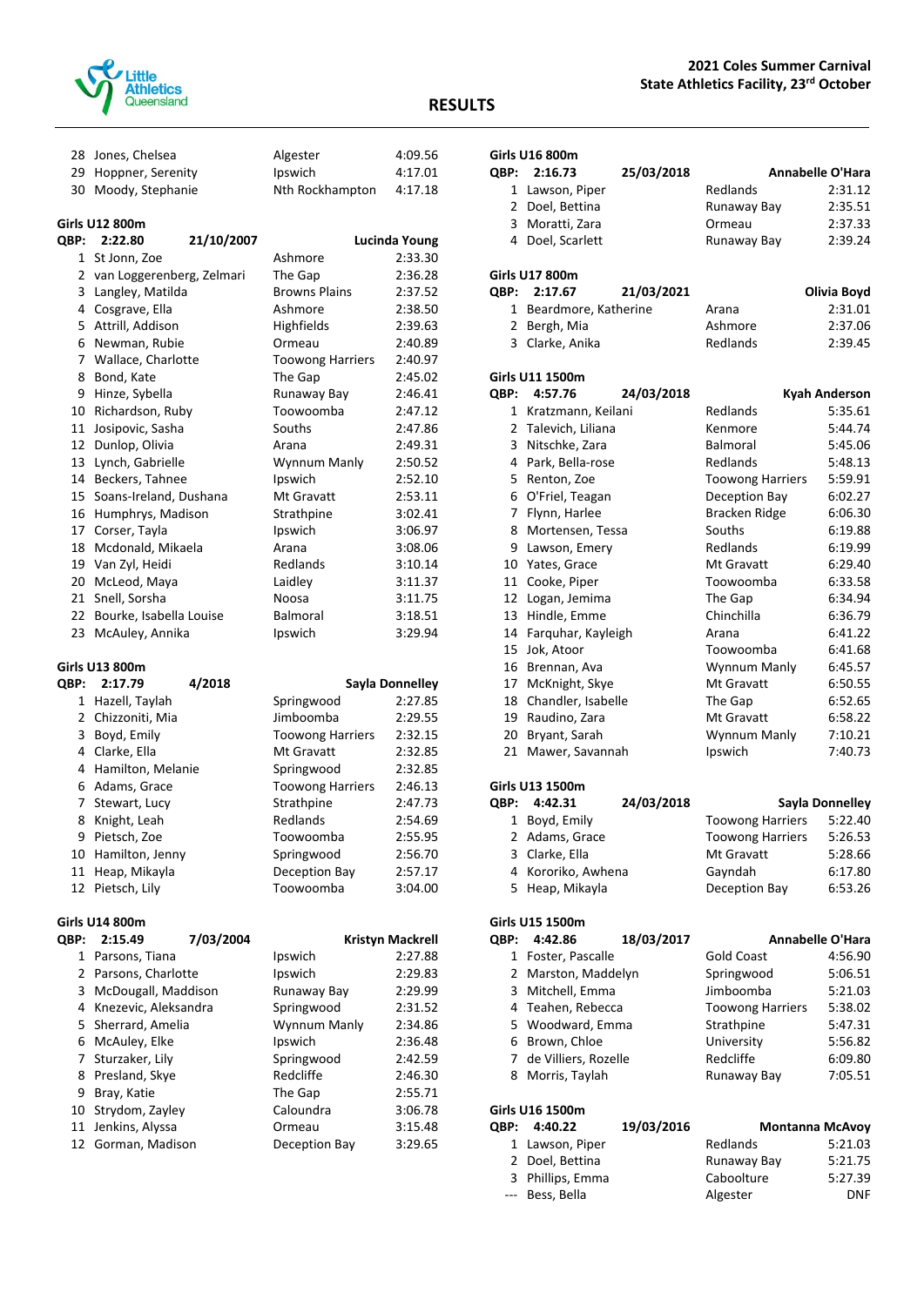| | | | |
|---|---|---|---|
| 28 | Jones, Chelsea | Algester | 4:09.56 |
| 29 | Hoppner, Serenity | Ipswich | 4:17.01 |
| 30 | Moody, Stephanie | Nth Rockhampton | 4:17.18 |

### Girls U12 800m

**QBP: 2:22.80 21/10/2007 Lucinda Young**

| | | | |
|---|---|---|---|
| 1 | St Jonn, Zoe | Ashmore | 2:33.30 |
| 2 | van Loggerenberg, Zelmari | The Gap | 2:36.28 |
| 3 | Langley, Matilda | Browns Plains | 2:37.52 |
| 4 | Cosgrave, Ella | Ashmore | 2:38.50 |
| 5 | Attrill, Addison | Highfields | 2:39.63 |
| 6 | Newman, Rubie | Ormeau | 2:40.89 |
| 7 | Wallace, Charlotte | Toowong Harriers | 2:40.97 |
| 8 | Bond, Kate | The Gap | 2:45.02 |
| 9 | Hinze, Sybella | Runaway Bay | 2:46.41 |
| 10 | Richardson, Ruby | Toowoomba | 2:47.12 |
| 11 | Josipovic, Sasha | Souths | 2:47.86 |
| 12 | Dunlop, Olivia | Arana | 2:49.31 |
| 13 | Lynch, Gabrielle | Wynnum Manly | 2:50.52 |
| 14 | Beckers, Tahnee | Ipswich | 2:52.10 |
| 15 | Soans-Ireland, Dushana | Mt Gravatt | 2:53.11 |
| 16 | Humphrys, Madison | Strathpine | 3:02.41 |
| 17 | Corser, Tayla | Ipswich | 3:06.97 |
| 18 | Mcdonald, Mikaela | Arana | 3:08.06 |
| 19 | Van Zyl, Heidi | Redlands | 3:10.14 |
| 20 | McLeod, Maya | Laidley | 3:11.37 |
| 21 | Snell, Sorsha | Noosa | 3:11.75 |
| 22 | Bourke, Isabella Louise | Balmoral | 3:18.51 |
| 23 | McAuley, Annika | Ipswich | 3:29.94 |

### Girls U13 800m

**QBP: 2:17.79 4/2018 Sayla Donnelley**

| | | | |
|---|---|---|---|
| 1 | Hazell, Taylah | Springwood | 2:27.85 |
| 2 | Chizzoniti, Mia | Jimboomba | 2:29.55 |
| 3 | Boyd, Emily | Toowong Harriers | 2:32.15 |
| 4 | Clarke, Ella | Mt Gravatt | 2:32.85 |
| 4 | Hamilton, Melanie | Springwood | 2:32.85 |
| 6 | Adams, Grace | Toowong Harriers | 2:46.13 |
| 7 | Stewart, Lucy | Strathpine | 2:47.73 |
| 8 | Knight, Leah | Redlands | 2:54.69 |
| 9 | Pietsch, Zoe | Toowoomba | 2:55.95 |
| 10 | Hamilton, Jenny | Springwood | 2:56.70 |
| 11 | Heap, Mikayla | Deception Bay | 2:57.17 |
| 12 | Pietsch, Lily | Toowoomba | 3:04.00 |

### Girls U14 800m

**QBP: 2:15.49 7/03/2004 Kristyn Mackrell**

| | | | |
|---|---|---|---|
| 1 | Parsons, Tiana | Ipswich | 2:27.88 |
| 2 | Parsons, Charlotte | Ipswich | 2:29.83 |
| 3 | McDougall, Maddison | Runaway Bay | 2:29.99 |
| 4 | Knezevic, Aleksandra | Springwood | 2:31.52 |
| 5 | Sherrard, Amelia | Wynnum Manly | 2:34.86 |
| 6 | McAuley, Elke | Ipswich | 2:36.48 |
| 7 | Sturzaker, Lily | Springwood | 2:42.59 |
| 8 | Presland, Skye | Redcliffe | 2:46.30 |
| 9 | Bray, Katie | The Gap | 2:55.71 |
| 10 | Strydom, Zayley | Caloundra | 3:06.78 |
| 11 | Jenkins, Alyssa | Ormeau | 3:15.48 |
| 12 | Gorman, Madison | Deception Bay | 3:29.65 |

### Girls U16 800m

**QBP: 2:16.73 25/03/2018 Annabelle O'Hara**

| | | | |
|---|---|---|---|
| 1 | Lawson, Piper | Redlands | 2:31.12 |
| 2 | Doel, Bettina | Runaway Bay | 2:35.51 |
| 3 | Moratti, Zara | Ormeau | 2:37.33 |
| 4 | Doel, Scarlett | Runaway Bay | 2:39.24 |

### Girls U17 800m

**QBP: 2:17.67 21/03/2021 Olivia Boyd**

| | | | |
|---|---|---|---|
| 1 | Beardmore, Katherine | Arana | 2:31.01 |
| 2 | Bergh, Mia | Ashmore | 2:37.06 |
| 3 | Clarke, Anika | Redlands | 2:39.45 |

### Girls U11 1500m

**QBP: 4:57.76 24/03/2018 Kyah Anderson**

| | | | |
|---|---|---|---|
| 1 | Kratzmann, Keilani | Redlands | 5:35.61 |
| 2 | Talevich, Liliana | Kenmore | 5:44.74 |
| 3 | Nitschke, Zara | Balmoral | 5:45.06 |
| 4 | Park, Bella-rose | Redlands | 5:48.13 |
| 5 | Renton, Zoe | Toowong Harriers | 5:59.91 |
| 6 | O'Friel, Teagan | Deception Bay | 6:02.27 |
| 7 | Flynn, Harlee | Bracken Ridge | 6:06.30 |
| 8 | Mortensen, Tessa | Souths | 6:19.88 |
| 9 | Lawson, Emery | Redlands | 6:19.99 |
| 10 | Yates, Grace | Mt Gravatt | 6:29.40 |
| 11 | Cooke, Piper | Toowoomba | 6:33.58 |
| 12 | Logan, Jemima | The Gap | 6:34.94 |
| 13 | Hindle, Emme | Chinchilla | 6:36.79 |
| 14 | Farquhar, Kayleigh | Arana | 6:41.22 |
| 15 | Jok, Atoor | Toowoomba | 6:41.68 |
| 16 | Brennan, Ava | Wynnum Manly | 6:45.57 |
| 17 | McKnight, Skye | Mt Gravatt | 6:50.55 |
| 18 | Chandler, Isabelle | The Gap | 6:52.65 |
| 19 | Raudino, Zara | Mt Gravatt | 6:58.22 |
| 20 | Bryant, Sarah | Wynnum Manly | 7:10.21 |
| 21 | Mawer, Savannah | Ipswich | 7:40.73 |

### Girls U13 1500m

**QBP: 4:42.31 24/03/2018 Sayla Donnelley**

| | | | |
|---|---|---|---|
| 1 | Boyd, Emily | Toowong Harriers | 5:22.40 |
| 2 | Adams, Grace | Toowong Harriers | 5:26.53 |
| 3 | Clarke, Ella | Mt Gravatt | 5:28.66 |
| 4 | Kororiko, Awhena | Gayndah | 6:17.80 |
| 5 | Heap, Mikayla | Deception Bay | 6:53.26 |

### Girls U15 1500m

**QBP: 4:42.86 18/03/2017 Annabelle O'Hara**

| | | | |
|---|---|---|---|
| 1 | Foster, Pascalle | Gold Coast | 4:56.90 |
| 2 | Marston, Maddelyn | Springwood | 5:06.51 |
| 3 | Mitchell, Emma | Jimboomba | 5:21.03 |
| 4 | Teahen, Rebecca | Toowong Harriers | 5:38.02 |
| 5 | Woodward, Emma | Strathpine | 5:47.31 |
| 6 | Brown, Chloe | University | 5:56.82 |
| 7 | de Villiers, Rozelle | Redcliffe | 6:09.80 |
| 8 | Morris, Taylah | Runaway Bay | 7:05.51 |

### Girls U16 1500m

**QBP: 4:40.22 19/03/2016 Montanna McAvoy**

| | | | |
|---|---|---|---|
| 1 | Lawson, Piper | Redlands | 5:21.03 |
| 2 | Doel, Bettina | Runaway Bay | 5:21.75 |
| 3 | Phillips, Emma | Caboolture | 5:27.39 |
| --- | Bess, Bella | Algester | DNF |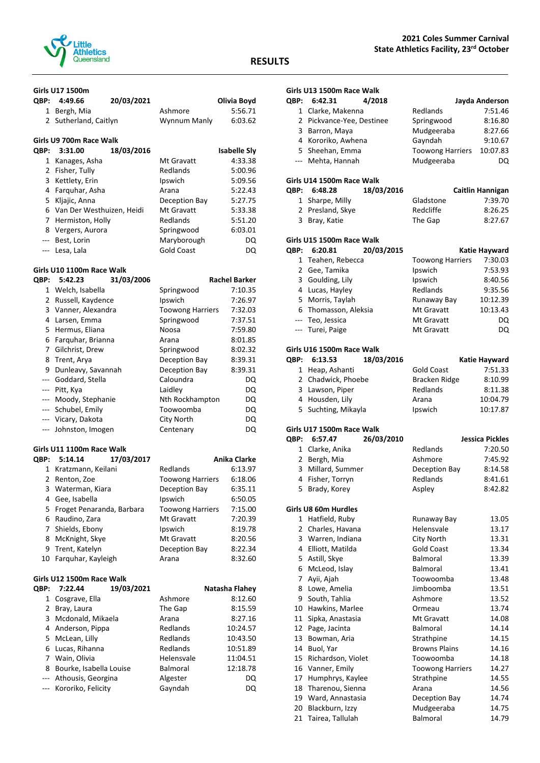## RESULTS

**2021 Coles Summer Carnival**
**State Athletics Facility, 23rd October**

### Girls U17 1500m

QBP: 4:49.66 20/03/2021 Olivia Boyd

| Place | Name | Club | Result |
|---|---|---|---|
| 1 | Bergh, Mia | Ashmore | 5:56.71 |
| 2 | Sutherland, Caitlyn | Wynnum Manly | 6:03.62 |

### Girls U9 700m Race Walk

QBP: 3:31.00 18/03/2016 Isabelle Sly

| Place | Name | Club | Result |
|---|---|---|---|
| 1 | Kanages, Asha | Mt Gravatt | 4:33.38 |
| 2 | Fisher, Tully | Redlands | 5:00.96 |
| 3 | Kettlety, Erin | Ipswich | 5:09.56 |
| 4 | Farquhar, Asha | Arana | 5:22.43 |
| 5 | Kljajic, Anna | Deception Bay | 5:27.75 |
| 6 | Van Der Westhuizen, Heidi | Mt Gravatt | 5:33.38 |
| 7 | Hermiston, Holly | Redlands | 5:51.20 |
| 8 | Vergers, Aurora | Springwood | 6:03.01 |
| --- | Best, Lorin | Maryborough | DQ |
| --- | Lesa, Lala | Gold Coast | DQ |

### Girls U10 1100m Race Walk

QBP: 5:42.23 31/03/2006 Rachel Barker

| Place | Name | Club | Result |
|---|---|---|---|
| 1 | Welch, Isabella | Springwood | 7:10.35 |
| 2 | Russell, Kaydence | Ipswich | 7:26.97 |
| 3 | Vanner, Alexandra | Toowong Harriers | 7:32.03 |
| 4 | Larsen, Emma | Springwood | 7:37.51 |
| 5 | Hermus, Eliana | Noosa | 7:59.80 |
| 6 | Farquhar, Brianna | Arana | 8:01.85 |
| 7 | Gilchrist, Drew | Springwood | 8:02.32 |
| 8 | Trent, Arya | Deception Bay | 8:39.31 |
| 9 | Dunleavy, Savannah | Deception Bay | 8:39.31 |
| --- | Goddard, Stella | Caloundra | DQ |
| --- | Pitt, Kya | Laidley | DQ |
| --- | Moody, Stephanie | Nth Rockhampton | DQ |
| --- | Schubel, Emily | Toowoomba | DQ |
| --- | Vicary, Dakota | City North | DQ |
| --- | Johnston, Imogen | Centenary | DQ |

### Girls U11 1100m Race Walk

QBP: 5:14.14 17/03/2017 Anika Clarke

| Place | Name | Club | Result |
|---|---|---|---|
| 1 | Kratzmann, Keilani | Redlands | 6:13.97 |
| 2 | Renton, Zoe | Toowong Harriers | 6:18.06 |
| 3 | Waterman, Kiara | Deception Bay | 6:35.11 |
| 4 | Gee, Isabella | Ipswich | 6:50.05 |
| 5 | Froget Penaranda, Barbara | Toowong Harriers | 7:15.00 |
| 6 | Raudino, Zara | Mt Gravatt | 7:20.39 |
| 7 | Shields, Ebony | Ipswich | 8:19.78 |
| 8 | McKnight, Skye | Mt Gravatt | 8:20.56 |
| 9 | Trent, Katelyn | Deception Bay | 8:22.34 |
| 10 | Farquhar, Kayleigh | Arana | 8:32.60 |

### Girls U12 1500m Race Walk

QBP: 7:22.44 19/03/2021 Natasha Flahey

| Place | Name | Club | Result |
|---|---|---|---|
| 1 | Cosgrave, Ella | Ashmore | 8:12.60 |
| 2 | Bray, Laura | The Gap | 8:15.59 |
| 3 | Mcdonald, Mikaela | Arana | 8:27.16 |
| 4 | Anderson, Pippa | Redlands | 10:24.57 |
| 5 | McLean, Lilly | Redlands | 10:43.50 |
| 6 | Lucas, Rihanna | Redlands | 10:51.89 |
| 7 | Wain, Olivia | Helensvale | 11:04.51 |
| 8 | Bourke, Isabella Louise | Balmoral | 12:18.78 |
| --- | Athousis, Georgina | Algester | DQ |
| --- | Kororiko, Felicity | Gayndah | DQ |

### Girls U13 1500m Race Walk

QBP: 6:42.31 4/2018 Jayda Anderson

| Place | Name | Club | Result |
|---|---|---|---|
| 1 | Clarke, Makenna | Redlands | 7:51.46 |
| 2 | Pickvance-Yee, Destinee | Springwood | 8:16.80 |
| 3 | Barron, Maya | Mudgeeraba | 8:27.66 |
| 4 | Kororiko, Awhena | Gayndah | 9:10.67 |
| 5 | Sheehan, Emma | Toowong Harriers | 10:07.83 |
| --- | Mehta, Hannah | Mudgeeraba | DQ |

### Girls U14 1500m Race Walk

QBP: 6:48.28 18/03/2016 Caitlin Hannigan

| Place | Name | Club | Result |
|---|---|---|---|
| 1 | Sharpe, Milly | Gladstone | 7:39.70 |
| 2 | Presland, Skye | Redcliffe | 8:26.25 |
| 3 | Bray, Katie | The Gap | 8:27.67 |

### Girls U15 1500m Race Walk

QBP: 6:20.81 20/03/2015 Katie Hayward

| Place | Name | Club | Result |
|---|---|---|---|
| 1 | Teahen, Rebecca | Toowong Harriers | 7:30.03 |
| 2 | Gee, Tamika | Ipswich | 7:53.93 |
| 3 | Goulding, Lily | Ipswich | 8:40.56 |
| 4 | Lucas, Hayley | Redlands | 9:35.56 |
| 5 | Morris, Taylah | Runaway Bay | 10:12.39 |
| 6 | Thomasson, Aleksia | Mt Gravatt | 10:13.43 |
| --- | Teo, Jessica | Mt Gravatt | DQ |
| --- | Turei, Paige | Mt Gravatt | DQ |

### Girls U16 1500m Race Walk

QBP: 6:13.53 18/03/2016 Katie Hayward

| Place | Name | Club | Result |
|---|---|---|---|
| 1 | Heap, Ashanti | Gold Coast | 7:51.33 |
| 2 | Chadwick, Phoebe | Bracken Ridge | 8:10.99 |
| 3 | Lawson, Piper | Redlands | 8:11.38 |
| 4 | Housden, Lily | Arana | 10:04.79 |
| 5 | Suchting, Mikayla | Ipswich | 10:17.87 |

### Girls U17 1500m Race Walk

QBP: 6:57.47 26/03/2010 Jessica Pickles

| Place | Name | Club | Result |
|---|---|---|---|
| 1 | Clarke, Anika | Redlands | 7:20.50 |
| 2 | Bergh, Mia | Ashmore | 7:45.92 |
| 3 | Millard, Summer | Deception Bay | 8:14.58 |
| 4 | Fisher, Torryn | Redlands | 8:41.61 |
| 5 | Brady, Korey | Aspley | 8:42.82 |

### Girls U8 60m Hurdles

| Place | Name | Club | Result |
|---|---|---|---|
| 1 | Hatfield, Ruby | Runaway Bay | 13.05 |
| 2 | Charles, Havana | Helensvale | 13.17 |
| 3 | Warren, Indiana | City North | 13.31 |
| 4 | Elliott, Matilda | Gold Coast | 13.34 |
| 5 | Astill, Skye | Balmoral | 13.39 |
| 6 | McLeod, Islay | Balmoral | 13.41 |
| 7 | Ayii, Ajah | Toowoomba | 13.48 |
| 8 | Lowe, Amelia | Jimboomba | 13.51 |
| 9 | South, Tahlia | Ashmore | 13.52 |
| 10 | Hawkins, Marlee | Ormeau | 13.74 |
| 11 | Sipka, Anastasia | Mt Gravatt | 14.08 |
| 12 | Page, Jacinta | Balmoral | 14.14 |
| 13 | Bowman, Aria | Strathpine | 14.15 |
| 14 | Buol, Yar | Browns Plains | 14.16 |
| 15 | Richardson, Violet | Toowoomba | 14.18 |
| 16 | Vanner, Emily | Toowong Harriers | 14.27 |
| 17 | Humphrys, Kaylee | Strathpine | 14.55 |
| 18 | Tharenou, Sienna | Arana | 14.56 |
| 19 | Ward, Annastasia | Deception Bay | 14.74 |
| 20 | Blackburn, Izzy | Mudgeeraba | 14.75 |
| 21 | Tairea, Tallulah | Balmoral | 14.79 |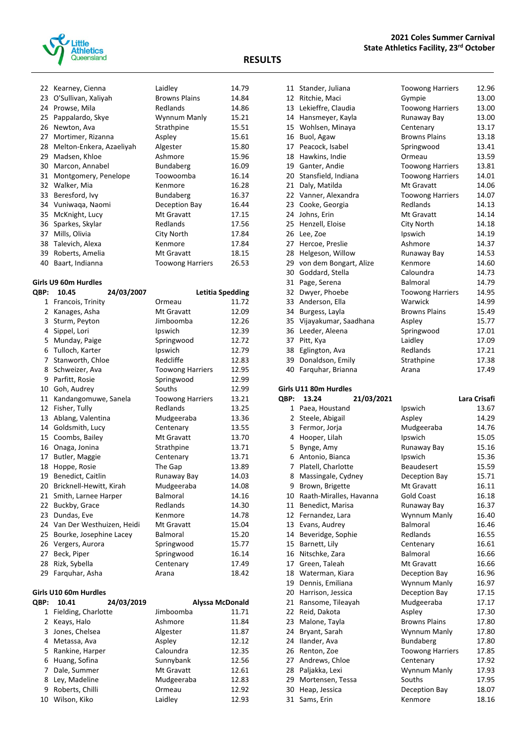**2021 Coles Summer Carnival**
**State Athletics Facility, 23rd October**

## RESULTS

| | | | |
|---|---|---|---|
| 22 | Kearney, Cienna | Laidley | 14.79 |
| 23 | O'Sullivan, Xaliyah | Browns Plains | 14.84 |
| 24 | Prowse, Mila | Redlands | 14.86 |
| 25 | Pappalardo, Skye | Wynnum Manly | 15.21 |
| 26 | Newton, Ava | Strathpine | 15.51 |
| 27 | Mortimer, Rizanna | Aspley | 15.61 |
| 28 | Melton-Enkera, Azaeliyah | Algester | 15.80 |
| 29 | Madsen, Khloe | Ashmore | 15.96 |
| 30 | Marcon, Annabel | Bundaberg | 16.09 |
| 31 | Montgomery, Penelope | Toowoomba | 16.14 |
| 32 | Walker, Mia | Kenmore | 16.28 |
| 33 | Beresford, Ivy | Bundaberg | 16.37 |
| 34 | Vuniwaqa, Naomi | Deception Bay | 16.44 |
| 35 | McKnight, Lucy | Mt Gravatt | 17.15 |
| 36 | Sparkes, Skylar | Redlands | 17.56 |
| 37 | Mills, Olivia | City North | 17.84 |
| 38 | Talevich, Alexa | Kenmore | 17.84 |
| 39 | Roberts, Amelia | Mt Gravatt | 18.15 |
| 40 | Baart, Indianna | Toowong Harriers | 26.53 |

### Girls U9 60m Hurdles

| QBP: | 10.45 | 24/03/2007 | Letitia Spedding |
|---|---|---|---|
| 1 | Francois, Trinity | Ormeau | 11.72 |
| 2 | Kanages, Asha | Mt Gravatt | 12.09 |
| 3 | Sturm, Peyton | Jimboomba | 12.26 |
| 4 | Sippel, Lori | Ipswich | 12.39 |
| 5 | Munday, Paige | Springwood | 12.72 |
| 6 | Tulloch, Karter | Ipswich | 12.79 |
| 7 | Stanworth, Chloe | Redcliffe | 12.83 |
| 8 | Schweizer, Ava | Toowong Harriers | 12.95 |
| 9 | Parfitt, Rosie | Springwood | 12.99 |
| 10 | Goh, Audrey | Souths | 12.99 |
| 11 | Kandangomuwe, Sanela | Toowong Harriers | 13.21 |
| 12 | Fisher, Tully | Redlands | 13.25 |
| 13 | Ablang, Valentina | Mudgeeraba | 13.36 |
| 14 | Goldsmith, Lucy | Centenary | 13.55 |
| 15 | Coombs, Bailey | Mt Gravatt | 13.70 |
| 16 | Onaga, Jonina | Strathpine | 13.71 |
| 17 | Butler, Maggie | Centenary | 13.71 |
| 18 | Hoppe, Rosie | The Gap | 13.89 |
| 19 | Benedict, Caitlin | Runaway Bay | 14.03 |
| 20 | Bricknell-Hewitt, Kirah | Mudgeeraba | 14.08 |
| 21 | Smith, Larnee Harper | Balmoral | 14.16 |
| 22 | Buckby, Grace | Redlands | 14.30 |
| 23 | Dundas, Eve | Kenmore | 14.78 |
| 24 | Van Der Westhuizen, Heidi | Mt Gravatt | 15.04 |
| 25 | Bourke, Josephine Lacey | Balmoral | 15.20 |
| 26 | Vergers, Aurora | Springwood | 15.77 |
| 27 | Beck, Piper | Springwood | 16.14 |
| 28 | Rizk, Sybella | Centenary | 17.49 |
| 29 | Farquhar, Asha | Arana | 18.42 |

### Girls U10 60m Hurdles

| QBP: | 10.41 | 24/03/2019 | Alyssa McDonald |
|---|---|---|---|
| 1 | Fielding, Charlotte | Jimboomba | 11.71 |
| 2 | Keays, Halo | Ashmore | 11.84 |
| 3 | Jones, Chelsea | Algester | 11.87 |
| 4 | Metassa, Ava | Aspley | 12.12 |
| 5 | Rankine, Harper | Caloundra | 12.35 |
| 6 | Huang, Sofina | Sunnybank | 12.56 |
| 7 | Dale, Summer | Mt Gravatt | 12.61 |
| 8 | Ley, Madeline | Mudgeeraba | 12.83 |
| 9 | Roberts, Chilli | Ormeau | 12.92 |
| 10 | Wilson, Kiko | Laidley | 12.93 |
| 11 | Stander, Juliana | Toowong Harriers | 12.96 |
| 12 | Ritchie, Maci | Gympie | 13.00 |
| 13 | Lekieffre, Claudia | Toowong Harriers | 13.00 |
| 14 | Hansmeyer, Kayla | Runaway Bay | 13.00 |
| 15 | Wohlsen, Minaya | Centenary | 13.17 |
| 16 | Buol, Agaw | Browns Plains | 13.18 |
| 17 | Peacock, Isabel | Springwood | 13.41 |
| 18 | Hawkins, Indie | Ormeau | 13.59 |
| 19 | Ganter, Andie | Toowong Harriers | 13.81 |
| 20 | Stansfield, Indiana | Toowong Harriers | 14.01 |
| 21 | Daly, Matilda | Mt Gravatt | 14.06 |
| 22 | Vanner, Alexandra | Toowong Harriers | 14.07 |
| 23 | Cooke, Georgia | Redlands | 14.13 |
| 24 | Johns, Erin | Mt Gravatt | 14.14 |
| 25 | Henzell, Eloise | City North | 14.18 |
| 26 | Lee, Zoe | Ipswich | 14.19 |
| 27 | Hercoe, Preslie | Ashmore | 14.37 |
| 28 | Helgeson, Willow | Runaway Bay | 14.53 |
| 29 | von dem Bongart, Alize | Kenmore | 14.60 |
| 30 | Goddard, Stella | Caloundra | 14.73 |
| 31 | Page, Serena | Balmoral | 14.79 |
| 32 | Dwyer, Phoebe | Toowong Harriers | 14.95 |
| 33 | Anderson, Ella | Warwick | 14.99 |
| 34 | Burgess, Layla | Browns Plains | 15.49 |
| 35 | Vijayakumar, Saadhana | Aspley | 15.77 |
| 36 | Leeder, Aleena | Springwood | 17.01 |
| 37 | Pitt, Kya | Laidley | 17.09 |
| 38 | Eglington, Ava | Redlands | 17.21 |
| 39 | Donaldson, Emily | Strathpine | 17.38 |
| 40 | Farquhar, Brianna | Arana | 17.49 |

### Girls U11 80m Hurdles

| QBP: | 13.24 | 21/03/2021 | Lara Crisafi |
|---|---|---|---|
| 1 | Paea, Houstand | Ipswich | 13.67 |
| 2 | Steele, Abigail | Aspley | 14.29 |
| 3 | Fermor, Jorja | Mudgeeraba | 14.76 |
| 4 | Hooper, Lilah | Ipswich | 15.05 |
| 5 | Bynge, Amy | Runaway Bay | 15.16 |
| 6 | Antonio, Bianca | Ipswich | 15.36 |
| 7 | Platell, Charlotte | Beaudesert | 15.59 |
| 8 | Massingale, Cydney | Deception Bay | 15.71 |
| 9 | Brown, Brigette | Mt Gravatt | 16.11 |
| 10 | Raath-Miralles, Havanna | Gold Coast | 16.18 |
| 11 | Benedict, Marisa | Runaway Bay | 16.37 |
| 12 | Fernandez, Lara | Wynnum Manly | 16.40 |
| 13 | Evans, Audrey | Balmoral | 16.46 |
| 14 | Beveridge, Sophie | Redlands | 16.55 |
| 15 | Barnett, Lily | Centenary | 16.61 |
| 16 | Nitschke, Zara | Balmoral | 16.66 |
| 17 | Green, Taleah | Mt Gravatt | 16.66 |
| 18 | Waterman, Kiara | Deception Bay | 16.96 |
| 19 | Dennis, Emiliana | Wynnum Manly | 16.97 |
| 20 | Harrison, Jessica | Deception Bay | 17.15 |
| 21 | Ransome, Tileayah | Mudgeeraba | 17.17 |
| 22 | Reid, Dakota | Aspley | 17.30 |
| 23 | Malone, Tayla | Browns Plains | 17.80 |
| 24 | Bryant, Sarah | Wynnum Manly | 17.80 |
| 24 | Ilander, Ava | Bundaberg | 17.80 |
| 26 | Renton, Zoe | Toowong Harriers | 17.85 |
| 27 | Andrews, Chloe | Centenary | 17.92 |
| 28 | Paljakka, Lexi | Wynnum Manly | 17.93 |
| 29 | Mortensen, Tessa | Souths | 17.95 |
| 30 | Heap, Jessica | Deception Bay | 18.07 |
| 31 | Sams, Erin | Kenmore | 18.16 |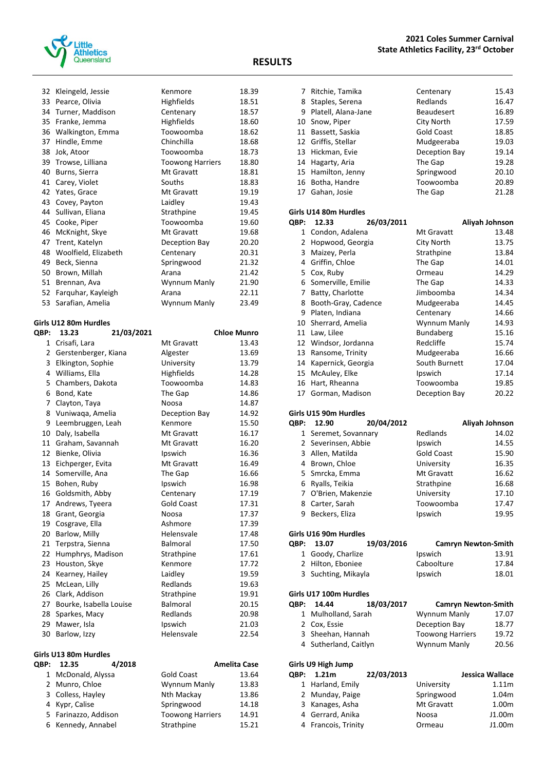# RESULTS

**2021 Coles Summer Carnival**
**State Athletics Facility, 23rd October**

| Place | Name | Club | Result |
|---|---|---|---|
| 32 | Kleingeld, Jessie | Kenmore | 18.39 |
| 33 | Pearce, Olivia | Highfields | 18.51 |
| 34 | Turner, Maddison | Centenary | 18.57 |
| 35 | Franke, Jemma | Highfields | 18.60 |
| 36 | Walkington, Emma | Toowoomba | 18.62 |
| 37 | Hindle, Emme | Chinchilla | 18.68 |
| 38 | Jok, Atoor | Toowoomba | 18.73 |
| 39 | Trowse, Lilliana | Toowong Harriers | 18.80 |
| 40 | Burns, Sierra | Mt Gravatt | 18.81 |
| 41 | Carey, Violet | Souths | 18.83 |
| 42 | Yates, Grace | Mt Gravatt | 19.19 |
| 43 | Covey, Payton | Laidley | 19.43 |
| 44 | Sullivan, Eliana | Strathpine | 19.45 |
| 45 | Cooke, Piper | Toowoomba | 19.60 |
| 46 | McKnight, Skye | Mt Gravatt | 19.68 |
| 47 | Trent, Katelyn | Deception Bay | 20.20 |
| 48 | Woolfield, Elizabeth | Centenary | 20.31 |
| 49 | Beck, Sienna | Springwood | 21.32 |
| 50 | Brown, Millah | Arana | 21.42 |
| 51 | Brennan, Ava | Wynnum Manly | 21.90 |
| 52 | Farquhar, Kayleigh | Arana | 22.11 |
| 53 | Sarafian, Amelia | Wynnum Manly | 23.49 |

### Girls U12 80m Hurdles

**QBP: 13.23 — 21/03/2021 — Chloe Munro**

| Place | Name | Club | Result |
|---|---|---|---|
| 1 | Crisafi, Lara | Mt Gravatt | 13.43 |
| 2 | Gerstenberger, Kiana | Algester | 13.69 |
| 3 | Elkington, Sophie | University | 13.79 |
| 4 | Williams, Ella | Highfields | 14.28 |
| 5 | Chambers, Dakota | Toowoomba | 14.83 |
| 6 | Bond, Kate | The Gap | 14.86 |
| 7 | Clayton, Taya | Noosa | 14.87 |
| 8 | Vuniwaqa, Amelia | Deception Bay | 14.92 |
| 9 | Leembruggen, Leah | Kenmore | 15.50 |
| 10 | Daly, Isabella | Mt Gravatt | 16.17 |
| 11 | Graham, Savannah | Mt Gravatt | 16.20 |
| 12 | Bienke, Olivia | Ipswich | 16.36 |
| 13 | Eichperger, Evita | Mt Gravatt | 16.49 |
| 14 | Somerville, Ana | The Gap | 16.66 |
| 15 | Bohen, Ruby | Ipswich | 16.98 |
| 16 | Goldsmith, Abby | Centenary | 17.19 |
| 17 | Andrews, Tyeera | Gold Coast | 17.31 |
| 18 | Grant, Georgia | Noosa | 17.37 |
| 19 | Cosgrave, Ella | Ashmore | 17.39 |
| 20 | Barlow, Milly | Helensvale | 17.48 |
| 21 | Terpstra, Sienna | Balmoral | 17.50 |
| 22 | Humphrys, Madison | Strathpine | 17.61 |
| 23 | Houston, Skye | Kenmore | 17.72 |
| 24 | Kearney, Hailey | Laidley | 19.59 |
| 25 | McLean, Lilly | Redlands | 19.63 |
| 26 | Clark, Addison | Strathpine | 19.91 |
| 27 | Bourke, Isabella Louise | Balmoral | 20.15 |
| 28 | Sparkes, Macy | Redlands | 20.98 |
| 29 | Mawer, Isla | Ipswich | 21.03 |
| 30 | Barlow, Izzy | Helensvale | 22.54 |

### Girls U13 80m Hurdles

**QBP: 12.35 — 4/2018 — Amelita Case**

| Place | Name | Club | Result |
|---|---|---|---|
| 1 | McDonald, Alyssa | Gold Coast | 13.64 |
| 2 | Munro, Chloe | Wynnum Manly | 13.83 |
| 3 | Colless, Hayley | Nth Mackay | 13.86 |
| 4 | Kypr, Calise | Springwood | 14.18 |
| 5 | Farinazzo, Addison | Toowong Harriers | 14.91 |
| 6 | Kennedy, Annabel | Strathpine | 15.21 |
| 7 | Ritchie, Tamika | Centenary | 15.43 |
| 8 | Staples, Serena | Redlands | 16.47 |
| 9 | Platell, Alana-Jane | Beaudesert | 16.89 |
| 10 | Snow, Piper | City North | 17.59 |
| 11 | Bassett, Saskia | Gold Coast | 18.85 |
| 12 | Griffis, Stellar | Mudgeeraba | 19.03 |
| 13 | Hickman, Evie | Deception Bay | 19.14 |
| 14 | Hagarty, Aria | The Gap | 19.28 |
| 15 | Hamilton, Jenny | Springwood | 20.10 |
| 16 | Botha, Handre | Toowoomba | 20.89 |
| 17 | Gahan, Josie | The Gap | 21.28 |

### Girls U14 80m Hurdles

**QBP: 12.33 — 26/03/2011 — Aliyah Johnson**

| Place | Name | Club | Result |
|---|---|---|---|
| 1 | Condon, Adalena | Mt Gravatt | 13.48 |
| 2 | Hopwood, Georgia | City North | 13.75 |
| 3 | Maizey, Perla | Strathpine | 13.84 |
| 4 | Griffin, Chloe | The Gap | 14.01 |
| 5 | Cox, Ruby | Ormeau | 14.29 |
| 6 | Somerville, Emilie | The Gap | 14.33 |
| 7 | Batty, Charlotte | Jimboomba | 14.34 |
| 8 | Booth-Gray, Cadence | Mudgeeraba | 14.45 |
| 9 | Platen, Indiana | Centenary | 14.66 |
| 10 | Sherrard, Amelia | Wynnum Manly | 14.93 |
| 11 | Law, Lilee | Bundaberg | 15.16 |
| 12 | Windsor, Jordanna | Redcliffe | 15.74 |
| 13 | Ransome, Trinity | Mudgeeraba | 16.66 |
| 14 | Kapernick, Georgia | South Burnett | 17.04 |
| 15 | McAuley, Elke | Ipswich | 17.14 |
| 16 | Hart, Rheanna | Toowoomba | 19.85 |
| 17 | Gorman, Madison | Deception Bay | 20.22 |

### Girls U15 90m Hurdles

**QBP: 12.90 — 20/04/2012 — Aliyah Johnson**

| Place | Name | Club | Result |
|---|---|---|---|
| 1 | Seremet, Sovannary | Redlands | 14.02 |
| 2 | Severinsen, Abbie | Ipswich | 14.55 |
| 3 | Allen, Matilda | Gold Coast | 15.90 |
| 4 | Brown, Chloe | University | 16.35 |
| 5 | Smrcka, Emma | Mt Gravatt | 16.62 |
| 6 | Ryalls, Teikia | Strathpine | 16.68 |
| 7 | O'Brien, Makenzie | University | 17.10 |
| 8 | Carter, Sarah | Toowoomba | 17.47 |
| 9 | Beckers, Eliza | Ipswich | 19.95 |

### Girls U16 90m Hurdles

**QBP: 13.07 — 19/03/2016 — Camryn Newton-Smith**

| Place | Name | Club | Result |
|---|---|---|---|
| 1 | Goody, Charlize | Ipswich | 13.91 |
| 2 | Hilton, Eboniee | Caboolture | 17.84 |
| 3 | Suchting, Mikayla | Ipswich | 18.01 |

### Girls U17 100m Hurdles

**QBP: 14.44 — 18/03/2017 — Camryn Newton-Smith**

| Place | Name | Club | Result |
|---|---|---|---|
| 1 | Mulholland, Sarah | Wynnum Manly | 17.07 |
| 2 | Cox, Essie | Deception Bay | 18.77 |
| 3 | Sheehan, Hannah | Toowong Harriers | 19.72 |
| 4 | Sutherland, Caitlyn | Wynnum Manly | 20.56 |

### Girls U9 High Jump

**QBP: 1.21m — 22/03/2013 — Jessica Wallace**

| Place | Name | Club | Result |
|---|---|---|---|
| 1 | Harland, Emily | University | 1.11m |
| 2 | Munday, Paige | Springwood | 1.04m |
| 3 | Kanages, Asha | Mt Gravatt | 1.00m |
| 4 | Gerrard, Anika | Noosa | J1.00m |
| 4 | Francois, Trinity | Ormeau | J1.00m |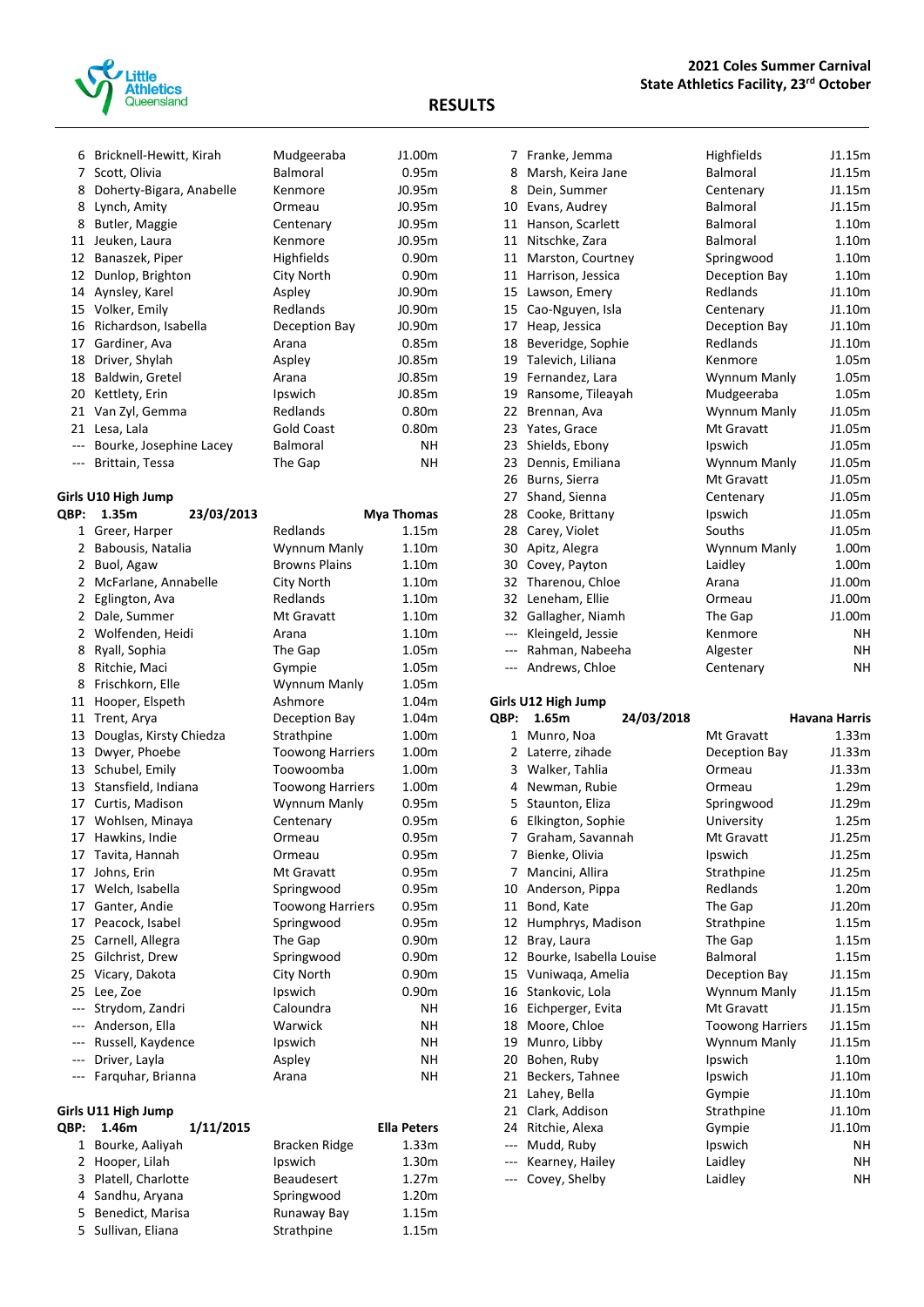# 2021 Coles Summer Carnival
## State Athletics Facility, 23rd October

## RESULTS

| Place | Name | Club | Result |
|---|---|---|---|
| 6 | Bricknell-Hewitt, Kirah | Mudgeeraba | J1.00m |
| 7 | Scott, Olivia | Balmoral | 0.95m |
| 8 | Doherty-Bigara, Anabelle | Kenmore | J0.95m |
| 8 | Lynch, Amity | Ormeau | J0.95m |
| 8 | Butler, Maggie | Centenary | J0.95m |
| 11 | Jeuken, Laura | Kenmore | J0.95m |
| 12 | Banaszek, Piper | Highfields | 0.90m |
| 12 | Dunlop, Brighton | City North | 0.90m |
| 14 | Aynsley, Karel | Aspley | J0.90m |
| 15 | Volker, Emily | Redlands | J0.90m |
| 16 | Richardson, Isabella | Deception Bay | J0.90m |
| 17 | Gardiner, Ava | Arana | 0.85m |
| 18 | Driver, Shylah | Aspley | J0.85m |
| 18 | Baldwin, Gretel | Arana | J0.85m |
| 20 | Kettlety, Erin | Ipswich | J0.85m |
| 21 | Van Zyl, Gemma | Redlands | 0.80m |
| 21 | Lesa, Lala | Gold Coast | 0.80m |
| --- | Bourke, Josephine Lacey | Balmoral | NH |
| --- | Brittain, Tessa | The Gap | NH |

### Girls U10 High Jump

QBP: 1.35m 23/03/2013 Mya Thomas

| Place | Name | Club | Result |
|---|---|---|---|
| 1 | Greer, Harper | Redlands | 1.15m |
| 2 | Babousis, Natalia | Wynnum Manly | 1.10m |
| 2 | Buol, Agaw | Browns Plains | 1.10m |
| 2 | McFarlane, Annabelle | City North | 1.10m |
| 2 | Eglington, Ava | Redlands | 1.10m |
| 2 | Dale, Summer | Mt Gravatt | 1.10m |
| 2 | Wolfenden, Heidi | Arana | 1.10m |
| 8 | Ryall, Sophia | The Gap | 1.05m |
| 8 | Ritchie, Maci | Gympie | 1.05m |
| 8 | Frischkorn, Elle | Wynnum Manly | 1.05m |
| 11 | Hooper, Elspeth | Ashmore | 1.04m |
| 11 | Trent, Arya | Deception Bay | 1.04m |
| 13 | Douglas, Kirsty Chiedza | Strathpine | 1.00m |
| 13 | Dwyer, Phoebe | Toowong Harriers | 1.00m |
| 13 | Schubel, Emily | Toowoomba | 1.00m |
| 13 | Stansfield, Indiana | Toowong Harriers | 1.00m |
| 17 | Curtis, Madison | Wynnum Manly | 0.95m |
| 17 | Wohlsen, Minaya | Centenary | 0.95m |
| 17 | Hawkins, Indie | Ormeau | 0.95m |
| 17 | Tavita, Hannah | Ormeau | 0.95m |
| 17 | Johns, Erin | Mt Gravatt | 0.95m |
| 17 | Welch, Isabella | Springwood | 0.95m |
| 17 | Ganter, Andie | Toowong Harriers | 0.95m |
| 17 | Peacock, Isabel | Springwood | 0.95m |
| 25 | Carnell, Allegra | The Gap | 0.90m |
| 25 | Gilchrist, Drew | Springwood | 0.90m |
| 25 | Vicary, Dakota | City North | 0.90m |
| 25 | Lee, Zoe | Ipswich | 0.90m |
| --- | Strydom, Zandri | Caloundra | NH |
| --- | Anderson, Ella | Warwick | NH |
| --- | Russell, Kaydence | Ipswich | NH |
| --- | Driver, Layla | Aspley | NH |
| --- | Farquhar, Brianna | Arana | NH |

### Girls U11 High Jump

QBP: 1.46m 1/11/2015 Ella Peters

| Place | Name | Club | Result |
|---|---|---|---|
| 1 | Bourke, Aaliyah | Bracken Ridge | 1.33m |
| 2 | Hooper, Lilah | Ipswich | 1.30m |
| 3 | Platell, Charlotte | Beaudesert | 1.27m |
| 4 | Sandhu, Aryana | Springwood | 1.20m |
| 5 | Benedict, Marisa | Runaway Bay | 1.15m |
| 5 | Sullivan, Eliana | Strathpine | 1.15m |
| 7 | Franke, Jemma | Highfields | J1.15m |
| 8 | Marsh, Keira Jane | Balmoral | J1.15m |
| 8 | Dein, Summer | Centenary | J1.15m |
| 10 | Evans, Audrey | Balmoral | J1.15m |
| 11 | Hanson, Scarlett | Balmoral | 1.10m |
| 11 | Nitschke, Zara | Balmoral | 1.10m |
| 11 | Marston, Courtney | Springwood | 1.10m |
| 11 | Harrison, Jessica | Deception Bay | 1.10m |
| 15 | Lawson, Emery | Redlands | J1.10m |
| 15 | Cao-Nguyen, Isla | Centenary | J1.10m |
| 17 | Heap, Jessica | Deception Bay | J1.10m |
| 18 | Beveridge, Sophie | Redlands | J1.10m |
| 19 | Talevich, Liliana | Kenmore | 1.05m |
| 19 | Fernandez, Lara | Wynnum Manly | 1.05m |
| 19 | Ransome, Tileayah | Mudgeeraba | 1.05m |
| 22 | Brennan, Ava | Wynnum Manly | J1.05m |
| 23 | Yates, Grace | Mt Gravatt | J1.05m |
| 23 | Shields, Ebony | Ipswich | J1.05m |
| 23 | Dennis, Emiliana | Wynnum Manly | J1.05m |
| 26 | Burns, Sierra | Mt Gravatt | J1.05m |
| 27 | Shand, Sienna | Centenary | J1.05m |
| 28 | Cooke, Brittany | Ipswich | J1.05m |
| 28 | Carey, Violet | Souths | J1.05m |
| 30 | Apitz, Alegra | Wynnum Manly | 1.00m |
| 30 | Covey, Payton | Laidley | 1.00m |
| 32 | Tharenou, Chloe | Arana | J1.00m |
| 32 | Leneham, Ellie | Ormeau | J1.00m |
| 32 | Gallagher, Niamh | The Gap | J1.00m |
| --- | Kleingeld, Jessie | Kenmore | NH |
| --- | Rahman, Nabeeha | Algester | NH |
| --- | Andrews, Chloe | Centenary | NH |

### Girls U12 High Jump

QBP: 1.65m 24/03/2018 Havana Harris

| Place | Name | Club | Result |
|---|---|---|---|
| 1 | Munro, Noa | Mt Gravatt | 1.33m |
| 2 | Laterre, zihade | Deception Bay | J1.33m |
| 3 | Walker, Tahlia | Ormeau | J1.33m |
| 4 | Newman, Rubie | Ormeau | 1.29m |
| 5 | Staunton, Eliza | Springwood | J1.29m |
| 6 | Elkington, Sophie | University | 1.25m |
| 7 | Graham, Savannah | Mt Gravatt | J1.25m |
| 7 | Bienke, Olivia | Ipswich | J1.25m |
| 7 | Mancini, Allira | Strathpine | J1.25m |
| 10 | Anderson, Pippa | Redlands | 1.20m |
| 11 | Bond, Kate | The Gap | J1.20m |
| 12 | Humphrys, Madison | Strathpine | 1.15m |
| 12 | Bray, Laura | The Gap | 1.15m |
| 12 | Bourke, Isabella Louise | Balmoral | 1.15m |
| 15 | Vuniwaqa, Amelia | Deception Bay | J1.15m |
| 16 | Stankovic, Lola | Wynnum Manly | J1.15m |
| 16 | Eichperger, Evita | Mt Gravatt | J1.15m |
| 18 | Moore, Chloe | Toowong Harriers | J1.15m |
| 19 | Munro, Libby | Wynnum Manly | J1.15m |
| 20 | Bohen, Ruby | Ipswich | 1.10m |
| 21 | Beckers, Tahnee | Ipswich | J1.10m |
| 21 | Lahey, Bella | Gympie | J1.10m |
| 21 | Clark, Addison | Strathpine | J1.10m |
| 24 | Ritchie, Alexa | Gympie | J1.10m |
| --- | Mudd, Ruby | Ipswich | NH |
| --- | Kearney, Hailey | Laidley | NH |
| --- | Covey, Shelby | Laidley | NH |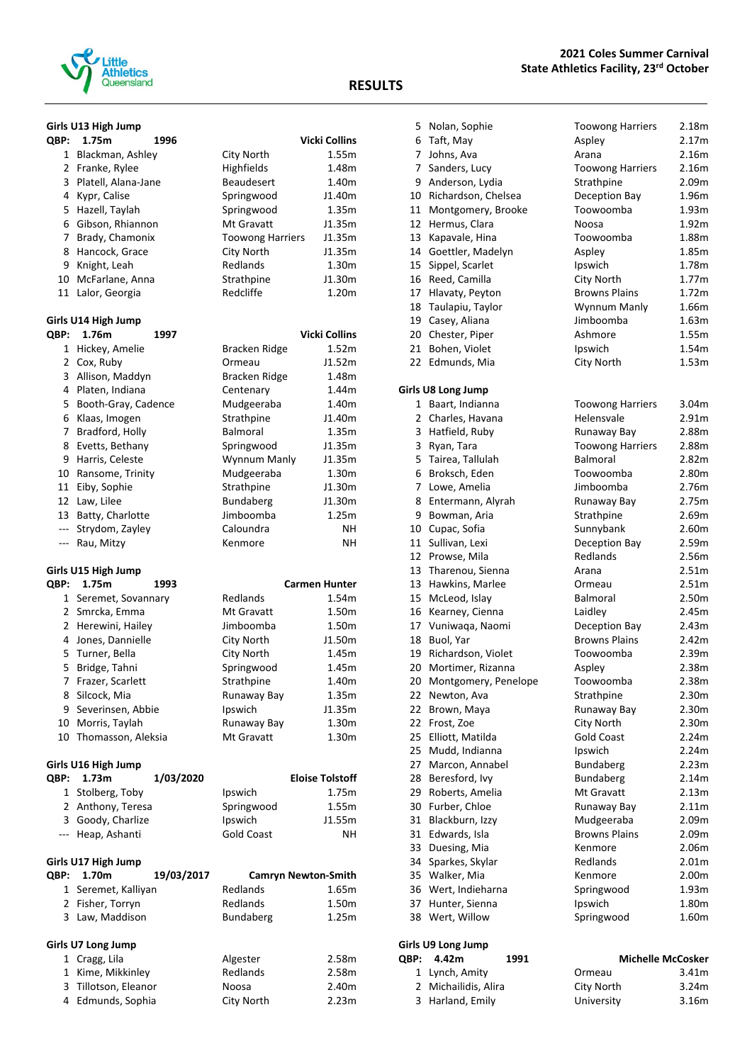## 2021 Coles Summer Carnival
## State Athletics Facility, 23rd October

# RESULTS

### Girls U13 High Jump

QBP: 1.75m — 1996 — Vicki Collins

| Place | Name | Club | Result |
|---|---|---|---|
| 1 | Blackman, Ashley | City North | 1.55m |
| 2 | Franke, Rylee | Highfields | 1.48m |
| 3 | Platell, Alana-Jane | Beaudesert | 1.40m |
| 4 | Kypr, Calise | Springwood | J1.40m |
| 5 | Hazell, Taylah | Springwood | 1.35m |
| 6 | Gibson, Rhiannon | Mt Gravatt | J1.35m |
| 7 | Brady, Chamonix | Toowong Harriers | J1.35m |
| 8 | Hancock, Grace | City North | J1.35m |
| 9 | Knight, Leah | Redlands | 1.30m |
| 10 | McFarlane, Anna | Strathpine | J1.30m |
| 11 | Lalor, Georgia | Redcliffe | 1.20m |

### Girls U14 High Jump

QBP: 1.76m — 1997 — Vicki Collins

| Place | Name | Club | Result |
|---|---|---|---|
| 1 | Hickey, Amelie | Bracken Ridge | 1.52m |
| 2 | Cox, Ruby | Ormeau | J1.52m |
| 3 | Allison, Maddyn | Bracken Ridge | 1.48m |
| 4 | Platen, Indiana | Centenary | 1.44m |
| 5 | Booth-Gray, Cadence | Mudgeeraba | 1.40m |
| 6 | Klaas, Imogen | Strathpine | J1.40m |
| 7 | Bradford, Holly | Balmoral | 1.35m |
| 8 | Evetts, Bethany | Springwood | J1.35m |
| 9 | Harris, Celeste | Wynnum Manly | J1.35m |
| 10 | Ransome, Trinity | Mudgeeraba | 1.30m |
| 11 | Eiby, Sophie | Strathpine | J1.30m |
| 12 | Law, Lilee | Bundaberg | J1.30m |
| 13 | Batty, Charlotte | Jimboomba | 1.25m |
| --- | Strydom, Zayley | Caloundra | NH |
| --- | Rau, Mitzy | Kenmore | NH |

### Girls U15 High Jump

QBP: 1.75m — 1993 — Carmen Hunter

| Place | Name | Club | Result |
|---|---|---|---|
| 1 | Seremet, Sovannary | Redlands | 1.54m |
| 2 | Smrcka, Emma | Mt Gravatt | 1.50m |
| 2 | Herewini, Hailey | Jimboomba | 1.50m |
| 4 | Jones, Dannielle | City North | J1.50m |
| 5 | Turner, Bella | City North | 1.45m |
| 5 | Bridge, Tahni | Springwood | 1.45m |
| 7 | Frazer, Scarlett | Strathpine | 1.40m |
| 8 | Silcock, Mia | Runaway Bay | 1.35m |
| 9 | Severinsen, Abbie | Ipswich | J1.35m |
| 10 | Morris, Taylah | Runaway Bay | 1.30m |
| 10 | Thomasson, Aleksia | Mt Gravatt | 1.30m |

### Girls U16 High Jump

QBP: 1.73m — 1/03/2020 — Eloise Tolstoff

| Place | Name | Club | Result |
|---|---|---|---|
| 1 | Stolberg, Toby | Ipswich | 1.75m |
| 2 | Anthony, Teresa | Springwood | 1.55m |
| 3 | Goody, Charlize | Ipswich | J1.55m |
| --- | Heap, Ashanti | Gold Coast | NH |

### Girls U17 High Jump

QBP: 1.70m — 19/03/2017 — Camryn Newton-Smith

| Place | Name | Club | Result |
|---|---|---|---|
| 1 | Seremet, Kalliyan | Redlands | 1.65m |
| 2 | Fisher, Torryn | Redlands | 1.50m |
| 3 | Law, Maddison | Bundaberg | 1.25m |

### Girls U7 Long Jump

| Place | Name | Club | Result |
|---|---|---|---|
| 1 | Cragg, Lila | Algester | 2.58m |
| 1 | Kime, Mikkinley | Redlands | 2.58m |
| 3 | Tillotson, Eleanor | Noosa | 2.40m |
| 4 | Edmunds, Sophia | City North | 2.23m |
| 5 | Nolan, Sophie | Toowong Harriers | 2.18m |
| 6 | Taft, May | Aspley | 2.17m |
| 7 | Johns, Ava | Arana | 2.16m |
| 7 | Sanders, Lucy | Toowong Harriers | 2.16m |
| 9 | Anderson, Lydia | Strathpine | 2.09m |
| 10 | Richardson, Chelsea | Deception Bay | 1.96m |
| 11 | Montgomery, Brooke | Toowoomba | 1.93m |
| 12 | Hermus, Clara | Noosa | 1.92m |
| 13 | Kapavale, Hina | Toowoomba | 1.88m |
| 14 | Goettler, Madelyn | Aspley | 1.85m |
| 15 | Sippel, Scarlet | Ipswich | 1.78m |
| 16 | Reed, Camilla | City North | 1.77m |
| 17 | Hlavaty, Peyton | Browns Plains | 1.72m |
| 18 | Taulapiu, Taylor | Wynnum Manly | 1.66m |
| 19 | Casey, Aliana | Jimboomba | 1.63m |
| 20 | Chester, Piper | Ashmore | 1.55m |
| 21 | Bohen, Violet | Ipswich | 1.54m |
| 22 | Edmunds, Mia | City North | 1.53m |

### Girls U8 Long Jump

| Place | Name | Club | Result |
|---|---|---|---|
| 1 | Baart, Indiana | Toowong Harriers | 3.04m |
| 2 | Charles, Havana | Helensvale | 2.91m |
| 3 | Hatfield, Ruby | Runaway Bay | 2.88m |
| 3 | Ryan, Tara | Toowong Harriers | 2.88m |
| 5 | Tairea, Tallulah | Balmoral | 2.82m |
| 6 | Broksch, Eden | Toowoomba | 2.80m |
| 7 | Lowe, Amelia | Jimboomba | 2.76m |
| 8 | Entermann, Alyrah | Runaway Bay | 2.75m |
| 9 | Bowman, Aria | Strathpine | 2.69m |
| 10 | Cupac, Sofia | Sunnybank | 2.60m |
| 11 | Sullivan, Lexi | Deception Bay | 2.59m |
| 12 | Prowse, Mila | Redlands | 2.56m |
| 13 | Tharenou, Sienna | Arana | 2.51m |
| 13 | Hawkins, Marlee | Ormeau | 2.51m |
| 15 | McLeod, Islay | Balmoral | 2.50m |
| 16 | Kearney, Cienna | Laidley | 2.45m |
| 17 | Vuniwaqa, Naomi | Deception Bay | 2.43m |
| 18 | Buol, Yar | Browns Plains | 2.42m |
| 19 | Richardson, Violet | Toowoomba | 2.39m |
| 20 | Mortimer, Rizanna | Aspley | 2.38m |
| 20 | Montgomery, Penelope | Toowoomba | 2.38m |
| 22 | Newton, Ava | Strathpine | 2.30m |
| 22 | Brown, Maya | Runaway Bay | 2.30m |
| 22 | Frost, Zoe | City North | 2.30m |
| 25 | Elliott, Matilda | Gold Coast | 2.24m |
| 25 | Mudd, Indianna | Ipswich | 2.24m |
| 27 | Marcon, Annabel | Bundaberg | 2.23m |
| 28 | Beresford, Ivy | Bundaberg | 2.14m |
| 29 | Roberts, Amelia | Mt Gravatt | 2.13m |
| 30 | Furber, Chloe | Runaway Bay | 2.11m |
| 31 | Blackburn, Izzy | Mudgeeraba | 2.09m |
| 31 | Edwards, Isla | Browns Plains | 2.09m |
| 33 | Duesing, Mia | Kenmore | 2.06m |
| 34 | Sparkes, Skylar | Redlands | 2.01m |
| 35 | Walker, Mia | Kenmore | 2.00m |
| 36 | Wert, Indieharna | Springwood | 1.93m |
| 37 | Hunter, Sienna | Ipswich | 1.80m |
| 38 | Wert, Willow | Springwood | 1.60m |

### Girls U9 Long Jump

QBP: 4.42m — 1991 — Michelle McCosker

| Place | Name | Club | Result |
|---|---|---|---|
| 1 | Lynch, Amity | Ormeau | 3.41m |
| 2 | Michailidis, Alira | City North | 3.24m |
| 3 | Harland, Emily | University | 3.16m |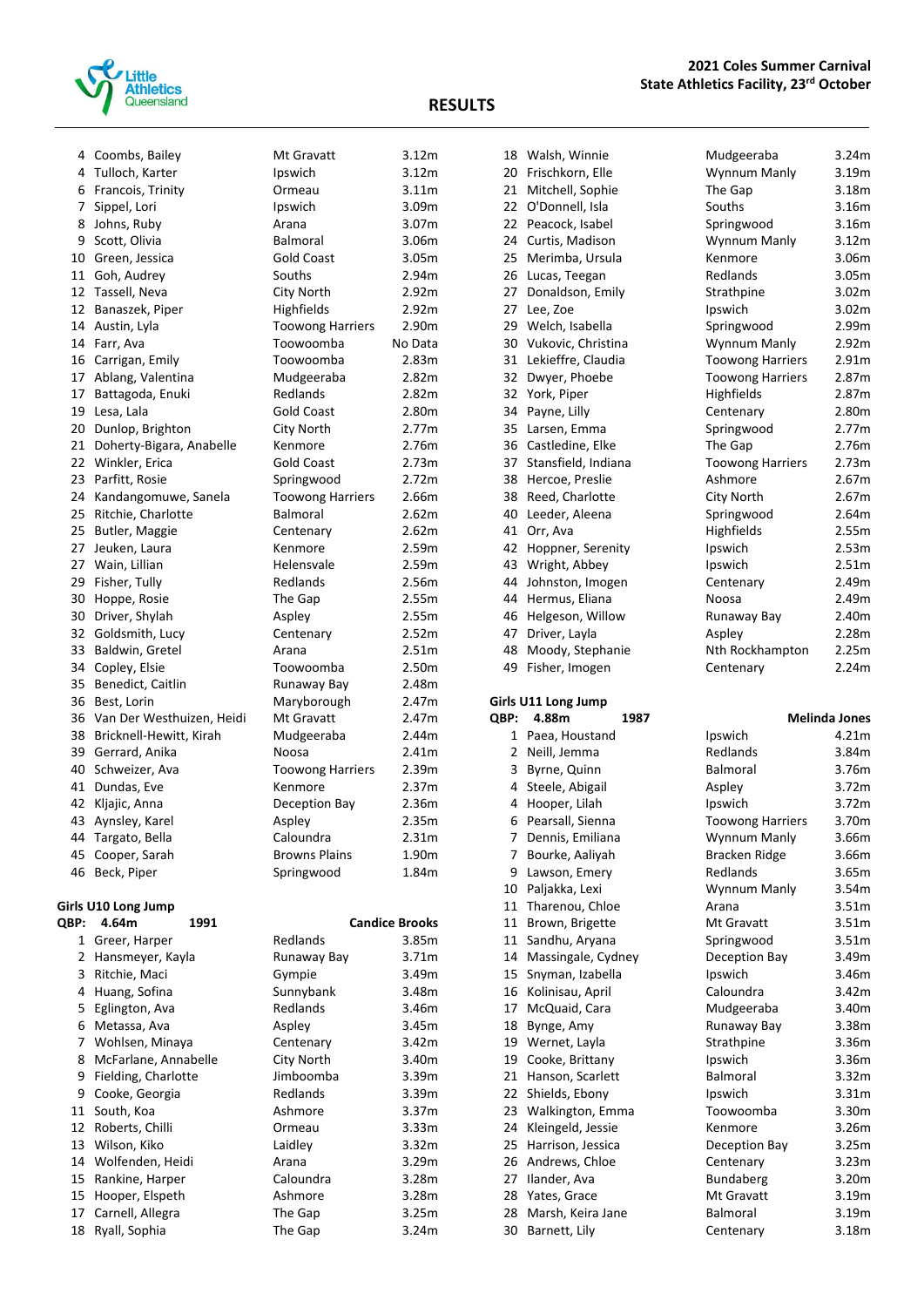# RESULTS

**2021 Coles Summer Carnival**
**State Athletics Facility, 23rd October**

| | | | |
|---|---|---|---|
| 4 | Coombs, Bailey | Mt Gravatt | 3.12m |
| 4 | Tulloch, Karter | Ipswich | 3.12m |
| 6 | Francois, Trinity | Ormeau | 3.11m |
| 7 | Sippel, Lori | Ipswich | 3.09m |
| 8 | Johns, Ruby | Arana | 3.07m |
| 9 | Scott, Olivia | Balmoral | 3.06m |
| 10 | Green, Jessica | Gold Coast | 3.05m |
| 11 | Goh, Audrey | Souths | 2.94m |
| 12 | Tassell, Neva | City North | 2.92m |
| 12 | Banaszek, Piper | Highfields | 2.92m |
| 14 | Austin, Lyla | Toowong Harriers | 2.90m |
| 14 | Farr, Ava | Toowoomba | No Data |
| 16 | Carrigan, Emily | Toowoomba | 2.83m |
| 17 | Ablang, Valentina | Mudgeeraba | 2.82m |
| 17 | Battagoda, Enuki | Redlands | 2.82m |
| 19 | Lesa, Lala | Gold Coast | 2.80m |
| 20 | Dunlop, Brighton | City North | 2.77m |
| 21 | Doherty-Bigara, Anabelle | Kenmore | 2.76m |
| 22 | Winkler, Erica | Gold Coast | 2.73m |
| 23 | Parfitt, Rosie | Springwood | 2.72m |
| 24 | Kandangomuwe, Sanela | Toowong Harriers | 2.66m |
| 25 | Ritchie, Charlotte | Balmoral | 2.62m |
| 25 | Butler, Maggie | Centenary | 2.62m |
| 27 | Jeuken, Laura | Kenmore | 2.59m |
| 27 | Wain, Lillian | Helensvale | 2.59m |
| 29 | Fisher, Tully | Redlands | 2.56m |
| 30 | Hoppe, Rosie | The Gap | 2.55m |
| 30 | Driver, Shylah | Aspley | 2.55m |
| 32 | Goldsmith, Lucy | Centenary | 2.52m |
| 33 | Baldwin, Gretel | Arana | 2.51m |
| 34 | Copley, Elsie | Toowoomba | 2.50m |
| 35 | Benedict, Caitlin | Runaway Bay | 2.48m |
| 36 | Best, Lorin | Maryborough | 2.47m |
| 36 | Van Der Westhuizen, Heidi | Mt Gravatt | 2.47m |
| 38 | Bricknell-Hewitt, Kirah | Mudgeeraba | 2.44m |
| 39 | Gerrard, Anika | Noosa | 2.41m |
| 40 | Schweizer, Ava | Toowong Harriers | 2.39m |
| 41 | Dundas, Eve | Kenmore | 2.37m |
| 42 | Kljajic, Anna | Deception Bay | 2.36m |
| 43 | Aynsley, Karel | Aspley | 2.35m |
| 44 | Targato, Bella | Caloundra | 2.31m |
| 45 | Cooper, Sarah | Browns Plains | 1.90m |
| 46 | Beck, Piper | Springwood | 1.84m |

**Girls U10 Long Jump**

**QBP: 4.64m 1991 Candice Brooks**

| | | | |
|---|---|---|---|
| 1 | Greer, Harper | Redlands | 3.85m |
| 2 | Hansmeyer, Kayla | Runaway Bay | 3.71m |
| 3 | Ritchie, Maci | Gympie | 3.49m |
| 4 | Huang, Sofina | Sunnybank | 3.48m |
| 5 | Eglington, Ava | Redlands | 3.46m |
| 6 | Metassa, Ava | Aspley | 3.45m |
| 7 | Wohlsen, Minaya | Centenary | 3.42m |
| 8 | McFarlane, Annabelle | City North | 3.40m |
| 9 | Fielding, Charlotte | Jimboomba | 3.39m |
| 9 | Cooke, Georgia | Redlands | 3.39m |
| 11 | South, Koa | Ashmore | 3.37m |
| 12 | Roberts, Chilli | Ormeau | 3.33m |
| 13 | Wilson, Kiko | Laidley | 3.32m |
| 14 | Wolfenden, Heidi | Arana | 3.29m |
| 15 | Rankine, Harper | Caloundra | 3.28m |
| 15 | Hooper, Elspeth | Ashmore | 3.28m |
| 17 | Carnell, Allegra | The Gap | 3.25m |
| 18 | Ryall, Sophia | The Gap | 3.24m |
| 18 | Walsh, Winnie | Mudgeeraba | 3.24m |
| 20 | Frischkorn, Elle | Wynnum Manly | 3.19m |
| 21 | Mitchell, Sophie | The Gap | 3.18m |
| 22 | O'Donnell, Isla | Souths | 3.16m |
| 22 | Peacock, Isabel | Springwood | 3.16m |
| 24 | Curtis, Madison | Wynnum Manly | 3.12m |
| 25 | Merimba, Ursula | Kenmore | 3.06m |
| 26 | Lucas, Teegan | Redlands | 3.05m |
| 27 | Donaldson, Emily | Strathpine | 3.02m |
| 27 | Lee, Zoe | Ipswich | 3.02m |
| 29 | Welch, Isabella | Springwood | 2.99m |
| 30 | Vukovic, Christina | Wynnum Manly | 2.92m |
| 31 | Lekieffre, Claudia | Toowong Harriers | 2.91m |
| 32 | Dwyer, Phoebe | Toowong Harriers | 2.87m |
| 32 | York, Piper | Highfields | 2.87m |
| 34 | Payne, Lilly | Centenary | 2.80m |
| 35 | Larsen, Emma | Springwood | 2.77m |
| 36 | Castledine, Elke | The Gap | 2.76m |
| 37 | Stansfield, Indiana | Toowong Harriers | 2.73m |
| 38 | Hercoe, Preslie | Ashmore | 2.67m |
| 38 | Reed, Charlotte | City North | 2.67m |
| 40 | Leeder, Aleena | Springwood | 2.64m |
| 41 | Orr, Ava | Highfields | 2.55m |
| 42 | Hoppner, Serenity | Ipswich | 2.53m |
| 43 | Wright, Abbey | Ipswich | 2.51m |
| 44 | Johnston, Imogen | Centenary | 2.49m |
| 44 | Hermus, Eliana | Noosa | 2.49m |
| 46 | Helgeson, Willow | Runaway Bay | 2.40m |
| 47 | Driver, Layla | Aspley | 2.28m |
| 48 | Moody, Stephanie | Nth Rockhampton | 2.25m |
| 49 | Fisher, Imogen | Centenary | 2.24m |

**Girls U11 Long Jump**

**QBP: 4.88m 1987 Melinda Jones**

| | | | |
|---|---|---|---|
| 1 | Paea, Houstand | Ipswich | 4.21m |
| 2 | Neill, Jemma | Redlands | 3.84m |
| 3 | Byrne, Quinn | Balmoral | 3.76m |
| 4 | Steele, Abigail | Aspley | 3.72m |
| 4 | Hooper, Lilah | Ipswich | 3.72m |
| 6 | Pearsall, Sienna | Toowong Harriers | 3.70m |
| 7 | Dennis, Emiliana | Wynnum Manly | 3.66m |
| 7 | Bourke, Aaliyah | Bracken Ridge | 3.66m |
| 9 | Lawson, Emery | Redlands | 3.65m |
| 10 | Paljakka, Lexi | Wynnum Manly | 3.54m |
| 11 | Tharenou, Chloe | Arana | 3.51m |
| 11 | Brown, Brigette | Mt Gravatt | 3.51m |
| 11 | Sandhu, Aryana | Springwood | 3.51m |
| 14 | Massingale, Cydney | Deception Bay | 3.49m |
| 15 | Snyman, Izabella | Ipswich | 3.46m |
| 16 | Kolinisau, April | Caloundra | 3.42m |
| 17 | McQuaid, Cara | Mudgeeraba | 3.40m |
| 18 | Bynge, Amy | Runaway Bay | 3.38m |
| 19 | Wernet, Layla | Strathpine | 3.36m |
| 19 | Cooke, Brittany | Ipswich | 3.36m |
| 21 | Hanson, Scarlett | Balmoral | 3.32m |
| 22 | Shields, Ebony | Ipswich | 3.31m |
| 23 | Walkington, Emma | Toowoomba | 3.30m |
| 24 | Kleingeld, Jessie | Kenmore | 3.26m |
| 25 | Harrison, Jessica | Deception Bay | 3.25m |
| 26 | Andrews, Chloe | Centenary | 3.23m |
| 27 | Ilander, Ava | Bundaberg | 3.20m |
| 28 | Yates, Grace | Mt Gravatt | 3.19m |
| 28 | Marsh, Keira Jane | Balmoral | 3.19m |
| 30 | Barnett, Lily | Centenary | 3.18m |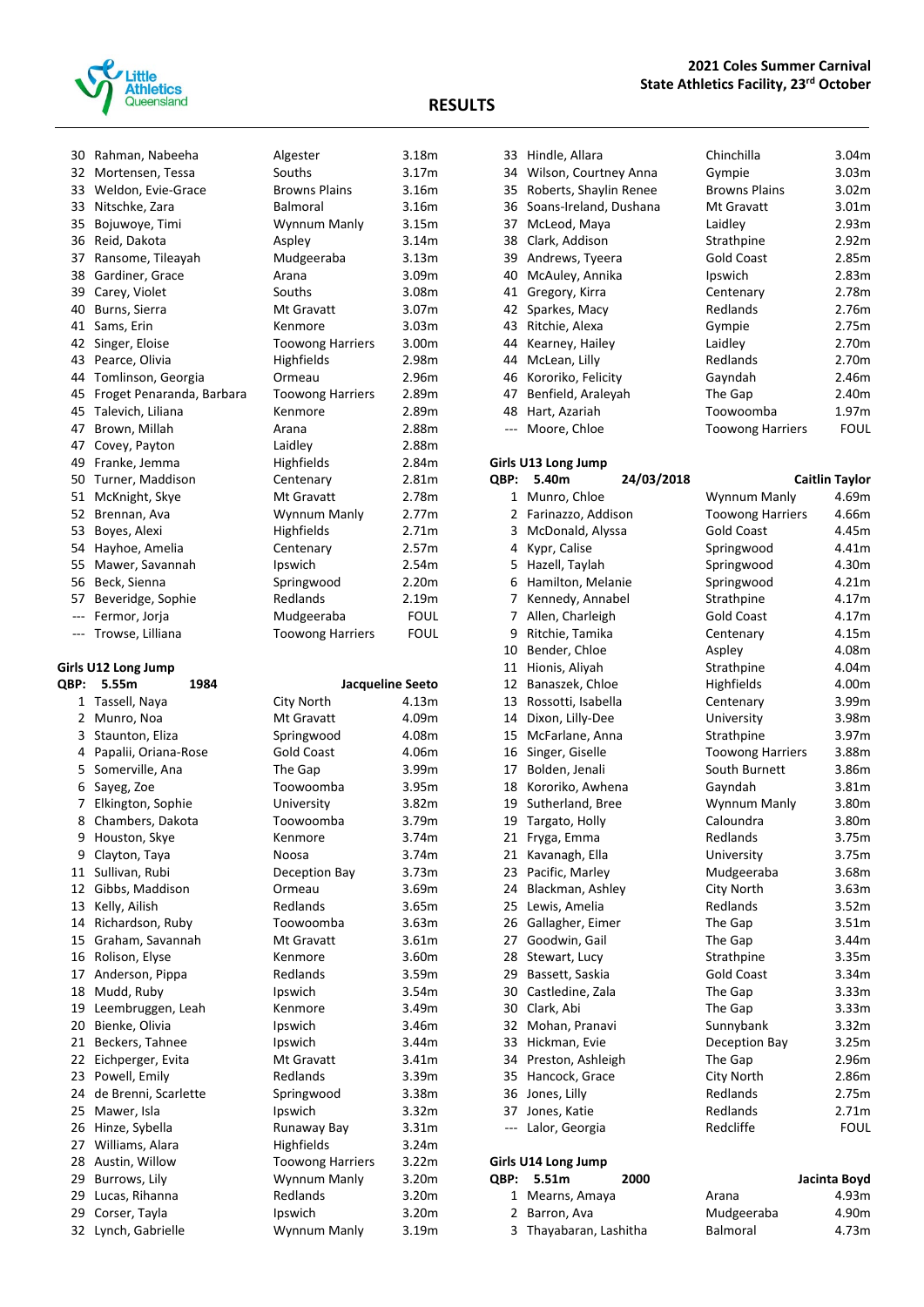# RESULTS

**2021 Coles Summer Carnival**
**State Athletics Facility, 23rd October**

| Place | Name | Club | Result |
|---|---|---|---|
| 30 | Rahman, Nabeeha | Algester | 3.18m |
| 32 | Mortensen, Tessa | Souths | 3.17m |
| 33 | Weldon, Evie-Grace | Browns Plains | 3.16m |
| 33 | Nitschke, Zara | Balmoral | 3.16m |
| 35 | Bojuwoye, Timi | Wynnum Manly | 3.15m |
| 36 | Reid, Dakota | Aspley | 3.14m |
| 37 | Ransome, Tileayah | Mudgeeraba | 3.13m |
| 38 | Gardiner, Grace | Arana | 3.09m |
| 39 | Carey, Violet | Souths | 3.08m |
| 40 | Burns, Sierra | Mt Gravatt | 3.07m |
| 41 | Sams, Erin | Kenmore | 3.03m |
| 42 | Singer, Eloise | Toowong Harriers | 3.00m |
| 43 | Pearce, Olivia | Highfields | 2.98m |
| 44 | Tomlinson, Georgia | Ormeau | 2.96m |
| 45 | Froget Penaranda, Barbara | Toowong Harriers | 2.89m |
| 45 | Talevich, Liliana | Kenmore | 2.89m |
| 47 | Brown, Millah | Arana | 2.88m |
| 47 | Covey, Payton | Laidley | 2.88m |
| 49 | Franke, Jemma | Highfields | 2.84m |
| 50 | Turner, Maddison | Centenary | 2.81m |
| 51 | McKnight, Skye | Mt Gravatt | 2.78m |
| 52 | Brennan, Ava | Wynnum Manly | 2.77m |
| 53 | Boyes, Alexi | Highfields | 2.71m |
| 54 | Hayhoe, Amelia | Centenary | 2.57m |
| 55 | Mawer, Savannah | Ipswich | 2.54m |
| 56 | Beck, Sienna | Springwood | 2.20m |
| 57 | Beveridge, Sophie | Redlands | 2.19m |
| --- | Fermor, Jorja | Mudgeeraba | FOUL |
| --- | Trowse, Lilliana | Toowong Harriers | FOUL |

### Girls U12 Long Jump

QBP: 5.55m 1984 **Jacqueline Seeto**

| Place | Name | Club | Result |
|---|---|---|---|
| 1 | Tassell, Naya | City North | 4.13m |
| 2 | Munro, Noa | Mt Gravatt | 4.09m |
| 3 | Staunton, Eliza | Springwood | 4.08m |
| 4 | Papalii, Oriana-Rose | Gold Coast | 4.06m |
| 5 | Somerville, Ana | The Gap | 3.99m |
| 6 | Sayeg, Zoe | Toowoomba | 3.95m |
| 7 | Elkington, Sophie | University | 3.82m |
| 8 | Chambers, Dakota | Toowoomba | 3.79m |
| 9 | Houston, Skye | Kenmore | 3.74m |
| 9 | Clayton, Taya | Noosa | 3.74m |
| 11 | Sullivan, Rubi | Deception Bay | 3.73m |
| 12 | Gibbs, Maddison | Ormeau | 3.69m |
| 13 | Kelly, Ailish | Redlands | 3.65m |
| 14 | Richardson, Ruby | Toowoomba | 3.63m |
| 15 | Graham, Savannah | Mt Gravatt | 3.61m |
| 16 | Rolison, Elyse | Kenmore | 3.60m |
| 17 | Anderson, Pippa | Redlands | 3.59m |
| 18 | Mudd, Ruby | Ipswich | 3.54m |
| 19 | Leembruggen, Leah | Kenmore | 3.49m |
| 20 | Bienke, Olivia | Ipswich | 3.46m |
| 21 | Beckers, Tahnee | Ipswich | 3.44m |
| 22 | Eichperger, Evita | Mt Gravatt | 3.41m |
| 23 | Powell, Emily | Redlands | 3.39m |
| 24 | de Brenni, Scarlette | Springwood | 3.38m |
| 25 | Mawer, Isla | Ipswich | 3.32m |
| 26 | Hinze, Sybella | Runaway Bay | 3.31m |
| 27 | Williams, Alara | Highfields | 3.24m |
| 28 | Austin, Willow | Toowong Harriers | 3.22m |
| 29 | Burrows, Lily | Wynnum Manly | 3.20m |
| 29 | Lucas, Rihanna | Redlands | 3.20m |
| 29 | Corser, Tayla | Ipswich | 3.20m |
| 32 | Lynch, Gabrielle | Wynnum Manly | 3.19m |
| 33 | Hindle, Allara | Chinchilla | 3.04m |
| 34 | Wilson, Courtney Anna | Gympie | 3.03m |
| 35 | Roberts, Shaylin Renee | Browns Plains | 3.02m |
| 36 | Soans-Ireland, Dushana | Mt Gravatt | 3.01m |
| 37 | McLeod, Maya | Laidley | 2.93m |
| 38 | Clark, Addison | Strathpine | 2.92m |
| 39 | Andrews, Tyeera | Gold Coast | 2.85m |
| 40 | McAuley, Annika | Ipswich | 2.83m |
| 41 | Gregory, Kirra | Centenary | 2.78m |
| 42 | Sparkes, Macy | Redlands | 2.76m |
| 43 | Ritchie, Alexa | Gympie | 2.75m |
| 44 | Kearney, Hailey | Laidley | 2.70m |
| 44 | McLean, Lilly | Redlands | 2.70m |
| 46 | Kororiko, Felicity | Gayndah | 2.46m |
| 47 | Benfield, Araleyah | The Gap | 2.40m |
| 48 | Hart, Azariah | Toowoomba | 1.97m |
| --- | Moore, Chloe | Toowong Harriers | FOUL |

### Girls U13 Long Jump

QBP: 5.40m 24/03/2018 **Caitlin Taylor**

| Place | Name | Club | Result |
|---|---|---|---|
| 1 | Munro, Chloe | Wynnum Manly | 4.69m |
| 2 | Farinazzo, Addison | Toowong Harriers | 4.66m |
| 3 | McDonald, Alyssa | Gold Coast | 4.45m |
| 4 | Kypr, Calise | Springwood | 4.41m |
| 5 | Hazell, Taylah | Springwood | 4.30m |
| 6 | Hamilton, Melanie | Springwood | 4.21m |
| 7 | Kennedy, Annabel | Strathpine | 4.17m |
| 7 | Allen, Charleigh | Gold Coast | 4.17m |
| 9 | Ritchie, Tamika | Centenary | 4.15m |
| 10 | Bender, Chloe | Aspley | 4.08m |
| 11 | Hionis, Aliyah | Strathpine | 4.04m |
| 12 | Banaszek, Chloe | Highfields | 4.00m |
| 13 | Rossotti, Isabella | Centenary | 3.99m |
| 14 | Dixon, Lilly-Dee | University | 3.98m |
| 15 | McFarlane, Anna | Strathpine | 3.97m |
| 16 | Singer, Giselle | Toowong Harriers | 3.88m |
| 17 | Bolden, Jenali | South Burnett | 3.86m |
| 18 | Kororiko, Awhena | Gayndah | 3.81m |
| 19 | Sutherland, Bree | Wynnum Manly | 3.80m |
| 19 | Targato, Holly | Caloundra | 3.80m |
| 21 | Fryga, Emma | Redlands | 3.75m |
| 21 | Kavanagh, Ella | University | 3.75m |
| 23 | Pacific, Marley | Mudgeeraba | 3.68m |
| 24 | Blackman, Ashley | City North | 3.63m |
| 25 | Lewis, Amelia | Redlands | 3.52m |
| 26 | Gallagher, Eimer | The Gap | 3.51m |
| 27 | Goodwin, Gail | The Gap | 3.44m |
| 28 | Stewart, Lucy | Strathpine | 3.35m |
| 29 | Bassett, Saskia | Gold Coast | 3.34m |
| 30 | Castledine, Zala | The Gap | 3.33m |
| 30 | Clark, Abi | The Gap | 3.33m |
| 32 | Mohan, Pranavi | Sunnybank | 3.32m |
| 33 | Hickman, Evie | Deception Bay | 3.25m |
| 34 | Preston, Ashleigh | The Gap | 2.96m |
| 35 | Hancock, Grace | City North | 2.86m |
| 36 | Jones, Lilly | Redlands | 2.75m |
| 37 | Jones, Katie | Redlands | 2.71m |
| --- | Lalor, Georgia | Redcliffe | FOUL |

### Girls U14 Long Jump

QBP: 5.51m 2000 **Jacinta Boyd**

| Place | Name | Club | Result |
|---|---|---|---|
| 1 | Mearns, Amaya | Arana | 4.93m |
| 2 | Barron, Ava | Mudgeeraba | 4.90m |
| 3 | Thayabaran, Lashitha | Balmoral | 4.73m |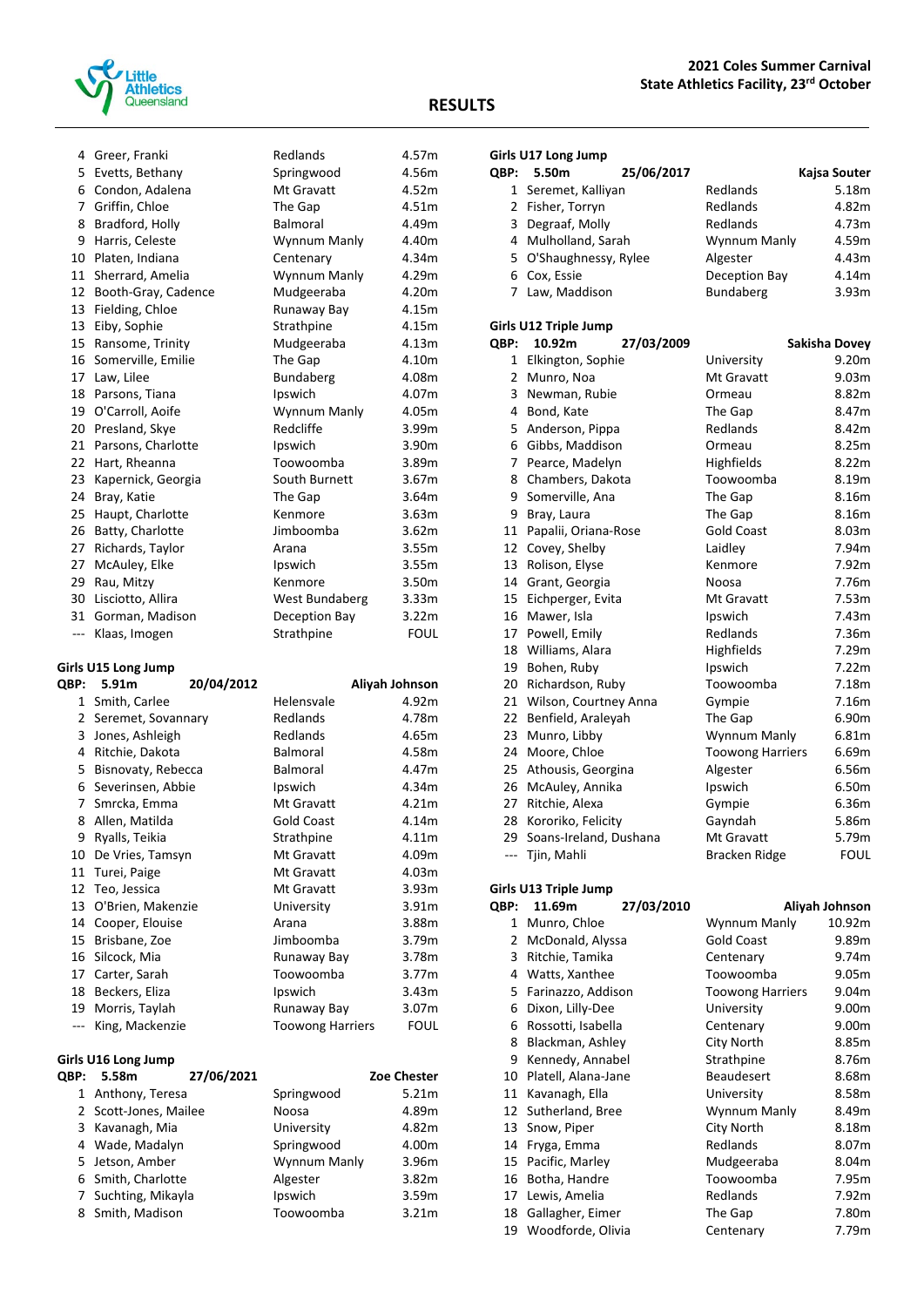| | | | |
|---|---|---|---|
| 4 | Greer, Franki | Redlands | 4.57m |
| 5 | Evetts, Bethany | Springwood | 4.56m |
| 6 | Condon, Adalena | Mt Gravatt | 4.52m |
| 7 | Griffin, Chloe | The Gap | 4.51m |
| 8 | Bradford, Holly | Balmoral | 4.49m |
| 9 | Harris, Celeste | Wynnum Manly | 4.40m |
| 10 | Platen, Indiana | Centenary | 4.34m |
| 11 | Sherrard, Amelia | Wynnum Manly | 4.29m |
| 12 | Booth-Gray, Cadence | Mudgeeraba | 4.20m |
| 13 | Fielding, Chloe | Runaway Bay | 4.15m |
| 13 | Eiby, Sophie | Strathpine | 4.15m |
| 15 | Ransome, Trinity | Mudgeeraba | 4.13m |
| 16 | Somerville, Emilie | The Gap | 4.10m |
| 17 | Law, Lilee | Bundaberg | 4.08m |
| 18 | Parsons, Tiana | Ipswich | 4.07m |
| 19 | O'Carroll, Aoife | Wynnum Manly | 4.05m |
| 20 | Presland, Skye | Redcliffe | 3.99m |
| 21 | Parsons, Charlotte | Ipswich | 3.90m |
| 22 | Hart, Rheanna | Toowoomba | 3.89m |
| 23 | Kapernick, Georgia | South Burnett | 3.67m |
| 24 | Bray, Katie | The Gap | 3.64m |
| 25 | Haupt, Charlotte | Kenmore | 3.63m |
| 26 | Batty, Charlotte | Jimboomba | 3.62m |
| 27 | Richards, Taylor | Arana | 3.55m |
| 27 | McAuley, Elke | Ipswich | 3.55m |
| 29 | Rau, Mitzy | Kenmore | 3.50m |
| 30 | Lisciotto, Allira | West Bundaberg | 3.33m |
| 31 | Gorman, Madison | Deception Bay | 3.22m |
| --- | Klaas, Imogen | Strathpine | FOUL |

### Girls U15 Long Jump

**QBP: 5.91m 20/04/2012 Aliyah Johnson**

| | | | |
|---|---|---|---|
| 1 | Smith, Carlee | Helensvale | 4.92m |
| 2 | Seremet, Sovannary | Redlands | 4.78m |
| 3 | Jones, Ashleigh | Redlands | 4.65m |
| 4 | Ritchie, Dakota | Balmoral | 4.58m |
| 5 | Bisnovaty, Rebecca | Balmoral | 4.47m |
| 6 | Severinsen, Abbie | Ipswich | 4.34m |
| 7 | Smrcka, Emma | Mt Gravatt | 4.21m |
| 8 | Allen, Matilda | Gold Coast | 4.14m |
| 9 | Ryalls, Teikia | Strathpine | 4.11m |
| 10 | De Vries, Tamsyn | Mt Gravatt | 4.09m |
| 11 | Turei, Paige | Mt Gravatt | 4.03m |
| 12 | Teo, Jessica | Mt Gravatt | 3.93m |
| 13 | O'Brien, Makenzie | University | 3.91m |
| 14 | Cooper, Elouise | Arana | 3.88m |
| 15 | Brisbane, Zoe | Jimboomba | 3.79m |
| 16 | Silcock, Mia | Runaway Bay | 3.78m |
| 17 | Carter, Sarah | Toowoomba | 3.77m |
| 18 | Beckers, Eliza | Ipswich | 3.43m |
| 19 | Morris, Taylah | Runaway Bay | 3.07m |
| --- | King, Mackenzie | Toowong Harriers | FOUL |

### Girls U16 Long Jump

**QBP: 5.58m 27/06/2021 Zoe Chester**

| | | | |
|---|---|---|---|
| 1 | Anthony, Teresa | Springwood | 5.21m |
| 2 | Scott-Jones, Mailee | Noosa | 4.89m |
| 3 | Kavanagh, Mia | University | 4.82m |
| 4 | Wade, Madalyn | Springwood | 4.00m |
| 5 | Jetson, Amber | Wynnum Manly | 3.96m |
| 6 | Smith, Charlotte | Algester | 3.82m |
| 7 | Suchting, Mikayla | Ipswich | 3.59m |
| 8 | Smith, Madison | Toowoomba | 3.21m |

### Girls U17 Long Jump

**QBP: 5.50m 25/06/2017 Kajsa Souter**

| | | | |
|---|---|---|---|
| 1 | Seremet, Kalliyan | Redlands | 5.18m |
| 2 | Fisher, Torryn | Redlands | 4.82m |
| 3 | Degraaf, Molly | Redlands | 4.73m |
| 4 | Mulholland, Sarah | Wynnum Manly | 4.59m |
| 5 | O'Shaughnessy, Rylee | Algester | 4.43m |
| 6 | Cox, Essie | Deception Bay | 4.14m |
| 7 | Law, Maddison | Bundaberg | 3.93m |

### Girls U12 Triple Jump

**QBP: 10.92m 27/03/2009 Sakisha Dovey**

| | | | |
|---|---|---|---|
| 1 | Elkington, Sophie | University | 9.20m |
| 2 | Munro, Noa | Mt Gravatt | 9.03m |
| 3 | Newman, Rubie | Ormeau | 8.82m |
| 4 | Bond, Kate | The Gap | 8.47m |
| 5 | Anderson, Pippa | Redlands | 8.42m |
| 6 | Gibbs, Maddison | Ormeau | 8.25m |
| 7 | Pearce, Madelyn | Highfields | 8.22m |
| 8 | Chambers, Dakota | Toowoomba | 8.19m |
| 9 | Somerville, Ana | The Gap | 8.16m |
| 9 | Bray, Laura | The Gap | 8.16m |
| 11 | Papalii, Oriana-Rose | Gold Coast | 8.03m |
| 12 | Covey, Shelby | Laidley | 7.94m |
| 13 | Rolison, Elyse | Kenmore | 7.92m |
| 14 | Grant, Georgia | Noosa | 7.76m |
| 15 | Eichperger, Evita | Mt Gravatt | 7.53m |
| 16 | Mawer, Isla | Ipswich | 7.43m |
| 17 | Powell, Emily | Redlands | 7.36m |
| 18 | Williams, Alara | Highfields | 7.29m |
| 19 | Bohen, Ruby | Ipswich | 7.22m |
| 20 | Richardson, Ruby | Toowoomba | 7.18m |
| 21 | Wilson, Courtney Anna | Gympie | 7.16m |
| 22 | Benfield, Araleyah | The Gap | 6.90m |
| 23 | Munro, Libby | Wynnum Manly | 6.81m |
| 24 | Moore, Chloe | Toowong Harriers | 6.69m |
| 25 | Athousis, Georgina | Algester | 6.56m |
| 26 | McAuley, Annika | Ipswich | 6.50m |
| 27 | Ritchie, Alexa | Gympie | 6.36m |
| 28 | Kororiko, Felicity | Gayndah | 5.86m |
| 29 | Soans-Ireland, Dushana | Mt Gravatt | 5.79m |
| --- | Tjin, Mahli | Bracken Ridge | FOUL |

### Girls U13 Triple Jump

**QBP: 11.69m 27/03/2010 Aliyah Johnson**

| | | | |
|---|---|---|---|
| 1 | Munro, Chloe | Wynnum Manly | 10.92m |
| 2 | McDonald, Alyssa | Gold Coast | 9.89m |
| 3 | Ritchie, Tamika | Centenary | 9.74m |
| 4 | Watts, Xanthee | Toowoomba | 9.05m |
| 5 | Farinazzo, Addison | Toowong Harriers | 9.04m |
| 6 | Dixon, Lilly-Dee | University | 9.00m |
| 6 | Rossotti, Isabella | Centenary | 9.00m |
| 8 | Blackman, Ashley | City North | 8.85m |
| 9 | Kennedy, Annabel | Strathpine | 8.76m |
| 10 | Platell, Alana-Jane | Beaudesert | 8.68m |
| 11 | Kavanagh, Ella | University | 8.58m |
| 12 | Sutherland, Bree | Wynnum Manly | 8.49m |
| 13 | Snow, Piper | City North | 8.18m |
| 14 | Fryga, Emma | Redlands | 8.07m |
| 15 | Pacific, Marley | Mudgeeraba | 8.04m |
| 16 | Botha, Handre | Toowoomba | 7.95m |
| 17 | Lewis, Amelia | Redlands | 7.92m |
| 18 | Gallagher, Eimer | The Gap | 7.80m |
| 19 | Woodforde, Olivia | Centenary | 7.79m |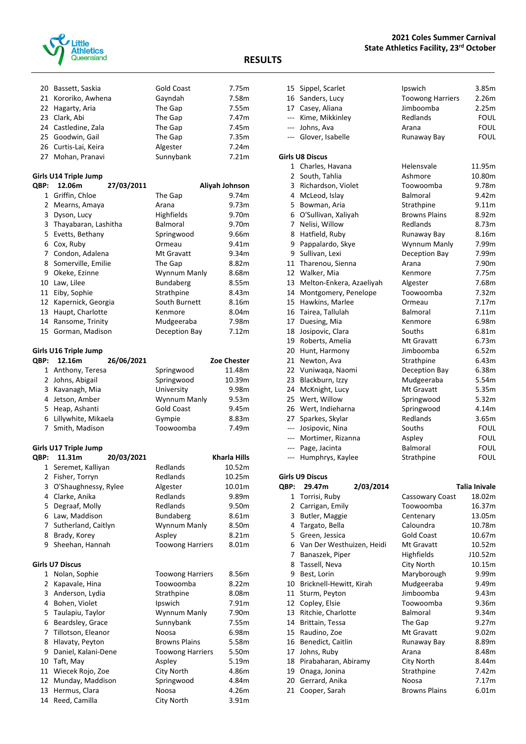## RESULTS

| Place | Name | Club | Result |
|---|---|---|---|
| 20 | Bassett, Saskia | Gold Coast | 7.75m |
| 21 | Kororiko, Awhena | Gayndah | 7.58m |
| 22 | Hagarty, Aria | The Gap | 7.55m |
| 23 | Clark, Abi | The Gap | 7.47m |
| 24 | Castledine, Zala | The Gap | 7.45m |
| 25 | Goodwin, Gail | The Gap | 7.35m |
| 26 | Curtis-Lai, Keira | Algester | 7.24m |
| 27 | Mohan, Pranavi | Sunnybank | 7.21m |

### Girls U14 Triple Jump

QBP: 12.06m 27/03/2011 Aliyah Johnson

| Place | Name | Club | Result |
|---|---|---|---|
| 1 | Griffin, Chloe | The Gap | 9.74m |
| 2 | Mearns, Amaya | Arana | 9.73m |
| 3 | Dyson, Lucy | Highfields | 9.70m |
| 3 | Thayabaran, Lashitha | Balmoral | 9.70m |
| 5 | Evetts, Bethany | Springwood | 9.66m |
| 6 | Cox, Ruby | Ormeau | 9.41m |
| 7 | Condon, Adalena | Mt Gravatt | 9.34m |
| 8 | Somerville, Emilie | The Gap | 8.82m |
| 9 | Okeke, Ezinne | Wynnum Manly | 8.68m |
| 10 | Law, Lilee | Bundaberg | 8.55m |
| 11 | Eiby, Sophie | Strathpine | 8.43m |
| 12 | Kapernick, Georgia | South Burnett | 8.16m |
| 13 | Haupt, Charlotte | Kenmore | 8.04m |
| 14 | Ransome, Trinity | Mudgeeraba | 7.98m |
| 15 | Gorman, Madison | Deception Bay | 7.12m |

### Girls U16 Triple Jump

QBP: 12.16m 26/06/2021 Zoe Chester

| Place | Name | Club | Result |
|---|---|---|---|
| 1 | Anthony, Teresa | Springwood | 11.48m |
| 2 | Johns, Abigail | Springwood | 10.39m |
| 3 | Kavanagh, Mia | University | 9.98m |
| 4 | Jetson, Amber | Wynnum Manly | 9.53m |
| 5 | Heap, Ashanti | Gold Coast | 9.45m |
| 6 | Lillywhite, Mikaela | Gympie | 8.83m |
| 7 | Smith, Madison | Toowoomba | 7.49m |

### Girls U17 Triple Jump

QBP: 11.31m 20/03/2021 Kharla Hills

| Place | Name | Club | Result |
|---|---|---|---|
| 1 | Seremet, Kalliyan | Redlands | 10.52m |
| 2 | Fisher, Torryn | Redlands | 10.25m |
| 3 | O'Shaughnessy, Rylee | Algester | 10.01m |
| 4 | Clarke, Anika | Redlands | 9.89m |
| 5 | Degraaf, Molly | Redlands | 9.50m |
| 6 | Law, Maddison | Bundaberg | 8.61m |
| 7 | Sutherland, Caitlyn | Wynnum Manly | 8.50m |
| 8 | Brady, Korey | Aspley | 8.21m |
| 9 | Sheehan, Hannah | Toowong Harriers | 8.01m |

### Girls U7 Discus

| Place | Name | Club | Result |
|---|---|---|---|
| 1 | Nolan, Sophie | Toowong Harriers | 8.56m |
| 2 | Kapavale, Hina | Toowoomba | 8.22m |
| 3 | Anderson, Lydia | Strathpine | 8.08m |
| 4 | Bohen, Violet | Ipswich | 7.91m |
| 5 | Taulapiu, Taylor | Wynnum Manly | 7.90m |
| 6 | Beardsley, Grace | Sunnybank | 7.55m |
| 7 | Tillotson, Eleanor | Noosa | 6.98m |
| 8 | Hlavaty, Peyton | Browns Plains | 5.58m |
| 9 | Daniel, Kalani-Dene | Toowong Harriers | 5.50m |
| 10 | Taft, May | Aspley | 5.19m |
| 11 | Wiecek Rojo, Zoe | City North | 4.86m |
| 12 | Munday, Maddison | Springwood | 4.84m |
| 13 | Hermus, Clara | Noosa | 4.26m |
| 14 | Reed, Camilla | City North | 3.91m |
| 15 | Sippel, Scarlet | Ipswich | 3.85m |
| 16 | Sanders, Lucy | Toowong Harriers | 2.26m |
| 17 | Casey, Aliana | Jimboomba | 2.25m |
| --- | Kime, Mikkinley | Redlands | FOUL |
| --- | Johns, Ava | Arana | FOUL |
| --- | Glover, Isabelle | Runaway Bay | FOUL |

### Girls U8 Discus

| Place | Name | Club | Result |
|---|---|---|---|
| 1 | Charles, Havana | Helensvale | 11.95m |
| 2 | South, Tahlia | Ashmore | 10.80m |
| 3 | Richardson, Violet | Toowoomba | 9.78m |
| 4 | McLeod, Islay | Balmoral | 9.42m |
| 5 | Bowman, Aria | Strathpine | 9.11m |
| 6 | O'Sullivan, Xaliyah | Browns Plains | 8.92m |
| 7 | Nelisi, Willow | Redlands | 8.73m |
| 8 | Hatfield, Ruby | Runaway Bay | 8.16m |
| 9 | Pappalardo, Skye | Wynnum Manly | 7.99m |
| 9 | Sullivan, Lexi | Deception Bay | 7.99m |
| 11 | Tharenou, Sienna | Arana | 7.90m |
| 12 | Walker, Mia | Kenmore | 7.75m |
| 13 | Melton-Enkera, Azaeliyah | Algester | 7.68m |
| 14 | Montgomery, Penelope | Toowoomba | 7.32m |
| 15 | Hawkins, Marlee | Ormeau | 7.17m |
| 16 | Tairea, Tallulah | Balmoral | 7.11m |
| 17 | Duesing, Mia | Kenmore | 6.98m |
| 18 | Josipovic, Clara | Souths | 6.81m |
| 19 | Roberts, Amelia | Mt Gravatt | 6.73m |
| 20 | Hunt, Harmony | Jimboomba | 6.52m |
| 21 | Newton, Ava | Strathpine | 6.43m |
| 22 | Vuniwaqa, Naomi | Deception Bay | 6.38m |
| 23 | Blackburn, Izzy | Mudgeeraba | 5.54m |
| 24 | McKnight, Lucy | Mt Gravatt | 5.35m |
| 25 | Wert, Willow | Springwood | 5.32m |
| 26 | Wert, Indieharna | Springwood | 4.14m |
| 27 | Sparkes, Skylar | Redlands | 3.65m |
| --- | Josipovic, Nina | Souths | FOUL |
| --- | Mortimer, Rizanna | Aspley | FOUL |
| --- | Page, Jacinta | Balmoral | FOUL |
| --- | Humphrys, Kaylee | Strathpine | FOUL |

### Girls U9 Discus

QBP: 29.47m 2/03/2014 Talia Invale

| Place | Name | Club | Result |
|---|---|---|---|
| 1 | Torrisi, Ruby | Cassowary Coast | 18.02m |
| 2 | Carrigan, Emily | Toowoomba | 16.37m |
| 3 | Butler, Maggie | Centenary | 13.05m |
| 4 | Targato, Bella | Caloundra | 10.78m |
| 5 | Green, Jessica | Gold Coast | 10.67m |
| 6 | Van Der Westhuizen, Heidi | Mt Gravatt | 10.52m |
| 7 | Banaszek, Piper | Highfields | J10.52m |
| 8 | Tassell, Neva | City North | 10.15m |
| 9 | Best, Lorin | Maryborough | 9.99m |
| 10 | Bricknell-Hewitt, Kirah | Mudgeeraba | 9.49m |
| 11 | Sturm, Peyton | Jimboomba | 9.43m |
| 12 | Copley, Elsie | Toowoomba | 9.36m |
| 13 | Ritchie, Charlotte | Balmoral | 9.34m |
| 14 | Brittain, Tessa | The Gap | 9.27m |
| 15 | Raudino, Zoe | Mt Gravatt | 9.02m |
| 16 | Benedict, Caitlin | Runaway Bay | 8.89m |
| 17 | Johns, Ruby | Arana | 8.48m |
| 18 | Pirabaharan, Abiramy | City North | 8.44m |
| 19 | Onaga, Jonina | Strathpine | 7.42m |
| 20 | Gerrard, Anika | Noosa | 7.17m |
| 21 | Cooper, Sarah | Browns Plains | 6.01m |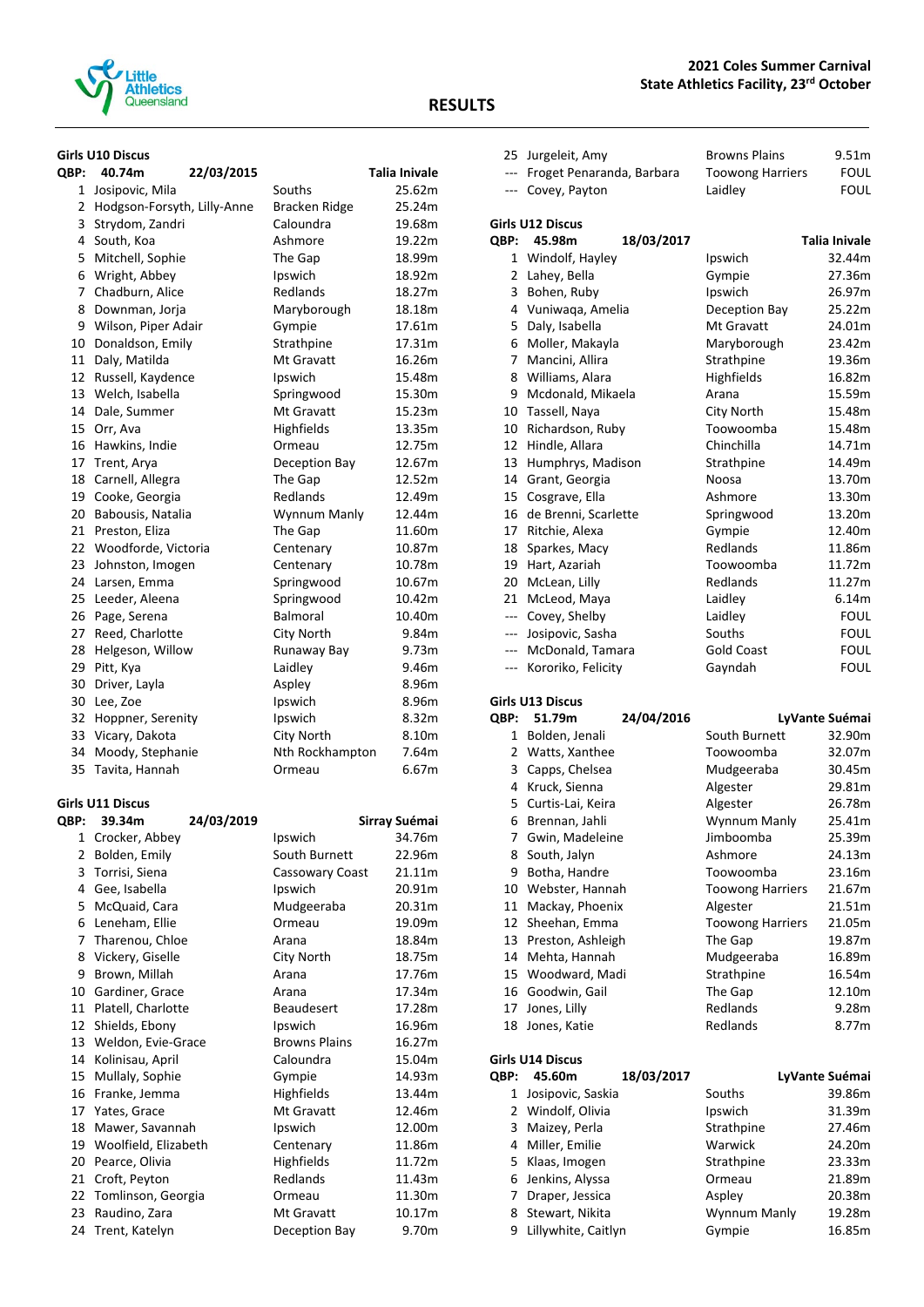# 2021 Coles Summer Carnival
## State Athletics Facility, 23rd October

## RESULTS

### Girls U10 Discus

QBP: **40.74m** 22/03/2015 **Talia Invale**

| Place | Name | Club | Result |
|---|---|---|---|
| 1 | Josipovic, Mila | Souths | 25.62m |
| 2 | Hodgson-Forsyth, Lilly-Anne | Bracken Ridge | 25.24m |
| 3 | Strydom, Zandri | Caloundra | 19.68m |
| 4 | South, Koa | Ashmore | 19.22m |
| 5 | Mitchell, Sophie | The Gap | 18.99m |
| 6 | Wright, Abbey | Ipswich | 18.92m |
| 7 | Chadburn, Alice | Redlands | 18.27m |
| 8 | Downman, Jorja | Maryborough | 18.18m |
| 9 | Wilson, Piper Adair | Gympie | 17.61m |
| 10 | Donaldson, Emily | Strathpine | 17.31m |
| 11 | Daly, Matilda | Mt Gravatt | 16.26m |
| 12 | Russell, Kaydence | Ipswich | 15.48m |
| 13 | Welch, Isabella | Springwood | 15.30m |
| 14 | Dale, Summer | Mt Gravatt | 15.23m |
| 15 | Orr, Ava | Highfields | 13.35m |
| 16 | Hawkins, Indie | Ormeau | 12.75m |
| 17 | Trent, Arya | Deception Bay | 12.67m |
| 18 | Carnell, Allegra | The Gap | 12.52m |
| 19 | Cooke, Georgia | Redlands | 12.49m |
| 20 | Babousis, Natalia | Wynnum Manly | 12.44m |
| 21 | Preston, Eliza | The Gap | 11.60m |
| 22 | Woodforde, Victoria | Centenary | 10.87m |
| 23 | Johnston, Imogen | Centenary | 10.78m |
| 24 | Larsen, Emma | Springwood | 10.67m |
| 25 | Leeder, Aleena | Springwood | 10.42m |
| 26 | Page, Serena | Balmoral | 10.40m |
| 27 | Reed, Charlotte | City North | 9.84m |
| 28 | Helgeson, Willow | Runaway Bay | 9.73m |
| 29 | Pitt, Kya | Laidley | 9.46m |
| 30 | Driver, Layla | Aspley | 8.96m |
| 30 | Lee, Zoe | Ipswich | 8.96m |
| 32 | Hoppner, Serenity | Ipswich | 8.32m |
| 33 | Vicary, Dakota | City North | 8.10m |
| 34 | Moody, Stephanie | Nth Rockhampton | 7.64m |
| 35 | Tavita, Hannah | Ormeau | 6.67m |

### Girls U11 Discus

QBP: **39.34m** 24/03/2019 **Sirray Suémai**

| Place | Name | Club | Result |
|---|---|---|---|
| 1 | Crocker, Abbey | Ipswich | 34.76m |
| 2 | Bolden, Emily | South Burnett | 22.96m |
| 3 | Torrisi, Siena | Cassowary Coast | 21.11m |
| 4 | Gee, Isabella | Ipswich | 20.91m |
| 5 | McQuaid, Cara | Mudgeeraba | 20.31m |
| 6 | Leneham, Ellie | Ormeau | 19.09m |
| 7 | Tharenou, Chloe | Arana | 18.84m |
| 8 | Vickery, Giselle | City North | 18.75m |
| 9 | Brown, Millah | Arana | 17.76m |
| 10 | Gardiner, Grace | Arana | 17.34m |
| 11 | Platell, Charlotte | Beaudesert | 17.28m |
| 12 | Shields, Ebony | Ipswich | 16.96m |
| 13 | Weldon, Evie-Grace | Browns Plains | 16.27m |
| 14 | Kolinisau, April | Caloundra | 15.04m |
| 15 | Mullaly, Sophie | Gympie | 14.93m |
| 16 | Franke, Jemma | Highfields | 13.44m |
| 17 | Yates, Grace | Mt Gravatt | 12.46m |
| 18 | Mawer, Savannah | Ipswich | 12.00m |
| 19 | Woolfield, Elizabeth | Centenary | 11.86m |
| 20 | Pearce, Olivia | Highfields | 11.72m |
| 21 | Croft, Peyton | Redlands | 11.43m |
| 22 | Tomlinson, Georgia | Ormeau | 11.30m |
| 23 | Raudino, Zara | Mt Gravatt | 10.17m |
| 24 | Trent, Katelyn | Deception Bay | 9.70m |
| 25 | Jurgeleit, Amy | Browns Plains | 9.51m |
| --- | Froget Penaranda, Barbara | Toowong Harriers | FOUL |
| --- | Covey, Payton | Laidley | FOUL |

### Girls U12 Discus

QBP: **45.98m** 18/03/2017 **Talia Invale**

| Place | Name | Club | Result |
|---|---|---|---|
| 1 | Windolf, Hayley | Ipswich | 32.44m |
| 2 | Lahey, Bella | Gympie | 27.36m |
| 3 | Bohen, Ruby | Ipswich | 26.97m |
| 4 | Vuniwaqa, Amelia | Deception Bay | 25.22m |
| 5 | Daly, Isabella | Mt Gravatt | 24.01m |
| 6 | Moller, Makayla | Maryborough | 23.42m |
| 7 | Mancini, Allira | Strathpine | 19.36m |
| 8 | Williams, Alara | Highfields | 16.82m |
| 9 | Mcdonald, Mikaela | Arana | 15.59m |
| 10 | Tassell, Naya | City North | 15.48m |
| 10 | Richardson, Ruby | Toowoomba | 15.48m |
| 12 | Hindle, Allara | Chinchilla | 14.71m |
| 13 | Humphrys, Madison | Strathpine | 14.49m |
| 14 | Grant, Georgia | Noosa | 13.70m |
| 15 | Cosgrave, Ella | Ashmore | 13.30m |
| 16 | de Brenni, Scarlette | Springwood | 13.20m |
| 17 | Ritchie, Alexa | Gympie | 12.40m |
| 18 | Sparkes, Macy | Redlands | 11.86m |
| 19 | Hart, Azariah | Toowoomba | 11.72m |
| 20 | McLean, Lilly | Redlands | 11.27m |
| 21 | McLeod, Maya | Laidley | 6.14m |
| --- | Covey, Shelby | Laidley | FOUL |
| --- | Josipovic, Sasha | Souths | FOUL |
| --- | McDonald, Tamara | Gold Coast | FOUL |
| --- | Kororiko, Felicity | Gayndah | FOUL |

### Girls U13 Discus

QBP: **51.79m** 24/04/2016 **LyVante Suémai**

| Place | Name | Club | Result |
|---|---|---|---|
| 1 | Bolden, Jenali | South Burnett | 32.90m |
| 2 | Watts, Xanthee | Toowoomba | 32.07m |
| 3 | Capps, Chelsea | Mudgeeraba | 30.45m |
| 4 | Kruck, Sienna | Algester | 29.81m |
| 5 | Curtis-Lai, Keira | Algester | 26.78m |
| 6 | Brennan, Jahli | Wynnum Manly | 25.41m |
| 7 | Gwin, Madeleine | Jimboomba | 25.39m |
| 8 | South, Jalyn | Ashmore | 24.13m |
| 9 | Botha, Handre | Toowoomba | 23.16m |
| 10 | Webster, Hannah | Toowong Harriers | 21.67m |
| 11 | Mackay, Phoenix | Algester | 21.51m |
| 12 | Sheehan, Emma | Toowong Harriers | 21.05m |
| 13 | Preston, Ashleigh | The Gap | 19.87m |
| 14 | Mehta, Hannah | Mudgeeraba | 16.89m |
| 15 | Woodward, Madi | Strathpine | 16.54m |
| 16 | Goodwin, Gail | The Gap | 12.10m |
| 17 | Jones, Lilly | Redlands | 9.28m |
| 18 | Jones, Katie | Redlands | 8.77m |

### Girls U14 Discus

QBP: **45.60m** 18/03/2017 **LyVante Suémai**

| Place | Name | Club | Result |
|---|---|---|---|
| 1 | Josipovic, Saskia | Souths | 39.86m |
| 2 | Windolf, Olivia | Ipswich | 31.39m |
| 3 | Maizey, Perla | Strathpine | 27.46m |
| 4 | Miller, Emilie | Warwick | 24.20m |
| 5 | Klaas, Imogen | Strathpine | 23.33m |
| 6 | Jenkins, Alyssa | Ormeau | 21.89m |
| 7 | Draper, Jessica | Aspley | 20.38m |
| 8 | Stewart, Nikita | Wynnum Manly | 19.28m |
| 9 | Lillywhite, Caitlyn | Gympie | 16.85m |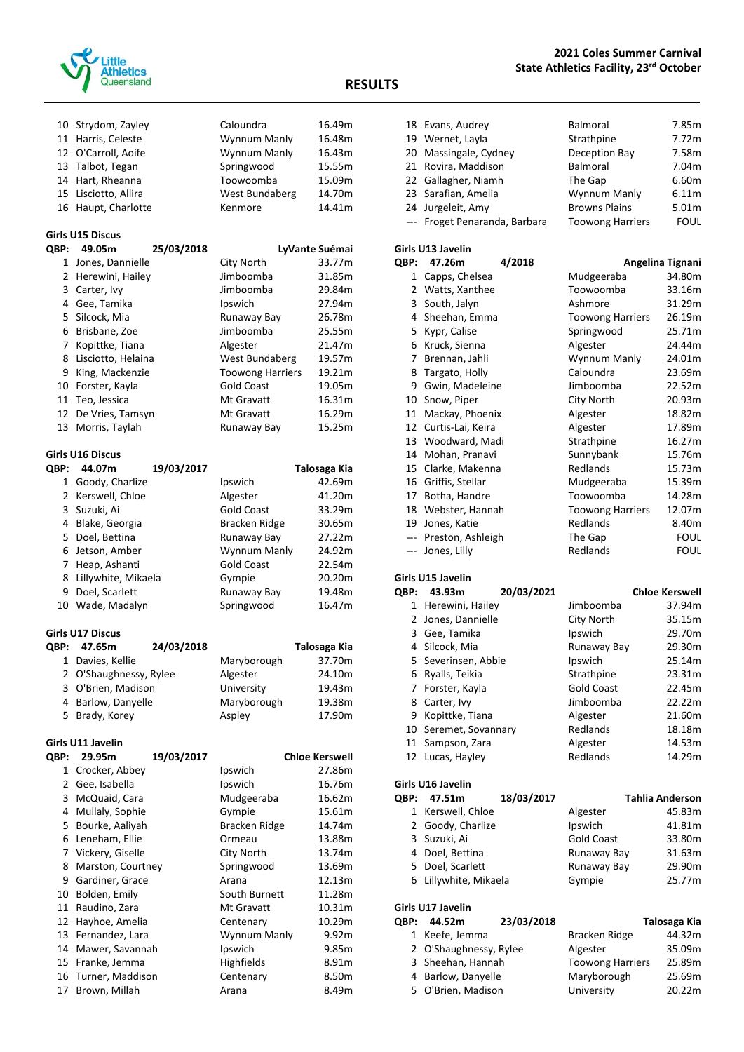# RESULTS

**2021 Coles Summer Carnival**
**State Athletics Facility, 23rd October**

| Place | Name | Club | Result |
|---|---|---|---|
| 10 | Strydom, Zayley | Caloundra | 16.49m |
| 11 | Harris, Celeste | Wynnum Manly | 16.48m |
| 12 | O'Carroll, Aoife | Wynnum Manly | 16.43m |
| 13 | Talbot, Tegan | Springwood | 15.55m |
| 14 | Hart, Rheanna | Toowoomba | 15.09m |
| 15 | Lisciotto, Allira | West Bundaberg | 14.70m |
| 16 | Haupt, Charlotte | Kenmore | 14.41m |

### Girls U15 Discus

**QBP: 49.05m 25/03/2018 LyVante Suémai**

| Place | Name | Club | Result |
|---|---|---|---|
| 1 | Jones, Dannielle | City North | 33.77m |
| 2 | Herewini, Hailey | Jimboomba | 31.85m |
| 3 | Carter, Ivy | Jimboomba | 29.84m |
| 4 | Gee, Tamika | Ipswich | 27.94m |
| 5 | Silcock, Mia | Runaway Bay | 26.78m |
| 6 | Brisbane, Zoe | Jimboomba | 25.55m |
| 7 | Kopittke, Tiana | Algester | 21.47m |
| 8 | Lisciotto, Helaina | West Bundaberg | 19.57m |
| 9 | King, Mackenzie | Toowong Harriers | 19.21m |
| 10 | Forster, Kayla | Gold Coast | 19.05m |
| 11 | Teo, Jessica | Mt Gravatt | 16.31m |
| 12 | De Vries, Tamsyn | Mt Gravatt | 16.29m |
| 13 | Morris, Taylah | Runaway Bay | 15.25m |

### Girls U16 Discus

**QBP: 44.07m 19/03/2017 Talosaga Kia**

| Place | Name | Club | Result |
|---|---|---|---|
| 1 | Goody, Charlize | Ipswich | 42.69m |
| 2 | Kerswell, Chloe | Algester | 41.20m |
| 3 | Suzuki, Ai | Gold Coast | 33.29m |
| 4 | Blake, Georgia | Bracken Ridge | 30.65m |
| 5 | Doel, Bettina | Runaway Bay | 27.22m |
| 6 | Jetson, Amber | Wynnum Manly | 24.92m |
| 7 | Heap, Ashanti | Gold Coast | 22.54m |
| 8 | Lillywhite, Mikaela | Gympie | 20.20m |
| 9 | Doel, Scarlett | Runaway Bay | 19.48m |
| 10 | Wade, Madalyn | Springwood | 16.47m |

### Girls U17 Discus

**QBP: 47.65m 24/03/2018 Talosaga Kia**

| Place | Name | Club | Result |
|---|---|---|---|
| 1 | Davies, Kellie | Maryborough | 37.70m |
| 2 | O'Shaughnessy, Rylee | Algester | 24.10m |
| 3 | O'Brien, Madison | University | 19.43m |
| 4 | Barlow, Danyelle | Maryborough | 19.38m |
| 5 | Brady, Korey | Aspley | 17.90m |

### Girls U11 Javelin

**QBP: 29.95m 19/03/2017 Chloe Kerswell**

| Place | Name | Club | Result |
|---|---|---|---|
| 1 | Crocker, Abbey | Ipswich | 27.86m |
| 2 | Gee, Isabella | Ipswich | 16.76m |
| 3 | McQuaid, Cara | Mudgeeraba | 16.62m |
| 4 | Mullaly, Sophie | Gympie | 15.61m |
| 5 | Bourke, Aaliyah | Bracken Ridge | 14.74m |
| 6 | Leneham, Ellie | Ormeau | 13.88m |
| 7 | Vickery, Giselle | City North | 13.74m |
| 8 | Marston, Courtney | Springwood | 13.69m |
| 9 | Gardiner, Grace | Arana | 12.13m |
| 10 | Bolden, Emily | South Burnett | 11.28m |
| 11 | Raudino, Zara | Mt Gravatt | 10.31m |
| 12 | Hayhoe, Amelia | Centenary | 10.29m |
| 13 | Fernandez, Lara | Wynnum Manly | 9.92m |
| 14 | Mawer, Savannah | Ipswich | 9.85m |
| 15 | Franke, Jemma | Highfields | 8.91m |
| 16 | Turner, Maddison | Centenary | 8.50m |
| 17 | Brown, Millah | Arana | 8.49m |
| 18 | Evans, Audrey | Balmoral | 7.85m |
| 19 | Wernet, Layla | Strathpine | 7.72m |
| 20 | Massingale, Cydney | Deception Bay | 7.58m |
| 21 | Rovira, Maddison | Balmoral | 7.04m |
| 22 | Gallagher, Niamh | The Gap | 6.60m |
| 23 | Sarafian, Amelia | Wynnum Manly | 6.11m |
| 24 | Jurgeleit, Amy | Browns Plains | 5.01m |
| --- | Froget Penaranda, Barbara | Toowong Harriers | FOUL |

### Girls U13 Javelin

**QBP: 47.26m 4/2018 Angelina Tignani**

| Place | Name | Club | Result |
|---|---|---|---|
| 1 | Capps, Chelsea | Mudgeeraba | 34.80m |
| 2 | Watts, Xanthee | Toowoomba | 33.16m |
| 3 | South, Jalyn | Ashmore | 31.29m |
| 4 | Sheehan, Emma | Toowong Harriers | 26.19m |
| 5 | Kypr, Calise | Springwood | 25.71m |
| 6 | Kruck, Sienna | Algester | 24.44m |
| 7 | Brennan, Jahli | Wynnum Manly | 24.01m |
| 8 | Targato, Holly | Caloundra | 23.69m |
| 9 | Gwin, Madeleine | Jimboomba | 22.52m |
| 10 | Snow, Piper | City North | 20.93m |
| 11 | Mackay, Phoenix | Algester | 18.82m |
| 12 | Curtis-Lai, Keira | Algester | 17.89m |
| 13 | Woodward, Madi | Strathpine | 16.27m |
| 14 | Mohan, Pranavi | Sunnybank | 15.76m |
| 15 | Clarke, Makenna | Redlands | 15.73m |
| 16 | Griffis, Stellar | Mudgeeraba | 15.39m |
| 17 | Botha, Handre | Toowoomba | 14.28m |
| 18 | Webster, Hannah | Toowong Harriers | 12.07m |
| 19 | Jones, Katie | Redlands | 8.40m |
| --- | Preston, Ashleigh | The Gap | FOUL |
| --- | Jones, Lilly | Redlands | FOUL |

### Girls U15 Javelin

**QBP: 43.93m 20/03/2021 Chloe Kerswell**

| Place | Name | Club | Result |
|---|---|---|---|
| 1 | Herewini, Hailey | Jimboomba | 37.94m |
| 2 | Jones, Dannielle | City North | 35.15m |
| 3 | Gee, Tamika | Ipswich | 29.70m |
| 4 | Silcock, Mia | Runaway Bay | 29.30m |
| 5 | Severinsen, Abbie | Ipswich | 25.14m |
| 6 | Ryalls, Teikia | Strathpine | 23.31m |
| 7 | Forster, Kayla | Gold Coast | 22.45m |
| 8 | Carter, Ivy | Jimboomba | 22.22m |
| 9 | Kopittke, Tiana | Algester | 21.60m |
| 10 | Seremet, Sovannary | Redlands | 18.18m |
| 11 | Sampson, Zara | Algester | 14.53m |
| 12 | Lucas, Hayley | Redlands | 14.29m |

### Girls U16 Javelin

**QBP: 47.51m 18/03/2017 Tahlia Anderson**

| Place | Name | Club | Result |
|---|---|---|---|
| 1 | Kerswell, Chloe | Algester | 45.83m |
| 2 | Goody, Charlize | Ipswich | 41.81m |
| 3 | Suzuki, Ai | Gold Coast | 33.80m |
| 4 | Doel, Bettina | Runaway Bay | 31.63m |
| 5 | Doel, Scarlett | Runaway Bay | 29.90m |
| 6 | Lillywhite, Mikaela | Gympie | 25.77m |

### Girls U17 Javelin

**QBP: 44.52m 23/03/2018 Talosaga Kia**

| Place | Name | Club | Result |
|---|---|---|---|
| 1 | Keefe, Jemma | Bracken Ridge | 44.32m |
| 2 | O'Shaughnessy, Rylee | Algester | 35.09m |
| 3 | Sheehan, Hannah | Toowong Harriers | 25.89m |
| 4 | Barlow, Danyelle | Maryborough | 25.69m |
| 5 | O'Brien, Madison | University | 20.22m |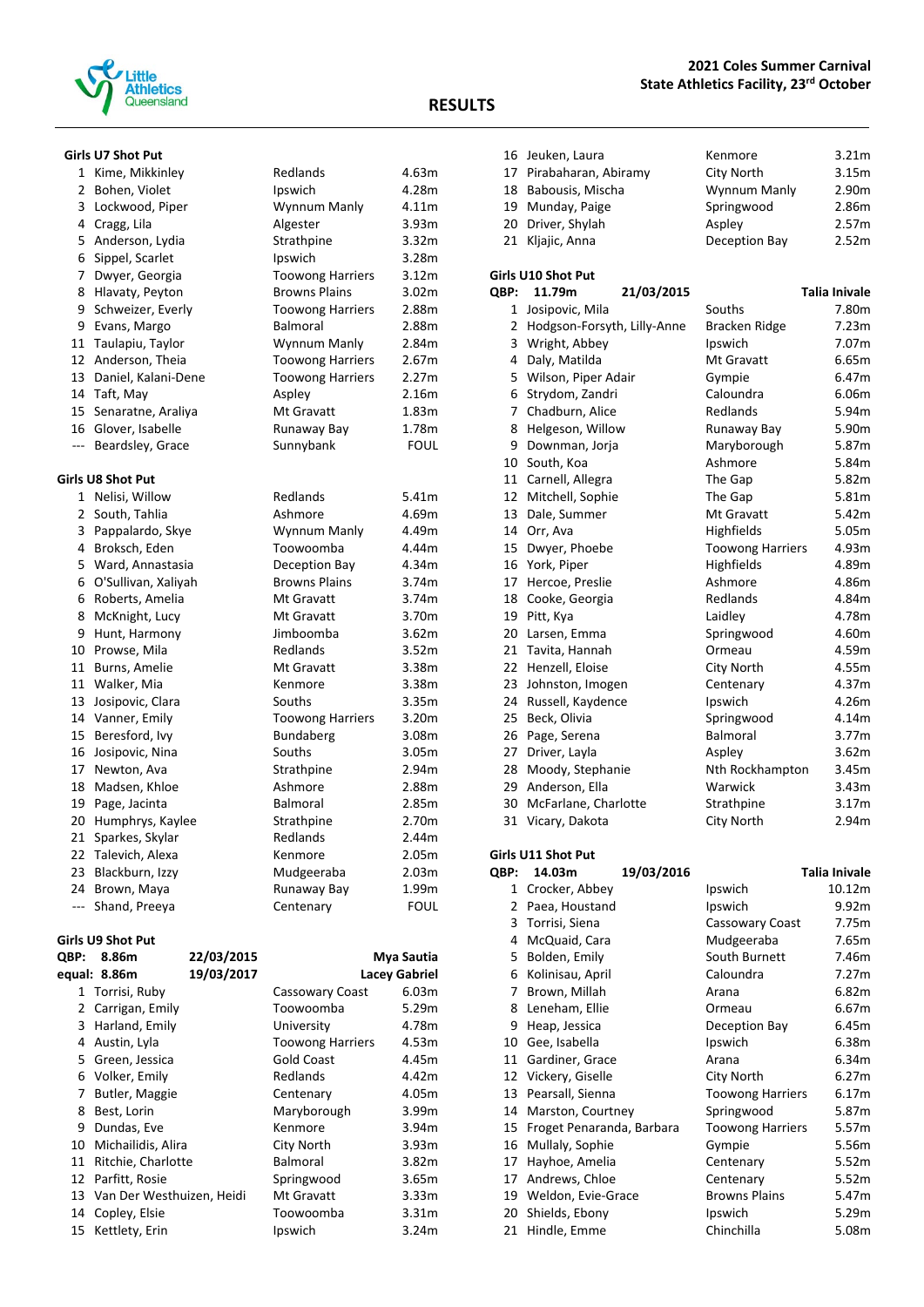# RESULTS

**2021 Coles Summer Carnival**
**State Athletics Facility, 23rd October**

### Girls U7 Shot Put

| Place | Name | Club | Result |
|---|---|---|---|
| 1 | Kime, Mikkinley | Redlands | 4.63m |
| 2 | Bohen, Violet | Ipswich | 4.28m |
| 3 | Lockwood, Piper | Wynnum Manly | 4.11m |
| 4 | Cragg, Lila | Algester | 3.93m |
| 5 | Anderson, Lydia | Strathpine | 3.32m |
| 6 | Sippel, Scarlet | Ipswich | 3.28m |
| 7 | Dwyer, Georgia | Toowong Harriers | 3.12m |
| 8 | Hlavaty, Peyton | Browns Plains | 3.02m |
| 9 | Schweizer, Everly | Toowong Harriers | 2.88m |
| 9 | Evans, Margo | Balmoral | 2.88m |
| 11 | Taulapiu, Taylor | Wynnum Manly | 2.84m |
| 12 | Anderson, Theia | Toowong Harriers | 2.67m |
| 13 | Daniel, Kalani-Dene | Toowong Harriers | 2.27m |
| 14 | Taft, May | Aspley | 2.16m |
| 15 | Senaratne, Araliya | Mt Gravatt | 1.83m |
| 16 | Glover, Isabelle | Runaway Bay | 1.78m |
| --- | Beardsley, Grace | Sunnybank | FOUL |

### Girls U8 Shot Put

| Place | Name | Club | Result |
|---|---|---|---|
| 1 | Nelisi, Willow | Redlands | 5.41m |
| 2 | South, Tahlia | Ashmore | 4.69m |
| 3 | Pappalardo, Skye | Wynnum Manly | 4.49m |
| 4 | Broksch, Eden | Toowoomba | 4.44m |
| 5 | Ward, Annastasia | Deception Bay | 4.34m |
| 6 | O'Sullivan, Xaliyah | Browns Plains | 3.74m |
| 6 | Roberts, Amelia | Mt Gravatt | 3.74m |
| 8 | McKnight, Lucy | Mt Gravatt | 3.70m |
| 9 | Hunt, Harmony | Jimboomba | 3.62m |
| 10 | Prowse, Mila | Redlands | 3.52m |
| 11 | Burns, Amelie | Mt Gravatt | 3.38m |
| 11 | Walker, Mia | Kenmore | 3.38m |
| 13 | Josipovic, Clara | Souths | 3.35m |
| 14 | Vanner, Emily | Toowong Harriers | 3.20m |
| 15 | Beresford, Ivy | Bundaberg | 3.08m |
| 16 | Josipovic, Nina | Souths | 3.05m |
| 17 | Newton, Ava | Strathpine | 2.94m |
| 18 | Madsen, Khloe | Ashmore | 2.88m |
| 19 | Page, Jacinta | Balmoral | 2.85m |
| 20 | Humphrys, Kaylee | Strathpine | 2.70m |
| 21 | Sparkes, Skylar | Redlands | 2.44m |
| 22 | Talevich, Alexa | Kenmore | 2.05m |
| 23 | Blackburn, Izzy | Mudgeeraba | 2.03m |
| 24 | Brown, Maya | Runaway Bay | 1.99m |
| --- | Shand, Preeya | Centenary | FOUL |

### Girls U9 Shot Put

**QBP: 8.86m 22/03/2015 Mya Sautia**
**equal: 8.86m 19/03/2017 Lacey Gabriel**

| Place | Name | Club | Result |
|---|---|---|---|
| 1 | Torrisi, Ruby | Cassowary Coast | 6.03m |
| 2 | Carrigan, Emily | Toowoomba | 5.29m |
| 3 | Harland, Emily | University | 4.78m |
| 4 | Austin, Lyla | Toowong Harriers | 4.53m |
| 5 | Green, Jessica | Gold Coast | 4.45m |
| 6 | Volker, Emily | Redlands | 4.42m |
| 7 | Butler, Maggie | Centenary | 4.05m |
| 8 | Best, Lorin | Maryborough | 3.99m |
| 9 | Dundas, Eve | Kenmore | 3.94m |
| 10 | Michailidis, Alira | City North | 3.93m |
| 11 | Ritchie, Charlotte | Balmoral | 3.82m |
| 12 | Parfitt, Rosie | Springwood | 3.65m |
| 13 | Van Der Westhuizen, Heidi | Mt Gravatt | 3.33m |
| 14 | Copley, Elsie | Toowoomba | 3.31m |
| 15 | Kettlety, Erin | Ipswich | 3.24m |
| 16 | Jeuken, Laura | Kenmore | 3.21m |
| 17 | Pirabaharan, Abiramy | City North | 3.15m |
| 18 | Babousis, Mischa | Wynnum Manly | 2.90m |
| 19 | Munday, Paige | Springwood | 2.86m |
| 20 | Driver, Shylah | Aspley | 2.57m |
| 21 | Kljajic, Anna | Deception Bay | 2.52m |

### Girls U10 Shot Put

**QBP: 11.79m 21/03/2015 Talia Invale**

| Place | Name | Club | Result |
|---|---|---|---|
| 1 | Josipovic, Mila | Souths | 7.80m |
| 2 | Hodgson-Forsyth, Lilly-Anne | Bracken Ridge | 7.23m |
| 3 | Wright, Abbey | Ipswich | 7.07m |
| 4 | Daly, Matilda | Mt Gravatt | 6.65m |
| 5 | Wilson, Piper Adair | Gympie | 6.47m |
| 6 | Strydom, Zandri | Caloundra | 6.06m |
| 7 | Chadburn, Alice | Redlands | 5.94m |
| 8 | Helgeson, Willow | Runaway Bay | 5.90m |
| 9 | Downman, Jorja | Maryborough | 5.87m |
| 10 | South, Koa | Ashmore | 5.84m |
| 11 | Carnell, Allegra | The Gap | 5.82m |
| 12 | Mitchell, Sophie | The Gap | 5.81m |
| 13 | Dale, Summer | Mt Gravatt | 5.42m |
| 14 | Orr, Ava | Highfields | 5.05m |
| 15 | Dwyer, Phoebe | Toowong Harriers | 4.93m |
| 16 | York, Piper | Highfields | 4.89m |
| 17 | Hercoe, Preslie | Ashmore | 4.86m |
| 18 | Cooke, Georgia | Redlands | 4.84m |
| 19 | Pitt, Kya | Laidley | 4.78m |
| 20 | Larsen, Emma | Springwood | 4.60m |
| 21 | Tavita, Hannah | Ormeau | 4.59m |
| 22 | Henzell, Eloise | City North | 4.55m |
| 23 | Johnston, Imogen | Centenary | 4.37m |
| 24 | Russell, Kaydence | Ipswich | 4.26m |
| 25 | Beck, Olivia | Springwood | 4.14m |
| 26 | Page, Serena | Balmoral | 3.77m |
| 27 | Driver, Layla | Aspley | 3.62m |
| 28 | Moody, Stephanie | Nth Rockhampton | 3.45m |
| 29 | Anderson, Ella | Warwick | 3.43m |
| 30 | McFarlane, Charlotte | Strathpine | 3.17m |
| 31 | Vicary, Dakota | City North | 2.94m |

### Girls U11 Shot Put

**QBP: 14.03m 19/03/2016 Talia Invale**

| Place | Name | Club | Result |
|---|---|---|---|
| 1 | Crocker, Abbey | Ipswich | 10.12m |
| 2 | Paea, Houstand | Ipswich | 9.92m |
| 3 | Torrisi, Siena | Cassowary Coast | 7.75m |
| 4 | McQuaid, Cara | Mudgeeraba | 7.65m |
| 5 | Bolden, Emily | South Burnett | 7.46m |
| 6 | Kolinisau, April | Caloundra | 7.27m |
| 7 | Brown, Millah | Arana | 6.82m |
| 8 | Leneham, Ellie | Ormeau | 6.67m |
| 9 | Heap, Jessica | Deception Bay | 6.45m |
| 10 | Gee, Isabella | Ipswich | 6.38m |
| 11 | Gardiner, Grace | Arana | 6.34m |
| 12 | Vickery, Giselle | City North | 6.27m |
| 13 | Pearsall, Sienna | Toowong Harriers | 6.17m |
| 14 | Marston, Courtney | Springwood | 5.87m |
| 15 | Froget Penaranda, Barbara | Toowong Harriers | 5.57m |
| 16 | Mullaly, Sophie | Gympie | 5.56m |
| 17 | Hayhoe, Amelia | Centenary | 5.52m |
| 17 | Andrews, Chloe | Centenary | 5.52m |
| 19 | Weldon, Evie-Grace | Browns Plains | 5.47m |
| 20 | Shields, Ebony | Ipswich | 5.29m |
| 21 | Hindle, Emme | Chinchilla | 5.08m |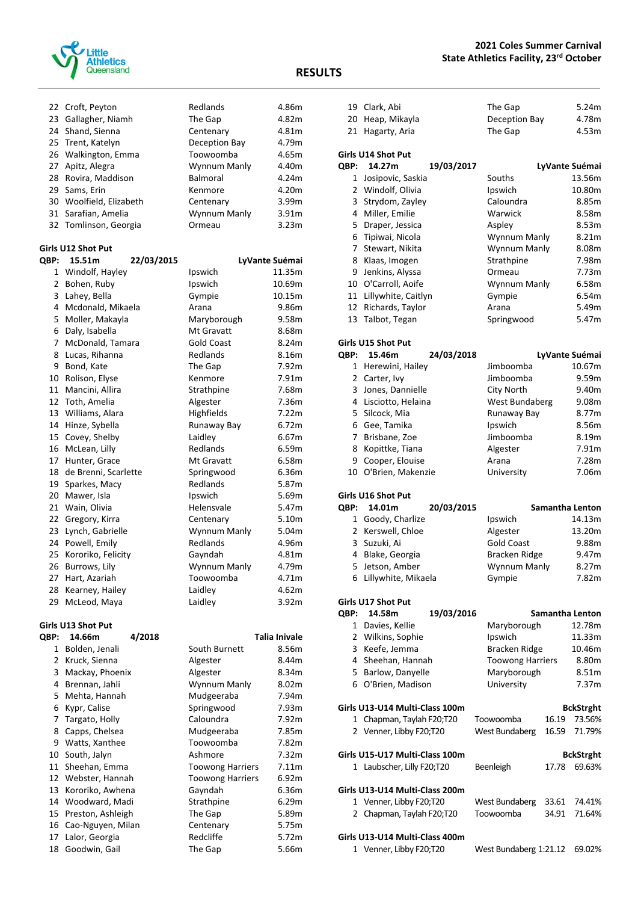# RESULTS

| | | | |
|---|---|---|---|
| 22 | Croft, Peyton | Redlands | 4.86m |
| 23 | Gallagher, Niamh | The Gap | 4.82m |
| 24 | Shand, Sienna | Centenary | 4.81m |
| 25 | Trent, Katelyn | Deception Bay | 4.79m |
| 26 | Walkington, Emma | Toowoomba | 4.65m |
| 27 | Apitz, Alegra | Wynnum Manly | 4.40m |
| 28 | Rovira, Maddison | Balmoral | 4.24m |
| 29 | Sams, Erin | Kenmore | 4.20m |
| 30 | Woolfield, Elizabeth | Centenary | 3.99m |
| 31 | Sarafian, Amelia | Wynnum Manly | 3.91m |
| 32 | Tomlinson, Georgia | Ormeau | 3.23m |

**Girls U12 Shot Put**

| QBP: | 15.51m 22/03/2015 | | LyVante Suémai |
|---|---|---|---|
| 1 | Windolf, Hayley | Ipswich | 11.35m |
| 2 | Bohen, Ruby | Ipswich | 10.69m |
| 3 | Lahey, Bella | Gympie | 10.15m |
| 4 | Mcdonald, Mikaela | Arana | 9.86m |
| 5 | Moller, Makayla | Maryborough | 9.58m |
| 6 | Daly, Isabella | Mt Gravatt | 8.68m |
| 7 | McDonald, Tamara | Gold Coast | 8.24m |
| 8 | Lucas, Rihanna | Redlands | 8.16m |
| 9 | Bond, Kate | The Gap | 7.92m |
| 10 | Rolison, Elyse | Kenmore | 7.91m |
| 11 | Mancini, Allira | Strathpine | 7.68m |
| 12 | Toth, Amelia | Algester | 7.36m |
| 13 | Williams, Alara | Highfields | 7.22m |
| 14 | Hinze, Sybella | Runaway Bay | 6.72m |
| 15 | Covey, Shelby | Laidley | 6.67m |
| 16 | McLean, Lilly | Redlands | 6.59m |
| 17 | Hunter, Grace | Mt Gravatt | 6.58m |
| 18 | de Brenni, Scarlette | Springwood | 6.36m |
| 19 | Sparkes, Macy | Redlands | 5.87m |
| 20 | Mawer, Isla | Ipswich | 5.69m |
| 21 | Wain, Olivia | Helensvale | 5.47m |
| 22 | Gregory, Kirra | Centenary | 5.10m |
| 23 | Lynch, Gabrielle | Wynnum Manly | 5.04m |
| 24 | Powell, Emily | Redlands | 4.96m |
| 25 | Kororiko, Felicity | Gayndah | 4.81m |
| 26 | Burrows, Lily | Wynnum Manly | 4.79m |
| 27 | Hart, Azariah | Toowoomba | 4.71m |
| 28 | Kearney, Hailey | Laidley | 4.62m |
| 29 | McLeod, Maya | Laidley | 3.92m |

**Girls U13 Shot Put**

| QBP: | 14.66m 4/2018 | | Talia Inivale |
|---|---|---|---|
| 1 | Bolden, Jenali | South Burnett | 8.56m |
| 2 | Kruck, Sienna | Algester | 8.44m |
| 3 | Mackay, Phoenix | Algester | 8.34m |
| 4 | Brennan, Jahli | Wynnum Manly | 8.02m |
| 5 | Mehta, Hannah | Mudgeeraba | 7.94m |
| 6 | Kypr, Calise | Springwood | 7.93m |
| 7 | Targato, Holly | Caloundra | 7.92m |
| 8 | Capps, Chelsea | Mudgeeraba | 7.85m |
| 9 | Watts, Xanthee | Toowoomba | 7.82m |
| 10 | South, Jalyn | Ashmore | 7.32m |
| 11 | Sheehan, Emma | Toowong Harriers | 7.11m |
| 12 | Webster, Hannah | Toowong Harriers | 6.92m |
| 13 | Kororiko, Awhena | Gayndah | 6.36m |
| 14 | Woodward, Madi | Strathpine | 6.29m |
| 15 | Preston, Ashleigh | The Gap | 5.89m |
| 16 | Cao-Nguyen, Milan | Centenary | 5.75m |
| 17 | Lalor, Georgia | Redcliffe | 5.72m |
| 18 | Goodwin, Gail | The Gap | 5.66m |
| 19 | Clark, Abi | The Gap | 5.24m |
| 20 | Heap, Mikayla | Deception Bay | 4.78m |
| 21 | Hagarty, Aria | The Gap | 4.53m |

**Girls U14 Shot Put**

| QBP: | 14.27m 19/03/2017 | | LyVante Suémai |
|---|---|---|---|
| 1 | Josipovic, Saskia | Souths | 13.56m |
| 2 | Windolf, Olivia | Ipswich | 10.80m |
| 3 | Strydom, Zayley | Caloundra | 8.85m |
| 4 | Miller, Emilie | Warwick | 8.58m |
| 5 | Draper, Jessica | Aspley | 8.53m |
| 6 | Tipiwai, Nicola | Wynnum Manly | 8.21m |
| 7 | Stewart, Nikita | Wynnum Manly | 8.08m |
| 8 | Klaas, Imogen | Strathpine | 7.98m |
| 9 | Jenkins, Alyssa | Ormeau | 7.73m |
| 10 | O'Carroll, Aoife | Wynnum Manly | 6.58m |
| 11 | Lillywhite, Caitlyn | Gympie | 6.54m |
| 12 | Richards, Taylor | Arana | 5.49m |
| 13 | Talbot, Tegan | Springwood | 5.47m |

**Girls U15 Shot Put**

| QBP: | 15.46m 24/03/2018 | | LyVante Suémai |
|---|---|---|---|
| 1 | Herewini, Hailey | Jimboomba | 10.67m |
| 2 | Carter, Ivy | Jimboomba | 9.59m |
| 3 | Jones, Dannielle | City North | 9.40m |
| 4 | Lisciotto, Helaina | West Bundaberg | 9.08m |
| 5 | Silcock, Mia | Runaway Bay | 8.77m |
| 6 | Gee, Tamika | Ipswich | 8.56m |
| 7 | Brisbane, Zoe | Jimboomba | 8.19m |
| 8 | Kopittke, Tiana | Algester | 7.91m |
| 9 | Cooper, Elouise | Arana | 7.28m |
| 10 | O'Brien, Makenzie | University | 7.06m |

**Girls U16 Shot Put**

| QBP: | 14.01m 20/03/2015 | | Samantha Lenton |
|---|---|---|---|
| 1 | Goody, Charlize | Ipswich | 14.13m |
| 2 | Kerswell, Chloe | Algester | 13.20m |
| 3 | Suzuki, Ai | Gold Coast | 9.88m |
| 4 | Blake, Georgia | Bracken Ridge | 9.47m |
| 5 | Jetson, Amber | Wynnum Manly | 8.27m |
| 6 | Lillywhite, Mikaela | Gympie | 7.82m |

**Girls U17 Shot Put**

| QBP: | 14.58m 19/03/2016 | | Samantha Lenton |
|---|---|---|---|
| 1 | Davies, Kellie | Maryborough | 12.78m |
| 2 | Wilkins, Sophie | Ipswich | 11.33m |
| 3 | Keefe, Jemma | Bracken Ridge | 10.46m |
| 4 | Sheehan, Hannah | Toowong Harriers | 8.80m |
| 5 | Barlow, Danyelle | Maryborough | 8.51m |
| 6 | O'Brien, Madison | University | 7.37m |

**Girls U13-U14 Multi-Class 100m**

| | | | | BckStrght |
|---|---|---|---|---|
| 1 | Chapman, Taylah F20;T20 | Toowoomba | 16.19 | 73.56% |
| 2 | Venner, Libby F20;T20 | West Bundaberg | 16.59 | 71.79% |

**Girls U15-U17 Multi-Class 100m**

| | | | | BckStrght |
|---|---|---|---|---|
| 1 | Laubscher, Lilly F20;T20 | Beenleigh | 17.78 | 69.63% |

**Girls U13-U14 Multi-Class 200m**

| | | | | |
|---|---|---|---|---|
| 1 | Venner, Libby F20;T20 | West Bundaberg | 33.61 | 74.41% |
| 2 | Chapman, Taylah F20;T20 | Toowoomba | 34.91 | 71.64% |

**Girls U13-U14 Multi-Class 400m**

| | | | | |
|---|---|---|---|---|
| 1 | Venner, Libby F20;T20 | West Bundaberg | 1:21.12 | 69.02% |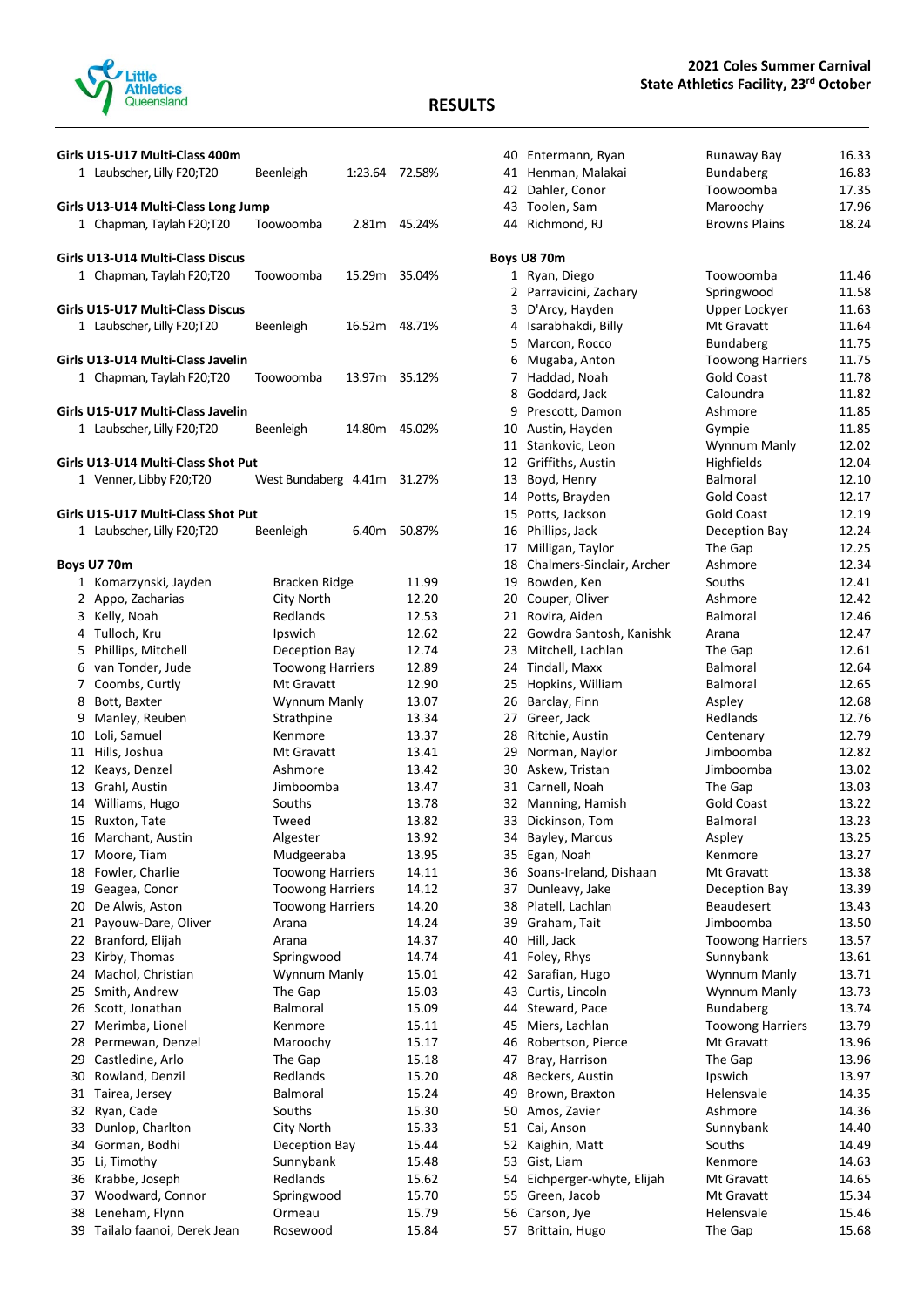# RESULTS

**2021 Coles Summer Carnival**
**State Athletics Facility, 23rd October**

### Girls U15-U17 Multi-Class 400m

| Place | Name | Club | Time | % |
|---|---|---|---|---|
| 1 | Laubscher, Lilly F20;T20 | Beenleigh | 1:23.64 | 72.58% |

### Girls U13-U14 Multi-Class Long Jump

| Place | Name | Club | Mark | % |
|---|---|---|---|---|
| 1 | Chapman, Taylah F20;T20 | Toowoomba | 2.81m | 45.24% |

### Girls U13-U14 Multi-Class Discus

| Place | Name | Club | Mark | % |
|---|---|---|---|---|
| 1 | Chapman, Taylah F20;T20 | Toowoomba | 15.29m | 35.04% |

### Girls U15-U17 Multi-Class Discus

| Place | Name | Club | Mark | % |
|---|---|---|---|---|
| 1 | Laubscher, Lilly F20;T20 | Beenleigh | 16.52m | 48.71% |

### Girls U13-U14 Multi-Class Javelin

| Place | Name | Club | Mark | % |
|---|---|---|---|---|
| 1 | Chapman, Taylah F20;T20 | Toowoomba | 13.97m | 35.12% |

### Girls U15-U17 Multi-Class Javelin

| Place | Name | Club | Mark | % |
|---|---|---|---|---|
| 1 | Laubscher, Lilly F20;T20 | Beenleigh | 14.80m | 45.02% |

### Girls U13-U14 Multi-Class Shot Put

| Place | Name | Club | Mark | % |
|---|---|---|---|---|
| 1 | Venner, Libby F20;T20 | West Bundaberg | 4.41m | 31.27% |

### Girls U15-U17 Multi-Class Shot Put

| Place | Name | Club | Mark | % |
|---|---|---|---|---|
| 1 | Laubscher, Lilly F20;T20 | Beenleigh | 6.40m | 50.87% |

### Boys U7 70m

| Place | Name | Club | Time |
|---|---|---|---|
| 1 | Komarzynski, Jayden | Bracken Ridge | 11.99 |
| 2 | Appo, Zacharias | City North | 12.20 |
| 3 | Kelly, Noah | Redlands | 12.53 |
| 4 | Tulloch, Kru | Ipswich | 12.62 |
| 5 | Phillips, Mitchell | Deception Bay | 12.74 |
| 6 | van Tonder, Jude | Toowong Harriers | 12.89 |
| 7 | Coombs, Curtly | Mt Gravatt | 12.90 |
| 8 | Bott, Baxter | Wynnum Manly | 13.07 |
| 9 | Manley, Reuben | Strathpine | 13.34 |
| 10 | Loli, Samuel | Kenmore | 13.37 |
| 11 | Hills, Joshua | Mt Gravatt | 13.41 |
| 12 | Keays, Denzel | Ashmore | 13.42 |
| 13 | Grahl, Austin | Jimboomba | 13.47 |
| 14 | Williams, Hugo | Souths | 13.78 |
| 15 | Ruxton, Tate | Tweed | 13.82 |
| 16 | Marchant, Austin | Algester | 13.92 |
| 17 | Moore, Tiam | Mudgeeraba | 13.95 |
| 18 | Fowler, Charlie | Toowong Harriers | 14.11 |
| 19 | Geagea, Conor | Toowong Harriers | 14.12 |
| 20 | De Alwis, Aston | Toowong Harriers | 14.20 |
| 21 | Payouw-Dare, Oliver | Arana | 14.24 |
| 22 | Branford, Elijah | Arana | 14.37 |
| 23 | Kirby, Thomas | Springwood | 14.74 |
| 24 | Machol, Christian | Wynnum Manly | 15.01 |
| 25 | Smith, Andrew | The Gap | 15.03 |
| 26 | Scott, Jonathan | Balmoral | 15.09 |
| 27 | Merimba, Lionel | Kenmore | 15.11 |
| 28 | Permewan, Denzel | Maroochy | 15.17 |
| 29 | Castledine, Arlo | The Gap | 15.18 |
| 30 | Rowland, Denzil | Redlands | 15.20 |
| 31 | Tairea, Jersey | Balmoral | 15.24 |
| 32 | Ryan, Cade | Souths | 15.30 |
| 33 | Dunlop, Charlton | City North | 15.33 |
| 34 | Gorman, Bodhi | Deception Bay | 15.44 |
| 35 | Li, Timothy | Sunnybank | 15.48 |
| 36 | Krabbe, Joseph | Redlands | 15.62 |
| 37 | Woodward, Connor | Springwood | 15.70 |
| 38 | Leneham, Flynn | Ormeau | 15.79 |
| 39 | Tailalo faanoi, Derek Jean | Rosewood | 15.84 |
| 40 | Entermann, Ryan | Runaway Bay | 16.33 |
| 41 | Henman, Malakai | Bundaberg | 16.83 |
| 42 | Dahler, Conor | Toowoomba | 17.35 |
| 43 | Toolen, Sam | Maroochy | 17.96 |
| 44 | Richmond, RJ | Browns Plains | 18.24 |

### Boys U8 70m

| Place | Name | Club | Time |
|---|---|---|---|
| 1 | Ryan, Diego | Toowoomba | 11.46 |
| 2 | Parravicini, Zachary | Springwood | 11.58 |
| 3 | D'Arcy, Hayden | Upper Lockyer | 11.63 |
| 4 | Isarabhakdi, Billy | Mt Gravatt | 11.64 |
| 5 | Marcon, Rocco | Bundaberg | 11.75 |
| 6 | Mugaba, Anton | Toowong Harriers | 11.75 |
| 7 | Haddad, Noah | Gold Coast | 11.78 |
| 8 | Goddard, Jack | Caloundra | 11.82 |
| 9 | Prescott, Damon | Ashmore | 11.85 |
| 10 | Austin, Hayden | Gympie | 11.85 |
| 11 | Stankovic, Leon | Wynnum Manly | 12.02 |
| 12 | Griffiths, Austin | Highfields | 12.04 |
| 13 | Boyd, Henry | Balmoral | 12.10 |
| 14 | Potts, Brayden | Gold Coast | 12.17 |
| 15 | Potts, Jackson | Gold Coast | 12.19 |
| 16 | Phillips, Jack | Deception Bay | 12.24 |
| 17 | Milligan, Taylor | The Gap | 12.25 |
| 18 | Chalmers-Sinclair, Archer | Ashmore | 12.34 |
| 19 | Bowden, Ken | Souths | 12.41 |
| 20 | Couper, Oliver | Ashmore | 12.42 |
| 21 | Rovira, Aiden | Balmoral | 12.46 |
| 22 | Gowdra Santosh, Kanishk | Arana | 12.47 |
| 23 | Mitchell, Lachlan | The Gap | 12.61 |
| 24 | Tindall, Maxx | Balmoral | 12.64 |
| 25 | Hopkins, William | Balmoral | 12.65 |
| 26 | Barclay, Finn | Aspley | 12.68 |
| 27 | Greer, Jack | Redlands | 12.76 |
| 28 | Ritchie, Austin | Centenary | 12.79 |
| 29 | Norman, Naylor | Jimboomba | 12.82 |
| 30 | Askew, Tristan | Jimboomba | 13.02 |
| 31 | Carnell, Noah | The Gap | 13.03 |
| 32 | Manning, Hamish | Gold Coast | 13.22 |
| 33 | Dickinson, Tom | Balmoral | 13.23 |
| 34 | Bayley, Marcus | Aspley | 13.25 |
| 35 | Egan, Noah | Kenmore | 13.27 |
| 36 | Soans-Ireland, Dishaan | Mt Gravatt | 13.38 |
| 37 | Dunleavy, Jake | Deception Bay | 13.39 |
| 38 | Platell, Lachlan | Beaudesert | 13.43 |
| 39 | Graham, Tait | Jimboomba | 13.50 |
| 40 | Hill, Jack | Toowong Harriers | 13.57 |
| 41 | Foley, Rhys | Sunnybank | 13.61 |
| 42 | Sarafian, Hugo | Wynnum Manly | 13.71 |
| 43 | Curtis, Lincoln | Wynnum Manly | 13.73 |
| 44 | Steward, Pace | Bundaberg | 13.74 |
| 45 | Miers, Lachlan | Toowong Harriers | 13.79 |
| 46 | Robertson, Pierce | Mt Gravatt | 13.96 |
| 47 | Bray, Harrison | The Gap | 13.96 |
| 48 | Beckers, Austin | Ipswich | 13.97 |
| 49 | Brown, Braxton | Helensvale | 14.35 |
| 50 | Amos, Zavier | Ashmore | 14.36 |
| 51 | Cai, Anson | Sunnybank | 14.40 |
| 52 | Kaighin, Matt | Souths | 14.49 |
| 53 | Gist, Liam | Kenmore | 14.63 |
| 54 | Eichperger-whyte, Elijah | Mt Gravatt | 14.65 |
| 55 | Green, Jacob | Mt Gravatt | 15.34 |
| 56 | Carson, Jye | Helensvale | 15.46 |
| 57 | Brittain, Hugo | The Gap | 15.68 |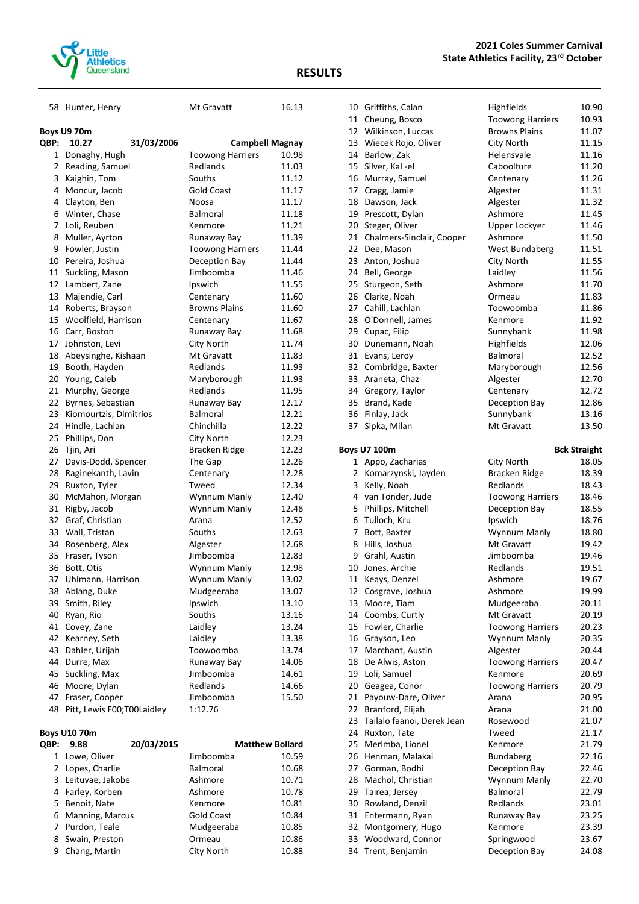| | | | |
|---|---|---|---|
| 58 | Hunter, Henry | Mt Gravatt | 16.13 |

**Boys U9 70m**

QBP: **10.27** **31/03/2006** **Campbell Magnay**

| Place | Name | Club | Time |
|---|---|---|---|
| 1 | Donaghy, Hugh | Toowong Harriers | 10.98 |
| 2 | Reading, Samuel | Redlands | 11.03 |
| 3 | Kaighin, Tom | Souths | 11.12 |
| 4 | Moncur, Jacob | Gold Coast | 11.17 |
| 4 | Clayton, Ben | Noosa | 11.17 |
| 6 | Winter, Chase | Balmoral | 11.18 |
| 7 | Loli, Reuben | Kenmore | 11.21 |
| 8 | Muller, Ayrton | Runaway Bay | 11.39 |
| 9 | Fowler, Justin | Toowong Harriers | 11.44 |
| 10 | Pereira, Joshua | Deception Bay | 11.44 |
| 11 | Suckling, Mason | Jimboomba | 11.46 |
| 12 | Lambert, Zane | Ipswich | 11.55 |
| 13 | Majendie, Carl | Centenary | 11.60 |
| 14 | Roberts, Brayson | Browns Plains | 11.60 |
| 15 | Woolfield, Harrison | Centenary | 11.67 |
| 16 | Carr, Boston | Runaway Bay | 11.68 |
| 17 | Johnston, Levi | City North | 11.74 |
| 18 | Abeysinghe, Kishaan | Mt Gravatt | 11.83 |
| 19 | Booth, Hayden | Redlands | 11.93 |
| 20 | Young, Caleb | Maryborough | 11.93 |
| 21 | Murphy, George | Redlands | 11.95 |
| 22 | Byrnes, Sebastian | Runaway Bay | 12.17 |
| 23 | Kiomourtzis, Dimitrios | Balmoral | 12.21 |
| 24 | Hindle, Lachlan | Chinchilla | 12.22 |
| 25 | Phillips, Don | City North | 12.23 |
| 26 | Tjin, Ari | Bracken Ridge | 12.23 |
| 27 | Davis-Dodd, Spencer | The Gap | 12.26 |
| 28 | Raginekanth, Lavin | Centenary | 12.28 |
| 29 | Ruxton, Tyler | Tweed | 12.34 |
| 30 | McMahon, Morgan | Wynnum Manly | 12.40 |
| 31 | Rigby, Jacob | Wynnum Manly | 12.48 |
| 32 | Graf, Christian | Arana | 12.52 |
| 33 | Wall, Tristan | Souths | 12.63 |
| 34 | Rosenberg, Alex | Algester | 12.68 |
| 35 | Fraser, Tyson | Jimboomba | 12.83 |
| 36 | Bott, Otis | Wynnum Manly | 12.98 |
| 37 | Uhlmann, Harrison | Wynnum Manly | 13.02 |
| 38 | Ablang, Duke | Mudgeeraba | 13.07 |
| 39 | Smith, Riley | Ipswich | 13.10 |
| 40 | Ryan, Rio | Souths | 13.16 |
| 41 | Covey, Zane | Laidley | 13.24 |
| 42 | Kearney, Seth | Laidley | 13.38 |
| 43 | Dahler, Urijah | Toowoomba | 13.74 |
| 44 | Durre, Max | Runaway Bay | 14.06 |
| 45 | Suckling, Max | Jimboomba | 14.61 |
| 46 | Moore, Dylan | Redlands | 14.66 |
| 47 | Fraser, Cooper | Jimboomba | 15.50 |
| 48 | Pitt, Lewis F00;T00Laidley | | 1:12.76 |

**Boys U10 70m**

QBP: **9.88** **20/03/2015** **Matthew Bollard**

| Place | Name | Club | Time |
|---|---|---|---|
| 1 | Lowe, Oliver | Jimboomba | 10.59 |
| 2 | Lopes, Charlie | Balmoral | 10.68 |
| 3 | Leituvae, Jakobe | Ashmore | 10.71 |
| 4 | Farley, Korben | Ashmore | 10.78 |
| 5 | Benoit, Nate | Kenmore | 10.81 |
| 6 | Manning, Marcus | Gold Coast | 10.84 |
| 7 | Purdon, Teale | Mudgeeraba | 10.85 |
| 8 | Swain, Preston | Ormeau | 10.86 |
| 9 | Chang, Martin | City North | 10.88 |
| 10 | Griffiths, Calan | Highfields | 10.90 |
| 11 | Cheung, Bosco | Toowong Harriers | 10.93 |
| 12 | Wilkinson, Luccas | Browns Plains | 11.07 |
| 13 | Wiecek Rojo, Oliver | City North | 11.15 |
| 14 | Barlow, Zak | Helensvale | 11.16 |
| 15 | Silver, Kal -el | Caboolture | 11.20 |
| 16 | Murray, Samuel | Centenary | 11.26 |
| 17 | Cragg, Jamie | Algester | 11.31 |
| 18 | Dawson, Jack | Algester | 11.32 |
| 19 | Prescott, Dylan | Ashmore | 11.45 |
| 20 | Steger, Oliver | Upper Lockyer | 11.46 |
| 21 | Chalmers-Sinclair, Cooper | Ashmore | 11.50 |
| 22 | Dee, Mason | West Bundaberg | 11.51 |
| 23 | Anton, Joshua | City North | 11.55 |
| 24 | Bell, George | Laidley | 11.56 |
| 25 | Sturgeon, Seth | Ashmore | 11.70 |
| 26 | Clarke, Noah | Ormeau | 11.83 |
| 27 | Cahill, Lachlan | Toowoomba | 11.86 |
| 28 | O'Donnell, James | Kenmore | 11.92 |
| 29 | Cupac, Filip | Sunnybank | 11.98 |
| 30 | Dunemann, Noah | Highfields | 12.06 |
| 31 | Evans, Leroy | Balmoral | 12.52 |
| 32 | Combridge, Baxter | Maryborough | 12.56 |
| 33 | Araneta, Chaz | Algester | 12.70 |
| 34 | Gregory, Taylor | Centenary | 12.72 |
| 35 | Brand, Kade | Deception Bay | 12.86 |
| 36 | Finlay, Jack | Sunnybank | 13.16 |
| 37 | Sipka, Milan | Mt Gravatt | 13.50 |

**Boys U7 100m** **Bck Straight**

| Place | Name | Club | Time |
|---|---|---|---|
| 1 | Appo, Zacharias | City North | 18.05 |
| 2 | Komarzynski, Jayden | Bracken Ridge | 18.39 |
| 3 | Kelly, Noah | Redlands | 18.43 |
| 4 | van Tonder, Jude | Toowong Harriers | 18.46 |
| 5 | Phillips, Mitchell | Deception Bay | 18.55 |
| 6 | Tulloch, Kru | Ipswich | 18.76 |
| 7 | Bott, Baxter | Wynnum Manly | 18.80 |
| 8 | Hills, Joshua | Mt Gravatt | 19.42 |
| 9 | Grahl, Austin | Jimboomba | 19.46 |
| 10 | Jones, Archie | Redlands | 19.51 |
| 11 | Keays, Denzel | Ashmore | 19.67 |
| 12 | Cosgrave, Joshua | Ashmore | 19.99 |
| 13 | Moore, Tiam | Mudgeeraba | 20.11 |
| 14 | Coombs, Curtly | Mt Gravatt | 20.19 |
| 15 | Fowler, Charlie | Toowong Harriers | 20.23 |
| 16 | Grayson, Leo | Wynnum Manly | 20.35 |
| 17 | Marchant, Austin | Algester | 20.44 |
| 18 | De Alwis, Aston | Toowong Harriers | 20.47 |
| 19 | Loli, Samuel | Kenmore | 20.69 |
| 20 | Geagea, Conor | Toowong Harriers | 20.79 |
| 21 | Payouw-Dare, Oliver | Arana | 20.95 |
| 22 | Branford, Elijah | Arana | 21.00 |
| 23 | Tailalo faanoi, Derek Jean | Rosewood | 21.07 |
| 24 | Ruxton, Tate | Tweed | 21.17 |
| 25 | Merimba, Lionel | Kenmore | 21.79 |
| 26 | Henman, Malakai | Bundaberg | 22.16 |
| 27 | Gorman, Bodhi | Deception Bay | 22.46 |
| 28 | Machol, Christian | Wynnum Manly | 22.70 |
| 29 | Tairea, Jersey | Balmoral | 22.79 |
| 30 | Rowland, Denzil | Redlands | 23.01 |
| 31 | Entermann, Ryan | Runaway Bay | 23.25 |
| 32 | Montgomery, Hugo | Kenmore | 23.39 |
| 33 | Woodward, Connor | Springwood | 23.67 |
| 34 | Trent, Benjamin | Deception Bay | 24.08 |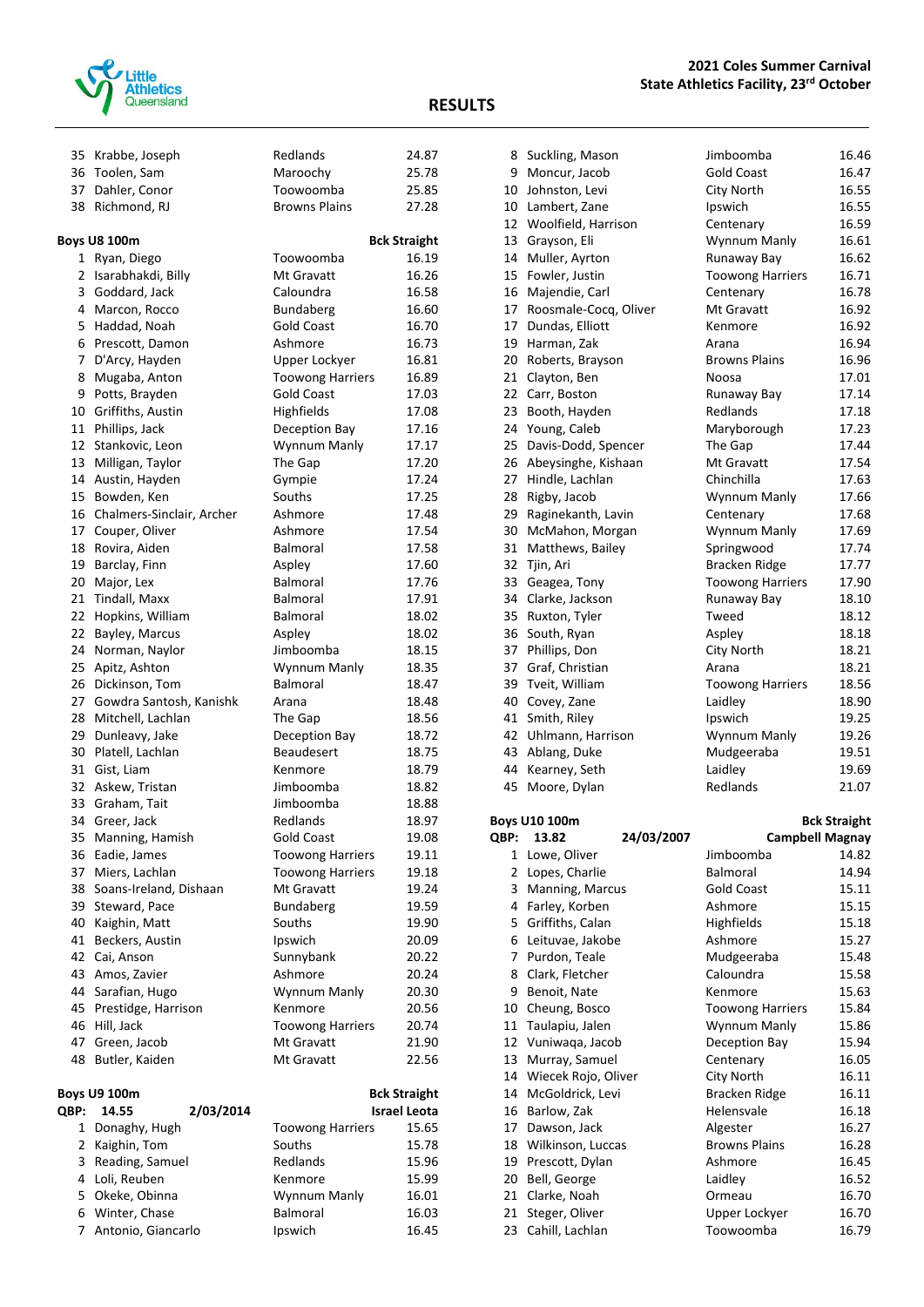## 2021 Coles Summer Carnival
### State Athletics Facility, 23rd October

## RESULTS

| Place | Name | Club | Time |
|---|---|---|---|
| 35 | Krabbe, Joseph | Redlands | 24.87 |
| 36 | Toolen, Sam | Maroochy | 25.78 |
| 37 | Dahler, Conor | Toowoomba | 25.85 |
| 38 | Richmond, RJ | Browns Plains | 27.28 |

### Boys U8 100m — Bck Straight

| Place | Name | Club | Time |
|---|---|---|---|
| 1 | Ryan, Diego | Toowoomba | 16.19 |
| 2 | Isarabhakdi, Billy | Mt Gravatt | 16.26 |
| 3 | Goddard, Jack | Caloundra | 16.58 |
| 4 | Marcon, Rocco | Bundaberg | 16.60 |
| 5 | Haddad, Noah | Gold Coast | 16.70 |
| 6 | Prescott, Damon | Ashmore | 16.73 |
| 7 | D'Arcy, Hayden | Upper Lockyer | 16.81 |
| 8 | Mugaba, Anton | Toowong Harriers | 16.89 |
| 9 | Potts, Brayden | Gold Coast | 17.03 |
| 10 | Griffiths, Austin | Highfields | 17.08 |
| 11 | Phillips, Jack | Deception Bay | 17.16 |
| 12 | Stankovic, Leon | Wynnum Manly | 17.17 |
| 13 | Milligan, Taylor | The Gap | 17.20 |
| 14 | Austin, Hayden | Gympie | 17.24 |
| 15 | Bowden, Ken | Souths | 17.25 |
| 16 | Chalmers-Sinclair, Archer | Ashmore | 17.48 |
| 17 | Couper, Oliver | Ashmore | 17.54 |
| 18 | Rovira, Aiden | Balmoral | 17.58 |
| 19 | Barclay, Finn | Aspley | 17.60 |
| 20 | Major, Lex | Balmoral | 17.76 |
| 21 | Tindall, Maxx | Balmoral | 17.91 |
| 22 | Hopkins, William | Balmoral | 18.02 |
| 22 | Bayley, Marcus | Aspley | 18.02 |
| 24 | Norman, Naylor | Jimboomba | 18.15 |
| 25 | Apitz, Ashton | Wynnum Manly | 18.35 |
| 26 | Dickinson, Tom | Balmoral | 18.47 |
| 27 | Gowdra Santosh, Kanishk | Arana | 18.48 |
| 28 | Mitchell, Lachlan | The Gap | 18.56 |
| 29 | Duleavy, Jake | Deception Bay | 18.72 |
| 30 | Platell, Lachlan | Beaudesert | 18.75 |
| 31 | Gist, Liam | Kenmore | 18.79 |
| 32 | Askew, Tristan | Jimboomba | 18.82 |
| 33 | Graham, Tait | Jimboomba | 18.88 |
| 34 | Greer, Jack | Redlands | 18.97 |
| 35 | Manning, Hamish | Gold Coast | 19.08 |
| 36 | Eadie, James | Toowong Harriers | 19.11 |
| 37 | Miers, Lachlan | Toowong Harriers | 19.18 |
| 38 | Soans-Ireland, Dishaan | Mt Gravatt | 19.24 |
| 39 | Steward, Pace | Bundaberg | 19.59 |
| 40 | Kaighin, Matt | Souths | 19.90 |
| 41 | Beckers, Austin | Ipswich | 20.09 |
| 42 | Cai, Anson | Sunnybank | 20.22 |
| 43 | Amos, Zavier | Ashmore | 20.24 |
| 44 | Sarafian, Hugo | Wynnum Manly | 20.30 |
| 45 | Prestidge, Harrison | Kenmore | 20.56 |
| 46 | Hill, Jack | Toowong Harriers | 20.74 |
| 47 | Green, Jacob | Mt Gravatt | 21.90 |
| 48 | Butler, Kaiden | Mt Gravatt | 22.56 |

### Boys U9 100m — Bck Straight

**QBP: 14.55 — 2/03/2014 — Israel Leota**

| Place | Name | Club | Time |
|---|---|---|---|
| 1 | Donaghy, Hugh | Toowong Harriers | 15.65 |
| 2 | Kaighin, Tom | Souths | 15.78 |
| 3 | Reading, Samuel | Redlands | 15.96 |
| 4 | Loli, Reuben | Kenmore | 15.99 |
| 5 | Okeke, Obinna | Wynnum Manly | 16.01 |
| 6 | Winter, Chase | Balmoral | 16.03 |
| 7 | Antonio, Giancarlo | Ipswich | 16.45 |
| 8 | Suckling, Mason | Jimboomba | 16.46 |
| 9 | Moncur, Jacob | Gold Coast | 16.47 |
| 10 | Johnston, Levi | City North | 16.55 |
| 10 | Lambert, Zane | Ipswich | 16.55 |
| 12 | Woolfield, Harrison | Centenary | 16.59 |
| 13 | Grayson, Eli | Wynnum Manly | 16.61 |
| 14 | Muller, Ayrton | Runaway Bay | 16.62 |
| 15 | Fowler, Justin | Toowong Harriers | 16.71 |
| 16 | Majendie, Carl | Centenary | 16.78 |
| 17 | Roosmale-Cocq, Oliver | Mt Gravatt | 16.92 |
| 17 | Dundas, Elliott | Kenmore | 16.92 |
| 19 | Harman, Zak | Arana | 16.94 |
| 20 | Roberts, Brayson | Browns Plains | 16.96 |
| 21 | Clayton, Ben | Noosa | 17.01 |
| 22 | Carr, Boston | Runaway Bay | 17.14 |
| 23 | Booth, Hayden | Redlands | 17.18 |
| 24 | Young, Caleb | Maryborough | 17.23 |
| 25 | Davis-Dodd, Spencer | The Gap | 17.44 |
| 26 | Abeysinghe, Kishaan | Mt Gravatt | 17.54 |
| 27 | Hindle, Lachlan | Chinchilla | 17.63 |
| 28 | Rigby, Jacob | Wynnum Manly | 17.66 |
| 29 | Raginekanth, Lavin | Centenary | 17.68 |
| 30 | McMahon, Morgan | Wynnum Manly | 17.69 |
| 31 | Matthews, Bailey | Springwood | 17.74 |
| 32 | Tjin, Ari | Bracken Ridge | 17.77 |
| 33 | Geagea, Tony | Toowong Harriers | 17.90 |
| 34 | Clarke, Jackson | Runaway Bay | 18.10 |
| 35 | Ruxton, Tyler | Tweed | 18.12 |
| 36 | South, Ryan | Aspley | 18.18 |
| 37 | Phillips, Don | City North | 18.21 |
| 37 | Graf, Christian | Arana | 18.21 |
| 39 | Tveit, William | Toowong Harriers | 18.56 |
| 40 | Covey, Zane | Laidley | 18.90 |
| 41 | Smith, Riley | Ipswich | 19.25 |
| 42 | Uhlmann, Harrison | Wynnum Manly | 19.26 |
| 43 | Ablang, Duke | Mudgeeraba | 19.51 |
| 44 | Kearney, Seth | Laidley | 19.69 |
| 45 | Moore, Dylan | Redlands | 21.07 |

### Boys U10 100m — Bck Straight

**QBP: 13.82 — 24/03/2007 — Campbell Magnay**

| Place | Name | Club | Time |
|---|---|---|---|
| 1 | Lowe, Oliver | Jimboomba | 14.82 |
| 2 | Lopes, Charlie | Balmoral | 14.94 |
| 3 | Manning, Marcus | Gold Coast | 15.11 |
| 4 | Farley, Korben | Ashmore | 15.15 |
| 5 | Griffiths, Calan | Highfields | 15.18 |
| 6 | Leituvae, Jakobe | Ashmore | 15.27 |
| 7 | Purdon, Teale | Mudgeeraba | 15.48 |
| 8 | Clark, Fletcher | Caloundra | 15.58 |
| 9 | Benoit, Nate | Kenmore | 15.63 |
| 10 | Cheung, Bosco | Toowong Harriers | 15.84 |
| 11 | Taulapiu, Jalen | Wynnum Manly | 15.86 |
| 12 | Vuniwaqa, Jacob | Deception Bay | 15.94 |
| 13 | Murray, Samuel | Centenary | 16.05 |
| 14 | Wiecek Rojo, Oliver | City North | 16.11 |
| 14 | McGoldrick, Levi | Bracken Ridge | 16.11 |
| 16 | Barlow, Zak | Helensvale | 16.18 |
| 17 | Dawson, Jack | Algester | 16.27 |
| 18 | Wilkinson, Luccas | Browns Plains | 16.28 |
| 19 | Prescott, Dylan | Ashmore | 16.45 |
| 20 | Bell, George | Laidley | 16.52 |
| 21 | Clarke, Noah | Ormeau | 16.70 |
| 21 | Steger, Oliver | Upper Lockyer | 16.70 |
| 23 | Cahill, Lachlan | Toowoomba | 16.79 |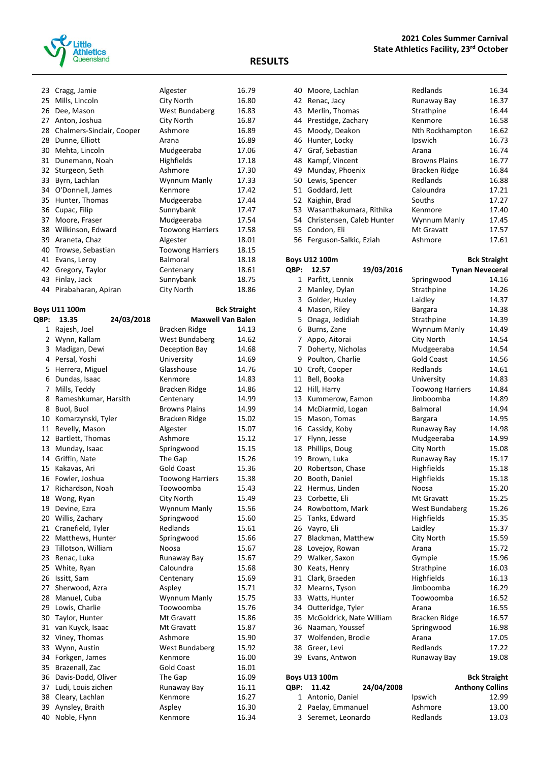# RESULTS

2021 Coles Summer Carnival
State Athletics Facility, 23rd October

| Place | Name | Club | Time |
|---|---|---|---|
| 23 | Cragg, Jamie | Algester | 16.79 |
| 25 | Mills, Lincoln | City North | 16.80 |
| 26 | Dee, Mason | West Bundaberg | 16.83 |
| 27 | Anton, Joshua | City North | 16.87 |
| 28 | Chalmers-Sinclair, Cooper | Ashmore | 16.89 |
| 28 | Dunne, Elliott | Arana | 16.89 |
| 30 | Mehta, Lincoln | Mudgeeraba | 17.06 |
| 31 | Dunemann, Noah | Highfields | 17.18 |
| 32 | Sturgeon, Seth | Ashmore | 17.30 |
| 33 | Byrn, Lachlan | Wynnum Manly | 17.33 |
| 34 | O'Donnell, James | Kenmore | 17.42 |
| 35 | Hunter, Thomas | Mudgeeraba | 17.44 |
| 36 | Cupac, Filip | Sunnybank | 17.47 |
| 37 | Moore, Fraser | Mudgeeraba | 17.54 |
| 38 | Wilkinson, Edward | Toowong Harriers | 17.58 |
| 39 | Araneta, Chaz | Algester | 18.01 |
| 40 | Trowse, Sebastian | Toowong Harriers | 18.15 |
| 41 | Evans, Leroy | Balmoral | 18.18 |
| 42 | Gregory, Taylor | Centenary | 18.61 |
| 43 | Finlay, Jack | Sunnybank | 18.75 |
| 44 | Pirabaharan, Apiran | City North | 18.86 |

**Boys U11 100m** — Bck Straight
QBP: 13.35 — 24/03/2018 — Maxwell Van Balen

| Place | Name | Club | Time |
|---|---|---|---|
| 1 | Rajesh, Joel | Bracken Ridge | 14.13 |
| 2 | Wynn, Kallam | West Bundaberg | 14.62 |
| 3 | Madigan, Dewi | Deception Bay | 14.68 |
| 4 | Persal, Yoshi | University | 14.69 |
| 5 | Herrera, Miguel | Glasshouse | 14.76 |
| 6 | Dundas, Isaac | Kenmore | 14.83 |
| 7 | Mills, Teddy | Bracken Ridge | 14.86 |
| 8 | Rameshkumar, Harsith | Centenary | 14.99 |
| 8 | Buol, Buol | Browns Plains | 14.99 |
| 10 | Komarzynski, Tyler | Bracken Ridge | 15.02 |
| 11 | Revelly, Mason | Algester | 15.07 |
| 12 | Bartlett, Thomas | Ashmore | 15.12 |
| 13 | Munday, Isaac | Springwood | 15.15 |
| 14 | Griffin, Nate | The Gap | 15.26 |
| 15 | Kakavas, Ari | Gold Coast | 15.36 |
| 16 | Fowler, Joshua | Toowong Harriers | 15.38 |
| 17 | Richardson, Noah | Toowoomba | 15.43 |
| 18 | Wong, Ryan | City North | 15.49 |
| 19 | Devine, Ezra | Wynnum Manly | 15.56 |
| 20 | Willis, Zachary | Springwood | 15.60 |
| 21 | Cranefield, Tyler | Redlands | 15.61 |
| 22 | Matthews, Hunter | Springwood | 15.66 |
| 23 | Tillotson, William | Noosa | 15.67 |
| 23 | Renac, Luka | Runaway Bay | 15.67 |
| 25 | White, Ryan | Caloundra | 15.68 |
| 26 | Issitt, Sam | Centenary | 15.69 |
| 27 | Sherwood, Azra | Aspley | 15.71 |
| 28 | Manuel, Cuba | Wynnum Manly | 15.75 |
| 29 | Lowis, Charlie | Toowoomba | 15.76 |
| 30 | Taylor, Hunter | Mt Gravatt | 15.86 |
| 31 | van Kuyck, Isaac | Mt Gravatt | 15.87 |
| 32 | Viney, Thomas | Ashmore | 15.90 |
| 33 | Wynn, Austin | West Bundaberg | 15.92 |
| 34 | Forkgen, James | Kenmore | 16.00 |
| 35 | Brazenall, Zac | Gold Coast | 16.01 |
| 36 | Davis-Dodd, Oliver | The Gap | 16.09 |
| 37 | Ludi, Louis zichen | Runaway Bay | 16.11 |
| 38 | Cleary, Lachlan | Kenmore | 16.27 |
| 39 | Aynsley, Braith | Aspley | 16.30 |
| 40 | Noble, Flynn | Kenmore | 16.34 |
| 40 | Moore, Lachlan | Redlands | 16.34 |
| 42 | Renac, Jacy | Runaway Bay | 16.37 |
| 43 | Merlin, Thomas | Strathpine | 16.44 |
| 44 | Prestidge, Zachary | Kenmore | 16.58 |
| 45 | Moody, Deakon | Nth Rockhampton | 16.62 |
| 46 | Hunter, Locky | Ipswich | 16.73 |
| 47 | Graf, Sebastian | Arana | 16.74 |
| 48 | Kampf, Vincent | Browns Plains | 16.77 |
| 49 | Munday, Phoenix | Bracken Ridge | 16.84 |
| 50 | Lewis, Spencer | Redlands | 16.88 |
| 51 | Goddard, Jett | Caloundra | 17.21 |
| 52 | Kaighin, Brad | Souths | 17.27 |
| 53 | Wasanthakumara, Rithika | Kenmore | 17.40 |
| 54 | Christensen, Caleb Hunter | Wynnum Manly | 17.45 |
| 55 | Condon, Eli | Mt Gravatt | 17.57 |
| 56 | Ferguson-Salkic, Eziah | Ashmore | 17.61 |

**Boys U12 100m** — Bck Straight
QBP: 12.57 — 19/03/2016 — Tynan Neveceral

| Place | Name | Club | Time |
|---|---|---|---|
| 1 | Parfitt, Lennix | Springwood | 14.16 |
| 2 | Manley, Dylan | Strathpine | 14.26 |
| 3 | Golder, Huxley | Laidley | 14.37 |
| 4 | Mason, Riley | Bargara | 14.38 |
| 5 | Onaga, Jedidiah | Strathpine | 14.39 |
| 6 | Burns, Zane | Wynnum Manly | 14.49 |
| 7 | Appo, Aitorai | City North | 14.54 |
| 7 | Doherty, Nicholas | Mudgeeraba | 14.54 |
| 9 | Poulton, Charlie | Gold Coast | 14.56 |
| 10 | Croft, Cooper | Redlands | 14.61 |
| 11 | Bell, Booka | University | 14.83 |
| 12 | Hill, Harry | Toowong Harriers | 14.84 |
| 13 | Kummerow, Eamon | Jimboomba | 14.89 |
| 14 | McDiarmid, Logan | Balmoral | 14.94 |
| 15 | Mason, Tomas | Bargara | 14.95 |
| 16 | Cassidy, Koby | Runaway Bay | 14.98 |
| 17 | Flynn, Jesse | Mudgeeraba | 14.99 |
| 18 | Phillips, Doug | City North | 15.08 |
| 19 | Brown, Luka | Runaway Bay | 15.17 |
| 20 | Robertson, Chase | Highfields | 15.18 |
| 20 | Booth, Daniel | Highfields | 15.18 |
| 22 | Hermus, Linden | Noosa | 15.20 |
| 23 | Corbette, Eli | Mt Gravatt | 15.25 |
| 24 | Rowbottom, Mark | West Bundaberg | 15.26 |
| 25 | Tanks, Edward | Highfields | 15.35 |
| 26 | Vayro, Eli | Laidley | 15.37 |
| 27 | Blackman, Matthew | City North | 15.59 |
| 28 | Lovejoy, Rowan | Arana | 15.72 |
| 29 | Walker, Saxon | Gympie | 15.96 |
| 30 | Keats, Henry | Strathpine | 16.03 |
| 31 | Clark, Braeden | Highfields | 16.13 |
| 32 | Mearns, Tyson | Jimboomba | 16.29 |
| 33 | Watts, Hunter | Toowoomba | 16.52 |
| 34 | Outteridge, Tyler | Arana | 16.55 |
| 35 | McGoldrick, Nate William | Bracken Ridge | 16.57 |
| 36 | Naaman, Youssef | Springwood | 16.98 |
| 37 | Wolfenden, Brodie | Arana | 17.05 |
| 38 | Greer, Levi | Redlands | 17.22 |
| 39 | Evans, Antwon | Runaway Bay | 19.08 |

**Boys U13 100m** — Bck Straight
QBP: 11.42 — 24/04/2008 — Anthony Collins

| Place | Name | Club | Time |
|---|---|---|---|
| 1 | Antonio, Daniel | Ipswich | 12.99 |
| 2 | Paelay, Emmanuel | Ashmore | 13.00 |
| 3 | Seremet, Leonardo | Redlands | 13.03 |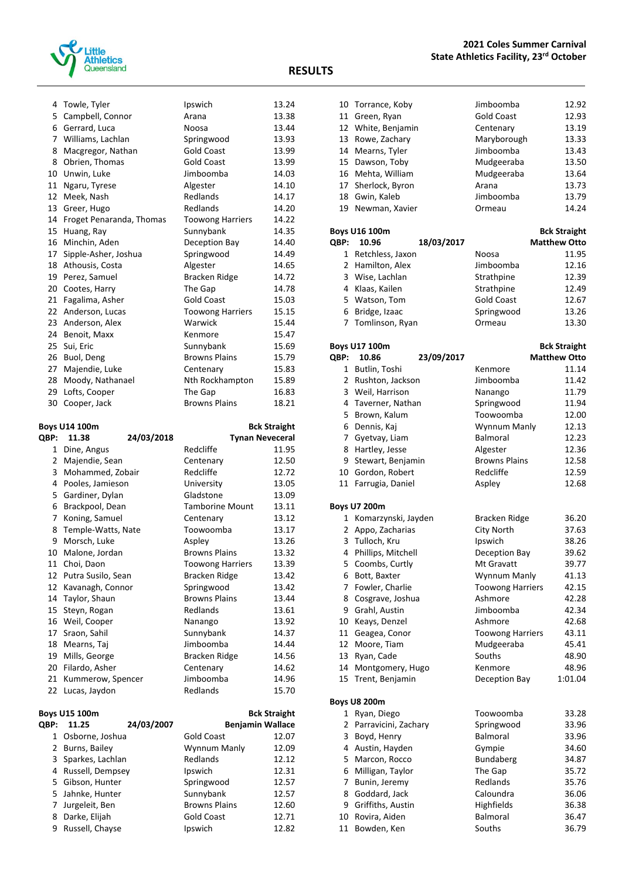## RESULTS

| Place | Name | Club | Time |
|---|---|---|---|
| 4 | Towle, Tyler | Ipswich | 13.24 |
| 5 | Campbell, Connor | Arana | 13.38 |
| 6 | Gerrard, Luca | Noosa | 13.44 |
| 7 | Williams, Lachlan | Springwood | 13.93 |
| 8 | Macgregor, Nathan | Gold Coast | 13.99 |
| 8 | Obrien, Thomas | Gold Coast | 13.99 |
| 10 | Unwin, Luke | Jimboomba | 14.03 |
| 11 | Ngaru, Tyrese | Algester | 14.10 |
| 12 | Meek, Nash | Redlands | 14.17 |
| 13 | Greer, Hugo | Redlands | 14.20 |
| 14 | Froget Penaranda, Thomas | Toowong Harriers | 14.22 |
| 15 | Huang, Ray | Sunnybank | 14.35 |
| 16 | Minchin, Aden | Deception Bay | 14.40 |
| 17 | Sipple-Asher, Joshua | Springwood | 14.49 |
| 18 | Athousis, Costa | Algester | 14.65 |
| 19 | Perez, Samuel | Bracken Ridge | 14.72 |
| 20 | Cootes, Harry | The Gap | 14.78 |
| 21 | Fagalima, Asher | Gold Coast | 15.03 |
| 22 | Anderson, Lucas | Toowong Harriers | 15.15 |
| 23 | Anderson, Alex | Warwick | 15.44 |
| 24 | Benoit, Maxx | Kenmore | 15.47 |
| 25 | Sui, Eric | Sunnybank | 15.69 |
| 26 | Buol, Deng | Browns Plains | 15.79 |
| 27 | Majendie, Luke | Centenary | 15.83 |
| 28 | Moody, Nathanael | Nth Rockhampton | 15.89 |
| 29 | Lofts, Cooper | The Gap | 16.83 |
| 30 | Cooper, Jack | Browns Plains | 18.21 |

### Boys U14 100m — Bck Straight

QBP: 11.38 — 24/03/2018 — Tynan Neveceral

| Place | Name | Club | Time |
|---|---|---|---|
| 1 | Dine, Angus | Redcliffe | 11.95 |
| 2 | Majendie, Sean | Centenary | 12.50 |
| 3 | Mohammed, Zobair | Redcliffe | 12.72 |
| 4 | Pooles, Jamieson | University | 13.05 |
| 5 | Gardiner, Dylan | Gladstone | 13.09 |
| 6 | Brackpool, Dean | Tamborine Mount | 13.11 |
| 7 | Koning, Samuel | Centenary | 13.12 |
| 8 | Temple-Watts, Nate | Toowoomba | 13.17 |
| 9 | Morsch, Luke | Aspley | 13.26 |
| 10 | Malone, Jordan | Browns Plains | 13.32 |
| 11 | Choi, Daon | Toowong Harriers | 13.39 |
| 12 | Putra Susilo, Sean | Bracken Ridge | 13.42 |
| 12 | Kavanagh, Connor | Springwood | 13.42 |
| 14 | Taylor, Shaun | Browns Plains | 13.44 |
| 15 | Steyn, Rogan | Redlands | 13.61 |
| 16 | Weil, Cooper | Nanango | 13.92 |
| 17 | Sraon, Sahil | Sunnybank | 14.37 |
| 18 | Mearns, Taj | Jimboomba | 14.44 |
| 19 | Mills, George | Bracken Ridge | 14.56 |
| 20 | Filardo, Asher | Centenary | 14.62 |
| 21 | Kummerow, Spencer | Jimboomba | 14.96 |
| 22 | Lucas, Jaydon | Redlands | 15.70 |

### Boys U15 100m — Bck Straight

QBP: 11.25 — 24/03/2007 — Benjamin Wallace

| Place | Name | Club | Time |
|---|---|---|---|
| 1 | Osborne, Joshua | Gold Coast | 12.07 |
| 2 | Burns, Bailey | Wynnum Manly | 12.09 |
| 3 | Sparkes, Lachlan | Redlands | 12.12 |
| 4 | Russell, Dempsey | Ipswich | 12.31 |
| 5 | Gibson, Hunter | Springwood | 12.57 |
| 5 | Jahnke, Hunter | Sunnybank | 12.57 |
| 7 | Jurgeleit, Ben | Browns Plains | 12.60 |
| 8 | Darke, Elijah | Gold Coast | 12.71 |
| 9 | Russell, Chayse | Ipswich | 12.82 |
| 10 | Torrance, Koby | Jimboomba | 12.92 |
| 11 | Green, Ryan | Gold Coast | 12.93 |
| 12 | White, Benjamin | Centenary | 13.19 |
| 13 | Rowe, Zachary | Maryborough | 13.33 |
| 14 | Mearns, Tyler | Jimboomba | 13.43 |
| 15 | Dawson, Toby | Mudgeeraba | 13.50 |
| 16 | Mehta, William | Mudgeeraba | 13.64 |
| 17 | Sherlock, Byron | Arana | 13.73 |
| 18 | Gwin, Kaleb | Jimboomba | 13.79 |
| 19 | Newman, Xavier | Ormeau | 14.24 |

### Boys U16 100m — Bck Straight

QBP: 10.96 — 18/03/2017 — Matthew Otto

| Place | Name | Club | Time |
|---|---|---|---|
| 1 | Retchless, Jaxon | Noosa | 11.95 |
| 2 | Hamilton, Alex | Jimboomba | 12.16 |
| 3 | Wise, Lachlan | Strathpine | 12.39 |
| 4 | Klaas, Kailen | Strathpine | 12.49 |
| 5 | Watson, Tom | Gold Coast | 12.67 |
| 6 | Bridge, Izaac | Springwood | 13.26 |
| 7 | Tomlinson, Ryan | Ormeau | 13.30 |

### Boys U17 100m — Bck Straight

QBP: 10.86 — 23/09/2017 — Matthew Otto

| Place | Name | Club | Time |
|---|---|---|---|
| 1 | Butlin, Toshi | Kenmore | 11.14 |
| 2 | Rushton, Jackson | Jimboomba | 11.42 |
| 3 | Weil, Harrison | Nanango | 11.79 |
| 4 | Taverner, Nathan | Springwood | 11.94 |
| 5 | Brown, Kalum | Toowoomba | 12.00 |
| 6 | Dennis, Kaj | Wynnum Manly | 12.13 |
| 7 | Gyetvay, Liam | Balmoral | 12.23 |
| 8 | Hartley, Jesse | Algester | 12.36 |
| 9 | Stewart, Benjamin | Browns Plains | 12.58 |
| 10 | Gordon, Robert | Redcliffe | 12.59 |
| 11 | Farrugia, Daniel | Aspley | 12.68 |

### Boys U7 200m

| Place | Name | Club | Time |
|---|---|---|---|
| 1 | Komarzynski, Jayden | Bracken Ridge | 36.20 |
| 2 | Appo, Zacharias | City North | 37.63 |
| 3 | Tulloch, Kru | Ipswich | 38.26 |
| 4 | Phillips, Mitchell | Deception Bay | 39.62 |
| 5 | Coombs, Curtly | Mt Gravatt | 39.77 |
| 6 | Bott, Baxter | Wynnum Manly | 41.13 |
| 7 | Fowler, Charlie | Toowong Harriers | 42.15 |
| 8 | Cosgrave, Joshua | Ashmore | 42.28 |
| 9 | Grahl, Austin | Jimboomba | 42.34 |
| 10 | Keays, Denzel | Ashmore | 42.68 |
| 11 | Geagea, Conor | Toowong Harriers | 43.11 |
| 12 | Moore, Tiam | Mudgeeraba | 45.41 |
| 13 | Ryan, Cade | Souths | 48.90 |
| 14 | Montgomery, Hugo | Kenmore | 48.96 |
| 15 | Trent, Benjamin | Deception Bay | 1:01.04 |

### Boys U8 200m

| Place | Name | Club | Time |
|---|---|---|---|
| 1 | Ryan, Diego | Toowoomba | 33.28 |
| 2 | Parravicini, Zachary | Springwood | 33.96 |
| 3 | Boyd, Henry | Balmoral | 33.96 |
| 4 | Austin, Hayden | Gympie | 34.60 |
| 5 | Marcon, Rocco | Bundaberg | 34.87 |
| 6 | Milligan, Taylor | The Gap | 35.72 |
| 7 | Bunin, Jeremy | Redlands | 35.76 |
| 8 | Goddard, Jack | Caloundra | 36.06 |
| 9 | Griffiths, Austin | Highfields | 36.38 |
| 10 | Rovira, Aiden | Balmoral | 36.47 |
| 11 | Bowden, Ken | Souths | 36.79 |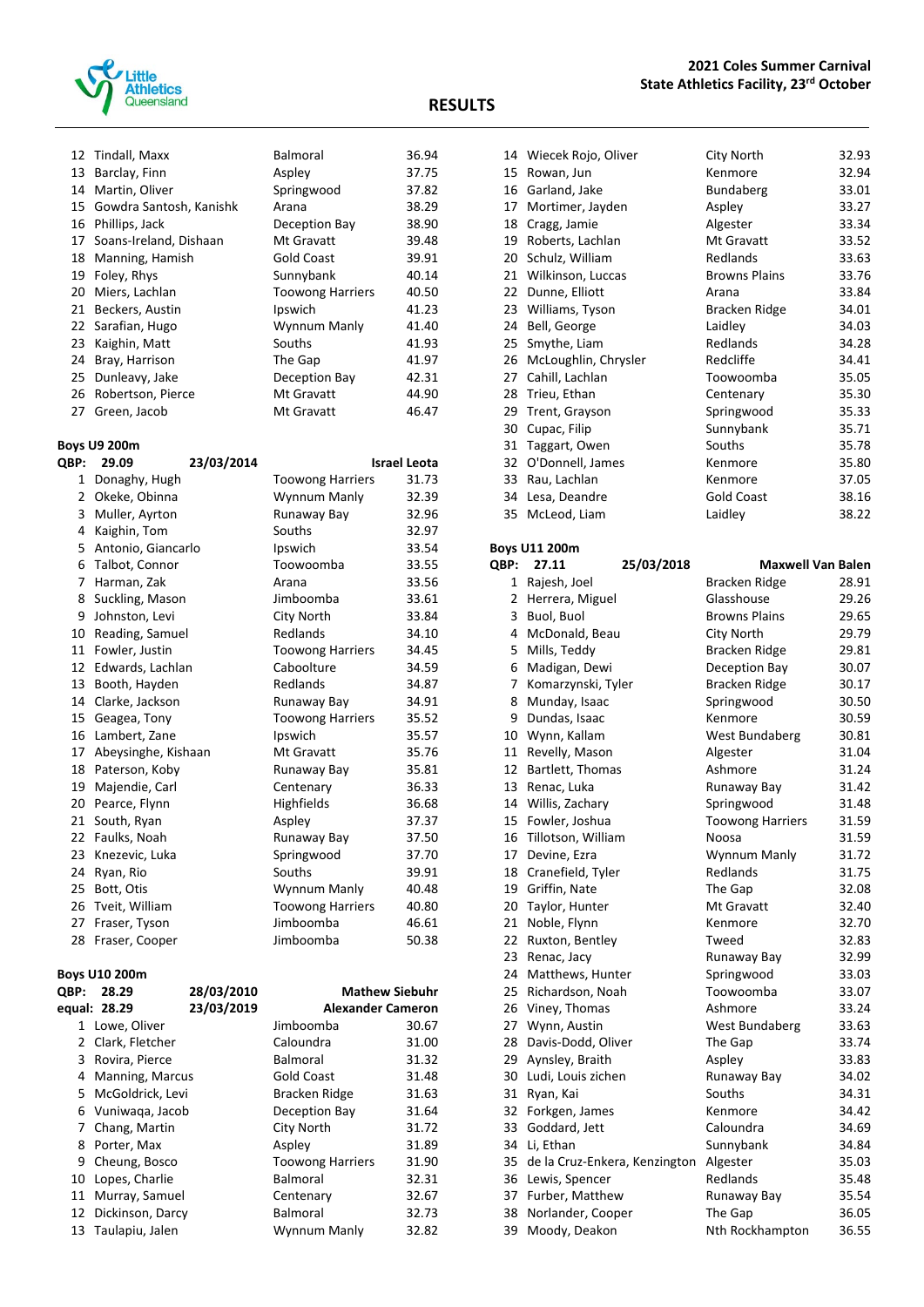# RESULTS

2021 Coles Summer Carnival
State Athletics Facility, 23rd October

| Place | Name | Club | Time |
|---|---|---|---|
| 12 | Tindall, Maxx | Balmoral | 36.94 |
| 13 | Barclay, Finn | Aspley | 37.75 |
| 14 | Martin, Oliver | Springwood | 37.82 |
| 15 | Gowdra Santosh, Kanishk | Arana | 38.29 |
| 16 | Phillips, Jack | Deception Bay | 38.90 |
| 17 | Soans-Ireland, Dishaan | Mt Gravatt | 39.48 |
| 18 | Manning, Hamish | Gold Coast | 39.91 |
| 19 | Foley, Rhys | Sunnybank | 40.14 |
| 20 | Miers, Lachlan | Toowong Harriers | 40.50 |
| 21 | Beckers, Austin | Ipswich | 41.23 |
| 22 | Sarafian, Hugo | Wynnum Manly | 41.40 |
| 23 | Kaighin, Matt | Souths | 41.93 |
| 24 | Bray, Harrison | The Gap | 41.97 |
| 25 | Dunleavy, Jake | Deception Bay | 42.31 |
| 26 | Robertson, Pierce | Mt Gravatt | 44.90 |
| 27 | Green, Jacob | Mt Gravatt | 46.47 |

**Boys U9 200m**

QBP: 29.09 — 23/03/2014 — Israel Leota

| Place | Name | Club | Time |
|---|---|---|---|
| 1 | Donaghy, Hugh | Toowong Harriers | 31.73 |
| 2 | Okeke, Obinna | Wynnum Manly | 32.39 |
| 3 | Muller, Ayrton | Runaway Bay | 32.96 |
| 4 | Kaighin, Tom | Souths | 32.97 |
| 5 | Antonio, Giancarlo | Ipswich | 33.54 |
| 6 | Talbot, Connor | Toowoomba | 33.55 |
| 7 | Harman, Zak | Arana | 33.56 |
| 8 | Suckling, Mason | Jimboomba | 33.61 |
| 9 | Johnston, Levi | City North | 33.84 |
| 10 | Reading, Samuel | Redlands | 34.10 |
| 11 | Fowler, Justin | Toowong Harriers | 34.45 |
| 12 | Edwards, Lachlan | Caboolture | 34.59 |
| 13 | Booth, Hayden | Redlands | 34.87 |
| 14 | Clarke, Jackson | Runaway Bay | 34.91 |
| 15 | Geagea, Tony | Toowong Harriers | 35.52 |
| 16 | Lambert, Zane | Ipswich | 35.57 |
| 17 | Abeysinghe, Kishaan | Mt Gravatt | 35.76 |
| 18 | Paterson, Koby | Runaway Bay | 35.81 |
| 19 | Majendie, Carl | Centenary | 36.33 |
| 20 | Pearce, Flynn | Highfields | 36.68 |
| 21 | South, Ryan | Aspley | 37.37 |
| 22 | Faulks, Noah | Runaway Bay | 37.50 |
| 23 | Knezevic, Luka | Springwood | 37.70 |
| 24 | Ryan, Rio | Souths | 39.91 |
| 25 | Bott, Otis | Wynnum Manly | 40.48 |
| 26 | Tveit, William | Toowong Harriers | 40.80 |
| 27 | Fraser, Tyson | Jimboomba | 46.61 |
| 28 | Fraser, Cooper | Jimboomba | 50.38 |

**Boys U10 200m**

QBP: 28.29 — 28/03/2010 — Mathew Siebuhr
equal: 28.29 — 23/03/2019 — Alexander Cameron

| Place | Name | Club | Time |
|---|---|---|---|
| 1 | Lowe, Oliver | Jimboomba | 30.67 |
| 2 | Clark, Fletcher | Caloundra | 31.00 |
| 3 | Rovira, Pierce | Balmoral | 31.32 |
| 4 | Manning, Marcus | Gold Coast | 31.48 |
| 5 | McGoldrick, Levi | Bracken Ridge | 31.63 |
| 6 | Vuniwaqa, Jacob | Deception Bay | 31.64 |
| 7 | Chang, Martin | City North | 31.72 |
| 8 | Porter, Max | Aspley | 31.89 |
| 9 | Cheung, Bosco | Toowong Harriers | 31.90 |
| 10 | Lopes, Charlie | Balmoral | 32.31 |
| 11 | Murray, Samuel | Centenary | 32.67 |
| 12 | Dickinson, Darcy | Balmoral | 32.73 |
| 13 | Taulapiu, Jalen | Wynnum Manly | 32.82 |
| 14 | Wiecek Rojo, Oliver | City North | 32.93 |
| 15 | Rowan, Jun | Kenmore | 32.94 |
| 16 | Garland, Jake | Bundaberg | 33.01 |
| 17 | Mortimer, Jayden | Aspley | 33.27 |
| 18 | Cragg, Jamie | Algester | 33.34 |
| 19 | Roberts, Lachlan | Mt Gravatt | 33.52 |
| 20 | Schulz, William | Redlands | 33.63 |
| 21 | Wilkinson, Luccas | Browns Plains | 33.76 |
| 22 | Dunne, Elliott | Arana | 33.84 |
| 23 | Williams, Tyson | Bracken Ridge | 34.01 |
| 24 | Bell, George | Laidley | 34.03 |
| 25 | Smythe, Liam | Redlands | 34.28 |
| 26 | McLoughlin, Chrysler | Redcliffe | 34.41 |
| 27 | Cahill, Lachlan | Toowoomba | 35.05 |
| 28 | Trieu, Ethan | Centenary | 35.30 |
| 29 | Trent, Grayson | Springwood | 35.33 |
| 30 | Cupac, Filip | Sunnybank | 35.71 |
| 31 | Taggart, Owen | Souths | 35.78 |
| 32 | O'Donnell, James | Kenmore | 35.80 |
| 33 | Rau, Lachlan | Kenmore | 37.05 |
| 34 | Lesa, Deandre | Gold Coast | 38.16 |
| 35 | McLeod, Liam | Laidley | 38.22 |

**Boys U11 200m**

QBP: 27.11 — 25/03/2018 — Maxwell Van Balen

| Place | Name | Club | Time |
|---|---|---|---|
| 1 | Rajesh, Joel | Bracken Ridge | 28.91 |
| 2 | Herrera, Miguel | Glasshouse | 29.26 |
| 3 | Buol, Buol | Browns Plains | 29.65 |
| 4 | McDonald, Beau | City North | 29.79 |
| 5 | Mills, Teddy | Bracken Ridge | 29.81 |
| 6 | Madigan, Dewi | Deception Bay | 30.07 |
| 7 | Komarzynski, Tyler | Bracken Ridge | 30.17 |
| 8 | Munday, Isaac | Springwood | 30.50 |
| 9 | Dundas, Isaac | Kenmore | 30.59 |
| 10 | Wynn, Kallam | West Bundaberg | 30.81 |
| 11 | Revelly, Mason | Algester | 31.04 |
| 12 | Bartlett, Thomas | Ashmore | 31.24 |
| 13 | Renac, Luka | Runaway Bay | 31.42 |
| 14 | Willis, Zachary | Springwood | 31.48 |
| 15 | Fowler, Joshua | Toowong Harriers | 31.59 |
| 16 | Tillotson, William | Noosa | 31.59 |
| 17 | Devine, Ezra | Wynnum Manly | 31.72 |
| 18 | Cranefield, Tyler | Redlands | 31.75 |
| 19 | Griffin, Nate | The Gap | 32.08 |
| 20 | Taylor, Hunter | Mt Gravatt | 32.40 |
| 21 | Noble, Flynn | Kenmore | 32.70 |
| 22 | Ruxton, Bentley | Tweed | 32.83 |
| 23 | Renac, Jacy | Runaway Bay | 32.99 |
| 24 | Matthews, Hunter | Springwood | 33.03 |
| 25 | Richardson, Noah | Toowoomba | 33.07 |
| 26 | Viney, Thomas | Ashmore | 33.24 |
| 27 | Wynn, Austin | West Bundaberg | 33.63 |
| 28 | Davis-Dodd, Oliver | The Gap | 33.74 |
| 29 | Aynsley, Braith | Aspley | 33.83 |
| 30 | Ludi, Louis zichen | Runaway Bay | 34.02 |
| 31 | Ryan, Kai | Souths | 34.31 |
| 32 | Forkgen, James | Kenmore | 34.42 |
| 33 | Goddard, Jett | Caloundra | 34.69 |
| 34 | Li, Ethan | Sunnybank | 34.84 |
| 35 | de la Cruz-Enkera, Kenzington | Algester | 35.03 |
| 36 | Lewis, Spencer | Redlands | 35.48 |
| 37 | Furber, Matthew | Runaway Bay | 35.54 |
| 38 | Norlander, Cooper | The Gap | 36.05 |
| 39 | Moody, Deakon | Nth Rockhampton | 36.55 |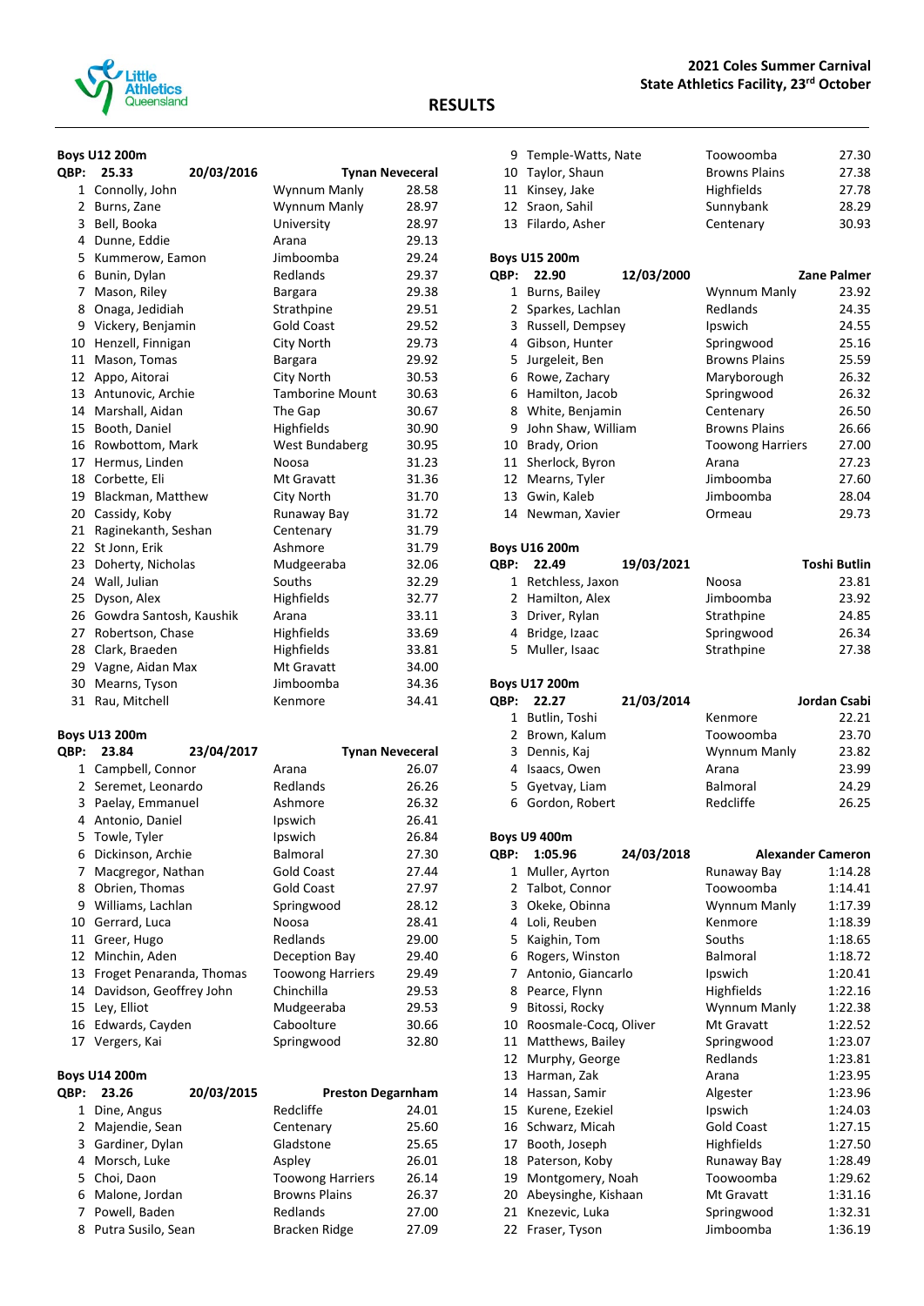## RESULTS

**2021 Coles Summer Carnival**
**State Athletics Facility, 23rd October**

### Boys U12 200m

| QBP: 25.33 | 20/03/2016 | Tynan Neveceral | |
|---|---|---|---|
| 1 | Connolly, John | Wynnum Manly | 28.58 |
| 2 | Burns, Zane | Wynnum Manly | 28.97 |
| 3 | Bell, Booka | University | 28.97 |
| 4 | Dunne, Eddie | Arana | 29.13 |
| 5 | Kummerow, Eamon | Jimboomba | 29.24 |
| 6 | Bunin, Dylan | Redlands | 29.37 |
| 7 | Mason, Riley | Bargara | 29.38 |
| 8 | Onaga, Jedidiah | Strathpine | 29.51 |
| 9 | Vickery, Benjamin | Gold Coast | 29.52 |
| 10 | Henzell, Finnigan | City North | 29.73 |
| 11 | Mason, Tomas | Bargara | 29.92 |
| 12 | Appo, Aitorai | City North | 30.53 |
| 13 | Antunovic, Archie | Tamborine Mount | 30.63 |
| 14 | Marshall, Aidan | The Gap | 30.67 |
| 15 | Booth, Daniel | Highfields | 30.90 |
| 16 | Rowbottom, Mark | West Bundaberg | 30.95 |
| 17 | Hermus, Linden | Noosa | 31.23 |
| 18 | Corbette, Eli | Mt Gravatt | 31.36 |
| 19 | Blackman, Matthew | City North | 31.70 |
| 20 | Cassidy, Koby | Runaway Bay | 31.72 |
| 21 | Raginekanth, Seshan | Centenary | 31.79 |
| 22 | St Jonn, Erik | Ashmore | 31.79 |
| 23 | Doherty, Nicholas | Mudgeeraba | 32.06 |
| 24 | Wall, Julian | Souths | 32.29 |
| 25 | Dyson, Alex | Highfields | 32.77 |
| 26 | Gowdra Santosh, Kaushik | Arana | 33.11 |
| 27 | Robertson, Chase | Highfields | 33.69 |
| 28 | Clark, Braeden | Highfields | 33.81 |
| 29 | Vagne, Aidan Max | Mt Gravatt | 34.00 |
| 30 | Mearns, Tyson | Jimboomba | 34.36 |
| 31 | Rau, Mitchell | Kenmore | 34.41 |

### Boys U13 200m

| QBP: 23.84 | 23/04/2017 | Tynan Neveceral | |
|---|---|---|---|
| 1 | Campbell, Connor | Arana | 26.07 |
| 2 | Seremet, Leonardo | Redlands | 26.26 |
| 3 | Paelay, Emmanuel | Ashmore | 26.32 |
| 4 | Antonio, Daniel | Ipswich | 26.41 |
| 5 | Towle, Tyler | Ipswich | 26.84 |
| 6 | Dickinson, Archie | Balmoral | 27.30 |
| 7 | Macgregor, Nathan | Gold Coast | 27.44 |
| 8 | Obrien, Thomas | Gold Coast | 27.97 |
| 9 | Williams, Lachlan | Springwood | 28.12 |
| 10 | Gerrard, Luca | Noosa | 28.41 |
| 11 | Greer, Hugo | Redlands | 29.00 |
| 12 | Minchin, Aden | Deception Bay | 29.40 |
| 13 | Froget Penaranda, Thomas | Toowong Harriers | 29.49 |
| 14 | Davidson, Geoffrey John | Chinchilla | 29.53 |
| 15 | Ley, Elliot | Mudgeeraba | 29.53 |
| 16 | Edwards, Cayden | Caboolture | 30.66 |
| 17 | Vergers, Kai | Springwood | 32.80 |

### Boys U14 200m

| QBP: 23.26 | 20/03/2015 | Preston Degarnham | |
|---|---|---|---|
| 1 | Dine, Angus | Redcliffe | 24.01 |
| 2 | Majendie, Sean | Centenary | 25.60 |
| 3 | Gardiner, Dylan | Gladstone | 25.65 |
| 4 | Morsch, Luke | Aspley | 26.01 |
| 5 | Choi, Daon | Toowong Harriers | 26.14 |
| 6 | Malone, Jordan | Browns Plains | 26.37 |
| 7 | Powell, Baden | Redlands | 27.00 |
| 8 | Putra Susilo, Sean | Bracken Ridge | 27.09 |
| 9 | Temple-Watts, Nate | Toowoomba | 27.30 |
| 10 | Taylor, Shaun | Browns Plains | 27.38 |
| 11 | Kinsey, Jake | Highfields | 27.78 |
| 12 | Sraon, Sahil | Sunnybank | 28.29 |
| 13 | Filardo, Asher | Centenary | 30.93 |

### Boys U15 200m

| QBP: 22.90 | 12/03/2000 | Zane Palmer | |
|---|---|---|---|
| 1 | Burns, Bailey | Wynnum Manly | 23.92 |
| 2 | Sparkes, Lachlan | Redlands | 24.35 |
| 3 | Russell, Dempsey | Ipswich | 24.55 |
| 4 | Gibson, Hunter | Springwood | 25.16 |
| 5 | Jurgeleit, Ben | Browns Plains | 25.59 |
| 6 | Rowe, Zachary | Maryborough | 26.32 |
| 6 | Hamilton, Jacob | Springwood | 26.32 |
| 8 | White, Benjamin | Centenary | 26.50 |
| 9 | John Shaw, William | Browns Plains | 26.66 |
| 10 | Brady, Orion | Toowong Harriers | 27.00 |
| 11 | Sherlock, Byron | Arana | 27.23 |
| 12 | Mearns, Tyler | Jimboomba | 27.60 |
| 13 | Gwin, Kaleb | Jimboomba | 28.04 |
| 14 | Newman, Xavier | Ormeau | 29.73 |

### Boys U16 200m

| QBP: 22.49 | 19/03/2021 | Toshi Butlin | |
|---|---|---|---|
| 1 | Retchless, Jaxon | Noosa | 23.81 |
| 2 | Hamilton, Alex | Jimboomba | 23.92 |
| 3 | Driver, Rylan | Strathpine | 24.85 |
| 4 | Bridge, Izaac | Springwood | 26.34 |
| 5 | Muller, Isaac | Strathpine | 27.38 |

### Boys U17 200m

| QBP: 22.27 | 21/03/2014 | Jordan Csabi | |
|---|---|---|---|
| 1 | Butlin, Toshi | Kenmore | 22.21 |
| 2 | Brown, Kalum | Toowoomba | 23.70 |
| 3 | Dennis, Kaj | Wynnum Manly | 23.82 |
| 4 | Isaacs, Owen | Arana | 23.99 |
| 5 | Gyetvay, Liam | Balmoral | 24.29 |
| 6 | Gordon, Robert | Redcliffe | 26.25 |

### Boys U9 400m

| QBP: 1:05.96 | 24/03/2018 | Alexander Cameron | |
|---|---|---|---|
| 1 | Muller, Ayrton | Runaway Bay | 1:14.28 |
| 2 | Talbot, Connor | Toowoomba | 1:14.41 |
| 3 | Okeke, Obinna | Wynnum Manly | 1:17.39 |
| 4 | Loli, Reuben | Kenmore | 1:18.39 |
| 5 | Kaighin, Tom | Souths | 1:18.65 |
| 6 | Rogers, Winston | Balmoral | 1:18.72 |
| 7 | Antonio, Giancarlo | Ipswich | 1:20.41 |
| 8 | Pearce, Flynn | Highfields | 1:22.16 |
| 9 | Bitossi, Rocky | Wynnum Manly | 1:22.38 |
| 10 | Roosmale-Cocq, Oliver | Mt Gravatt | 1:22.52 |
| 11 | Matthews, Bailey | Springwood | 1:23.07 |
| 12 | Murphy, George | Redlands | 1:23.81 |
| 13 | Harman, Zak | Arana | 1:23.95 |
| 14 | Hassan, Samir | Algester | 1:23.96 |
| 15 | Kurene, Ezekiel | Ipswich | 1:24.03 |
| 16 | Schwarz, Micah | Gold Coast | 1:27.15 |
| 17 | Booth, Joseph | Highfields | 1:27.50 |
| 18 | Paterson, Koby | Runaway Bay | 1:28.49 |
| 19 | Montgomery, Noah | Toowoomba | 1:29.62 |
| 20 | Abeysinghe, Kishaan | Mt Gravatt | 1:31.16 |
| 21 | Knezevic, Luka | Springwood | 1:32.31 |
| 22 | Fraser, Tyson | Jimboomba | 1:36.19 |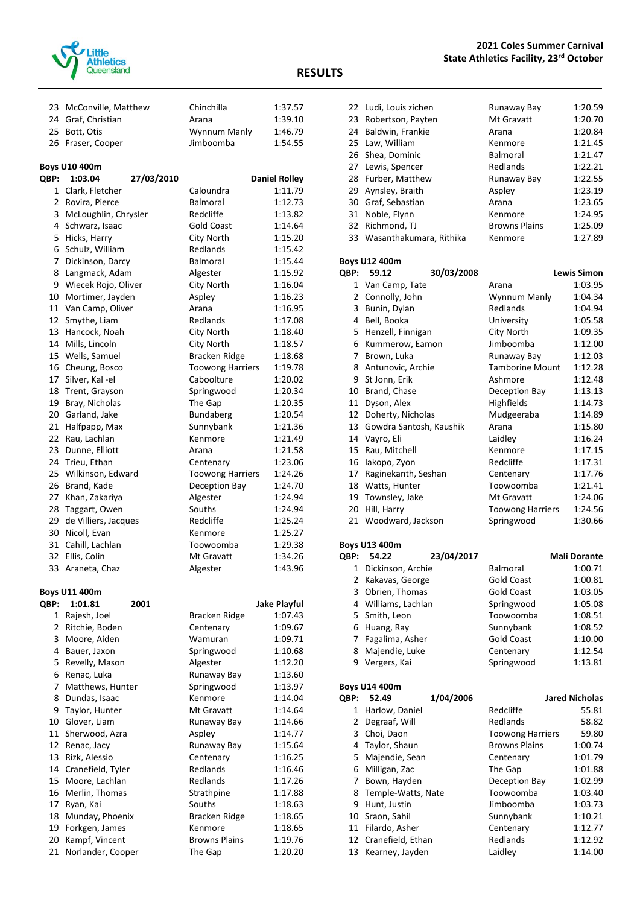| | | | |
|---|---|---|---|
| 23 | McConville, Matthew | Chinchilla | 1:37.57 |
| 24 | Graf, Christian | Arana | 1:39.10 |
| 25 | Bott, Otis | Wynnum Manly | 1:46.79 |
| 26 | Fraser, Cooper | Jimboomba | 1:54.55 |

**Boys U10 400m**

**QBP: 1:03.04 27/03/2010 Daniel Rolley**

| | | | |
|---|---|---|---|
| 1 | Clark, Fletcher | Caloundra | 1:11.79 |
| 2 | Rovira, Pierce | Balmoral | 1:12.73 |
| 3 | McLoughlin, Chrysler | Redcliffe | 1:13.82 |
| 4 | Schwarz, Isaac | Gold Coast | 1:14.64 |
| 5 | Hicks, Harry | City North | 1:15.20 |
| 6 | Schulz, William | Redlands | 1:15.42 |
| 7 | Dickinson, Darcy | Balmoral | 1:15.44 |
| 8 | Langmack, Adam | Algester | 1:15.92 |
| 9 | Wiecek Rojo, Oliver | City North | 1:16.04 |
| 10 | Mortimer, Jayden | Aspley | 1:16.23 |
| 11 | Van Camp, Oliver | Arana | 1:16.95 |
| 12 | Smythe, Liam | Redlands | 1:17.08 |
| 13 | Hancock, Noah | City North | 1:18.40 |
| 14 | Mills, Lincoln | City North | 1:18.57 |
| 15 | Wells, Samuel | Bracken Ridge | 1:18.68 |
| 16 | Cheung, Bosco | Toowong Harriers | 1:19.78 |
| 17 | Silver, Kal -el | Caboolture | 1:20.02 |
| 18 | Trent, Grayson | Springwood | 1:20.34 |
| 19 | Bray, Nicholas | The Gap | 1:20.35 |
| 20 | Garland, Jake | Bundaberg | 1:20.54 |
| 21 | Halfpapp, Max | Sunnybank | 1:21.36 |
| 22 | Rau, Lachlan | Kenmore | 1:21.49 |
| 23 | Dunne, Elliott | Arana | 1:21.58 |
| 24 | Trieu, Ethan | Centenary | 1:23.06 |
| 25 | Wilkinson, Edward | Toowong Harriers | 1:24.26 |
| 26 | Brand, Kade | Deception Bay | 1:24.70 |
| 27 | Khan, Zakariya | Algester | 1:24.94 |
| 28 | Taggart, Owen | Souths | 1:24.94 |
| 29 | de Villiers, Jacques | Redcliffe | 1:25.24 |
| 30 | Nicoll, Evan | Kenmore | 1:25.27 |
| 31 | Cahill, Lachlan | Toowoomba | 1:29.38 |
| 32 | Ellis, Colin | Mt Gravatt | 1:34.26 |
| 33 | Araneta, Chaz | Algester | 1:43.96 |

**Boys U11 400m**

**QBP: 1:01.81 2001 Jake Playful**

| | | | |
|---|---|---|---|
| 1 | Rajesh, Joel | Bracken Ridge | 1:07.43 |
| 2 | Ritchie, Boden | Centenary | 1:09.67 |
| 3 | Moore, Aiden | Wamuran | 1:09.71 |
| 4 | Bauer, Jaxon | Springwood | 1:10.68 |
| 5 | Revelly, Mason | Algester | 1:12.20 |
| 6 | Renac, Luka | Runaway Bay | 1:13.60 |
| 7 | Matthews, Hunter | Springwood | 1:13.97 |
| 8 | Dundas, Isaac | Kenmore | 1:14.04 |
| 9 | Taylor, Hunter | Mt Gravatt | 1:14.64 |
| 10 | Glover, Liam | Runaway Bay | 1:14.66 |
| 11 | Sherwood, Azra | Aspley | 1:14.77 |
| 12 | Renac, Jacy | Runaway Bay | 1:15.64 |
| 13 | Rizk, Alessio | Centenary | 1:16.25 |
| 14 | Cranefield, Tyler | Redlands | 1:16.46 |
| 15 | Moore, Lachlan | Redlands | 1:17.26 |
| 16 | Merlin, Thomas | Strathpine | 1:17.88 |
| 17 | Ryan, Kai | Souths | 1:18.63 |
| 18 | Munday, Phoenix | Bracken Ridge | 1:18.65 |
| 19 | Forkgen, James | Kenmore | 1:18.65 |
| 20 | Kampf, Vincent | Browns Plains | 1:19.76 |
| 21 | Norlander, Cooper | The Gap | 1:20.20 |
| 22 | Ludi, Louis zichen | Runaway Bay | 1:20.59 |
| 23 | Robertson, Payten | Mt Gravatt | 1:20.70 |
| 24 | Baldwin, Frankie | Arana | 1:20.84 |
| 25 | Law, William | Kenmore | 1:21.45 |
| 26 | Shea, Dominic | Balmoral | 1:21.47 |
| 27 | Lewis, Spencer | Redlands | 1:22.21 |
| 28 | Furber, Matthew | Runaway Bay | 1:22.55 |
| 29 | Aynsley, Braith | Aspley | 1:23.19 |
| 30 | Graf, Sebastian | Arana | 1:23.65 |
| 31 | Noble, Flynn | Kenmore | 1:24.95 |
| 32 | Richmond, TJ | Browns Plains | 1:25.09 |
| 33 | Wasanthakumara, Rithika | Kenmore | 1:27.89 |

**Boys U12 400m**

**QBP: 59.12 30/03/2008 Lewis Simon**

| | | | |
|---|---|---|---|
| 1 | Van Camp, Tate | Arana | 1:03.95 |
| 2 | Connolly, John | Wynnum Manly | 1:04.34 |
| 3 | Bunin, Dylan | Redlands | 1:04.94 |
| 4 | Bell, Booka | University | 1:05.58 |
| 5 | Henzell, Finnigan | City North | 1:09.35 |
| 6 | Kummerow, Eamon | Jimboomba | 1:12.00 |
| 7 | Brown, Luka | Runaway Bay | 1:12.03 |
| 8 | Antunovic, Archie | Tamborine Mount | 1:12.28 |
| 9 | St Jonn, Erik | Ashmore | 1:12.48 |
| 10 | Brand, Chase | Deception Bay | 1:13.13 |
| 11 | Dyson, Alex | Highfields | 1:14.73 |
| 12 | Doherty, Nicholas | Mudgeeraba | 1:14.89 |
| 13 | Gowdra Santosh, Kaushik | Arana | 1:15.80 |
| 14 | Vayro, Eli | Laidley | 1:16.24 |
| 15 | Rau, Mitchell | Kenmore | 1:17.15 |
| 16 | Iakopo, Zyon | Redcliffe | 1:17.31 |
| 17 | Raginekanth, Seshan | Centenary | 1:17.76 |
| 18 | Watts, Hunter | Toowoomba | 1:21.41 |
| 19 | Townsley, Jake | Mt Gravatt | 1:24.06 |
| 20 | Hill, Harry | Toowong Harriers | 1:24.56 |
| 21 | Woodward, Jackson | Springwood | 1:30.66 |

**Boys U13 400m**

**QBP: 54.22 23/04/2017 Mali Dorante**

| | | | |
|---|---|---|---|
| 1 | Dickinson, Archie | Balmoral | 1:00.71 |
| 2 | Kakavas, George | Gold Coast | 1:00.81 |
| 3 | Obrien, Thomas | Gold Coast | 1:03.05 |
| 4 | Williams, Lachlan | Springwood | 1:05.08 |
| 5 | Smith, Leon | Toowoomba | 1:08.51 |
| 6 | Huang, Ray | Sunnybank | 1:08.52 |
| 7 | Fagalima, Asher | Gold Coast | 1:10.00 |
| 8 | Majendie, Luke | Centenary | 1:12.54 |
| 9 | Vergers, Kai | Springwood | 1:13.81 |

**Boys U14 400m**

**QBP: 52.49 1/04/2006 Jared Nicholas**

| | | | |
|---|---|---|---|
| 1 | Harlow, Daniel | Redcliffe | 55.81 |
| 2 | Degraaf, Will | Redlands | 58.82 |
| 3 | Choi, Daon | Toowong Harriers | 59.80 |
| 4 | Taylor, Shaun | Browns Plains | 1:00.74 |
| 5 | Majendie, Sean | Centenary | 1:01.79 |
| 6 | Milligan, Zac | The Gap | 1:01.88 |
| 7 | Bown, Hayden | Deception Bay | 1:02.99 |
| 8 | Temple-Watts, Nate | Toowoomba | 1:03.40 |
| 9 | Hunt, Justin | Jimboomba | 1:03.73 |
| 10 | Sraon, Sahil | Sunnybank | 1:10.21 |
| 11 | Filardo, Asher | Centenary | 1:12.77 |
| 12 | Cranefield, Ethan | Redlands | 1:12.92 |
| 13 | Kearney, Jayden | Laidley | 1:14.00 |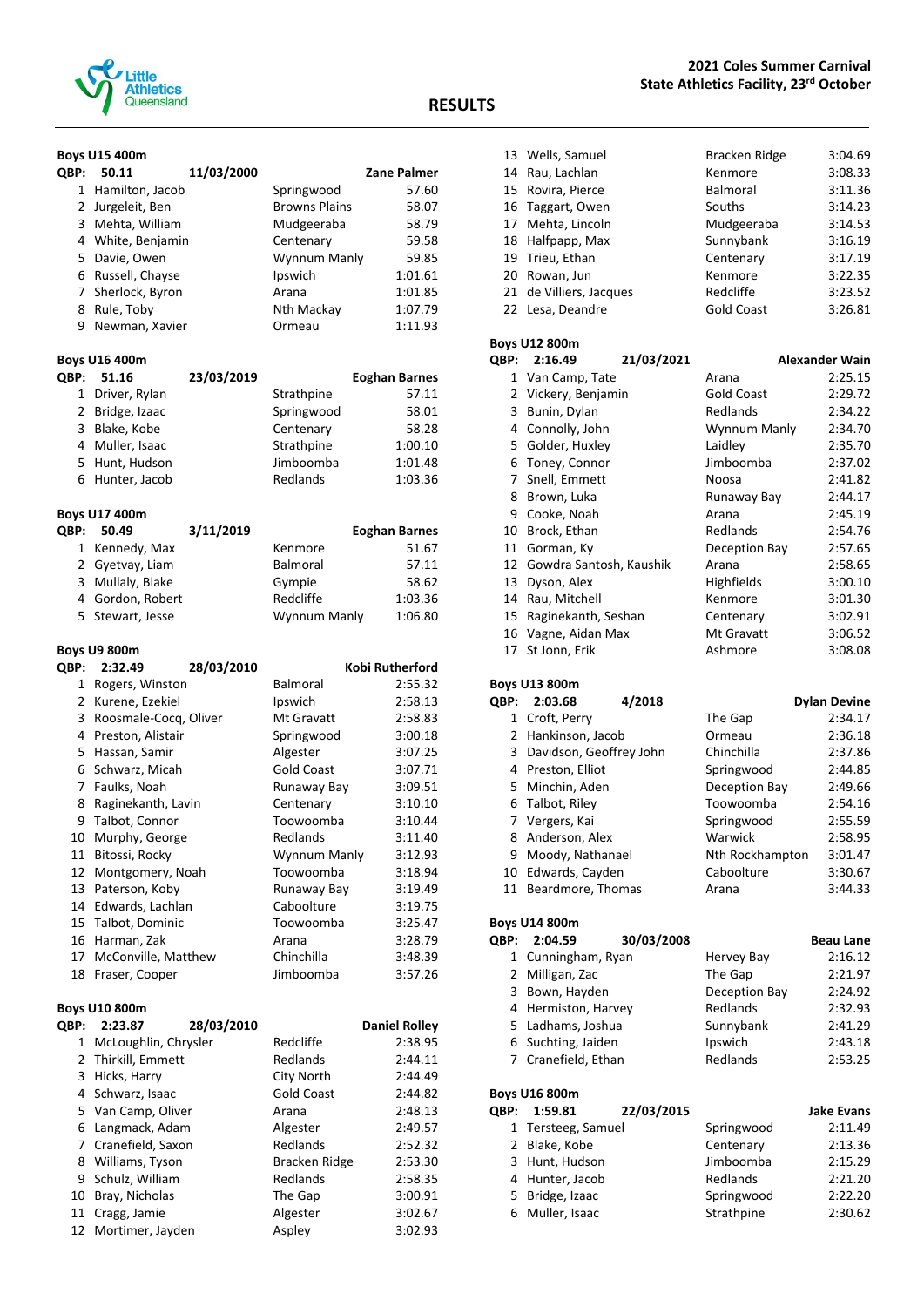**2021 Coles Summer Carnival**
**State Athletics Facility, 23rd October**

## RESULTS

### Boys U15 400m

**QBP: 50.11 — 11/03/2000 — Zane Palmer**

| Place | Name | Club | Time |
|---|---|---|---|
| 1 | Hamilton, Jacob | Springwood | 57.60 |
| 2 | Jurgeleit, Ben | Browns Plains | 58.07 |
| 3 | Mehta, William | Mudgeeraba | 58.79 |
| 4 | White, Benjamin | Centenary | 59.58 |
| 5 | Davie, Owen | Wynnum Manly | 59.85 |
| 6 | Russell, Chayse | Ipswich | 1:01.61 |
| 7 | Sherlock, Byron | Arana | 1:01.85 |
| 8 | Rule, Toby | Nth Mackay | 1:07.79 |
| 9 | Newman, Xavier | Ormeau | 1:11.93 |

### Boys U16 400m

**QBP: 51.16 — 23/03/2019 — Eoghan Barnes**

| Place | Name | Club | Time |
|---|---|---|---|
| 1 | Driver, Rylan | Strathpine | 57.11 |
| 2 | Bridge, Izaac | Springwood | 58.01 |
| 3 | Blake, Kobe | Centenary | 58.28 |
| 4 | Muller, Isaac | Strathpine | 1:00.10 |
| 5 | Hunt, Hudson | Jimboomba | 1:01.48 |
| 6 | Hunter, Jacob | Redlands | 1:03.36 |

### Boys U17 400m

**QBP: 50.49 — 3/11/2019 — Eoghan Barnes**

| Place | Name | Club | Time |
|---|---|---|---|
| 1 | Kennedy, Max | Kenmore | 51.67 |
| 2 | Gyetvay, Liam | Balmoral | 57.11 |
| 3 | Mullaly, Blake | Gympie | 58.62 |
| 4 | Gordon, Robert | Redcliffe | 1:03.36 |
| 5 | Stewart, Jesse | Wynnum Manly | 1:06.80 |

### Boys U9 800m

**QBP: 2:32.49 — 28/03/2010 — Kobi Rutherford**

| Place | Name | Club | Time |
|---|---|---|---|
| 1 | Rogers, Winston | Balmoral | 2:55.32 |
| 2 | Kurene, Ezekiel | Ipswich | 2:58.13 |
| 3 | Roosmale-Cocq, Oliver | Mt Gravatt | 2:58.83 |
| 4 | Preston, Alistair | Springwood | 3:00.18 |
| 5 | Hassan, Samir | Algester | 3:07.25 |
| 6 | Schwarz, Micah | Gold Coast | 3:07.71 |
| 7 | Faulks, Noah | Runaway Bay | 3:09.51 |
| 8 | Raginekanth, Lavin | Centenary | 3:10.10 |
| 9 | Talbot, Connor | Toowoomba | 3:10.44 |
| 10 | Murphy, George | Redlands | 3:11.40 |
| 11 | Bitossi, Rocky | Wynnum Manly | 3:12.93 |
| 12 | Montgomery, Noah | Toowoomba | 3:18.94 |
| 13 | Paterson, Koby | Runaway Bay | 3:19.49 |
| 14 | Edwards, Lachlan | Caboolture | 3:19.75 |
| 15 | Talbot, Dominic | Toowoomba | 3:25.47 |
| 16 | Harman, Zak | Arana | 3:28.79 |
| 17 | McConville, Matthew | Chinchilla | 3:48.39 |
| 18 | Fraser, Cooper | Jimboomba | 3:57.26 |

### Boys U10 800m

**QBP: 2:23.87 — 28/03/2010 — Daniel Rolley**

| Place | Name | Club | Time |
|---|---|---|---|
| 1 | McLoughlin, Chrysler | Redcliffe | 2:38.95 |
| 2 | Thirkill, Emmett | Redlands | 2:44.11 |
| 3 | Hicks, Harry | City North | 2:44.49 |
| 4 | Schwarz, Isaac | Gold Coast | 2:44.82 |
| 5 | Van Camp, Oliver | Arana | 2:48.13 |
| 6 | Langmack, Adam | Algester | 2:49.57 |
| 7 | Cranefield, Saxon | Redlands | 2:52.32 |
| 8 | Williams, Tyson | Bracken Ridge | 2:53.30 |
| 9 | Schulz, William | Redlands | 2:58.35 |
| 10 | Bray, Nicholas | The Gap | 3:00.91 |
| 11 | Cragg, Jamie | Algester | 3:02.67 |
| 12 | Mortimer, Jayden | Aspley | 3:02.93 |
| 13 | Wells, Samuel | Bracken Ridge | 3:04.69 |
| 14 | Rau, Lachlan | Kenmore | 3:08.33 |
| 15 | Rovira, Pierce | Balmoral | 3:11.36 |
| 16 | Taggart, Owen | Souths | 3:14.23 |
| 17 | Mehta, Lincoln | Mudgeeraba | 3:14.53 |
| 18 | Halfpapp, Max | Sunnybank | 3:16.19 |
| 19 | Trieu, Ethan | Centenary | 3:17.19 |
| 20 | Rowan, Jun | Kenmore | 3:22.35 |
| 21 | de Villiers, Jacques | Redcliffe | 3:23.52 |
| 22 | Lesa, Deandre | Gold Coast | 3:26.81 |

### Boys U12 800m

**QBP: 2:16.49 — 21/03/2021 — Alexander Wain**

| Place | Name | Club | Time |
|---|---|---|---|
| 1 | Van Camp, Tate | Arana | 2:25.15 |
| 2 | Vickery, Benjamin | Gold Coast | 2:29.72 |
| 3 | Bunin, Dylan | Redlands | 2:34.22 |
| 4 | Connolly, John | Wynnum Manly | 2:34.70 |
| 5 | Golder, Huxley | Laidley | 2:35.70 |
| 6 | Toney, Connor | Jimboomba | 2:37.02 |
| 7 | Snell, Emmett | Noosa | 2:41.82 |
| 8 | Brown, Luka | Runaway Bay | 2:44.17 |
| 9 | Cooke, Noah | Arana | 2:45.19 |
| 10 | Brock, Ethan | Redlands | 2:54.76 |
| 11 | Gorman, Ky | Deception Bay | 2:57.65 |
| 12 | Gowdra Santosh, Kaushik | Arana | 2:58.65 |
| 13 | Dyson, Alex | Highfields | 3:00.10 |
| 14 | Rau, Mitchell | Kenmore | 3:01.30 |
| 15 | Raginekanth, Seshan | Centenary | 3:02.91 |
| 16 | Vagne, Aidan Max | Mt Gravatt | 3:06.52 |
| 17 | St Jonn, Erik | Ashmore | 3:08.08 |

### Boys U13 800m

**QBP: 2:03.68 — 4/2018 — Dylan Devine**

| Place | Name | Club | Time |
|---|---|---|---|
| 1 | Croft, Perry | The Gap | 2:34.17 |
| 2 | Hankinson, Jacob | Ormeau | 2:36.18 |
| 3 | Davidson, Geoffrey John | Chinchilla | 2:37.86 |
| 4 | Preston, Elliot | Springwood | 2:44.85 |
| 5 | Minchin, Aden | Deception Bay | 2:49.66 |
| 6 | Talbot, Riley | Toowoomba | 2:54.16 |
| 7 | Vergers, Kai | Springwood | 2:55.59 |
| 8 | Anderson, Alex | Warwick | 2:58.95 |
| 9 | Moody, Nathanael | Nth Rockhampton | 3:01.47 |
| 10 | Edwards, Cayden | Caboolture | 3:30.67 |
| 11 | Beardmore, Thomas | Arana | 3:44.33 |

### Boys U14 800m

**QBP: 2:04.59 — 30/03/2008 — Beau Lane**

| Place | Name | Club | Time |
|---|---|---|---|
| 1 | Cunningham, Ryan | Hervey Bay | 2:16.12 |
| 2 | Milligan, Zac | The Gap | 2:21.97 |
| 3 | Bown, Hayden | Deception Bay | 2:24.92 |
| 4 | Hermiston, Harvey | Redlands | 2:32.93 |
| 5 | Ladhams, Joshua | Sunnybank | 2:41.29 |
| 6 | Suchting, Jaiden | Ipswich | 2:43.18 |
| 7 | Cranefield, Ethan | Redlands | 2:53.25 |

### Boys U16 800m

**QBP: 1:59.81 — 22/03/2015 — Jake Evans**

| Place | Name | Club | Time |
|---|---|---|---|
| 1 | Tersteeg, Samuel | Springwood | 2:11.49 |
| 2 | Blake, Kobe | Centenary | 2:13.36 |
| 3 | Hunt, Hudson | Jimboomba | 2:15.29 |
| 4 | Hunter, Jacob | Redlands | 2:21.20 |
| 5 | Bridge, Izaac | Springwood | 2:22.20 |
| 6 | Muller, Isaac | Strathpine | 2:30.62 |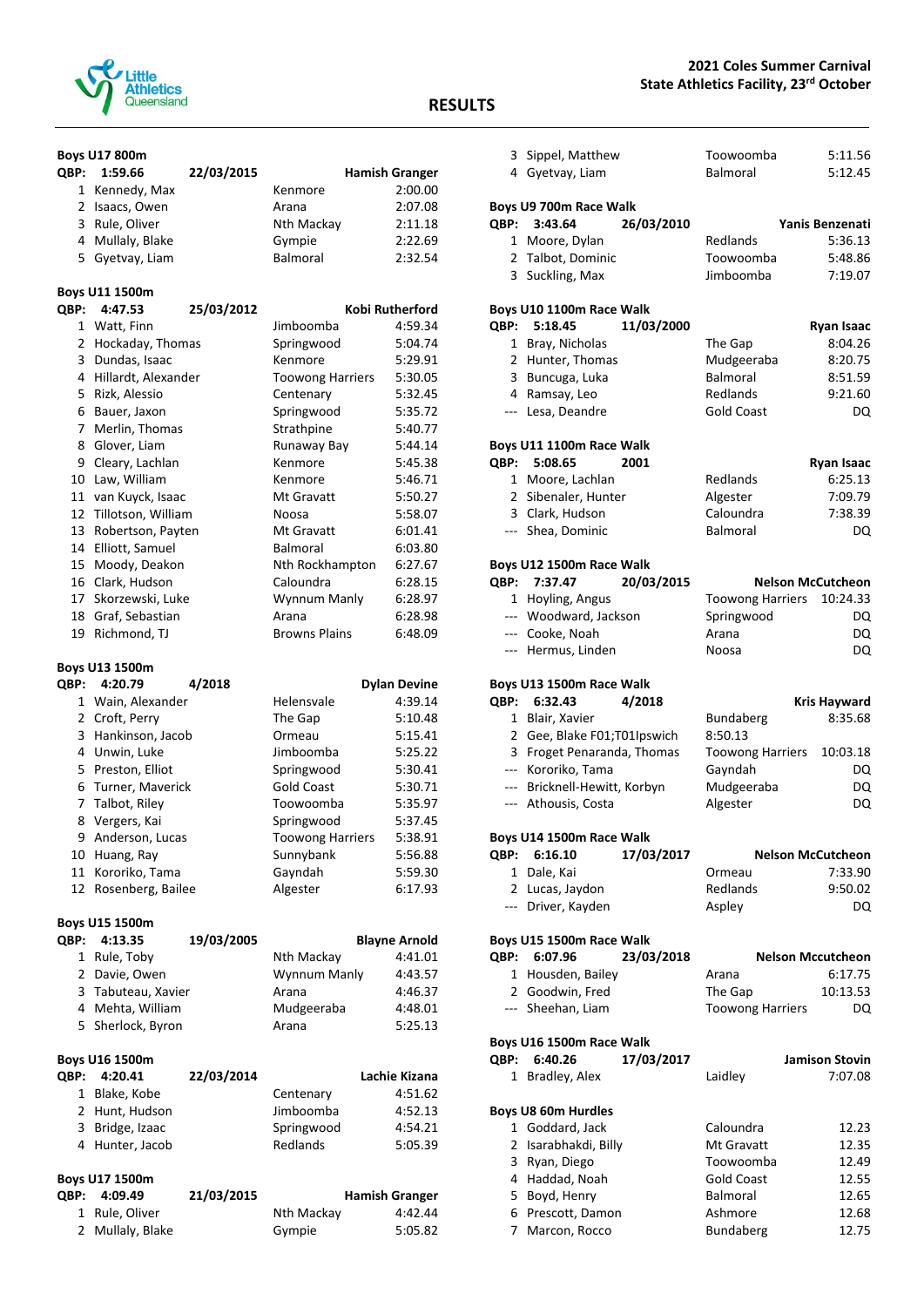**2021 Coles Summer Carnival**
**State Athletics Facility, 23rd October**

# RESULTS

### Boys U17 800m

QBP: **1:59.66** 22/03/2015 **Hamish Granger**

| Place | Name | Club | Time |
|---|---|---|---|
| 1 | Kennedy, Max | Kenmore | 2:00.00 |
| 2 | Isaacs, Owen | Arana | 2:07.08 |
| 3 | Rule, Oliver | Nth Mackay | 2:11.18 |
| 4 | Mullaly, Blake | Gympie | 2:22.69 |
| 5 | Gyetvay, Liam | Balmoral | 2:32.54 |

### Boys U11 1500m

QBP: **4:47.53** 25/03/2012 **Kobi Rutherford**

| Place | Name | Club | Time |
|---|---|---|---|
| 1 | Watt, Finn | Jimboomba | 4:59.34 |
| 2 | Hockaday, Thomas | Springwood | 5:04.74 |
| 3 | Dundas, Isaac | Kenmore | 5:29.91 |
| 4 | Hillardt, Alexander | Toowong Harriers | 5:30.05 |
| 5 | Rizk, Alessio | Centenary | 5:32.45 |
| 6 | Bauer, Jaxon | Springwood | 5:35.72 |
| 7 | Merlin, Thomas | Strathpine | 5:40.77 |
| 8 | Glover, Liam | Runaway Bay | 5:44.14 |
| 9 | Cleary, Lachlan | Kenmore | 5:45.38 |
| 10 | Law, William | Kenmore | 5:46.71 |
| 11 | van Kuyck, Isaac | Mt Gravatt | 5:50.27 |
| 12 | Tillotson, William | Noosa | 5:58.07 |
| 13 | Robertson, Payten | Mt Gravatt | 6:01.41 |
| 14 | Elliott, Samuel | Balmoral | 6:03.80 |
| 15 | Moody, Deakon | Nth Rockhampton | 6:27.67 |
| 16 | Clark, Hudson | Caloundra | 6:28.15 |
| 17 | Skorzewski, Luke | Wynnum Manly | 6:28.97 |
| 18 | Graf, Sebastian | Arana | 6:28.98 |
| 19 | Richmond, TJ | Browns Plains | 6:48.09 |

### Boys U13 1500m

QBP: **4:20.79** 4/2018 **Dylan Devine**

| Place | Name | Club | Time |
|---|---|---|---|
| 1 | Wain, Alexander | Helensvale | 4:39.14 |
| 2 | Croft, Perry | The Gap | 5:10.48 |
| 3 | Hankinson, Jacob | Ormeau | 5:15.41 |
| 4 | Unwin, Luke | Jimboomba | 5:25.22 |
| 5 | Preston, Elliot | Springwood | 5:30.41 |
| 6 | Turner, Maverick | Gold Coast | 5:30.71 |
| 7 | Talbot, Riley | Toowoomba | 5:35.97 |
| 8 | Vergers, Kai | Springwood | 5:37.45 |
| 9 | Anderson, Lucas | Toowong Harriers | 5:38.91 |
| 10 | Huang, Ray | Sunnybank | 5:56.88 |
| 11 | Kororiko, Tama | Gayndah | 5:59.30 |
| 12 | Rosenberg, Bailee | Algester | 6:17.93 |

### Boys U15 1500m

QBP: **4:13.35** 19/03/2005 **Blayne Arnold**

| Place | Name | Club | Time |
|---|---|---|---|
| 1 | Rule, Toby | Nth Mackay | 4:41.01 |
| 2 | Davie, Owen | Wynnum Manly | 4:43.57 |
| 3 | Tabuteau, Xavier | Arana | 4:46.37 |
| 4 | Mehta, William | Mudgeeraba | 4:48.01 |
| 5 | Sherlock, Byron | Arana | 5:25.13 |

### Boys U16 1500m

QBP: **4:20.41** 22/03/2014 **Lachie Kizana**

| Place | Name | Club | Time |
|---|---|---|---|
| 1 | Blake, Kobe | Centenary | 4:51.62 |
| 2 | Hunt, Hudson | Jimboomba | 4:52.13 |
| 3 | Bridge, Izaac | Springwood | 4:54.21 |
| 4 | Hunter, Jacob | Redlands | 5:05.39 |

### Boys U17 1500m

QBP: **4:09.49** 21/03/2015 **Hamish Granger**

| Place | Name | Club | Time |
|---|---|---|---|
| 1 | Rule, Oliver | Nth Mackay | 4:42.44 |
| 2 | Mullaly, Blake | Gympie | 5:05.82 |
| 3 | Sippel, Matthew | Toowoomba | 5:11.56 |
| 4 | Gyetvay, Liam | Balmoral | 5:12.45 |

### Boys U9 700m Race Walk

QBP: **3:43.64** 26/03/2010 **Yanis Benzenati**

| Place | Name | Club | Time |
|---|---|---|---|
| 1 | Moore, Dylan | Redlands | 5:36.13 |
| 2 | Talbot, Dominic | Toowoomba | 5:48.86 |
| 3 | Suckling, Max | Jimboomba | 7:19.07 |

### Boys U10 1100m Race Walk

QBP: **5:18.45** 11/03/2000 **Ryan Isaac**

| Place | Name | Club | Time |
|---|---|---|---|
| 1 | Bray, Nicholas | The Gap | 8:04.26 |
| 2 | Hunter, Thomas | Mudgeeraba | 8:20.75 |
| 3 | Buncuga, Luka | Balmoral | 8:51.59 |
| 4 | Ramsay, Leo | Redlands | 9:21.60 |
| --- | Lesa, Deandre | Gold Coast | DQ |

### Boys U11 1100m Race Walk

QBP: **5:08.65** 2001 **Ryan Isaac**

| Place | Name | Club | Time |
|---|---|---|---|
| 1 | Moore, Lachlan | Redlands | 6:25.13 |
| 2 | Sibenaler, Hunter | Algester | 7:09.79 |
| 3 | Clark, Hudson | Caloundra | 7:38.39 |
| --- | Shea, Dominic | Balmoral | DQ |

### Boys U12 1500m Race Walk

QBP: **7:37.47** 20/03/2015 **Nelson McCutcheon**

| Place | Name | Club | Time |
|---|---|---|---|
| 1 | Hoyling, Angus | Toowong Harriers | 10:24.33 |
| --- | Woodward, Jackson | Springwood | DQ |
| --- | Cooke, Noah | Arana | DQ |
| --- | Hermus, Linden | Noosa | DQ |

### Boys U13 1500m Race Walk

QBP: **6:32.43** 4/2018 **Kris Hayward**

| Place | Name | Club | Time |
|---|---|---|---|
| 1 | Blair, Xavier | Bundaberg | 8:35.68 |
| 2 | Gee, Blake F01;T01Ipswich | | 8:50.13 |
| 3 | Froget Penaranda, Thomas | Toowong Harriers | 10:03.18 |
| --- | Kororiko, Tama | Gayndah | DQ |
| --- | Bricknell-Hewitt, Korbyn | Mudgeeraba | DQ |
| --- | Athousis, Costa | Algester | DQ |

### Boys U14 1500m Race Walk

QBP: **6:16.10** 17/03/2017 **Nelson McCutcheon**

| Place | Name | Club | Time |
|---|---|---|---|
| 1 | Dale, Kai | Ormeau | 7:33.90 |
| 2 | Lucas, Jaydon | Redlands | 9:50.02 |
| --- | Driver, Kayden | Aspley | DQ |

### Boys U15 1500m Race Walk

QBP: **6:07.96** 23/03/2018 **Nelson Mccutcheon**

| Place | Name | Club | Time |
|---|---|---|---|
| 1 | Housden, Bailey | Arana | 6:17.75 |
| 2 | Goodwin, Fred | The Gap | 10:13.53 |
| --- | Sheehan, Liam | Toowong Harriers | DQ |

### Boys U16 1500m Race Walk

QBP: **6:40.26** 17/03/2017 **Jamison Stovin**

| Place | Name | Club | Time |
|---|---|---|---|
| 1 | Bradley, Alex | Laidley | 7:07.08 |

### Boys U8 60m Hurdles

| Place | Name | Club | Time |
|---|---|---|---|
| 1 | Goddard, Jack | Caloundra | 12.23 |
| 2 | Isarabhakdi, Billy | Mt Gravatt | 12.35 |
| 3 | Ryan, Diego | Toowoomba | 12.49 |
| 4 | Haddad, Noah | Gold Coast | 12.55 |
| 5 | Boyd, Henry | Balmoral | 12.65 |
| 6 | Prescott, Damon | Ashmore | 12.68 |
| 7 | Marcon, Rocco | Bundaberg | 12.75 |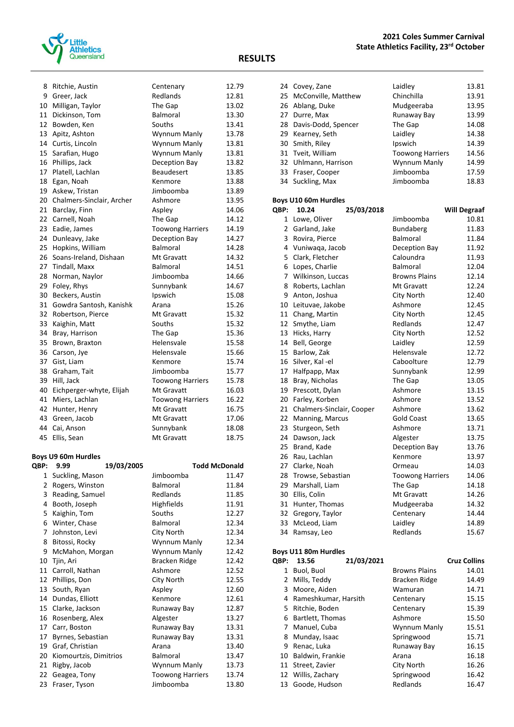## RESULTS

**2021 Coles Summer Carnival**
**State Athletics Facility, 23rd October**

| Place | Name | Club | Time |
|---|---|---|---|
| 8 | Ritchie, Austin | Centenary | 12.79 |
| 9 | Greer, Jack | Redlands | 12.81 |
| 10 | Milligan, Taylor | The Gap | 13.02 |
| 11 | Dickinson, Tom | Balmoral | 13.30 |
| 12 | Bowden, Ken | Souths | 13.41 |
| 13 | Apitz, Ashton | Wynnum Manly | 13.78 |
| 14 | Curtis, Lincoln | Wynnum Manly | 13.81 |
| 15 | Sarafian, Hugo | Wynnum Manly | 13.81 |
| 16 | Phillips, Jack | Deception Bay | 13.82 |
| 17 | Platell, Lachlan | Beaudesert | 13.85 |
| 18 | Egan, Noah | Kenmore | 13.88 |
| 19 | Askew, Tristan | Jimboomba | 13.89 |
| 20 | Chalmers-Sinclair, Archer | Ashmore | 13.95 |
| 21 | Barclay, Finn | Aspley | 14.06 |
| 22 | Carnell, Noah | The Gap | 14.12 |
| 23 | Eadie, James | Toowong Harriers | 14.19 |
| 24 | Dunleavy, Jake | Deception Bay | 14.27 |
| 25 | Hopkins, William | Balmoral | 14.28 |
| 26 | Soans-Ireland, Dishaan | Mt Gravatt | 14.32 |
| 27 | Tindall, Maxx | Balmoral | 14.51 |
| 28 | Norman, Naylor | Jimboomba | 14.66 |
| 29 | Foley, Rhys | Sunnybank | 14.67 |
| 30 | Beckers, Austin | Ipswich | 15.08 |
| 31 | Gowdra Santosh, Kanishk | Arana | 15.26 |
| 32 | Robertson, Pierce | Mt Gravatt | 15.32 |
| 33 | Kaighin, Matt | Souths | 15.32 |
| 34 | Bray, Harrison | The Gap | 15.36 |
| 35 | Brown, Braxton | Helensvale | 15.58 |
| 36 | Carson, Jye | Helensvale | 15.66 |
| 37 | Gist, Liam | Kenmore | 15.74 |
| 38 | Graham, Tait | Jimboomba | 15.77 |
| 39 | Hill, Jack | Toowong Harriers | 15.78 |
| 40 | Eichperger-whyte, Elijah | Mt Gravatt | 16.03 |
| 41 | Miers, Lachlan | Toowong Harriers | 16.22 |
| 42 | Hunter, Henry | Mt Gravatt | 16.75 |
| 43 | Green, Jacob | Mt Gravatt | 17.06 |
| 44 | Cai, Anson | Sunnybank | 18.08 |
| 45 | Ellis, Sean | Mt Gravatt | 18.75 |

### Boys U9 60m Hurdles

**QBP: 9.99 — 19/03/2005 — Todd McDonald**

| Place | Name | Club | Time |
|---|---|---|---|
| 1 | Suckling, Mason | Jimboomba | 11.47 |
| 2 | Rogers, Winston | Balmoral | 11.84 |
| 3 | Reading, Samuel | Redlands | 11.85 |
| 4 | Booth, Joseph | Highfields | 11.91 |
| 5 | Kaighin, Tom | Souths | 12.27 |
| 6 | Winter, Chase | Balmoral | 12.34 |
| 7 | Johnston, Levi | City North | 12.34 |
| 8 | Bitossi, Rocky | Wynnum Manly | 12.34 |
| 9 | McMahon, Morgan | Wynnum Manly | 12.42 |
| 10 | Tjin, Ari | Bracken Ridge | 12.42 |
| 11 | Carroll, Nathan | Ashmore | 12.52 |
| 12 | Phillips, Don | City North | 12.55 |
| 13 | South, Ryan | Aspley | 12.60 |
| 14 | Dundas, Elliott | Kenmore | 12.61 |
| 15 | Clarke, Jackson | Runaway Bay | 12.87 |
| 16 | Rosenberg, Alex | Algester | 13.27 |
| 17 | Carr, Boston | Runaway Bay | 13.31 |
| 17 | Byrnes, Sebastian | Runaway Bay | 13.31 |
| 19 | Graf, Christian | Arana | 13.40 |
| 20 | Kiomourtzis, Dimitrios | Balmoral | 13.47 |
| 21 | Rigby, Jacob | Wynnum Manly | 13.73 |
| 22 | Geagea, Tony | Toowong Harriers | 13.74 |
| 23 | Fraser, Tyson | Jimboomba | 13.80 |
| 24 | Covey, Zane | Laidley | 13.81 |
| 25 | McConville, Matthew | Chinchilla | 13.91 |
| 26 | Ablang, Duke | Mudgeeraba | 13.95 |
| 27 | Durre, Max | Runaway Bay | 13.99 |
| 28 | Davis-Dodd, Spencer | The Gap | 14.08 |
| 29 | Kearney, Seth | Laidley | 14.38 |
| 30 | Smith, Riley | Ipswich | 14.39 |
| 31 | Tveit, William | Toowong Harriers | 14.56 |
| 32 | Uhlmann, Harrison | Wynnum Manly | 14.99 |
| 33 | Fraser, Cooper | Jimboomba | 17.59 |
| 34 | Suckling, Max | Jimboomba | 18.83 |

### Boys U10 60m Hurdles

**QBP: 10.24 — 25/03/2018 — Will Degraaf**

| Place | Name | Club | Time |
|---|---|---|---|
| 1 | Lowe, Oliver | Jimboomba | 10.81 |
| 2 | Garland, Jake | Bundaberg | 11.83 |
| 3 | Rovira, Pierce | Balmoral | 11.84 |
| 4 | Vuniwaqa, Jacob | Deception Bay | 11.92 |
| 5 | Clark, Fletcher | Caloundra | 11.93 |
| 6 | Lopes, Charlie | Balmoral | 12.04 |
| 7 | Wilkinson, Luccas | Browns Plains | 12.14 |
| 8 | Roberts, Lachlan | Mt Gravatt | 12.24 |
| 9 | Anton, Joshua | City North | 12.40 |
| 10 | Leituvae, Jakobe | Ashmore | 12.45 |
| 11 | Chang, Martin | City North | 12.45 |
| 12 | Smythe, Liam | Redlands | 12.47 |
| 13 | Hicks, Harry | City North | 12.52 |
| 14 | Bell, George | Laidley | 12.59 |
| 15 | Barlow, Zak | Helensvale | 12.72 |
| 16 | Silver, Kal -el | Caboolture | 12.79 |
| 17 | Halfpapp, Max | Sunnybank | 12.99 |
| 18 | Bray, Nicholas | The Gap | 13.05 |
| 19 | Prescott, Dylan | Ashmore | 13.15 |
| 20 | Farley, Korben | Ashmore | 13.52 |
| 21 | Chalmers-Sinclair, Cooper | Ashmore | 13.62 |
| 22 | Manning, Marcus | Gold Coast | 13.65 |
| 23 | Sturgeon, Seth | Ashmore | 13.71 |
| 24 | Dawson, Jack | Algester | 13.75 |
| 25 | Brand, Kade | Deception Bay | 13.76 |
| 26 | Rau, Lachlan | Kenmore | 13.97 |
| 27 | Clarke, Noah | Ormeau | 14.03 |
| 28 | Trowse, Sebastian | Toowong Harriers | 14.06 |
| 29 | Marshall, Liam | The Gap | 14.18 |
| 30 | Ellis, Colin | Mt Gravatt | 14.26 |
| 31 | Hunter, Thomas | Mudgeeraba | 14.32 |
| 32 | Gregory, Taylor | Centenary | 14.44 |
| 33 | McLeod, Liam | Laidley | 14.89 |
| 34 | Ramsay, Leo | Redlands | 15.67 |

### Boys U11 80m Hurdles

**QBP: 13.56 — 21/03/2021 — Cruz Collins**

| Place | Name | Club | Time |
|---|---|---|---|
| 1 | Buol, Buol | Browns Plains | 14.01 |
| 2 | Mills, Teddy | Bracken Ridge | 14.49 |
| 3 | Moore, Aiden | Wamuran | 14.71 |
| 4 | Rameshkumar, Harsith | Centenary | 15.15 |
| 5 | Ritchie, Boden | Centenary | 15.39 |
| 6 | Bartlett, Thomas | Ashmore | 15.50 |
| 7 | Manuel, Cuba | Wynnum Manly | 15.51 |
| 8 | Munday, Isaac | Springwood | 15.71 |
| 9 | Renac, Luka | Runaway Bay | 16.15 |
| 10 | Baldwin, Frankie | Arana | 16.18 |
| 11 | Street, Zavier | City North | 16.26 |
| 12 | Willis, Zachary | Springwood | 16.42 |
| 13 | Goode, Hudson | Redlands | 16.47 |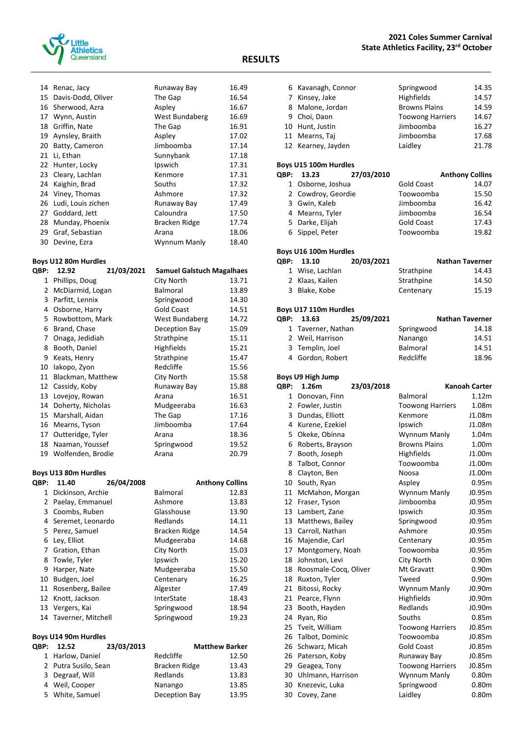# RESULTS

**2021 Coles Summer Carnival**
**State Athletics Facility, 23rd October**

| | | | |
|---|---|---|---|
| 14 | Renac, Jacy | Runaway Bay | 16.49 |
| 15 | Davis-Dodd, Oliver | The Gap | 16.54 |
| 16 | Sherwood, Azra | Aspley | 16.67 |
| 17 | Wynn, Austin | West Bundaberg | 16.69 |
| 18 | Griffin, Nate | The Gap | 16.91 |
| 19 | Aynsley, Braith | Aspley | 17.02 |
| 20 | Batty, Cameron | Jimboomba | 17.14 |
| 21 | Li, Ethan | Sunnybank | 17.18 |
| 22 | Hunter, Locky | Ipswich | 17.31 |
| 23 | Cleary, Lachlan | Kenmore | 17.31 |
| 24 | Kaighin, Brad | Souths | 17.32 |
| 24 | Viney, Thomas | Ashmore | 17.32 |
| 26 | Ludi, Louis zichen | Runaway Bay | 17.49 |
| 27 | Goddard, Jett | Caloundra | 17.50 |
| 28 | Munday, Phoenix | Bracken Ridge | 17.74 |
| 29 | Graf, Sebastian | Arana | 18.06 |
| 30 | Devine, Ezra | Wynnum Manly | 18.40 |

**Boys U12 80m Hurdles**

| QBP: | 12.92 | 21/03/2021 | Samuel Galstuch Magalhaes |
|---|---|---|---|
| 1 | Phillips, Doug | City North | 13.71 |
| 2 | McDiarmid, Logan | Balmoral | 13.89 |
| 3 | Parfitt, Lennix | Springwood | 14.30 |
| 4 | Osborne, Harry | Gold Coast | 14.51 |
| 5 | Rowbottom, Mark | West Bundaberg | 14.72 |
| 6 | Brand, Chase | Deception Bay | 15.09 |
| 7 | Onaga, Jedidiah | Strathpine | 15.11 |
| 8 | Booth, Daniel | Highfields | 15.21 |
| 9 | Keats, Henry | Strathpine | 15.47 |
| 10 | Iakopo, Zyon | Redcliffe | 15.56 |
| 11 | Blackman, Matthew | City North | 15.58 |
| 12 | Cassidy, Koby | Runaway Bay | 15.88 |
| 13 | Lovejoy, Rowan | Arana | 16.51 |
| 14 | Doherty, Nicholas | Mudgeeraba | 16.63 |
| 15 | Marshall, Aidan | The Gap | 17.16 |
| 16 | Mearns, Tyson | Jimboomba | 17.64 |
| 17 | Outteridge, Tyler | Arana | 18.36 |
| 18 | Naaman, Youssef | Springwood | 19.52 |
| 19 | Wolfenden, Brodie | Arana | 20.79 |

**Boys U13 80m Hurdles**

| QBP: | 11.40 | 26/04/2008 | Anthony Collins |
|---|---|---|---|
| 1 | Dickinson, Archie | Balmoral | 12.83 |
| 2 | Paelay, Emmanuel | Ashmore | 13.83 |
| 3 | Coombs, Ruben | Glasshouse | 13.90 |
| 4 | Seremet, Leonardo | Redlands | 14.11 |
| 5 | Perez, Samuel | Bracken Ridge | 14.54 |
| 6 | Ley, Elliot | Mudgeeraba | 14.68 |
| 7 | Gration, Ethan | City North | 15.03 |
| 8 | Towle, Tyler | Ipswich | 15.20 |
| 9 | Harper, Nate | Mudgeeraba | 15.50 |
| 10 | Budgen, Joel | Centenary | 16.25 |
| 11 | Rosenberg, Bailee | Algester | 17.49 |
| 12 | Knott, Jackson | InterState | 18.43 |
| 13 | Vergers, Kai | Springwood | 18.94 |
| 14 | Taverner, Mitchell | Springwood | 19.23 |

**Boys U14 90m Hurdles**

| QBP: | 12.52 | 23/03/2013 | Matthew Barker |
|---|---|---|---|
| 1 | Harlow, Daniel | Redcliffe | 12.50 |
| 2 | Putra Susilo, Sean | Bracken Ridge | 13.43 |
| 3 | Degraaf, Will | Redlands | 13.83 |
| 4 | Weil, Cooper | Nanango | 13.85 |
| 5 | White, Samuel | Deception Bay | 13.95 |
| 6 | Kavanagh, Connor | Springwood | 14.35 |
| 7 | Kinsey, Jake | Highfields | 14.57 |
| 8 | Malone, Jordan | Browns Plains | 14.59 |
| 9 | Choi, Daon | Toowong Harriers | 14.67 |
| 10 | Hunt, Justin | Jimboomba | 16.27 |
| 11 | Mearns, Taj | Jimboomba | 17.68 |
| 12 | Kearney, Jayden | Laidley | 21.78 |

**Boys U15 100m Hurdles**

| QBP: | 13.23 | 27/03/2010 | Anthony Collins |
|---|---|---|---|
| 1 | Osborne, Joshua | Gold Coast | 14.07 |
| 2 | Cowdroy, Geordie | Toowoomba | 15.50 |
| 3 | Gwin, Kaleb | Jimboomba | 16.42 |
| 4 | Mearns, Tyler | Jimboomba | 16.54 |
| 5 | Darke, Elijah | Gold Coast | 17.43 |
| 6 | Sippel, Peter | Toowoomba | 19.82 |

**Boys U16 100m Hurdles**

| QBP: | 13.10 | 20/03/2021 | Nathan Taverner |
|---|---|---|---|
| 1 | Wise, Lachlan | Strathpine | 14.43 |
| 2 | Klaas, Kailen | Strathpine | 14.50 |
| 3 | Blake, Kobe | Centenary | 15.19 |

**Boys U17 110m Hurdles**

| QBP: | 13.63 | 25/09/2021 | Nathan Taverner |
|---|---|---|---|
| 1 | Taverner, Nathan | Springwood | 14.18 |
| 2 | Weil, Harrison | Nanango | 14.51 |
| 3 | Templin, Joel | Balmoral | 14.51 |
| 4 | Gordon, Robert | Redcliffe | 18.96 |

**Boys U9 High Jump**

| QBP: | 1.26m | 23/03/2018 | Kanoah Carter |
|---|---|---|---|
| 1 | Donovan, Finn | Balmoral | 1.12m |
| 2 | Fowler, Justin | Toowong Harriers | 1.08m |
| 3 | Dundas, Elliott | Kenmore | J1.08m |
| 4 | Kurene, Ezekiel | Ipswich | J1.08m |
| 5 | Okeke, Obinna | Wynnum Manly | 1.04m |
| 6 | Roberts, Brayson | Browns Plains | 1.00m |
| 7 | Booth, Joseph | Highfields | J1.00m |
| 8 | Talbot, Connor | Toowoomba | J1.00m |
| 8 | Clayton, Ben | Noosa | J1.00m |
| 10 | South, Ryan | Aspley | 0.95m |
| 11 | McMahon, Morgan | Wynnum Manly | J0.95m |
| 12 | Fraser, Tyson | Jimboomba | J0.95m |
| 13 | Lambert, Zane | Ipswich | J0.95m |
| 13 | Matthews, Bailey | Springwood | J0.95m |
| 13 | Carroll, Nathan | Ashmore | J0.95m |
| 16 | Majendie, Carl | Centenary | J0.95m |
| 17 | Montgomery, Noah | Toowoomba | J0.95m |
| 18 | Johnston, Levi | City North | 0.90m |
| 18 | Roosmale-Cocq, Oliver | Mt Gravatt | 0.90m |
| 18 | Ruxton, Tyler | Tweed | 0.90m |
| 21 | Bitossi, Rocky | Wynnum Manly | J0.90m |
| 21 | Pearce, Flynn | Highfields | J0.90m |
| 23 | Booth, Hayden | Redlands | J0.90m |
| 24 | Ryan, Rio | Souths | 0.85m |
| 25 | Tveit, William | Toowong Harriers | J0.85m |
| 26 | Talbot, Dominic | Toowoomba | J0.85m |
| 26 | Schwarz, Micah | Gold Coast | J0.85m |
| 26 | Paterson, Koby | Runaway Bay | J0.85m |
| 29 | Geagea, Tony | Toowong Harriers | J0.85m |
| 30 | Uhlmann, Harrison | Wynnum Manly | 0.80m |
| 30 | Knezevic, Luka | Springwood | 0.80m |
| 30 | Covey, Zane | Laidley | 0.80m |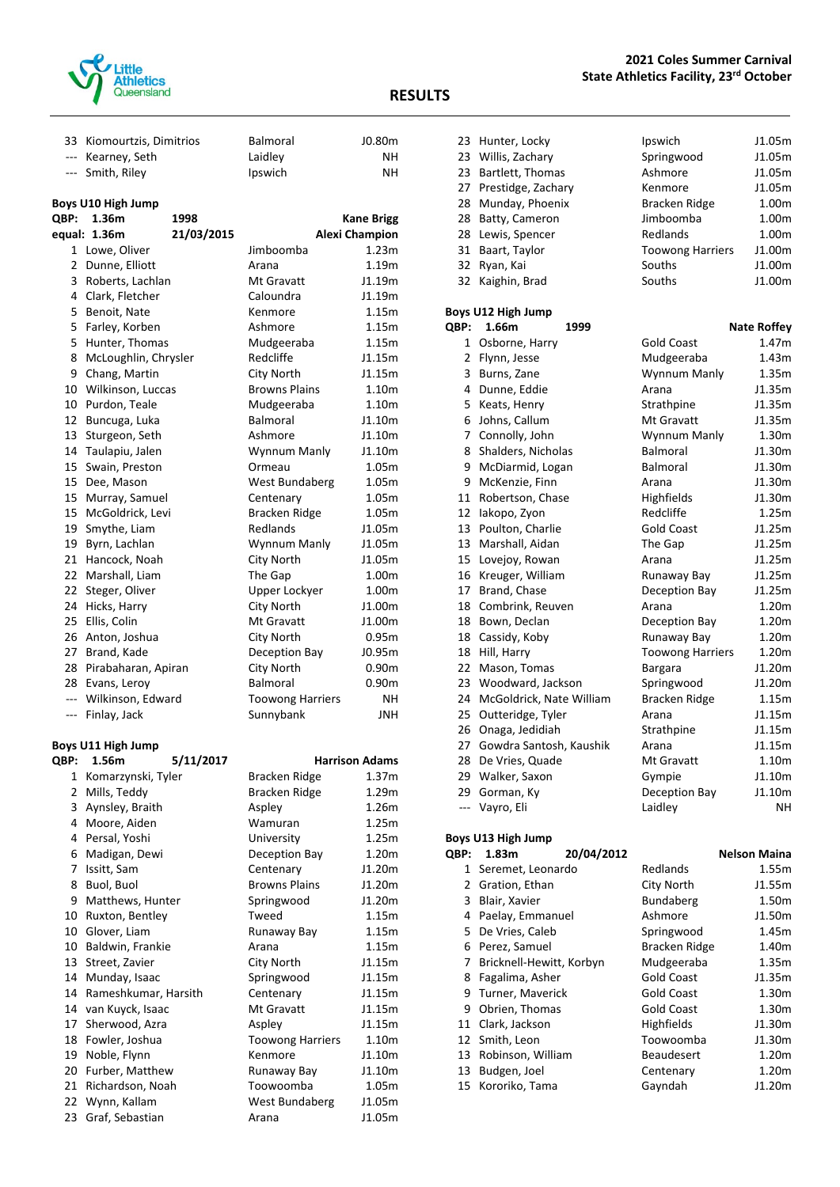| | | | |
|---|---|---|---|
| 33 | Kiomourtzis, Dimitrios | Balmoral | J0.80m |
| --- | Kearney, Seth | Laidley | NH |
| --- | Smith, Riley | Ipswich | NH |

**Boys U10 High Jump**

| | | | |
|---|---|---|---|
| **QBP:** | **1.36m** | **1998** | **Kane Brigg** |
| **equal:** | **1.36m** | **21/03/2015** | **Alexi Champion** |

| | | | |
|---|---|---|---|
| 1 | Lowe, Oliver | Jimboomba | 1.23m |
| 2 | Dunne, Elliott | Arana | 1.19m |
| 3 | Roberts, Lachlan | Mt Gravatt | J1.19m |
| 4 | Clark, Fletcher | Caloundra | J1.19m |
| 5 | Benoit, Nate | Kenmore | 1.15m |
| 5 | Farley, Korben | Ashmore | 1.15m |
| 5 | Hunter, Thomas | Mudgeeraba | 1.15m |
| 8 | McLoughlin, Chrysler | Redcliffe | J1.15m |
| 9 | Chang, Martin | City North | J1.15m |
| 10 | Wilkinson, Luccas | Browns Plains | 1.10m |
| 10 | Purdon, Teale | Mudgeeraba | 1.10m |
| 12 | Buncuga, Luka | Balmoral | J1.10m |
| 13 | Sturgeon, Seth | Ashmore | J1.10m |
| 14 | Taulapiu, Jalen | Wynnum Manly | J1.10m |
| 15 | Swain, Preston | Ormeau | 1.05m |
| 15 | Dee, Mason | West Bundaberg | 1.05m |
| 15 | Murray, Samuel | Centenary | 1.05m |
| 15 | McGoldrick, Levi | Bracken Ridge | 1.05m |
| 19 | Smythe, Liam | Redlands | J1.05m |
| 19 | Byrn, Lachlan | Wynnum Manly | J1.05m |
| 21 | Hancock, Noah | City North | J1.05m |
| 22 | Marshall, Liam | The Gap | 1.00m |
| 22 | Steger, Oliver | Upper Lockyer | 1.00m |
| 24 | Hicks, Harry | City North | J1.00m |
| 25 | Ellis, Colin | Mt Gravatt | J1.00m |
| 26 | Anton, Joshua | City North | 0.95m |
| 27 | Brand, Kade | Deception Bay | J0.95m |
| 28 | Pirabaharan, Apiran | City North | 0.90m |
| 28 | Evans, Leroy | Balmoral | 0.90m |
| --- | Wilkinson, Edward | Toowong Harriers | NH |
| --- | Finlay, Jack | Sunnybank | JNH |

**Boys U11 High Jump**

| | | | |
|---|---|---|---|
| **QBP:** | **1.56m** | **5/11/2017** | **Harrison Adams** |

| | | | |
|---|---|---|---|
| 1 | Komarzynski, Tyler | Bracken Ridge | 1.37m |
| 2 | Mills, Teddy | Bracken Ridge | 1.29m |
| 3 | Aynsley, Braith | Aspley | 1.26m |
| 4 | Moore, Aiden | Wamuran | 1.25m |
| 4 | Persal, Yoshi | University | 1.25m |
| 6 | Madigan, Dewi | Deception Bay | 1.20m |
| 7 | Issitt, Sam | Centenary | J1.20m |
| 8 | Buol, Buol | Browns Plains | J1.20m |
| 9 | Matthews, Hunter | Springwood | J1.20m |
| 10 | Ruxton, Bentley | Tweed | 1.15m |
| 10 | Glover, Liam | Runaway Bay | 1.15m |
| 10 | Baldwin, Frankie | Arana | 1.15m |
| 13 | Street, Zavier | City North | J1.15m |
| 14 | Munday, Isaac | Springwood | J1.15m |
| 14 | Rameshkumar, Harsith | Centenary | J1.15m |
| 14 | van Kuyck, Isaac | Mt Gravatt | J1.15m |
| 17 | Sherwood, Azra | Aspley | J1.15m |
| 18 | Fowler, Joshua | Toowong Harriers | 1.10m |
| 19 | Noble, Flynn | Kenmore | J1.10m |
| 20 | Furber, Matthew | Runaway Bay | J1.10m |
| 21 | Richardson, Noah | Toowoomba | 1.05m |
| 22 | Wynn, Kallam | West Bundaberg | J1.05m |
| 23 | Graf, Sebastian | Arana | J1.05m |
| 23 | Hunter, Locky | Ipswich | J1.05m |
| 23 | Willis, Zachary | Springwood | J1.05m |
| 23 | Bartlett, Thomas | Ashmore | J1.05m |
| 27 | Prestidge, Zachary | Kenmore | J1.05m |
| 28 | Munday, Phoenix | Bracken Ridge | 1.00m |
| 28 | Batty, Cameron | Jimboomba | 1.00m |
| 28 | Lewis, Spencer | Redlands | 1.00m |
| 31 | Baart, Taylor | Toowong Harriers | J1.00m |
| 32 | Ryan, Kai | Souths | J1.00m |
| 32 | Kaighin, Brad | Souths | J1.00m |

**Boys U12 High Jump**

| | | | |
|---|---|---|---|
| **QBP:** | **1.66m** | **1999** | **Nate Roffey** |

| | | | |
|---|---|---|---|
| 1 | Osborne, Harry | Gold Coast | 1.47m |
| 2 | Flynn, Jesse | Mudgeeraba | 1.43m |
| 3 | Burns, Zane | Wynnum Manly | 1.35m |
| 4 | Dunne, Eddie | Arana | J1.35m |
| 5 | Keats, Henry | Strathpine | J1.35m |
| 6 | Johns, Callum | Mt Gravatt | J1.35m |
| 7 | Connolly, John | Wynnum Manly | 1.30m |
| 8 | Shalders, Nicholas | Balmoral | J1.30m |
| 9 | McDiarmid, Logan | Balmoral | J1.30m |
| 9 | McKenzie, Finn | Arana | J1.30m |
| 11 | Robertson, Chase | Highfields | J1.30m |
| 12 | Iakopo, Zyon | Redcliffe | 1.25m |
| 13 | Poulton, Charlie | Gold Coast | J1.25m |
| 13 | Marshall, Aidan | The Gap | J1.25m |
| 15 | Lovejoy, Rowan | Arana | J1.25m |
| 16 | Kreuger, William | Runaway Bay | J1.25m |
| 17 | Brand, Chase | Deception Bay | J1.25m |
| 18 | Combrink, Reuven | Arana | 1.20m |
| 18 | Bown, Declan | Deception Bay | 1.20m |
| 18 | Cassidy, Koby | Runaway Bay | 1.20m |
| 18 | Hill, Harry | Toowong Harriers | 1.20m |
| 22 | Mason, Tomas | Bargara | J1.20m |
| 23 | Woodward, Jackson | Springwood | J1.20m |
| 24 | McGoldrick, Nate William | Bracken Ridge | 1.15m |
| 25 | Outteridge, Tyler | Arana | J1.15m |
| 26 | Onaga, Jedidiah | Strathpine | J1.15m |
| 27 | Gowdra Santosh, Kaushik | Arana | J1.15m |
| 28 | De Vries, Quade | Mt Gravatt | 1.10m |
| 29 | Walker, Saxon | Gympie | J1.10m |
| 29 | Gorman, Ky | Deception Bay | J1.10m |
| --- | Vayro, Eli | Laidley | NH |

**Boys U13 High Jump**

| | | | |
|---|---|---|---|
| **QBP:** | **1.83m** | **20/04/2012** | **Nelson Maina** |

| | | | |
|---|---|---|---|
| 1 | Seremet, Leonardo | Redlands | 1.55m |
| 2 | Gration, Ethan | City North | J1.55m |
| 3 | Blair, Xavier | Bundaberg | 1.50m |
| 4 | Paelay, Emmanuel | Ashmore | J1.50m |
| 5 | De Vries, Caleb | Springwood | 1.45m |
| 6 | Perez, Samuel | Bracken Ridge | 1.40m |
| 7 | Bricknell-Hewitt, Korbyn | Mudgeeraba | 1.35m |
| 8 | Fagalima, Asher | Gold Coast | J1.35m |
| 9 | Turner, Maverick | Gold Coast | 1.30m |
| 9 | Obrien, Thomas | Gold Coast | 1.30m |
| 11 | Clark, Jackson | Highfields | J1.30m |
| 12 | Smith, Leon | Toowoomba | J1.30m |
| 13 | Robinson, William | Beaudesert | 1.20m |
| 13 | Budgen, Joel | Centenary | 1.20m |
| 15 | Kororiko, Tama | Gayndah | J1.20m |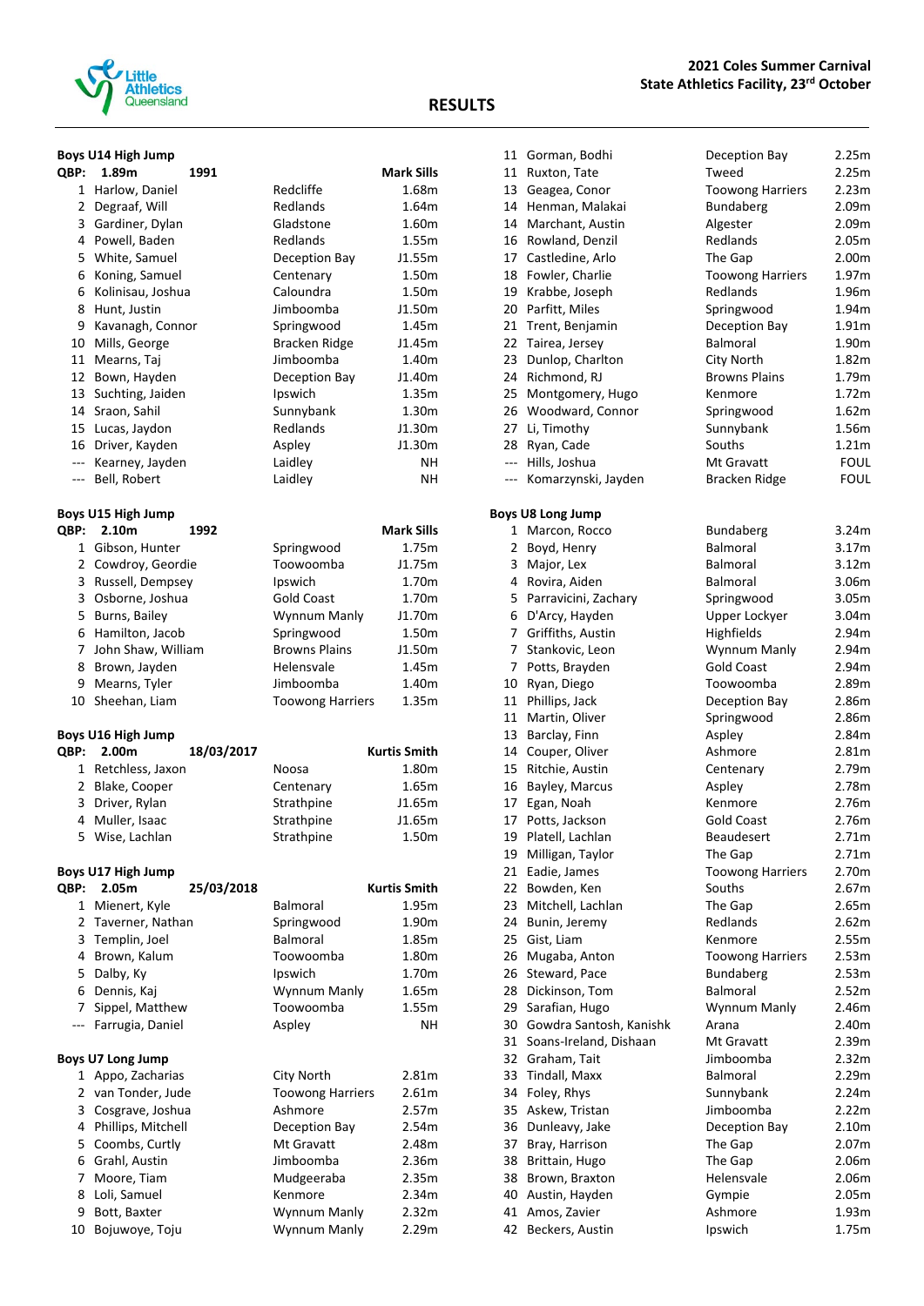2021 Coles Summer Carnival
State Athletics Facility, 23rd October

## RESULTS

### Boys U14 High Jump

| | | | |
|---|---|---|---|
| QBP: 1.89m | 1991 | | Mark Sills |
| 1 | Harlow, Daniel | Redcliffe | 1.68m |
| 2 | Degraaf, Will | Redlands | 1.64m |
| 3 | Gardiner, Dylan | Gladstone | 1.60m |
| 4 | Powell, Baden | Redlands | 1.55m |
| 5 | White, Samuel | Deception Bay | J1.55m |
| 6 | Koning, Samuel | Centenary | 1.50m |
| 6 | Kolinisau, Joshua | Caloundra | 1.50m |
| 8 | Hunt, Justin | Jimboomba | J1.50m |
| 9 | Kavanagh, Connor | Springwood | 1.45m |
| 10 | Mills, George | Bracken Ridge | J1.45m |
| 11 | Mearns, Taj | Jimboomba | 1.40m |
| 12 | Bown, Hayden | Deception Bay | J1.40m |
| 13 | Suchting, Jaiden | Ipswich | 1.35m |
| 14 | Sraon, Sahil | Sunnybank | 1.30m |
| 15 | Lucas, Jaydon | Redlands | J1.30m |
| 16 | Driver, Kayden | Aspley | J1.30m |
| --- | Kearney, Jayden | Laidley | NH |
| --- | Bell, Robert | Laidley | NH |

### Boys U15 High Jump

| | | | |
|---|---|---|---|
| QBP: 2.10m | 1992 | | Mark Sills |
| 1 | Gibson, Hunter | Springwood | 1.75m |
| 2 | Cowdroy, Geordie | Toowoomba | J1.75m |
| 3 | Russell, Dempsey | Ipswich | 1.70m |
| 3 | Osborne, Joshua | Gold Coast | 1.70m |
| 5 | Burns, Bailey | Wynnum Manly | J1.70m |
| 6 | Hamilton, Jacob | Springwood | 1.50m |
| 7 | John Shaw, William | Browns Plains | J1.50m |
| 8 | Brown, Jayden | Helensvale | 1.45m |
| 9 | Mearns, Tyler | Jimboomba | 1.40m |
| 10 | Sheehan, Liam | Toowong Harriers | 1.35m |

### Boys U16 High Jump

| | | | |
|---|---|---|---|
| QBP: 2.00m | 18/03/2017 | | Kurtis Smith |
| 1 | Retchless, Jaxon | Noosa | 1.80m |
| 2 | Blake, Cooper | Centenary | 1.65m |
| 3 | Driver, Rylan | Strathpine | J1.65m |
| 4 | Muller, Isaac | Strathpine | J1.65m |
| 5 | Wise, Lachlan | Strathpine | 1.50m |

### Boys U17 High Jump

| | | | |
|---|---|---|---|
| QBP: 2.05m | 25/03/2018 | | Kurtis Smith |
| 1 | Mienert, Kyle | Balmoral | 1.95m |
| 2 | Taverner, Nathan | Springwood | 1.90m |
| 3 | Templin, Joel | Balmoral | 1.85m |
| 4 | Brown, Kalum | Toowoomba | 1.80m |
| 5 | Dalby, Ky | Ipswich | 1.70m |
| 6 | Dennis, Kaj | Wynnum Manly | 1.65m |
| 7 | Sippel, Matthew | Toowoomba | 1.55m |
| --- | Farrugia, Daniel | Aspley | NH |

### Boys U7 Long Jump

| | | | |
|---|---|---|---|
| 1 | Appo, Zacharias | City North | 2.81m |
| 2 | van Tonder, Jude | Toowong Harriers | 2.61m |
| 3 | Cosgrave, Joshua | Ashmore | 2.57m |
| 4 | Phillips, Mitchell | Deception Bay | 2.54m |
| 5 | Coombs, Curtly | Mt Gravatt | 2.48m |
| 6 | Grahl, Austin | Jimboomba | 2.36m |
| 7 | Moore, Tiam | Mudgeeraba | 2.35m |
| 8 | Loli, Samuel | Kenmore | 2.34m |
| 9 | Bott, Baxter | Wynnum Manly | 2.32m |
| 10 | Bojuwoye, Toju | Wynnum Manly | 2.29m |
| 11 | Gorman, Bodhi | Deception Bay | 2.25m |
| 11 | Ruxton, Tate | Tweed | 2.25m |
| 13 | Geagea, Conor | Toowong Harriers | 2.23m |
| 14 | Henman, Malakai | Bundaberg | 2.09m |
| 14 | Marchant, Austin | Algester | 2.09m |
| 16 | Rowland, Denzil | Redlands | 2.05m |
| 17 | Castledine, Arlo | The Gap | 2.00m |
| 18 | Fowler, Charlie | Toowong Harriers | 1.97m |
| 19 | Krabbe, Joseph | Redlands | 1.96m |
| 20 | Parfitt, Miles | Springwood | 1.94m |
| 21 | Trent, Benjamin | Deception Bay | 1.91m |
| 22 | Tairea, Jersey | Balmoral | 1.90m |
| 23 | Dunlop, Charlton | City North | 1.82m |
| 24 | Richmond, RJ | Browns Plains | 1.79m |
| 25 | Montgomery, Hugo | Kenmore | 1.72m |
| 26 | Woodward, Connor | Springwood | 1.62m |
| 27 | Li, Timothy | Sunnybank | 1.56m |
| 28 | Ryan, Cade | Souths | 1.21m |
| --- | Hills, Joshua | Mt Gravatt | FOUL |
| --- | Komarzynski, Jayden | Bracken Ridge | FOUL |

### Boys U8 Long Jump

| | | | |
|---|---|---|---|
| 1 | Marcon, Rocco | Bundaberg | 3.24m |
| 2 | Boyd, Henry | Balmoral | 3.17m |
| 3 | Major, Lex | Balmoral | 3.12m |
| 4 | Rovira, Aiden | Balmoral | 3.06m |
| 5 | Parravicini, Zachary | Springwood | 3.05m |
| 6 | D'Arcy, Hayden | Upper Lockyer | 3.04m |
| 7 | Griffiths, Austin | Highfields | 2.94m |
| 7 | Stankovic, Leon | Wynnum Manly | 2.94m |
| 7 | Potts, Brayden | Gold Coast | 2.94m |
| 10 | Ryan, Diego | Toowoomba | 2.89m |
| 11 | Phillips, Jack | Deception Bay | 2.86m |
| 11 | Martin, Oliver | Springwood | 2.86m |
| 13 | Barclay, Finn | Aspley | 2.84m |
| 14 | Couper, Oliver | Ashmore | 2.81m |
| 15 | Ritchie, Austin | Centenary | 2.79m |
| 16 | Bayley, Marcus | Aspley | 2.78m |
| 17 | Egan, Noah | Kenmore | 2.76m |
| 17 | Potts, Jackson | Gold Coast | 2.76m |
| 19 | Platell, Lachlan | Beaudesert | 2.71m |
| 19 | Milligan, Taylor | The Gap | 2.71m |
| 21 | Eadie, James | Toowong Harriers | 2.70m |
| 22 | Bowden, Ken | Souths | 2.67m |
| 23 | Mitchell, Lachlan | The Gap | 2.65m |
| 24 | Bunin, Jeremy | Redlands | 2.62m |
| 25 | Gist, Liam | Kenmore | 2.55m |
| 26 | Mugaba, Anton | Toowong Harriers | 2.53m |
| 26 | Steward, Pace | Bundaberg | 2.53m |
| 28 | Dickinson, Tom | Balmoral | 2.52m |
| 29 | Sarafian, Hugo | Wynnum Manly | 2.46m |
| 30 | Gowdra Santosh, Kanishk | Arana | 2.40m |
| 31 | Soans-Ireland, Dishaan | Mt Gravatt | 2.39m |
| 32 | Graham, Tait | Jimboomba | 2.32m |
| 33 | Tindall, Maxx | Balmoral | 2.29m |
| 34 | Foley, Rhys | Sunnybank | 2.24m |
| 35 | Askew, Tristan | Jimboomba | 2.22m |
| 36 | Dunleavy, Jake | Deception Bay | 2.10m |
| 37 | Bray, Harrison | The Gap | 2.07m |
| 38 | Brittain, Hugo | The Gap | 2.06m |
| 38 | Brown, Braxton | Helensvale | 2.06m |
| 40 | Austin, Hayden | Gympie | 2.05m |
| 41 | Amos, Zavier | Ashmore | 1.93m |
| 42 | Beckers, Austin | Ipswich | 1.75m |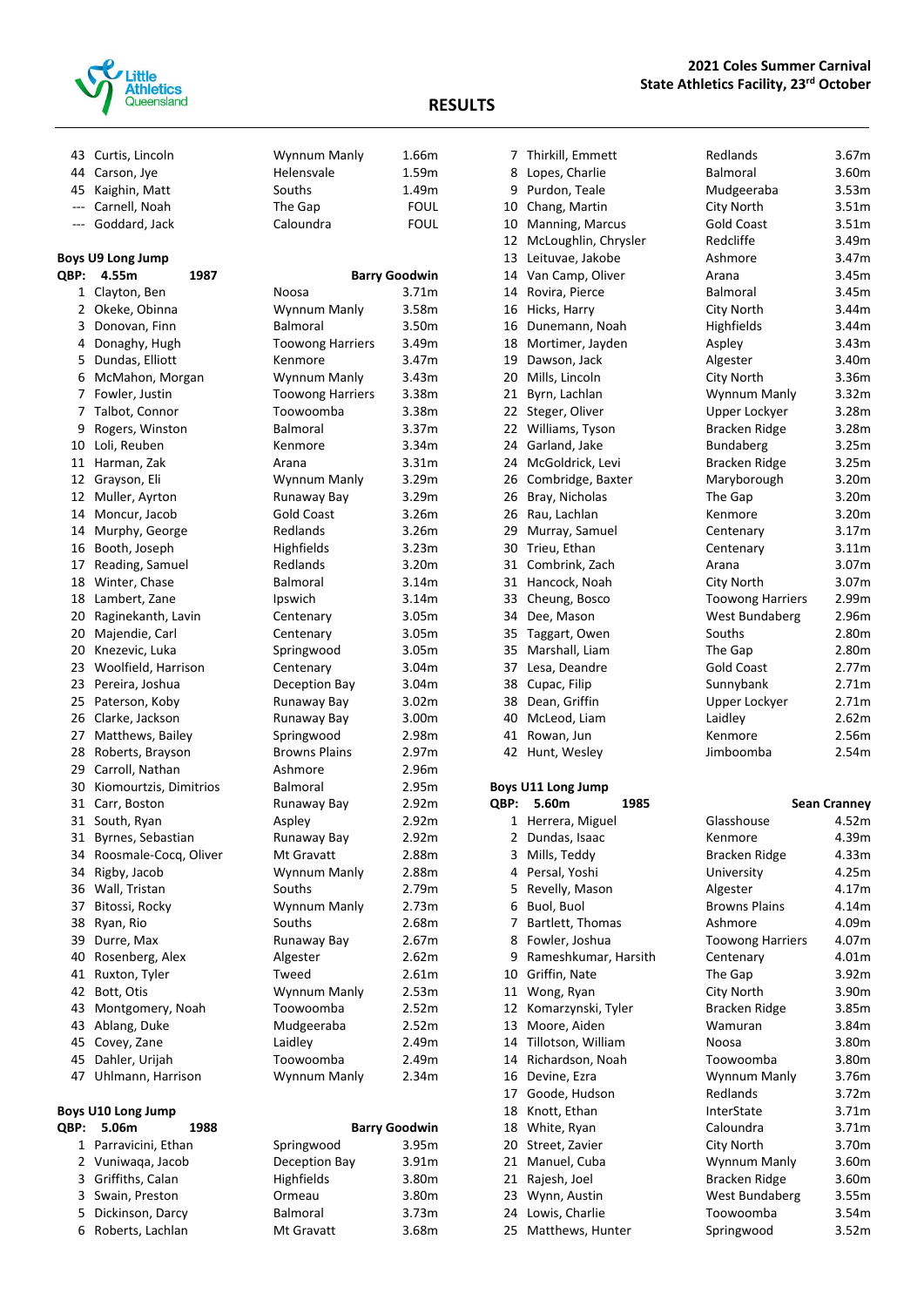## RESULTS

| | | | |
|---|---|---|---|
| 43 | Curtis, Lincoln | Wynnum Manly | 1.66m |
| 44 | Carson, Jye | Helensvale | 1.59m |
| 45 | Kaighin, Matt | Souths | 1.49m |
| --- | Carnell, Noah | The Gap | FOUL |
| --- | Goddard, Jack | Caloundra | FOUL |

### Boys U9 Long Jump

**QBP: 4.55m 1987 Barry Goodwin**

| | | | |
|---|---|---|---|
| 1 | Clayton, Ben | Noosa | 3.71m |
| 2 | Okeke, Obinna | Wynnum Manly | 3.58m |
| 3 | Donovan, Finn | Balmoral | 3.50m |
| 4 | Donaghy, Hugh | Toowong Harriers | 3.49m |
| 5 | Dundas, Elliott | Kenmore | 3.47m |
| 6 | McMahon, Morgan | Wynnum Manly | 3.43m |
| 7 | Fowler, Justin | Toowong Harriers | 3.38m |
| 7 | Talbot, Connor | Toowoomba | 3.38m |
| 9 | Rogers, Winston | Balmoral | 3.37m |
| 10 | Loli, Reuben | Kenmore | 3.34m |
| 11 | Harman, Zak | Arana | 3.31m |
| 12 | Grayson, Eli | Wynnum Manly | 3.29m |
| 12 | Muller, Ayrton | Runaway Bay | 3.29m |
| 14 | Moncur, Jacob | Gold Coast | 3.26m |
| 14 | Murphy, George | Redlands | 3.26m |
| 16 | Booth, Joseph | Highfields | 3.23m |
| 17 | Reading, Samuel | Redlands | 3.20m |
| 18 | Winter, Chase | Balmoral | 3.14m |
| 18 | Lambert, Zane | Ipswich | 3.14m |
| 20 | Raginekanth, Lavin | Centenary | 3.05m |
| 20 | Majendie, Carl | Centenary | 3.05m |
| 20 | Knezevic, Luka | Springwood | 3.05m |
| 23 | Woolfield, Harrison | Centenary | 3.04m |
| 23 | Pereira, Joshua | Deception Bay | 3.04m |
| 25 | Paterson, Koby | Runaway Bay | 3.02m |
| 26 | Clarke, Jackson | Runaway Bay | 3.00m |
| 27 | Matthews, Bailey | Springwood | 2.98m |
| 28 | Roberts, Brayson | Browns Plains | 2.97m |
| 29 | Carroll, Nathan | Ashmore | 2.96m |
| 30 | Kiomourtzis, Dimitrios | Balmoral | 2.95m |
| 31 | Carr, Boston | Runaway Bay | 2.92m |
| 31 | South, Ryan | Aspley | 2.92m |
| 31 | Byrnes, Sebastian | Runaway Bay | 2.92m |
| 34 | Roosmale-Cocq, Oliver | Mt Gravatt | 2.88m |
| 34 | Rigby, Jacob | Wynnum Manly | 2.88m |
| 36 | Wall, Tristan | Souths | 2.79m |
| 37 | Bitossi, Rocky | Wynnum Manly | 2.73m |
| 38 | Ryan, Rio | Souths | 2.68m |
| 39 | Durre, Max | Runaway Bay | 2.67m |
| 40 | Rosenberg, Alex | Algester | 2.62m |
| 41 | Ruxton, Tyler | Tweed | 2.61m |
| 42 | Bott, Otis | Wynnum Manly | 2.53m |
| 43 | Montgomery, Noah | Toowoomba | 2.52m |
| 43 | Ablang, Duke | Mudgeeraba | 2.52m |
| 45 | Covey, Zane | Laidley | 2.49m |
| 45 | Dahler, Urijah | Toowoomba | 2.49m |
| 47 | Uhlmann, Harrison | Wynnum Manly | 2.34m |

### Boys U10 Long Jump

**QBP: 5.06m 1988 Barry Goodwin**

| | | | |
|---|---|---|---|
| 1 | Parravicini, Ethan | Springwood | 3.95m |
| 2 | Vuniwaqa, Jacob | Deception Bay | 3.91m |
| 3 | Griffiths, Calan | Highfields | 3.80m |
| 3 | Swain, Preston | Ormeau | 3.80m |
| 5 | Dickinson, Darcy | Balmoral | 3.73m |
| 6 | Roberts, Lachlan | Mt Gravatt | 3.68m |
| 7 | Thirkill, Emmett | Redlands | 3.67m |
| 8 | Lopes, Charlie | Balmoral | 3.60m |
| 9 | Purdon, Teale | Mudgeeraba | 3.53m |
| 10 | Chang, Martin | City North | 3.51m |
| 10 | Manning, Marcus | Gold Coast | 3.51m |
| 12 | McLoughlin, Chrysler | Redcliffe | 3.49m |
| 13 | Leituvae, Jakobe | Ashmore | 3.47m |
| 14 | Van Camp, Oliver | Arana | 3.45m |
| 14 | Rovira, Pierce | Balmoral | 3.45m |
| 16 | Hicks, Harry | City North | 3.44m |
| 16 | Dunemann, Noah | Highfields | 3.44m |
| 18 | Mortimer, Jayden | Aspley | 3.43m |
| 19 | Dawson, Jack | Algester | 3.40m |
| 20 | Mills, Lincoln | City North | 3.36m |
| 21 | Byrn, Lachlan | Wynnum Manly | 3.32m |
| 22 | Steger, Oliver | Upper Lockyer | 3.28m |
| 22 | Williams, Tyson | Bracken Ridge | 3.28m |
| 24 | Garland, Jake | Bundaberg | 3.25m |
| 24 | McGoldrick, Levi | Bracken Ridge | 3.25m |
| 26 | Combridge, Baxter | Maryborough | 3.20m |
| 26 | Bray, Nicholas | The Gap | 3.20m |
| 26 | Rau, Lachlan | Kenmore | 3.20m |
| 29 | Murray, Samuel | Centenary | 3.17m |
| 30 | Trieu, Ethan | Centenary | 3.11m |
| 31 | Combrink, Zach | Arana | 3.07m |
| 31 | Hancock, Noah | City North | 3.07m |
| 33 | Cheung, Bosco | Toowong Harriers | 2.99m |
| 34 | Dee, Mason | West Bundaberg | 2.96m |
| 35 | Taggart, Owen | Souths | 2.80m |
| 35 | Marshall, Liam | The Gap | 2.80m |
| 37 | Lesa, Deandre | Gold Coast | 2.77m |
| 38 | Cupac, Filip | Sunnybank | 2.71m |
| 38 | Dean, Griffin | Upper Lockyer | 2.71m |
| 40 | McLeod, Liam | Laidley | 2.62m |
| 41 | Rowan, Jun | Kenmore | 2.56m |
| 42 | Hunt, Wesley | Jimboomba | 2.54m |

### Boys U11 Long Jump

**QBP: 5.60m 1985 Sean Cranney**

| | | | |
|---|---|---|---|
| 1 | Herrera, Miguel | Glasshouse | 4.52m |
| 2 | Dundas, Isaac | Kenmore | 4.39m |
| 3 | Mills, Teddy | Bracken Ridge | 4.33m |
| 4 | Persal, Yoshi | University | 4.25m |
| 5 | Revelly, Mason | Algester | 4.17m |
| 6 | Buol, Buol | Browns Plains | 4.14m |
| 7 | Bartlett, Thomas | Ashmore | 4.09m |
| 8 | Fowler, Joshua | Toowong Harriers | 4.07m |
| 9 | Rameshkumar, Harsith | Centenary | 4.01m |
| 10 | Griffin, Nate | The Gap | 3.92m |
| 11 | Wong, Ryan | City North | 3.90m |
| 12 | Komarzynski, Tyler | Bracken Ridge | 3.85m |
| 13 | Moore, Aiden | Wamuran | 3.84m |
| 14 | Tillotson, William | Noosa | 3.80m |
| 14 | Richardson, Noah | Toowoomba | 3.80m |
| 16 | Devine, Ezra | Wynnum Manly | 3.76m |
| 17 | Goode, Hudson | Redlands | 3.72m |
| 18 | Knott, Ethan | InterState | 3.71m |
| 18 | White, Ryan | Caloundra | 3.71m |
| 20 | Street, Zavier | City North | 3.70m |
| 21 | Manuel, Cuba | Wynnum Manly | 3.60m |
| 21 | Rajesh, Joel | Bracken Ridge | 3.60m |
| 23 | Wynn, Austin | West Bundaberg | 3.55m |
| 24 | Lowis, Charlie | Toowoomba | 3.54m |
| 25 | Matthews, Hunter | Springwood | 3.52m |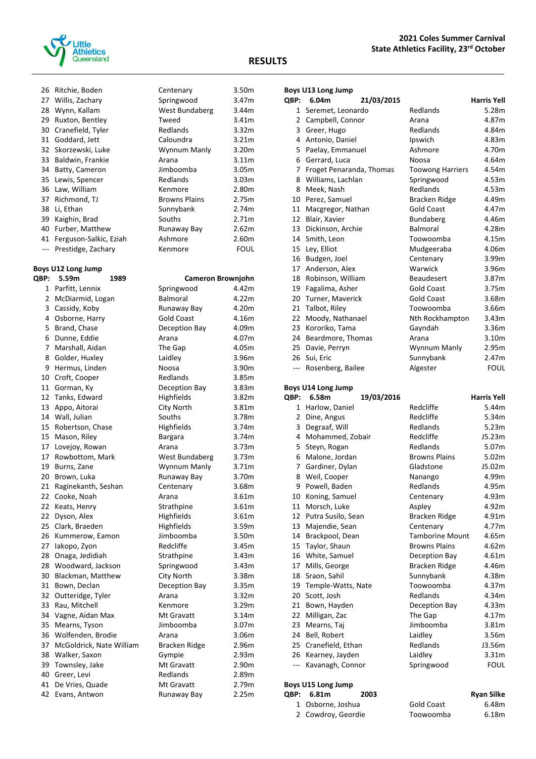# RESULTS

**2021 Coles Summer Carnival**
**State Athletics Facility, 23rd October**

| Place | Name | Club | Result |
|---|---|---|---|
| 26 | Ritchie, Boden | Centenary | 3.50m |
| 27 | Willis, Zachary | Springwood | 3.47m |
| 28 | Wynn, Kallam | West Bundaberg | 3.44m |
| 29 | Ruxton, Bentley | Tweed | 3.41m |
| 30 | Cranefield, Tyler | Redlands | 3.32m |
| 31 | Goddard, Jett | Caloundra | 3.21m |
| 32 | Skorzewski, Luke | Wynnum Manly | 3.20m |
| 33 | Baldwin, Frankie | Arana | 3.11m |
| 34 | Batty, Cameron | Jimboomba | 3.05m |
| 35 | Lewis, Spencer | Redlands | 3.03m |
| 36 | Law, William | Kenmore | 2.80m |
| 37 | Richmond, TJ | Browns Plains | 2.75m |
| 38 | Li, Ethan | Sunnybank | 2.74m |
| 39 | Kaighin, Brad | Souths | 2.71m |
| 40 | Furber, Matthew | Runaway Bay | 2.62m |
| 41 | Ferguson-Salkic, Eziah | Ashmore | 2.60m |
| --- | Prestidge, Zachary | Kenmore | FOUL |

**Boys U12 Long Jump**

**QBP: 5.59m — 1989 — Cameron Brownjohn**

| Place | Name | Club | Result |
|---|---|---|---|
| 1 | Parfitt, Lennix | Springwood | 4.42m |
| 2 | McDiarmid, Logan | Balmoral | 4.22m |
| 3 | Cassidy, Koby | Runaway Bay | 4.20m |
| 4 | Osborne, Harry | Gold Coast | 4.16m |
| 5 | Brand, Chase | Deception Bay | 4.09m |
| 6 | Dunne, Eddie | Arana | 4.07m |
| 7 | Marshall, Aidan | The Gap | 4.05m |
| 8 | Golder, Huxley | Laidley | 3.96m |
| 9 | Hermus, Linden | Noosa | 3.90m |
| 10 | Croft, Cooper | Redlands | 3.85m |
| 11 | Gorman, Ky | Deception Bay | 3.83m |
| 12 | Tanks, Edward | Highfields | 3.82m |
| 13 | Appo, Aitorai | City North | 3.81m |
| 14 | Wall, Julian | Souths | 3.78m |
| 15 | Robertson, Chase | Highfields | 3.74m |
| 15 | Mason, Riley | Bargara | 3.74m |
| 17 | Lovejoy, Rowan | Arana | 3.73m |
| 17 | Rowbottom, Mark | West Bundaberg | 3.73m |
| 19 | Burns, Zane | Wynnum Manly | 3.71m |
| 20 | Brown, Luka | Runaway Bay | 3.70m |
| 21 | Raginekanth, Seshan | Centenary | 3.68m |
| 22 | Cooke, Noah | Arana | 3.61m |
| 22 | Keats, Henry | Strathpine | 3.61m |
| 22 | Dyson, Alex | Highfields | 3.61m |
| 25 | Clark, Braeden | Highfields | 3.59m |
| 26 | Kummerow, Eamon | Jimboomba | 3.50m |
| 27 | Iakopo, Zyon | Redcliffe | 3.45m |
| 28 | Onaga, Jedidiah | Strathpine | 3.43m |
| 28 | Woodward, Jackson | Springwood | 3.43m |
| 30 | Blackman, Matthew | City North | 3.38m |
| 31 | Bown, Declan | Deception Bay | 3.35m |
| 32 | Outteridge, Tyler | Arana | 3.32m |
| 33 | Rau, Mitchell | Kenmore | 3.29m |
| 34 | Vagne, Aidan Max | Mt Gravatt | 3.14m |
| 35 | Mearns, Tyson | Jimboomba | 3.07m |
| 36 | Wolfenden, Brodie | Arana | 3.06m |
| 37 | McGoldrick, Nate William | Bracken Ridge | 2.96m |
| 38 | Walker, Saxon | Gympie | 2.93m |
| 39 | Townsley, Jake | Mt Gravatt | 2.90m |
| 40 | Greer, Levi | Redlands | 2.89m |
| 41 | De Vries, Quade | Mt Gravatt | 2.79m |
| 42 | Evans, Antwon | Runaway Bay | 2.25m |

**Boys U13 Long Jump**

**QBP: 6.04m — 21/03/2015 — Harris Yell**

| Place | Name | Club | Result |
|---|---|---|---|
| 1 | Seremet, Leonardo | Redlands | 5.28m |
| 2 | Campbell, Connor | Arana | 4.87m |
| 3 | Greer, Hugo | Redlands | 4.84m |
| 4 | Antonio, Daniel | Ipswich | 4.83m |
| 5 | Paelay, Emmanuel | Ashmore | 4.70m |
| 6 | Gerrard, Luca | Noosa | 4.64m |
| 7 | Froget Penaranda, Thomas | Toowong Harriers | 4.54m |
| 8 | Williams, Lachlan | Springwood | 4.53m |
| 8 | Meek, Nash | Redlands | 4.53m |
| 10 | Perez, Samuel | Bracken Ridge | 4.49m |
| 11 | Macgregor, Nathan | Gold Coast | 4.47m |
| 12 | Blair, Xavier | Bundaberg | 4.46m |
| 13 | Dickinson, Archie | Balmoral | 4.28m |
| 14 | Smith, Leon | Toowoomba | 4.15m |
| 15 | Ley, Elliot | Mudgeeraba | 4.06m |
| 16 | Budgen, Joel | Centenary | 3.99m |
| 17 | Anderson, Alex | Warwick | 3.96m |
| 18 | Robinson, William | Beaudesert | 3.87m |
| 19 | Fagalima, Asher | Gold Coast | 3.75m |
| 20 | Turner, Maverick | Gold Coast | 3.68m |
| 21 | Talbot, Riley | Toowoomba | 3.66m |
| 22 | Moody, Nathanael | Nth Rockhampton | 3.43m |
| 23 | Kororiko, Tama | Gayndah | 3.36m |
| 24 | Beardmore, Thomas | Arana | 3.10m |
| 25 | Davie, Perryn | Wynnum Manly | 2.95m |
| 26 | Sui, Eric | Sunnybank | 2.47m |
| --- | Rosenberg, Bailee | Algester | FOUL |

**Boys U14 Long Jump**

**QBP: 6.58m — 19/03/2016 — Harris Yell**

| Place | Name | Club | Result |
|---|---|---|---|
| 1 | Harlow, Daniel | Redcliffe | 5.44m |
| 2 | Dine, Angus | Redcliffe | 5.34m |
| 3 | Degraaf, Will | Redlands | 5.23m |
| 4 | Mohammed, Zobair | Redcliffe | J5.23m |
| 5 | Steyn, Rogan | Redlands | 5.07m |
| 6 | Malone, Jordan | Browns Plains | 5.02m |
| 7 | Gardiner, Dylan | Gladstone | J5.02m |
| 8 | Weil, Cooper | Nanango | 4.99m |
| 9 | Powell, Baden | Redlands | 4.95m |
| 10 | Koning, Samuel | Centenary | 4.93m |
| 11 | Morsch, Luke | Aspley | 4.92m |
| 12 | Putra Susilo, Sean | Bracken Ridge | 4.91m |
| 13 | Majendie, Sean | Centenary | 4.77m |
| 14 | Brackpool, Dean | Tamborine Mount | 4.65m |
| 15 | Taylor, Shaun | Browns Plains | 4.62m |
| 16 | White, Samuel | Deception Bay | 4.61m |
| 17 | Mills, George | Bracken Ridge | 4.46m |
| 18 | Sraon, Sahil | Sunnybank | 4.38m |
| 19 | Temple-Watts, Nate | Toowoomba | 4.37m |
| 20 | Scott, Josh | Redlands | 4.34m |
| 21 | Bown, Hayden | Deception Bay | 4.33m |
| 22 | Milligan, Zac | The Gap | 4.17m |
| 23 | Mearns, Taj | Jimboomba | 3.81m |
| 24 | Bell, Robert | Laidley | 3.56m |
| 25 | Cranefield, Ethan | Redlands | J3.56m |
| 26 | Kearney, Jayden | Laidley | 3.31m |
| --- | Kavanagh, Connor | Springwood | FOUL |

**Boys U15 Long Jump**

**QBP: 6.81m — 2003 — Ryan Silke**

| Place | Name | Club | Result |
|---|---|---|---|
| 1 | Osborne, Joshua | Gold Coast | 6.48m |
| 2 | Cowdroy, Geordie | Toowoomba | 6.18m |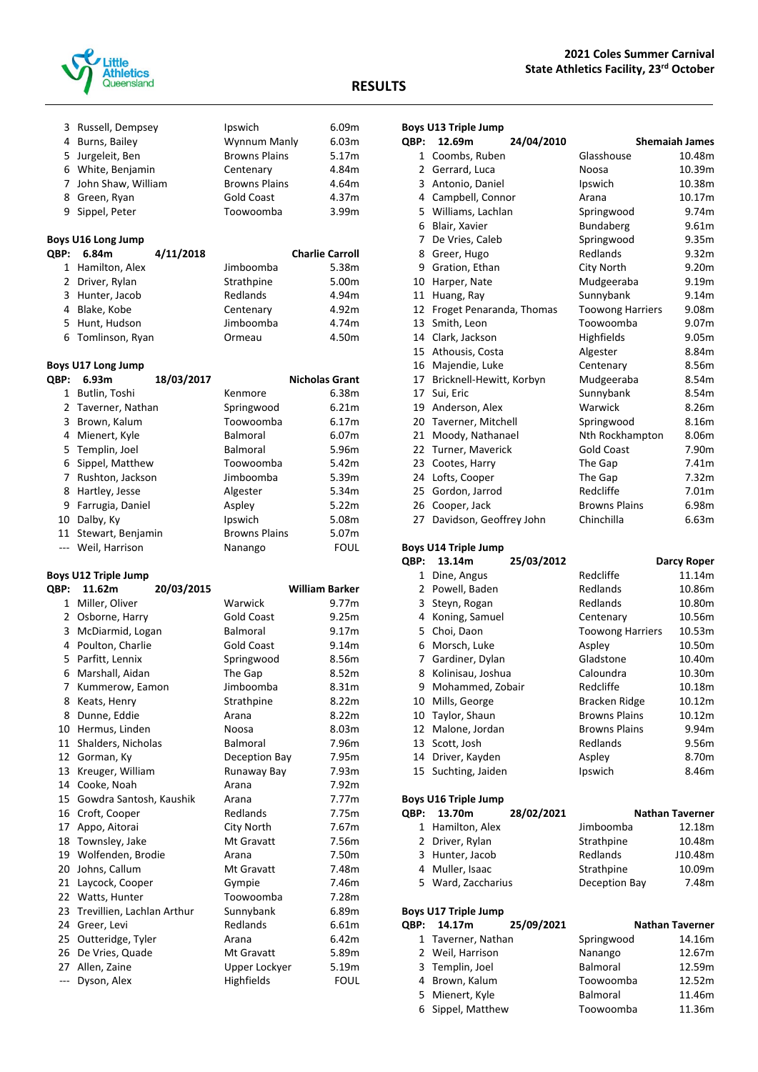| | | | |
|---|---|---|---|
| 3 | Russell, Dempsey | Ipswich | 6.09m |
| 4 | Burns, Bailey | Wynnum Manly | 6.03m |
| 5 | Jurgeleit, Ben | Browns Plains | 5.17m |
| 6 | White, Benjamin | Centenary | 4.84m |
| 7 | John Shaw, William | Browns Plains | 4.64m |
| 8 | Green, Ryan | Gold Coast | 4.37m |
| 9 | Sippel, Peter | Toowoomba | 3.99m |

**Boys U16 Long Jump**

**QBP: 6.84m 4/11/2018 Charlie Carroll**

| | | | |
|---|---|---|---|
| 1 | Hamilton, Alex | Jimboomba | 5.38m |
| 2 | Driver, Rylan | Strathpine | 5.00m |
| 3 | Hunter, Jacob | Redlands | 4.94m |
| 4 | Blake, Kobe | Centenary | 4.92m |
| 5 | Hunt, Hudson | Jimboomba | 4.74m |
| 6 | Tomlinson, Ryan | Ormeau | 4.50m |

**Boys U17 Long Jump**

**QBP: 6.93m 18/03/2017 Nicholas Grant**

| | | | |
|---|---|---|---|
| 1 | Butlin, Toshi | Kenmore | 6.38m |
| 2 | Taverner, Nathan | Springwood | 6.21m |
| 3 | Brown, Kalum | Toowoomba | 6.17m |
| 4 | Mienert, Kyle | Balmoral | 6.07m |
| 5 | Templin, Joel | Balmoral | 5.96m |
| 6 | Sippel, Matthew | Toowoomba | 5.42m |
| 7 | Rushton, Jackson | Jimboomba | 5.39m |
| 8 | Hartley, Jesse | Algester | 5.34m |
| 9 | Farrugia, Daniel | Aspley | 5.22m |
| 10 | Dalby, Ky | Ipswich | 5.08m |
| 11 | Stewart, Benjamin | Browns Plains | 5.07m |
| --- | Weil, Harrison | Nanango | FOUL |

**Boys U12 Triple Jump**

**QBP: 11.62m 20/03/2015 William Barker**

| | | | |
|---|---|---|---|
| 1 | Miller, Oliver | Warwick | 9.77m |
| 2 | Osborne, Harry | Gold Coast | 9.25m |
| 3 | McDiarmid, Logan | Balmoral | 9.17m |
| 4 | Poulton, Charlie | Gold Coast | 9.14m |
| 5 | Parfitt, Lennix | Springwood | 8.56m |
| 6 | Marshall, Aidan | The Gap | 8.52m |
| 7 | Kummerow, Eamon | Jimboomba | 8.31m |
| 8 | Keats, Henry | Strathpine | 8.22m |
| 8 | Dunne, Eddie | Arana | 8.22m |
| 10 | Hermus, Linden | Noosa | 8.03m |
| 11 | Shalders, Nicholas | Balmoral | 7.96m |
| 12 | Gorman, Ky | Deception Bay | 7.95m |
| 13 | Kreuger, William | Runaway Bay | 7.93m |
| 14 | Cooke, Noah | Arana | 7.92m |
| 15 | Gowdra Santosh, Kaushik | Arana | 7.77m |
| 16 | Croft, Cooper | Redlands | 7.75m |
| 17 | Appo, Aitorai | City North | 7.67m |
| 18 | Townsley, Jake | Mt Gravatt | 7.56m |
| 19 | Wolfenden, Brodie | Arana | 7.50m |
| 20 | Johns, Callum | Mt Gravatt | 7.48m |
| 21 | Laycock, Cooper | Gympie | 7.46m |
| 22 | Watts, Hunter | Toowoomba | 7.28m |
| 23 | Trevillien, Lachlan Arthur | Sunnybank | 6.89m |
| 24 | Greer, Levi | Redlands | 6.61m |
| 25 | Outteridge, Tyler | Arana | 6.42m |
| 26 | De Vries, Quade | Mt Gravatt | 5.89m |
| 27 | Allen, Zaine | Upper Lockyer | 5.19m |
| --- | Dyson, Alex | Highfields | FOUL |

**Boys U13 Triple Jump**

**QBP: 12.69m 24/04/2010 Shemaiah James**

| | | | |
|---|---|---|---|
| 1 | Coombs, Ruben | Glasshouse | 10.48m |
| 2 | Gerrard, Luca | Noosa | 10.39m |
| 3 | Antonio, Daniel | Ipswich | 10.38m |
| 4 | Campbell, Connor | Arana | 10.17m |
| 5 | Williams, Lachlan | Springwood | 9.74m |
| 6 | Blair, Xavier | Bundaberg | 9.61m |
| 7 | De Vries, Caleb | Springwood | 9.35m |
| 8 | Greer, Hugo | Redlands | 9.32m |
| 9 | Gration, Ethan | City North | 9.20m |
| 10 | Harper, Nate | Mudgeeraba | 9.19m |
| 11 | Huang, Ray | Sunnybank | 9.14m |
| 12 | Froget Penaranda, Thomas | Toowong Harriers | 9.08m |
| 13 | Smith, Leon | Toowoomba | 9.07m |
| 14 | Clark, Jackson | Highfields | 9.05m |
| 15 | Athousis, Costa | Algester | 8.84m |
| 16 | Majendie, Luke | Centenary | 8.56m |
| 17 | Bricknell-Hewitt, Korbyn | Mudgeeraba | 8.54m |
| 17 | Sui, Eric | Sunnybank | 8.54m |
| 19 | Anderson, Alex | Warwick | 8.26m |
| 20 | Taverner, Mitchell | Springwood | 8.16m |
| 21 | Moody, Nathanael | Nth Rockhampton | 8.06m |
| 22 | Turner, Maverick | Gold Coast | 7.90m |
| 23 | Cootes, Harry | The Gap | 7.41m |
| 24 | Lofts, Cooper | The Gap | 7.32m |
| 25 | Gordon, Jarrod | Redcliffe | 7.01m |
| 26 | Cooper, Jack | Browns Plains | 6.98m |
| 27 | Davidson, Geoffrey John | Chinchilla | 6.63m |

**Boys U14 Triple Jump**

**QBP: 13.14m 25/03/2012 Darcy Roper**

| | | | |
|---|---|---|---|
| 1 | Dine, Angus | Redcliffe | 11.14m |
| 2 | Powell, Baden | Redlands | 10.86m |
| 3 | Steyn, Rogan | Redlands | 10.80m |
| 4 | Koning, Samuel | Centenary | 10.56m |
| 5 | Choi, Daon | Toowong Harriers | 10.53m |
| 6 | Morsch, Luke | Aspley | 10.50m |
| 7 | Gardiner, Dylan | Gladstone | 10.40m |
| 8 | Kolinisau, Joshua | Caloundra | 10.30m |
| 9 | Mohammed, Zobair | Redcliffe | 10.18m |
| 10 | Mills, George | Bracken Ridge | 10.12m |
| 10 | Taylor, Shaun | Browns Plains | 10.12m |
| 12 | Malone, Jordan | Browns Plains | 9.94m |
| 13 | Scott, Josh | Redlands | 9.56m |
| 14 | Driver, Kayden | Aspley | 8.70m |
| 15 | Suchting, Jaiden | Ipswich | 8.46m |

**Boys U16 Triple Jump**

**QBP: 13.70m 28/02/2021 Nathan Taverner**

| | | | |
|---|---|---|---|
| 1 | Hamilton, Alex | Jimboomba | 12.18m |
| 2 | Driver, Rylan | Strathpine | 10.48m |
| 3 | Hunter, Jacob | Redlands | J10.48m |
| 4 | Muller, Isaac | Strathpine | 10.09m |
| 5 | Ward, Zaccharius | Deception Bay | 7.48m |

**Boys U17 Triple Jump**

**QBP: 14.17m 25/09/2021 Nathan Taverner**

| | | | |
|---|---|---|---|
| 1 | Taverner, Nathan | Springwood | 14.16m |
| 2 | Weil, Harrison | Nanango | 12.67m |
| 3 | Templin, Joel | Balmoral | 12.59m |
| 4 | Brown, Kalum | Toowoomba | 12.52m |
| 5 | Mienert, Kyle | Balmoral | 11.46m |
| 6 | Sippel, Matthew | Toowoomba | 11.36m |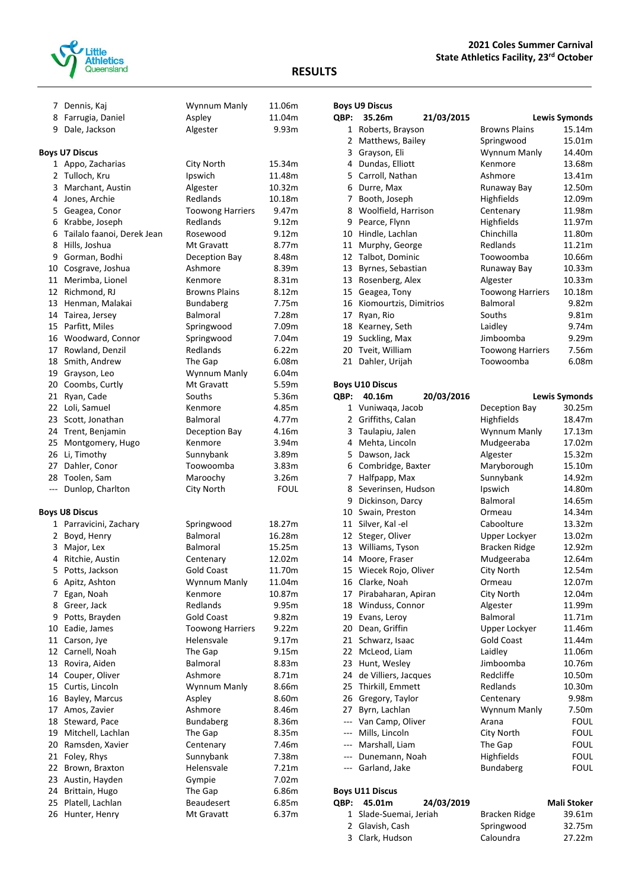## RESULTS

| Place | Name | Club | Result |
|---|---|---|---|
| 7 | Dennis, Kaj | Wynnum Manly | 11.06m |
| 8 | Farrugia, Daniel | Aspley | 11.04m |
| 9 | Dale, Jackson | Algester | 9.93m |

### Boys U7 Discus

| Place | Name | Club | Result |
|---|---|---|---|
| 1 | Appo, Zacharias | City North | 15.34m |
| 2 | Tulloch, Kru | Ipswich | 11.48m |
| 3 | Marchant, Austin | Algester | 10.32m |
| 4 | Jones, Archie | Redlands | 10.18m |
| 5 | Geagea, Conor | Toowong Harriers | 9.47m |
| 6 | Krabbe, Joseph | Redlands | 9.12m |
| 6 | Tailalo faanoi, Derek Jean | Rosewood | 9.12m |
| 8 | Hills, Joshua | Mt Gravatt | 8.77m |
| 9 | Gorman, Bodhi | Deception Bay | 8.48m |
| 10 | Cosgrave, Joshua | Ashmore | 8.39m |
| 11 | Merimba, Lionel | Kenmore | 8.31m |
| 12 | Richmond, RJ | Browns Plains | 8.12m |
| 13 | Henman, Malakai | Bundaberg | 7.75m |
| 14 | Tairea, Jersey | Balmoral | 7.28m |
| 15 | Parftt, Miles | Springwood | 7.09m |
| 16 | Woodward, Connor | Springwood | 7.04m |
| 17 | Rowland, Denzil | Redlands | 6.22m |
| 18 | Smith, Andrew | The Gap | 6.08m |
| 19 | Grayson, Leo | Wynnum Manly | 6.04m |
| 20 | Coombs, Curtly | Mt Gravatt | 5.59m |
| 21 | Ryan, Cade | Souths | 5.36m |
| 22 | Loli, Samuel | Kenmore | 4.85m |
| 23 | Scott, Jonathan | Balmoral | 4.77m |
| 24 | Trent, Benjamin | Deception Bay | 4.16m |
| 25 | Montgomery, Hugo | Kenmore | 3.94m |
| 26 | Li, Timothy | Sunnybank | 3.89m |
| 27 | Dahler, Conor | Toowoomba | 3.83m |
| 28 | Toolen, Sam | Maroochy | 3.26m |
| --- | Dunlop, Charlton | City North | FOUL |

### Boys U8 Discus

| Place | Name | Club | Result |
|---|---|---|---|
| 1 | Parravicini, Zachary | Springwood | 18.27m |
| 2 | Boyd, Henry | Balmoral | 16.28m |
| 3 | Major, Lex | Balmoral | 15.25m |
| 4 | Ritchie, Austin | Centenary | 12.02m |
| 5 | Potts, Jackson | Gold Coast | 11.70m |
| 6 | Apitz, Ashton | Wynnum Manly | 11.04m |
| 7 | Egan, Noah | Kenmore | 10.87m |
| 8 | Greer, Jack | Redlands | 9.95m |
| 9 | Potts, Brayden | Gold Coast | 9.82m |
| 10 | Eadie, James | Toowong Harriers | 9.22m |
| 11 | Carson, Jye | Helensvale | 9.17m |
| 12 | Carnell, Noah | The Gap | 9.15m |
| 13 | Rovira, Aiden | Balmoral | 8.83m |
| 14 | Couper, Oliver | Ashmore | 8.71m |
| 15 | Curtis, Lincoln | Wynnum Manly | 8.66m |
| 16 | Bayley, Marcus | Aspley | 8.60m |
| 17 | Amos, Zavier | Ashmore | 8.46m |
| 18 | Steward, Pace | Bundaberg | 8.36m |
| 19 | Mitchell, Lachlan | The Gap | 8.35m |
| 20 | Ramsden, Xavier | Centenary | 7.46m |
| 21 | Foley, Rhys | Sunnybank | 7.38m |
| 22 | Brown, Braxton | Helensvale | 7.21m |
| 23 | Austin, Hayden | Gympie | 7.02m |
| 24 | Brittain, Hugo | The Gap | 6.86m |
| 25 | Platell, Lachlan | Beaudesert | 6.85m |
| 26 | Hunter, Henry | Mt Gravatt | 6.37m |

### Boys U9 Discus

**QBP: 35.26m 21/03/2015 Lewis Symonds**

| Place | Name | Club | Result |
|---|---|---|---|
| 1 | Roberts, Brayson | Browns Plains | 15.14m |
| 2 | Matthews, Bailey | Springwood | 15.01m |
| 3 | Grayson, Eli | Wynnum Manly | 14.40m |
| 4 | Dundas, Elliott | Kenmore | 13.68m |
| 5 | Carroll, Nathan | Ashmore | 13.41m |
| 6 | Durre, Max | Runaway Bay | 12.50m |
| 7 | Booth, Joseph | Highfields | 12.09m |
| 8 | Woolfield, Harrison | Centenary | 11.98m |
| 9 | Pearce, Flynn | Highfields | 11.97m |
| 10 | Hindle, Lachlan | Chinchilla | 11.80m |
| 11 | Murphy, George | Redlands | 11.21m |
| 12 | Talbot, Dominic | Toowoomba | 10.66m |
| 13 | Byrnes, Sebastian | Runaway Bay | 10.33m |
| 13 | Rosenberg, Alex | Algester | 10.33m |
| 15 | Geagea, Tony | Toowong Harriers | 10.18m |
| 16 | Kiomourtzis, Dimitrios | Balmoral | 9.82m |
| 17 | Ryan, Rio | Souths | 9.81m |
| 18 | Kearney, Seth | Laidley | 9.74m |
| 19 | Suckling, Max | Jimboomba | 9.29m |
| 20 | Tveit, William | Toowong Harriers | 7.56m |
| 21 | Dahler, Urijah | Toowoomba | 6.08m |

### Boys U10 Discus

**QBP: 40.16m 20/03/2016 Lewis Symonds**

| Place | Name | Club | Result |
|---|---|---|---|
| 1 | Vuniwaqa, Jacob | Deception Bay | 30.25m |
| 2 | Griffiths, Calan | Highfields | 18.47m |
| 3 | Taulapiu, Jalen | Wynnum Manly | 17.13m |
| 4 | Mehta, Lincoln | Mudgeeraba | 17.02m |
| 5 | Dawson, Jack | Algester | 15.32m |
| 6 | Combridge, Baxter | Maryborough | 15.10m |
| 7 | Halfpapp, Max | Sunnybank | 14.92m |
| 8 | Severinsen, Hudson | Ipswich | 14.80m |
| 9 | Dickinson, Darcy | Balmoral | 14.65m |
| 10 | Swain, Preston | Ormeau | 14.34m |
| 11 | Silver, Kal -el | Caboolture | 13.32m |
| 12 | Steger, Oliver | Upper Lockyer | 13.02m |
| 13 | Williams, Tyson | Bracken Ridge | 12.92m |
| 14 | Moore, Fraser | Mudgeeraba | 12.64m |
| 15 | Wiecek Rojo, Oliver | City North | 12.54m |
| 16 | Clarke, Noah | Ormeau | 12.07m |
| 17 | Pirabaharan, Apiran | City North | 12.04m |
| 18 | Winduss, Connor | Algester | 11.99m |
| 19 | Evans, Leroy | Balmoral | 11.71m |
| 20 | Dean, Griffin | Upper Lockyer | 11.46m |
| 21 | Schwarz, Isaac | Gold Coast | 11.44m |
| 22 | McLeod, Liam | Laidley | 11.06m |
| 23 | Hunt, Wesley | Jimboomba | 10.76m |
| 24 | de Villiers, Jacques | Redcliffe | 10.50m |
| 25 | Thirkill, Emmett | Redlands | 10.30m |
| 26 | Gregory, Taylor | Centenary | 9.98m |
| 27 | Byrn, Lachlan | Wynnum Manly | 7.50m |
| --- | Van Camp, Oliver | Arana | FOUL |
| --- | Mills, Lincoln | City North | FOUL |
| --- | Marshall, Liam | The Gap | FOUL |
| --- | Dunemann, Noah | Highfields | FOUL |
| --- | Garland, Jake | Bundaberg | FOUL |

### Boys U11 Discus

**QBP: 45.01m 24/03/2019 Mali Stoker**

| Place | Name | Club | Result |
|---|---|---|---|
| 1 | Slade-Suemai, Jeriah | Bracken Ridge | 39.61m |
| 2 | Glavish, Cash | Springwood | 32.75m |
| 3 | Clark, Hudson | Caloundra | 27.22m |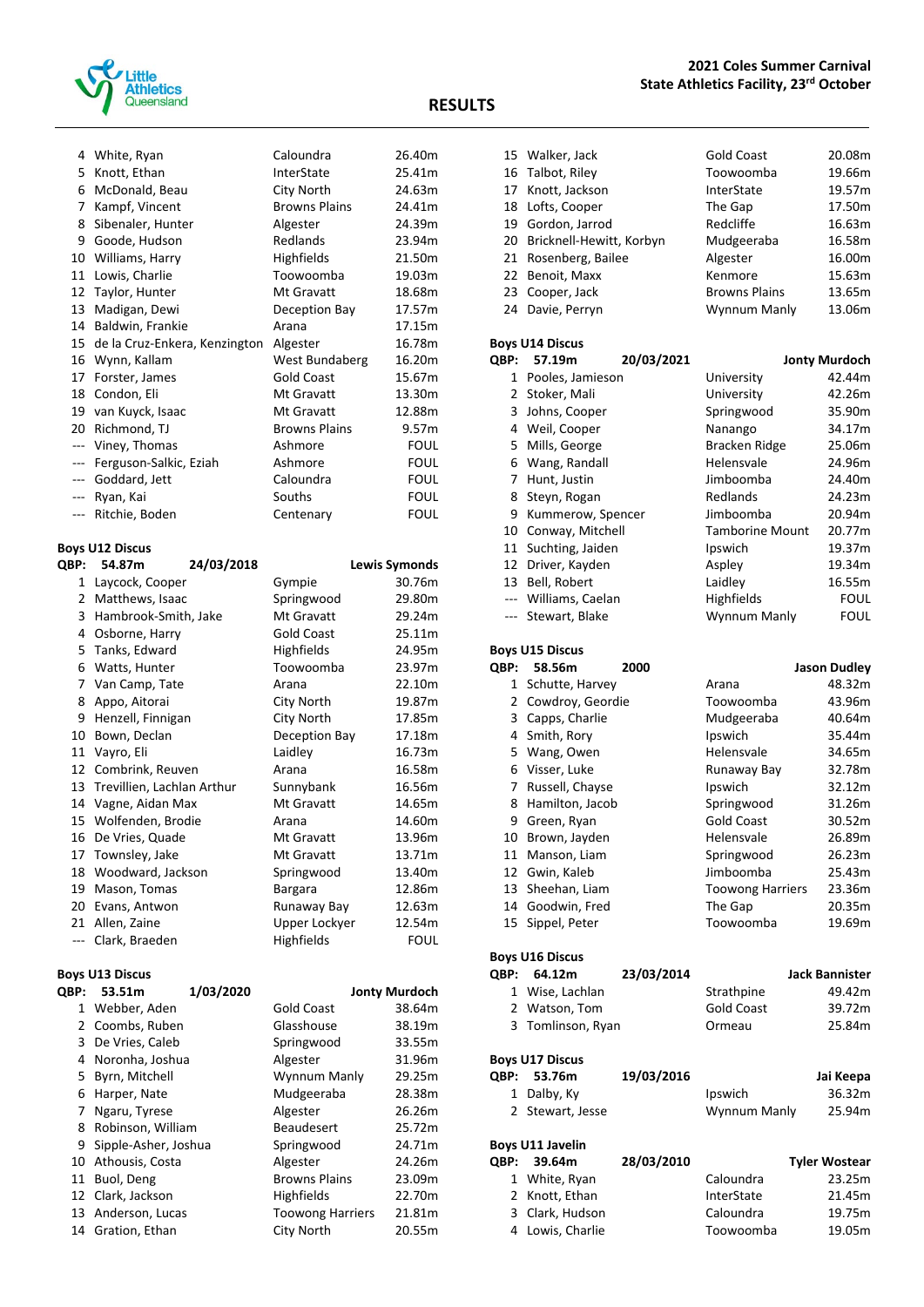# RESULTS

**2021 Coles Summer Carnival**
**State Athletics Facility, 23rd October**

| Place | Name | Club | Result |
|---|---|---|---|
| 4 | White, Ryan | Caloundra | 26.40m |
| 5 | Knott, Ethan | InterState | 25.41m |
| 6 | McDonald, Beau | City North | 24.63m |
| 7 | Kampf, Vincent | Browns Plains | 24.41m |
| 8 | Sibenaler, Hunter | Algester | 24.39m |
| 9 | Goode, Hudson | Redlands | 23.94m |
| 10 | Williams, Harry | Highfields | 21.50m |
| 11 | Lowis, Charlie | Toowoomba | 19.03m |
| 12 | Taylor, Hunter | Mt Gravatt | 18.68m |
| 13 | Madigan, Dewi | Deception Bay | 17.57m |
| 14 | Baldwin, Frankie | Arana | 17.15m |
| 15 | de la Cruz-Enkera, Kenzington | Algester | 16.78m |
| 16 | Wynn, Kallam | West Bundaberg | 16.20m |
| 17 | Forster, James | Gold Coast | 15.67m |
| 18 | Condon, Eli | Mt Gravatt | 13.30m |
| 19 | van Kuyck, Isaac | Mt Gravatt | 12.88m |
| 20 | Richmond, TJ | Browns Plains | 9.57m |
| --- | Viney, Thomas | Ashmore | FOUL |
| --- | Ferguson-Salkic, Eziah | Ashmore | FOUL |
| --- | Goddard, Jett | Caloundra | FOUL |
| --- | Ryan, Kai | Souths | FOUL |
| --- | Ritchie, Boden | Centenary | FOUL |

## Boys U12 Discus

QBP: 54.87m 24/03/2018 Lewis Symonds

| Place | Name | Club | Result |
|---|---|---|---|
| 1 | Laycock, Cooper | Gympie | 30.76m |
| 2 | Matthews, Isaac | Springwood | 29.80m |
| 3 | Hambrook-Smith, Jake | Mt Gravatt | 29.24m |
| 4 | Osborne, Harry | Gold Coast | 25.11m |
| 5 | Tanks, Edward | Highfields | 24.95m |
| 6 | Watts, Hunter | Toowoomba | 23.97m |
| 7 | Van Camp, Tate | Arana | 22.10m |
| 8 | Appo, Aitorai | City North | 19.87m |
| 9 | Henzell, Finnigan | City North | 17.85m |
| 10 | Bown, Declan | Deception Bay | 17.18m |
| 11 | Vayro, Eli | Laidley | 16.73m |
| 12 | Combrink, Reuven | Arana | 16.58m |
| 13 | Trevillien, Lachlan Arthur | Sunnybank | 16.56m |
| 14 | Vagne, Aidan Max | Mt Gravatt | 14.65m |
| 15 | Wolfenden, Brodie | Arana | 14.60m |
| 16 | De Vries, Quade | Mt Gravatt | 13.96m |
| 17 | Townsley, Jake | Mt Gravatt | 13.71m |
| 18 | Woodward, Jackson | Springwood | 13.40m |
| 19 | Mason, Tomas | Bargara | 12.86m |
| 20 | Evans, Antwon | Runaway Bay | 12.63m |
| 21 | Allen, Zaine | Upper Lockyer | 12.54m |
| --- | Clark, Braeden | Highfields | FOUL |

## Boys U13 Discus

QBP: 53.51m 1/03/2020 Jonty Murdoch

| Place | Name | Club | Result |
|---|---|---|---|
| 1 | Webber, Aden | Gold Coast | 38.64m |
| 2 | Coombs, Ruben | Glasshouse | 38.19m |
| 3 | De Vries, Caleb | Springwood | 33.55m |
| 4 | Noronha, Joshua | Algester | 31.96m |
| 5 | Byrn, Mitchell | Wynnum Manly | 29.25m |
| 6 | Harper, Nate | Mudgeeraba | 28.38m |
| 7 | Ngaru, Tyrese | Algester | 26.26m |
| 8 | Robinson, William | Beaudesert | 25.72m |
| 9 | Sipple-Asher, Joshua | Springwood | 24.71m |
| 10 | Athousis, Costa | Algester | 24.26m |
| 11 | Buol, Deng | Browns Plains | 23.09m |
| 12 | Clark, Jackson | Highfields | 22.70m |
| 13 | Anderson, Lucas | Toowong Harriers | 21.81m |
| 14 | Gration, Ethan | City North | 20.55m |
| 15 | Walker, Jack | Gold Coast | 20.08m |
| 16 | Talbot, Riley | Toowoomba | 19.66m |
| 17 | Knott, Jackson | InterState | 19.57m |
| 18 | Lofts, Cooper | The Gap | 17.50m |
| 19 | Gordon, Jarrod | Redcliffe | 16.63m |
| 20 | Bricknell-Hewitt, Korbyn | Mudgeeraba | 16.58m |
| 21 | Rosenberg, Bailee | Algester | 16.00m |
| 22 | Benoit, Maxx | Kenmore | 15.63m |
| 23 | Cooper, Jack | Browns Plains | 13.65m |
| 24 | Davie, Perryn | Wynnum Manly | 13.06m |

## Boys U14 Discus

QBP: 57.19m 20/03/2021 Jonty Murdoch

| Place | Name | Club | Result |
|---|---|---|---|
| 1 | Pooles, Jamieson | University | 42.44m |
| 2 | Stoker, Mali | University | 42.26m |
| 3 | Johns, Cooper | Springwood | 35.90m |
| 4 | Weil, Cooper | Nanango | 34.17m |
| 5 | Mills, George | Bracken Ridge | 25.06m |
| 6 | Wang, Randall | Helensvale | 24.96m |
| 7 | Hunt, Justin | Jimboomba | 24.40m |
| 8 | Steyn, Rogan | Redlands | 24.23m |
| 9 | Kummerow, Spencer | Jimboomba | 20.94m |
| 10 | Conway, Mitchell | Tamborine Mount | 20.77m |
| 11 | Suchting, Jaiden | Ipswich | 19.37m |
| 12 | Driver, Kayden | Aspley | 19.34m |
| 13 | Bell, Robert | Laidley | 16.55m |
| --- | Williams, Caelan | Highfields | FOUL |
| --- | Stewart, Blake | Wynnum Manly | FOUL |

## Boys U15 Discus

QBP: 58.56m 2000 Jason Dudley

| Place | Name | Club | Result |
|---|---|---|---|
| 1 | Schutte, Harvey | Arana | 48.32m |
| 2 | Cowdroy, Geordie | Toowoomba | 43.96m |
| 3 | Capps, Charlie | Mudgeeraba | 40.64m |
| 4 | Smith, Rory | Ipswich | 35.44m |
| 5 | Wang, Owen | Helensvale | 34.65m |
| 6 | Visser, Luke | Runaway Bay | 32.78m |
| 7 | Russell, Chayse | Ipswich | 32.12m |
| 8 | Hamilton, Jacob | Springwood | 31.26m |
| 9 | Green, Ryan | Gold Coast | 30.52m |
| 10 | Brown, Jayden | Helensvale | 26.89m |
| 11 | Manson, Liam | Springwood | 26.23m |
| 12 | Gwin, Kaleb | Jimboomba | 25.43m |
| 13 | Sheehan, Liam | Toowong Harriers | 23.36m |
| 14 | Goodwin, Fred | The Gap | 20.35m |
| 15 | Sippel, Peter | Toowoomba | 19.69m |

## Boys U16 Discus

QBP: 64.12m 23/03/2014 Jack Bannister

| Place | Name | Club | Result |
|---|---|---|---|
| 1 | Wise, Lachlan | Strathpine | 49.42m |
| 2 | Watson, Tom | Gold Coast | 39.72m |
| 3 | Tomlinson, Ryan | Ormeau | 25.84m |

## Boys U17 Discus

QBP: 53.76m 19/03/2016 Jai Keepa

| Place | Name | Club | Result |
|---|---|---|---|
| 1 | Dalby, Ky | Ipswich | 36.32m |
| 2 | Stewart, Jesse | Wynnum Manly | 25.94m |

## Boys U11 Javelin

QBP: 39.64m 28/03/2010 Tyler Wostear

| Place | Name | Club | Result |
|---|---|---|---|
| 1 | White, Ryan | Caloundra | 23.25m |
| 2 | Knott, Ethan | InterState | 21.45m |
| 3 | Clark, Hudson | Caloundra | 19.75m |
| 4 | Lowis, Charlie | Toowoomba | 19.05m |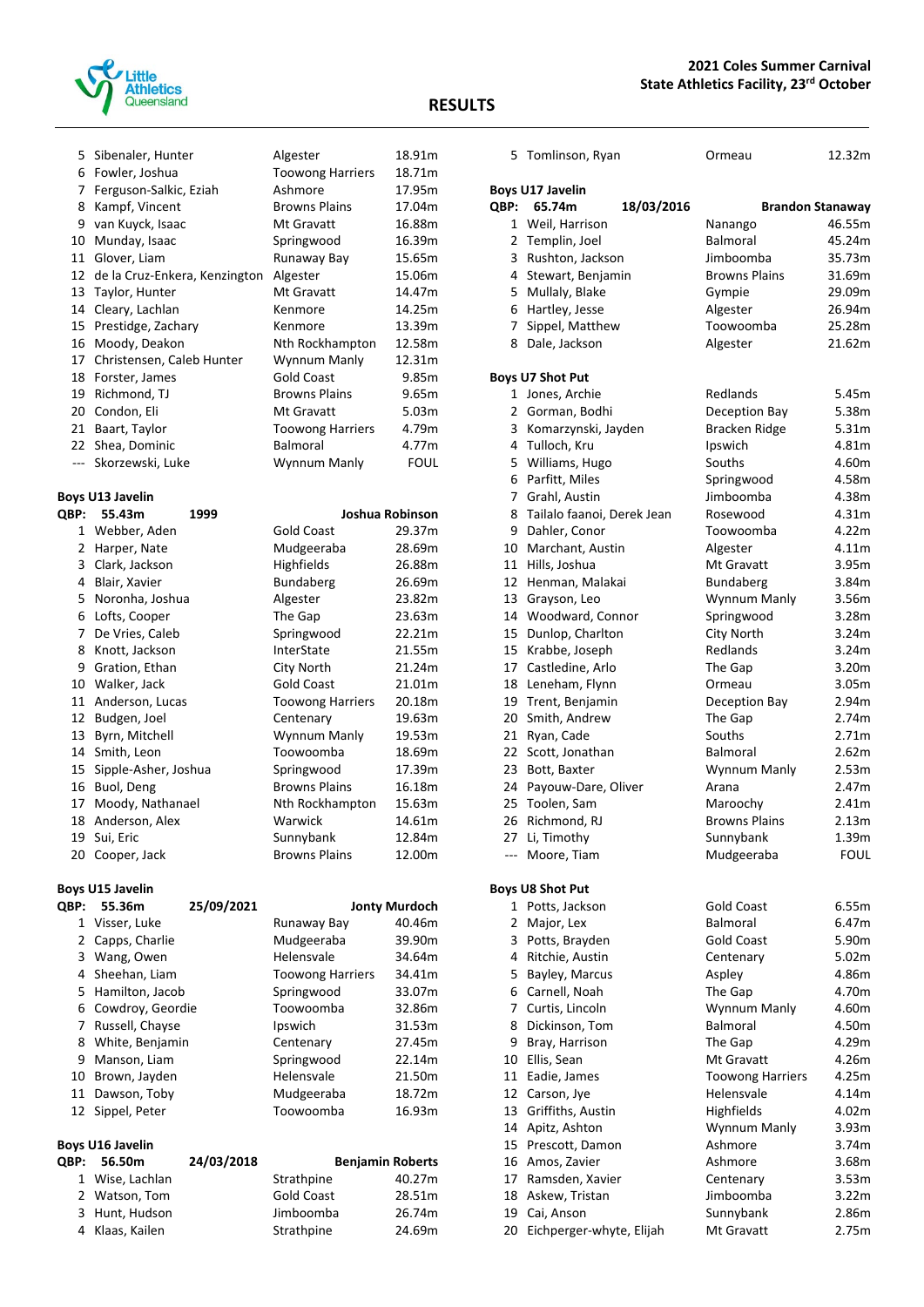## RESULTS

| | | | |
|---|---|---|---|
| 5 | Sibenaler, Hunter | Algester | 18.91m |
| 6 | Fowler, Joshua | Toowong Harriers | 18.71m |
| 7 | Ferguson-Salkic, Eziah | Ashmore | 17.95m |
| 8 | Kampf, Vincent | Browns Plains | 17.04m |
| 9 | van Kuyck, Isaac | Mt Gravatt | 16.88m |
| 10 | Munday, Isaac | Springwood | 16.39m |
| 11 | Glover, Liam | Runaway Bay | 15.65m |
| 12 | de la Cruz-Enkera, Kenzington | Algester | 15.06m |
| 13 | Taylor, Hunter | Mt Gravatt | 14.47m |
| 14 | Cleary, Lachlan | Kenmore | 14.25m |
| 15 | Prestidge, Zachary | Kenmore | 13.39m |
| 16 | Moody, Deakon | Nth Rockhampton | 12.58m |
| 17 | Christensen, Caleb Hunter | Wynnum Manly | 12.31m |
| 18 | Forster, James | Gold Coast | 9.85m |
| 19 | Richmond, TJ | Browns Plains | 9.65m |
| 20 | Condon, Eli | Mt Gravatt | 5.03m |
| 21 | Baart, Taylor | Toowong Harriers | 4.79m |
| 22 | Shea, Dominic | Balmoral | 4.77m |
| --- | Skorzewski, Luke | Wynnum Manly | FOUL |

### Boys U13 Javelin

**QBP: 55.43m 1999 Joshua Robinson**

| | | | |
|---|---|---|---|
| 1 | Webber, Aden | Gold Coast | 29.37m |
| 2 | Harper, Nate | Mudgeeraba | 28.69m |
| 3 | Clark, Jackson | Highfields | 26.88m |
| 4 | Blair, Xavier | Bundaberg | 26.69m |
| 5 | Noronha, Joshua | Algester | 23.82m |
| 6 | Lofts, Cooper | The Gap | 23.63m |
| 7 | De Vries, Caleb | Springwood | 22.21m |
| 8 | Knott, Jackson | InterState | 21.55m |
| 9 | Gration, Ethan | City North | 21.24m |
| 10 | Walker, Jack | Gold Coast | 21.01m |
| 11 | Anderson, Lucas | Toowong Harriers | 20.18m |
| 12 | Budgen, Joel | Centenary | 19.63m |
| 13 | Byrn, Mitchell | Wynnum Manly | 19.53m |
| 14 | Smith, Leon | Toowoomba | 18.69m |
| 15 | Sipple-Asher, Joshua | Springwood | 17.39m |
| 16 | Buol, Deng | Browns Plains | 16.18m |
| 17 | Moody, Nathanael | Nth Rockhampton | 15.63m |
| 18 | Anderson, Alex | Warwick | 14.61m |
| 19 | Sui, Eric | Sunnybank | 12.84m |
| 20 | Cooper, Jack | Browns Plains | 12.00m |

### Boys U15 Javelin

**QBP: 55.36m 25/09/2021 Jonty Murdoch**

| | | | |
|---|---|---|---|
| 1 | Visser, Luke | Runaway Bay | 40.46m |
| 2 | Capps, Charlie | Mudgeeraba | 39.90m |
| 3 | Wang, Owen | Helensvale | 34.64m |
| 4 | Sheehan, Liam | Toowong Harriers | 34.41m |
| 5 | Hamilton, Jacob | Springwood | 33.07m |
| 6 | Cowdroy, Geordie | Toowoomba | 32.86m |
| 7 | Russell, Chayse | Ipswich | 31.53m |
| 8 | White, Benjamin | Centenary | 27.45m |
| 9 | Manson, Liam | Springwood | 22.14m |
| 10 | Brown, Jayden | Helensvale | 21.50m |
| 11 | Dawson, Toby | Mudgeeraba | 18.72m |
| 12 | Sippel, Peter | Toowoomba | 16.93m |

### Boys U16 Javelin

**QBP: 56.50m 24/03/2018 Benjamin Roberts**

| | | | |
|---|---|---|---|
| 1 | Wise, Lachlan | Strathpine | 40.27m |
| 2 | Watson, Tom | Gold Coast | 28.51m |
| 3 | Hunt, Hudson | Jimboomba | 26.74m |
| 4 | Klaas, Kailen | Strathpine | 24.69m |
| 5 | Tomlinson, Ryan | Ormeau | 12.32m |

### Boys U17 Javelin

**QBP: 65.74m 18/03/2016 Brandon Stanaway**

| | | | |
|---|---|---|---|
| 1 | Weil, Harrison | Nanango | 46.55m |
| 2 | Templin, Joel | Balmoral | 45.24m |
| 3 | Rushton, Jackson | Jimboomba | 35.73m |
| 4 | Stewart, Benjamin | Browns Plains | 31.69m |
| 5 | Mullaly, Blake | Gympie | 29.09m |
| 6 | Hartley, Jesse | Algester | 26.94m |
| 7 | Sippel, Matthew | Toowoomba | 25.28m |
| 8 | Dale, Jackson | Algester | 21.62m |

### Boys U7 Shot Put

| | | | |
|---|---|---|---|
| 1 | Jones, Archie | Redlands | 5.45m |
| 2 | Gorman, Bodhi | Deception Bay | 5.38m |
| 3 | Komarzynski, Jayden | Bracken Ridge | 5.31m |
| 4 | Tulloch, Kru | Ipswich | 4.81m |
| 5 | Williams, Hugo | Souths | 4.60m |
| 6 | Parfitt, Miles | Springwood | 4.58m |
| 7 | Grahl, Austin | Jimboomba | 4.38m |
| 8 | Tailalo faanoi, Derek Jean | Rosewood | 4.31m |
| 9 | Dahler, Conor | Toowoomba | 4.22m |
| 10 | Marchant, Austin | Algester | 4.11m |
| 11 | Hills, Joshua | Mt Gravatt | 3.95m |
| 12 | Henman, Malakai | Bundaberg | 3.84m |
| 13 | Grayson, Leo | Wynnum Manly | 3.56m |
| 14 | Woodward, Connor | Springwood | 3.28m |
| 15 | Dunlop, Charlton | City North | 3.24m |
| 15 | Krabbe, Joseph | Redlands | 3.24m |
| 17 | Castledine, Arlo | The Gap | 3.20m |
| 18 | Leneham, Flynn | Ormeau | 3.05m |
| 19 | Trent, Benjamin | Deception Bay | 2.94m |
| 20 | Smith, Andrew | The Gap | 2.74m |
| 21 | Ryan, Cade | Souths | 2.71m |
| 22 | Scott, Jonathan | Balmoral | 2.62m |
| 23 | Bott, Baxter | Wynnum Manly | 2.53m |
| 24 | Payouw-Dare, Oliver | Arana | 2.47m |
| 25 | Toolen, Sam | Maroochy | 2.41m |
| 26 | Richmond, RJ | Browns Plains | 2.13m |
| 27 | Li, Timothy | Sunnybank | 1.39m |
| --- | Moore, Tiam | Mudgeeraba | FOUL |

### Boys U8 Shot Put

| | | | |
|---|---|---|---|
| 1 | Potts, Jackson | Gold Coast | 6.55m |
| 2 | Major, Lex | Balmoral | 6.47m |
| 3 | Potts, Brayden | Gold Coast | 5.90m |
| 4 | Ritchie, Austin | Centenary | 5.02m |
| 5 | Bayley, Marcus | Aspley | 4.86m |
| 6 | Carnell, Noah | The Gap | 4.70m |
| 7 | Curtis, Lincoln | Wynnum Manly | 4.60m |
| 8 | Dickinson, Tom | Balmoral | 4.50m |
| 9 | Bray, Harrison | The Gap | 4.29m |
| 10 | Ellis, Sean | Mt Gravatt | 4.26m |
| 11 | Eadie, James | Toowong Harriers | 4.25m |
| 12 | Carson, Jye | Helensvale | 4.14m |
| 13 | Griffiths, Austin | Highfields | 4.02m |
| 14 | Apitz, Ashton | Wynnum Manly | 3.93m |
| 15 | Prescott, Damon | Ashmore | 3.74m |
| 16 | Amos, Zavier | Ashmore | 3.68m |
| 17 | Ramsden, Xavier | Centenary | 3.53m |
| 18 | Askew, Tristan | Jimboomba | 3.22m |
| 19 | Cai, Anson | Sunnybank | 2.86m |
| 20 | Eichperger-whyte, Elijah | Mt Gravatt | 2.75m |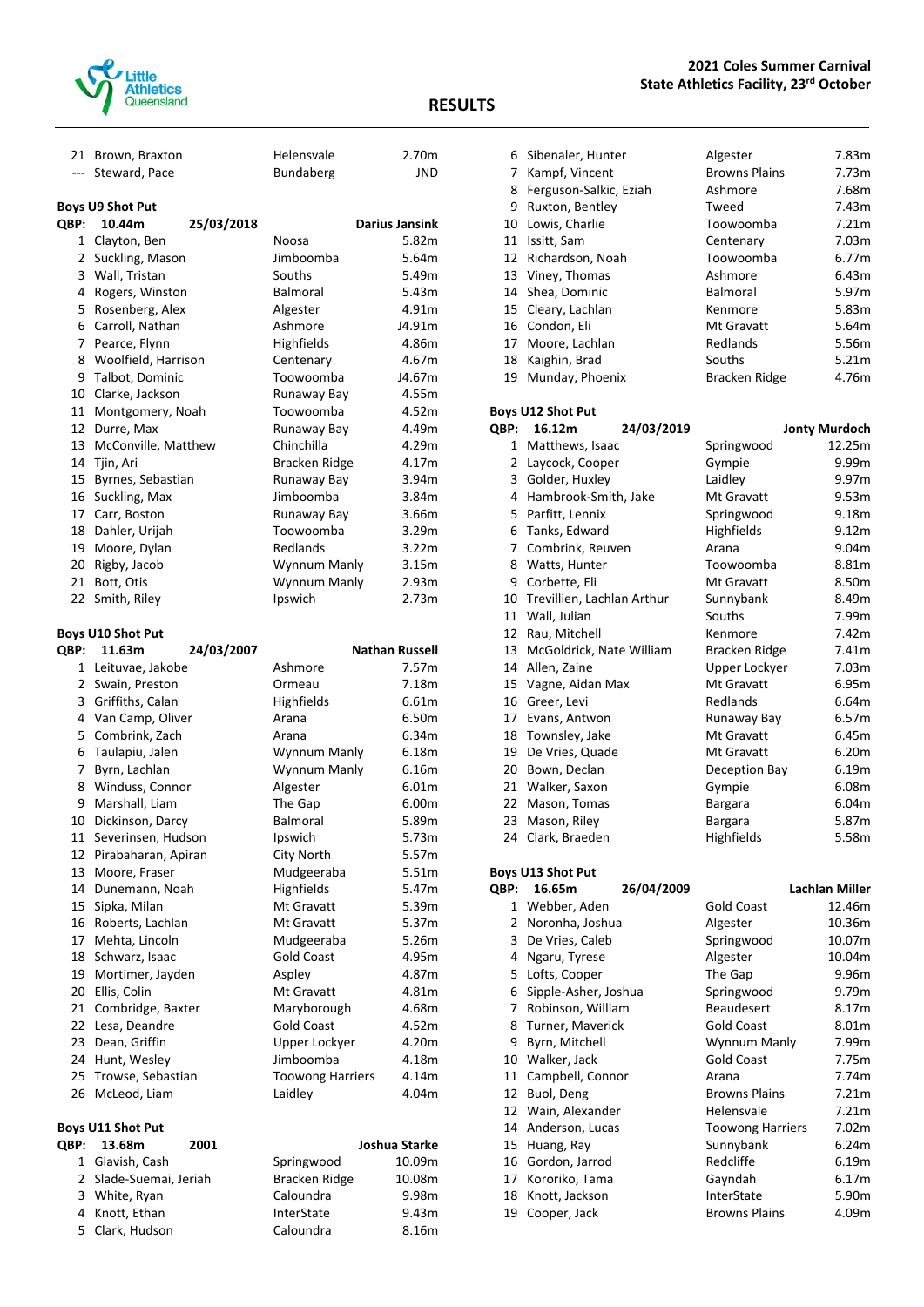# RESULTS

**2021 Coles Summer Carnival**
**State Athletics Facility, 23rd October**

| | | | |
|---|---|---|---|
| 21 | Brown, Braxton | Helensvale | 2.70m |
| --- | Steward, Pace | Bundaberg | JND |

### Boys U9 Shot Put

**QBP: 10.44m 25/03/2018 Darius Jansink**

| Place | Name | Club | Result |
|---|---|---|---|
| 1 | Clayton, Ben | Noosa | 5.82m |
| 2 | Suckling, Mason | Jimboomba | 5.64m |
| 3 | Wall, Tristan | Souths | 5.49m |
| 4 | Rogers, Winston | Balmoral | 5.43m |
| 5 | Rosenberg, Alex | Algester | 4.91m |
| 6 | Carroll, Nathan | Ashmore | J4.91m |
| 7 | Pearce, Flynn | Highfields | 4.86m |
| 8 | Woolfield, Harrison | Centenary | 4.67m |
| 9 | Talbot, Dominic | Toowoomba | J4.67m |
| 10 | Clarke, Jackson | Runaway Bay | 4.55m |
| 11 | Montgomery, Noah | Toowoomba | 4.52m |
| 12 | Durre, Max | Runaway Bay | 4.49m |
| 13 | McConville, Matthew | Chinchilla | 4.29m |
| 14 | Tjin, Ari | Bracken Ridge | 4.17m |
| 15 | Byrnes, Sebastian | Runaway Bay | 3.94m |
| 16 | Suckling, Max | Jimboomba | 3.84m |
| 17 | Carr, Boston | Runaway Bay | 3.66m |
| 18 | Dahler, Urijah | Toowoomba | 3.29m |
| 19 | Moore, Dylan | Redlands | 3.22m |
| 20 | Rigby, Jacob | Wynnum Manly | 3.15m |
| 21 | Bott, Otis | Wynnum Manly | 2.93m |
| 22 | Smith, Riley | Ipswich | 2.73m |

### Boys U10 Shot Put

**QBP: 11.63m 24/03/2007 Nathan Russell**

| Place | Name | Club | Result |
|---|---|---|---|
| 1 | Leituvae, Jakobe | Ashmore | 7.57m |
| 2 | Swain, Preston | Ormeau | 7.18m |
| 3 | Griffiths, Calan | Highfields | 6.61m |
| 4 | Van Camp, Oliver | Arana | 6.50m |
| 5 | Combrink, Zach | Arana | 6.34m |
| 6 | Taulapiu, Jalen | Wynnum Manly | 6.18m |
| 7 | Byrn, Lachlan | Wynnum Manly | 6.16m |
| 8 | Winduss, Connor | Algester | 6.01m |
| 9 | Marshall, Liam | The Gap | 6.00m |
| 10 | Dickinson, Darcy | Balmoral | 5.89m |
| 11 | Severinsen, Hudson | Ipswich | 5.73m |
| 12 | Pirabaharan, Apiran | City North | 5.57m |
| 13 | Moore, Fraser | Mudgeeraba | 5.51m |
| 14 | Dunemann, Noah | Highfields | 5.47m |
| 15 | Sipka, Milan | Mt Gravatt | 5.39m |
| 16 | Roberts, Lachlan | Mt Gravatt | 5.37m |
| 17 | Mehta, Lincoln | Mudgeeraba | 5.26m |
| 18 | Schwarz, Isaac | Gold Coast | 4.95m |
| 19 | Mortimer, Jayden | Aspley | 4.87m |
| 20 | Ellis, Colin | Mt Gravatt | 4.81m |
| 21 | Combridge, Baxter | Maryborough | 4.68m |
| 22 | Lesa, Deandre | Gold Coast | 4.52m |
| 23 | Dean, Griffin | Upper Lockyer | 4.20m |
| 24 | Hunt, Wesley | Jimboomba | 4.18m |
| 25 | Trowse, Sebastian | Toowong Harriers | 4.14m |
| 26 | McLeod, Liam | Laidley | 4.04m |

### Boys U11 Shot Put

**QBP: 13.68m 2001 Joshua Starke**

| Place | Name | Club | Result |
|---|---|---|---|
| 1 | Glavish, Cash | Springwood | 10.09m |
| 2 | Slade-Suemai, Jeriah | Bracken Ridge | 10.08m |
| 3 | White, Ryan | Caloundra | 9.98m |
| 4 | Knott, Ethan | InterState | 9.43m |
| 5 | Clark, Hudson | Caloundra | 8.16m |
| 6 | Sibenaler, Hunter | Algester | 7.83m |
| 7 | Kampf, Vincent | Browns Plains | 7.73m |
| 8 | Ferguson-Salkic, Eziah | Ashmore | 7.68m |
| 9 | Ruxton, Bentley | Tweed | 7.43m |
| 10 | Lowis, Charlie | Toowoomba | 7.21m |
| 11 | Issitt, Sam | Centenary | 7.03m |
| 12 | Richardson, Noah | Toowoomba | 6.77m |
| 13 | Viney, Thomas | Ashmore | 6.43m |
| 14 | Shea, Dominic | Balmoral | 5.97m |
| 15 | Cleary, Lachlan | Kenmore | 5.83m |
| 16 | Condon, Eli | Mt Gravatt | 5.64m |
| 17 | Moore, Lachlan | Redlands | 5.56m |
| 18 | Kaighin, Brad | Souths | 5.21m |
| 19 | Munday, Phoenix | Bracken Ridge | 4.76m |

### Boys U12 Shot Put

**QBP: 16.12m 24/03/2019 Jonty Murdoch**

| Place | Name | Club | Result |
|---|---|---|---|
| 1 | Matthews, Isaac | Springwood | 12.25m |
| 2 | Laycock, Cooper | Gympie | 9.99m |
| 3 | Golder, Huxley | Laidley | 9.97m |
| 4 | Hambrook-Smith, Jake | Mt Gravatt | 9.53m |
| 5 | Parfitt, Lennix | Springwood | 9.18m |
| 6 | Tanks, Edward | Highfields | 9.12m |
| 7 | Combrink, Reuven | Arana | 9.04m |
| 8 | Watts, Hunter | Toowoomba | 8.81m |
| 9 | Corbette, Eli | Mt Gravatt | 8.50m |
| 10 | Trevillien, Lachlan Arthur | Sunnybank | 8.49m |
| 11 | Wall, Julian | Souths | 7.99m |
| 12 | Rau, Mitchell | Kenmore | 7.42m |
| 13 | McGoldrick, Nate William | Bracken Ridge | 7.41m |
| 14 | Allen, Zaine | Upper Lockyer | 7.03m |
| 15 | Vagne, Aidan Max | Mt Gravatt | 6.95m |
| 16 | Greer, Levi | Redlands | 6.64m |
| 17 | Evans, Antwon | Runaway Bay | 6.57m |
| 18 | Townsley, Jake | Mt Gravatt | 6.45m |
| 19 | De Vries, Quade | Mt Gravatt | 6.20m |
| 20 | Bown, Declan | Deception Bay | 6.19m |
| 21 | Walker, Saxon | Gympie | 6.08m |
| 22 | Mason, Tomas | Bargara | 6.04m |
| 23 | Mason, Riley | Bargara | 5.87m |
| 24 | Clark, Braeden | Highfields | 5.58m |

### Boys U13 Shot Put

**QBP: 16.65m 26/04/2009 Lachlan Miller**

| Place | Name | Club | Result |
|---|---|---|---|
| 1 | Webber, Aden | Gold Coast | 12.46m |
| 2 | Noronha, Joshua | Algester | 10.36m |
| 3 | De Vries, Caleb | Springwood | 10.07m |
| 4 | Ngaru, Tyrese | Algester | 10.04m |
| 5 | Lofts, Cooper | The Gap | 9.96m |
| 6 | Sipple-Asher, Joshua | Springwood | 9.79m |
| 7 | Robinson, William | Beaudesert | 8.17m |
| 8 | Turner, Maverick | Gold Coast | 8.01m |
| 9 | Byrn, Mitchell | Wynnum Manly | 7.99m |
| 10 | Walker, Jack | Gold Coast | 7.75m |
| 11 | Campbell, Connor | Arana | 7.74m |
| 12 | Buol, Deng | Browns Plains | 7.21m |
| 12 | Wain, Alexander | Helensvale | 7.21m |
| 14 | Anderson, Lucas | Toowong Harriers | 7.02m |
| 15 | Huang, Ray | Sunnybank | 6.24m |
| 16 | Gordon, Jarrod | Redcliffe | 6.19m |
| 17 | Kororiko, Tama | Gayndah | 6.17m |
| 18 | Knott, Jackson | InterState | 5.90m |
| 19 | Cooper, Jack | Browns Plains | 4.09m |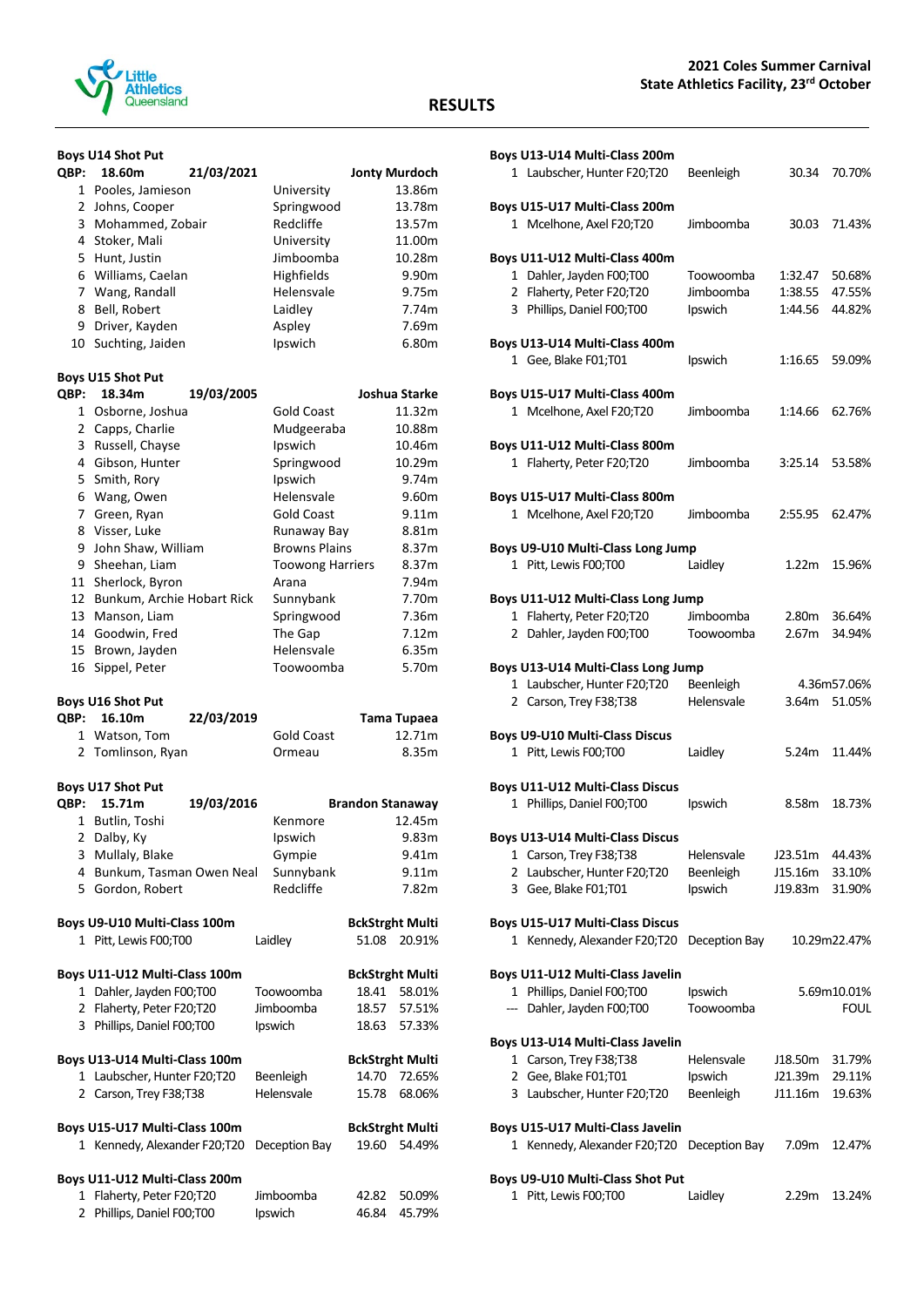**2021 Coles Summer Carnival**
**State Athletics Facility, 23rd October**

## RESULTS

### Boys U14 Shot Put

| QBP: | 18.60m | 21/03/2021 | Jonty Murdoch |
|---|---|---|---|
| 1 | Pooles, Jamieson | University | 13.86m |
| 2 | Johns, Cooper | Springwood | 13.78m |
| 3 | Mohammed, Zobair | Redcliffe | 13.57m |
| 4 | Stoker, Mali | University | 11.00m |
| 5 | Hunt, Justin | Jimboomba | 10.28m |
| 6 | Williams, Caelan | Highfields | 9.90m |
| 7 | Wang, Randall | Helensvale | 9.75m |
| 8 | Bell, Robert | Laidley | 7.74m |
| 9 | Driver, Kayden | Aspley | 7.69m |
| 10 | Suchting, Jaiden | Ipswich | 6.80m |

### Boys U15 Shot Put

| QBP: | 18.34m | 19/03/2005 | Joshua Starke |
|---|---|---|---|
| 1 | Osborne, Joshua | Gold Coast | 11.32m |
| 2 | Capps, Charlie | Mudgeeraba | 10.88m |
| 3 | Russell, Chayse | Ipswich | 10.46m |
| 4 | Gibson, Hunter | Springwood | 10.29m |
| 5 | Smith, Rory | Ipswich | 9.74m |
| 6 | Wang, Owen | Helensvale | 9.60m |
| 7 | Green, Ryan | Gold Coast | 9.11m |
| 8 | Visser, Luke | Runaway Bay | 8.81m |
| 9 | John Shaw, William | Browns Plains | 8.37m |
| 9 | Sheehan, Liam | Toowong Harriers | 8.37m |
| 11 | Sherlock, Byron | Arana | 7.94m |
| 12 | Bunkum, Archie Hobart Rick | Sunnybank | 7.70m |
| 13 | Manson, Liam | Springwood | 7.36m |
| 14 | Goodwin, Fred | The Gap | 7.12m |
| 15 | Brown, Jayden | Helensvale | 6.35m |
| 16 | Sippel, Peter | Toowoomba | 5.70m |

### Boys U16 Shot Put

| QBP: | 16.10m | 22/03/2019 | Tama Tupaea |
|---|---|---|---|
| 1 | Watson, Tom | Gold Coast | 12.71m |
| 2 | Tomlinson, Ryan | Ormeau | 8.35m |

### Boys U17 Shot Put

| QBP: | 15.71m | 19/03/2016 | Brandon Stanaway |
|---|---|---|---|
| 1 | Butlin, Toshi | Kenmore | 12.45m |
| 2 | Dalby, Ky | Ipswich | 9.83m |
| 3 | Mullaly, Blake | Gympie | 9.41m |
| 4 | Bunkum, Tasman Owen Neal | Sunnybank | 9.11m |
| 5 | Gordon, Robert | Redcliffe | 7.82m |

### Boys U9-U10 Multi-Class 100m

| | | | BckStrght | Multi |
|---|---|---|---|---|
| 1 | Pitt, Lewis F00;T00 | Laidley | 51.08 | 20.91% |

### Boys U11-U12 Multi-Class 100m

| | | | BckStrght | Multi |
|---|---|---|---|---|
| 1 | Dahler, Jayden F00;T00 | Toowoomba | 18.41 | 58.01% |
| 2 | Flaherty, Peter F20;T20 | Jimboomba | 18.57 | 57.51% |
| 3 | Phillips, Daniel F00;T00 | Ipswich | 18.63 | 57.33% |

### Boys U13-U14 Multi-Class 100m

| | | | BckStrght | Multi |
|---|---|---|---|---|
| 1 | Laubscher, Hunter F20;T20 | Beenleigh | 14.70 | 72.65% |
| 2 | Carson, Trey F38;T38 | Helensvale | 15.78 | 68.06% |

### Boys U15-U17 Multi-Class 100m

| | | | BckStrght | Multi |
|---|---|---|---|---|
| 1 | Kennedy, Alexander F20;T20 | Deception Bay | 19.60 | 54.49% |

### Boys U11-U12 Multi-Class 200m

| | | | | |
|---|---|---|---|---|
| 1 | Flaherty, Peter F20;T20 | Jimboomba | 42.82 | 50.09% |
| 2 | Phillips, Daniel F00;T00 | Ipswich | 46.84 | 45.79% |

### Boys U13-U14 Multi-Class 200m

| | | | | |
|---|---|---|---|---|
| 1 | Laubscher, Hunter F20;T20 | Beenleigh | 30.34 | 70.70% |

### Boys U15-U17 Multi-Class 200m

| | | | | |
|---|---|---|---|---|
| 1 | Mcelhone, Axel F20;T20 | Jimboomba | 30.03 | 71.43% |

### Boys U11-U12 Multi-Class 400m

| | | | | |
|---|---|---|---|---|
| 1 | Dahler, Jayden F00;T00 | Toowoomba | 1:32.47 | 50.68% |
| 2 | Flaherty, Peter F20;T20 | Jimboomba | 1:38.55 | 47.55% |
| 3 | Phillips, Daniel F00;T00 | Ipswich | 1:44.56 | 44.82% |

### Boys U13-U14 Multi-Class 400m

| | | | | |
|---|---|---|---|---|
| 1 | Gee, Blake F01;T01 | Ipswich | 1:16.65 | 59.09% |

### Boys U15-U17 Multi-Class 400m

| | | | | |
|---|---|---|---|---|
| 1 | Mcelhone, Axel F20;T20 | Jimboomba | 1:14.66 | 62.76% |

### Boys U11-U12 Multi-Class 800m

| | | | | |
|---|---|---|---|---|
| 1 | Flaherty, Peter F20;T20 | Jimboomba | 3:25.14 | 53.58% |

### Boys U15-U17 Multi-Class 800m

| | | | | |
|---|---|---|---|---|
| 1 | Mcelhone, Axel F20;T20 | Jimboomba | 2:55.95 | 62.47% |

### Boys U9-U10 Multi-Class Long Jump

| | | | | |
|---|---|---|---|---|
| 1 | Pitt, Lewis F00;T00 | Laidley | 1.22m | 15.96% |

### Boys U11-U12 Multi-Class Long Jump

| | | | | |
|---|---|---|---|---|
| 1 | Flaherty, Peter F20;T20 | Jimboomba | 2.80m | 36.64% |
| 2 | Dahler, Jayden F00;T00 | Toowoomba | 2.67m | 34.94% |

### Boys U13-U14 Multi-Class Long Jump

| | | | | |
|---|---|---|---|---|
| 1 | Laubscher, Hunter F20;T20 | Beenleigh | 4.36m | 57.06% |
| 2 | Carson, Trey F38;T38 | Helensvale | 3.64m | 51.05% |

### Boys U9-U10 Multi-Class Discus

| | | | | |
|---|---|---|---|---|
| 1 | Pitt, Lewis F00;T00 | Laidley | 5.24m | 11.44% |

### Boys U11-U12 Multi-Class Discus

| | | | | |
|---|---|---|---|---|
| 1 | Phillips, Daniel F00;T00 | Ipswich | 8.58m | 18.73% |

### Boys U13-U14 Multi-Class Discus

| | | | | |
|---|---|---|---|---|
| 1 | Carson, Trey F38;T38 | Helensvale | J23.51m | 44.43% |
| 2 | Laubscher, Hunter F20;T20 | Beenleigh | J15.16m | 33.10% |
| 3 | Gee, Blake F01;T01 | Ipswich | J19.83m | 31.90% |

### Boys U15-U17 Multi-Class Discus

| | | | | |
|---|---|---|---|---|
| 1 | Kennedy, Alexander F20;T20 | Deception Bay | 10.29m | 22.47% |

### Boys U11-U12 Multi-Class Javelin

| | | | | |
|---|---|---|---|---|
| 1 | Phillips, Daniel F00;T00 | Ipswich | 5.69m | 10.01% |
| --- | Dahler, Jayden F00;T00 | Toowoomba | | FOUL |

### Boys U13-U14 Multi-Class Javelin

| | | | | |
|---|---|---|---|---|
| 1 | Carson, Trey F38;T38 | Helensvale | J18.50m | 31.79% |
| 2 | Gee, Blake F01;T01 | Ipswich | J21.39m | 29.11% |
| 3 | Laubscher, Hunter F20;T20 | Beenleigh | J11.16m | 19.63% |

### Boys U15-U17 Multi-Class Javelin

| | | | | |
|---|---|---|---|---|
| 1 | Kennedy, Alexander F20;T20 | Deception Bay | 7.09m | 12.47% |

### Boys U9-U10 Multi-Class Shot Put

| | | | | |
|---|---|---|---|---|
| 1 | Pitt, Lewis F00;T00 | Laidley | 2.29m | 13.24% |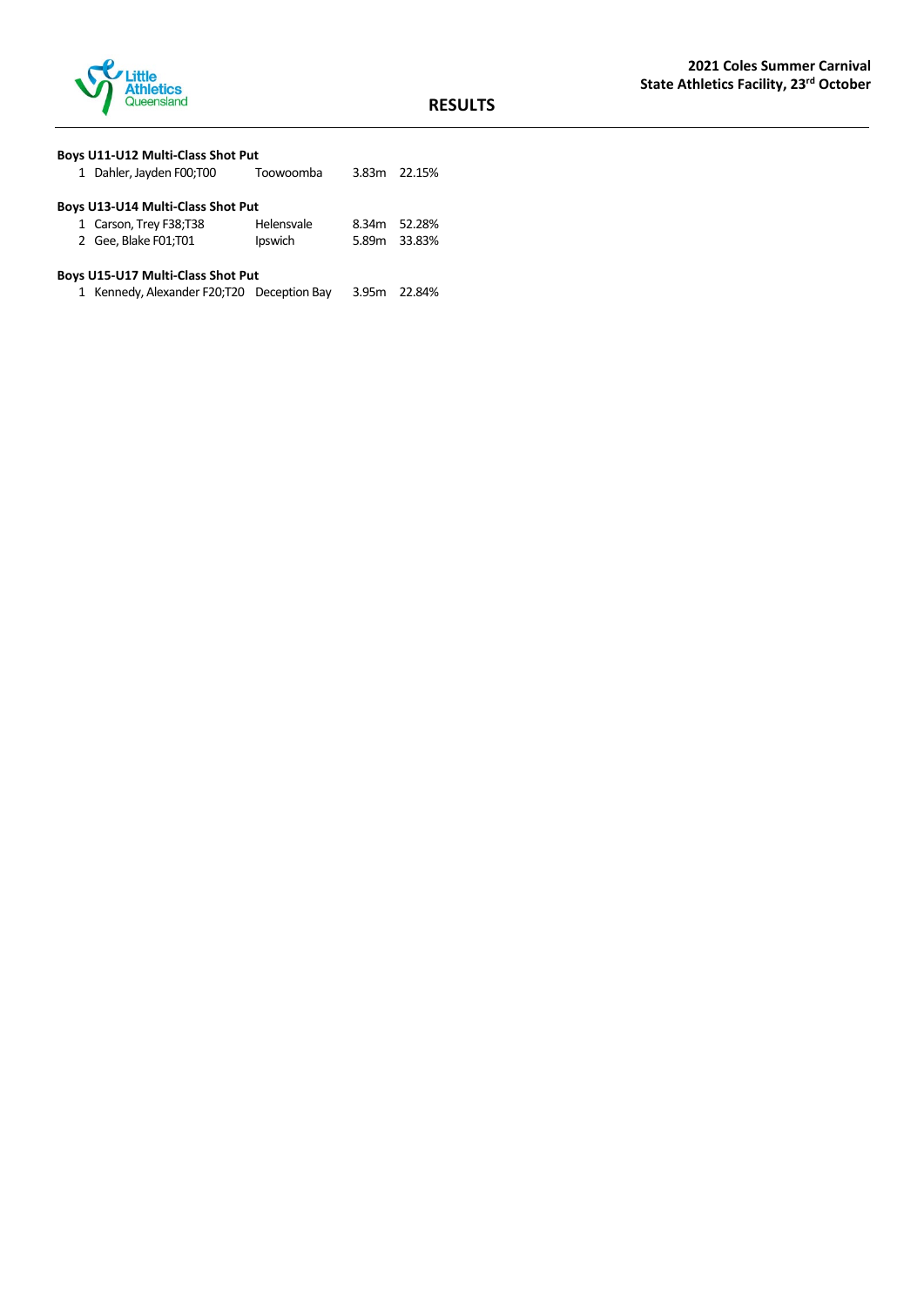**RESULTS**

**Boys U11-U12 Multi-Class Shot Put**

| | | | | |
|---|---|---|---|---|
| 1 | Dahler, Jayden F00;T00 | Toowoomba | 3.83m | 22.15% |

**Boys U13-U14 Multi-Class Shot Put**

| | | | | |
|---|---|---|---|---|
| 1 | Carson, Trey F38;T38 | Helensvale | 8.34m | 52.28% |
| 2 | Gee, Blake F01;T01 | Ipswich | 5.89m | 33.83% |

**Boys U15-U17 Multi-Class Shot Put**

| | | | | |
|---|---|---|---|---|
| 1 | Kennedy, Alexander F20;T20 | Deception Bay | 3.95m | 22.84% |